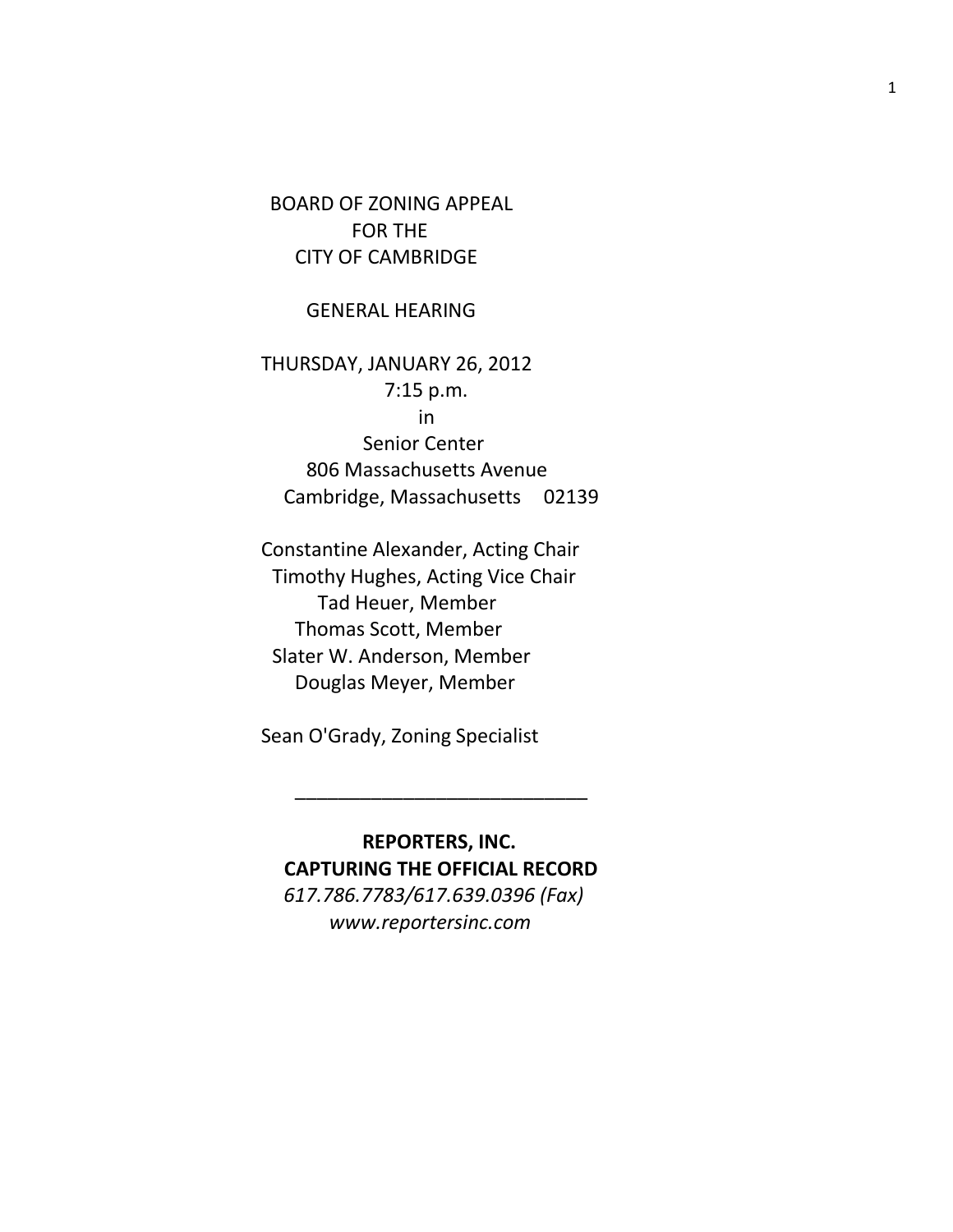BOARD OF ZONING APPEAL
FOR THE
CITY OF CAMBRIDGE

GENERAL HEARING

THURSDAY, JANUARY 26, 2012
7:15 p.m.
in
Senior Center
806 Massachusetts Avenue
Cambridge, Massachusetts 02139

Constantine Alexander, Acting Chair
Timothy Hughes, Acting Vice Chair
Tad Heuer, Member
Thomas Scott, Member
Slater W. Anderson, Member
Douglas Meyer, Member

Sean O'Grady, Zoning Specialist

______________________________

**REPORTERS, INC.**
**CAPTURING THE OFFICIAL RECORD**
*617.786.7783/617.639.0396 (Fax)*
*www.reportersinc.com*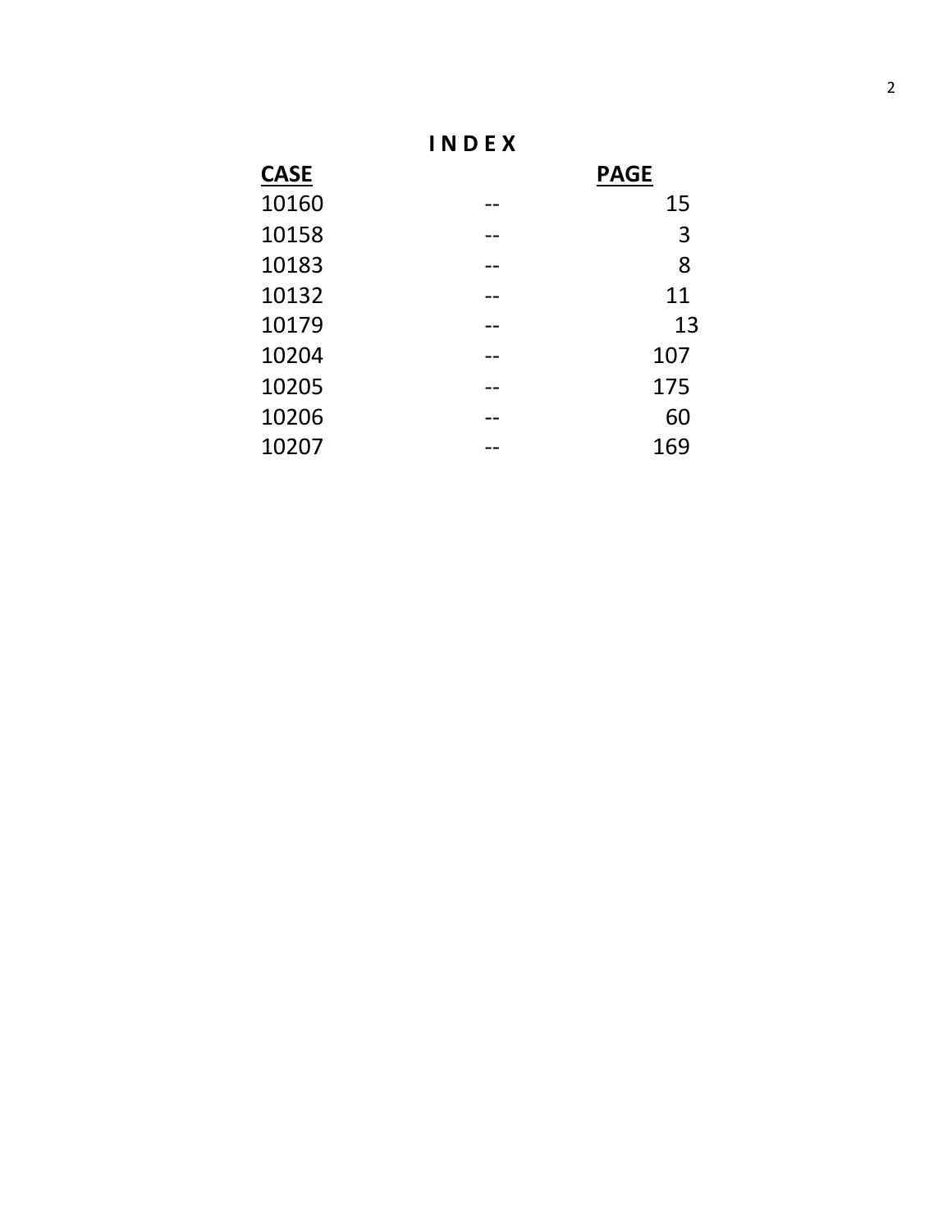# INDEX

| CASE | | PAGE |
|---|---|---|
| 10160 | -- | 15 |
| 10158 | -- | 3 |
| 10183 | -- | 8 |
| 10132 | -- | 11 |
| 10179 | -- | 13 |
| 10204 | -- | 107 |
| 10205 | -- | 175 |
| 10206 | -- | 60 |
| 10207 | -- | 169 |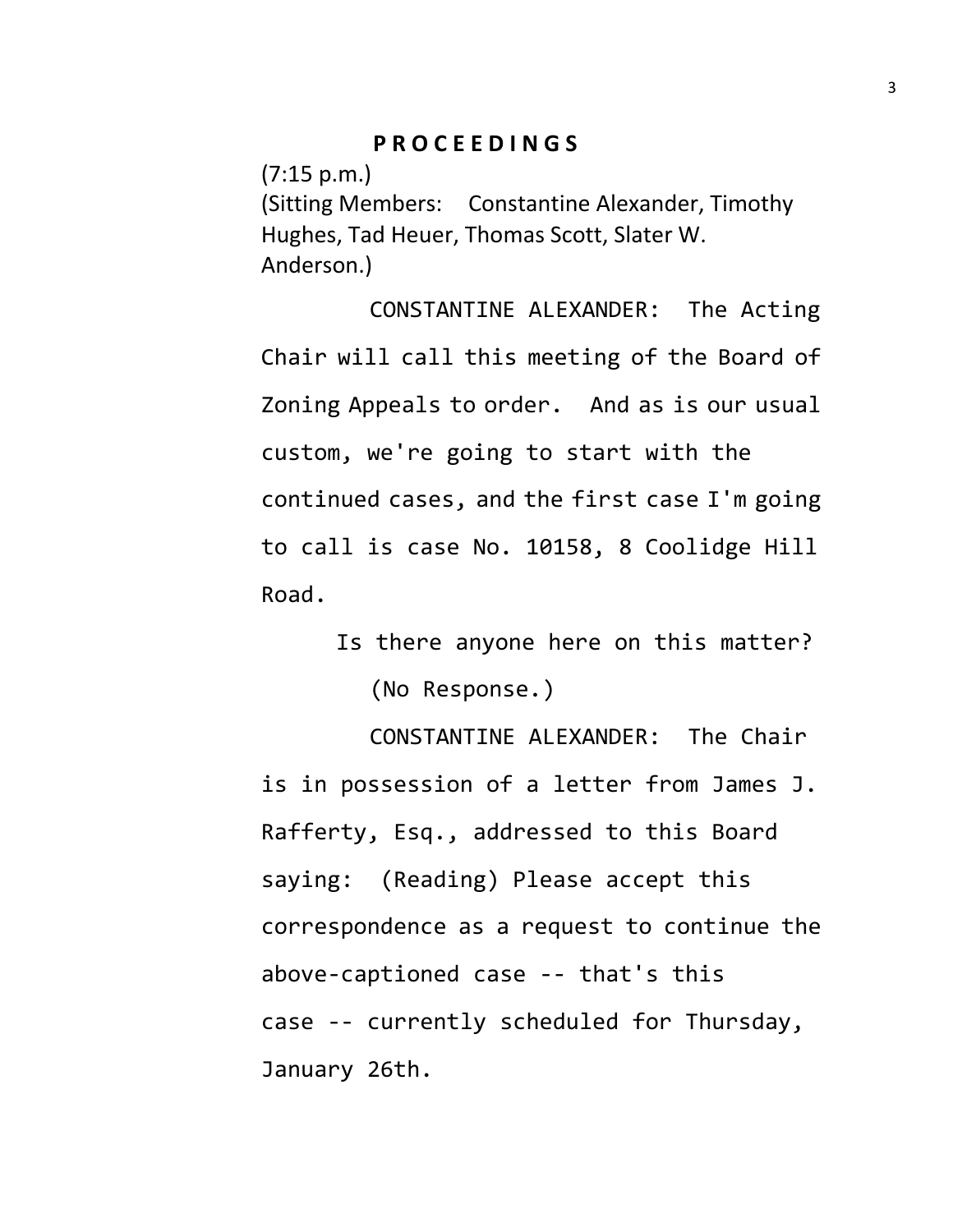**P R O C E E D I N G S**

(7:15 p.m.)

(Sitting Members: Constantine Alexander, Timothy Hughes, Tad Heuer, Thomas Scott, Slater W. Anderson.)

CONSTANTINE ALEXANDER: The Acting Chair will call this meeting of the Board of Zoning Appeals to order. And as is our usual custom, we're going to start with the continued cases, and the first case I'm going to call is case No. 10158, 8 Coolidge Hill Road.

Is there anyone here on this matter?

(No Response.)

CONSTANTINE ALEXANDER: The Chair is in possession of a letter from James J. Rafferty, Esq., addressed to this Board saying: (Reading) Please accept this correspondence as a request to continue the above-captioned case -- that's this case -- currently scheduled for Thursday, January 26th.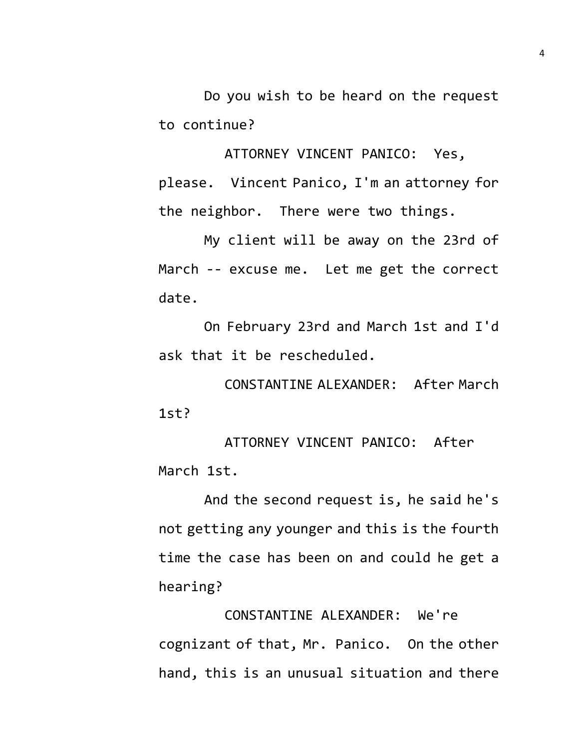Do you wish to be heard on the request to continue?

ATTORNEY VINCENT PANICO: Yes, please. Vincent Panico, I'm an attorney for the neighbor. There were two things.

My client will be away on the 23rd of March -- excuse me. Let me get the correct date.

On February 23rd and March 1st and I'd ask that it be rescheduled.

CONSTANTINE ALEXANDER: After March 1st?

ATTORNEY VINCENT PANICO: After March 1st.

And the second request is, he said he's not getting any younger and this is the fourth time the case has been on and could he get a hearing?

CONSTANTINE ALEXANDER: We're cognizant of that, Mr. Panico. On the other hand, this is an unusual situation and there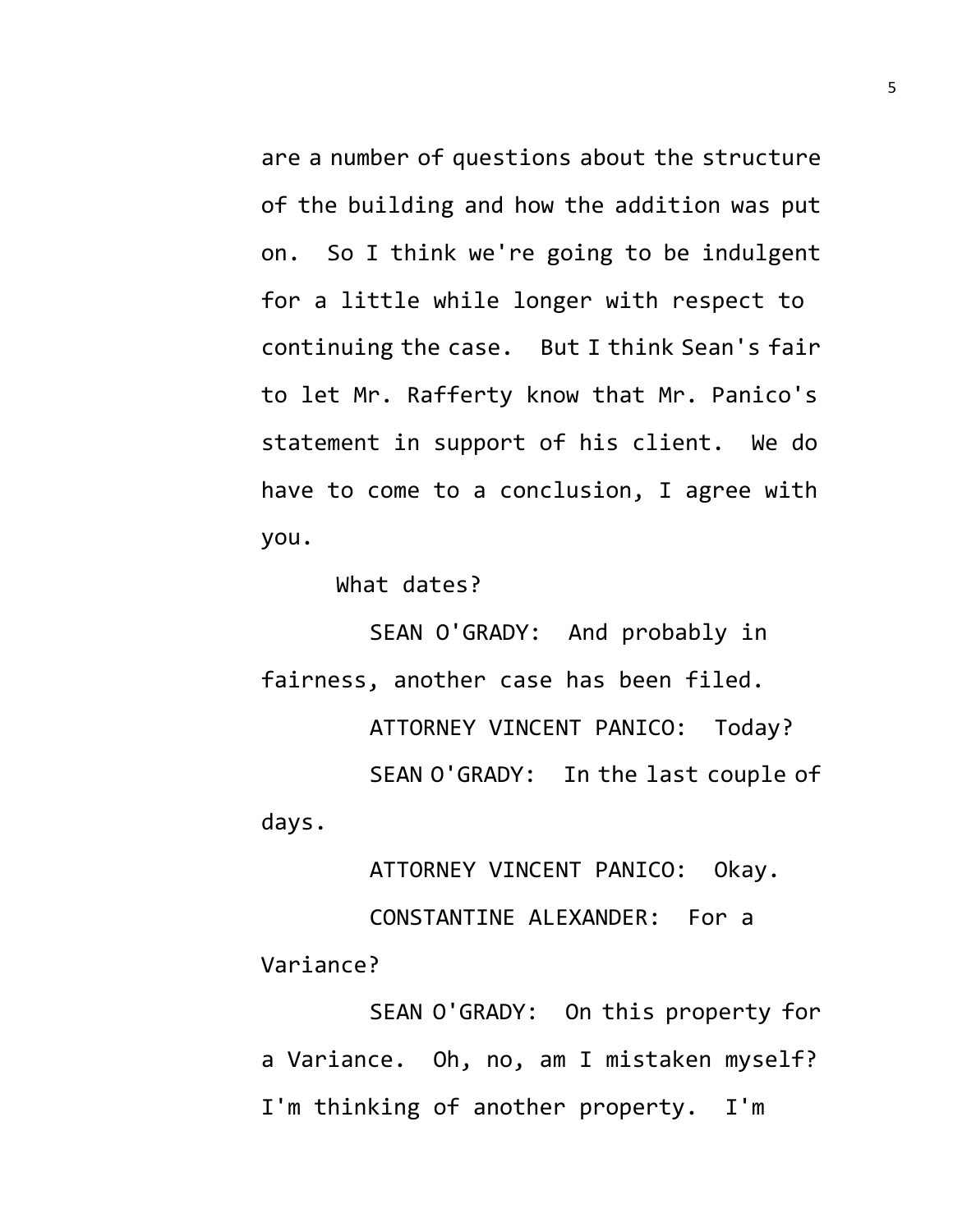are a number of questions about the structure of the building and how the addition was put on. So I think we're going to be indulgent for a little while longer with respect to continuing the case. But I think Sean's fair to let Mr. Rafferty know that Mr. Panico's statement in support of his client. We do have to come to a conclusion, I agree with you.

What dates?

SEAN O'GRADY: And probably in fairness, another case has been filed.

ATTORNEY VINCENT PANICO: Today?

SEAN O'GRADY: In the last couple of days.

ATTORNEY VINCENT PANICO: Okay.

CONSTANTINE ALEXANDER: For a Variance?

SEAN O'GRADY: On this property for a Variance. Oh, no, am I mistaken myself? I'm thinking of another property. I'm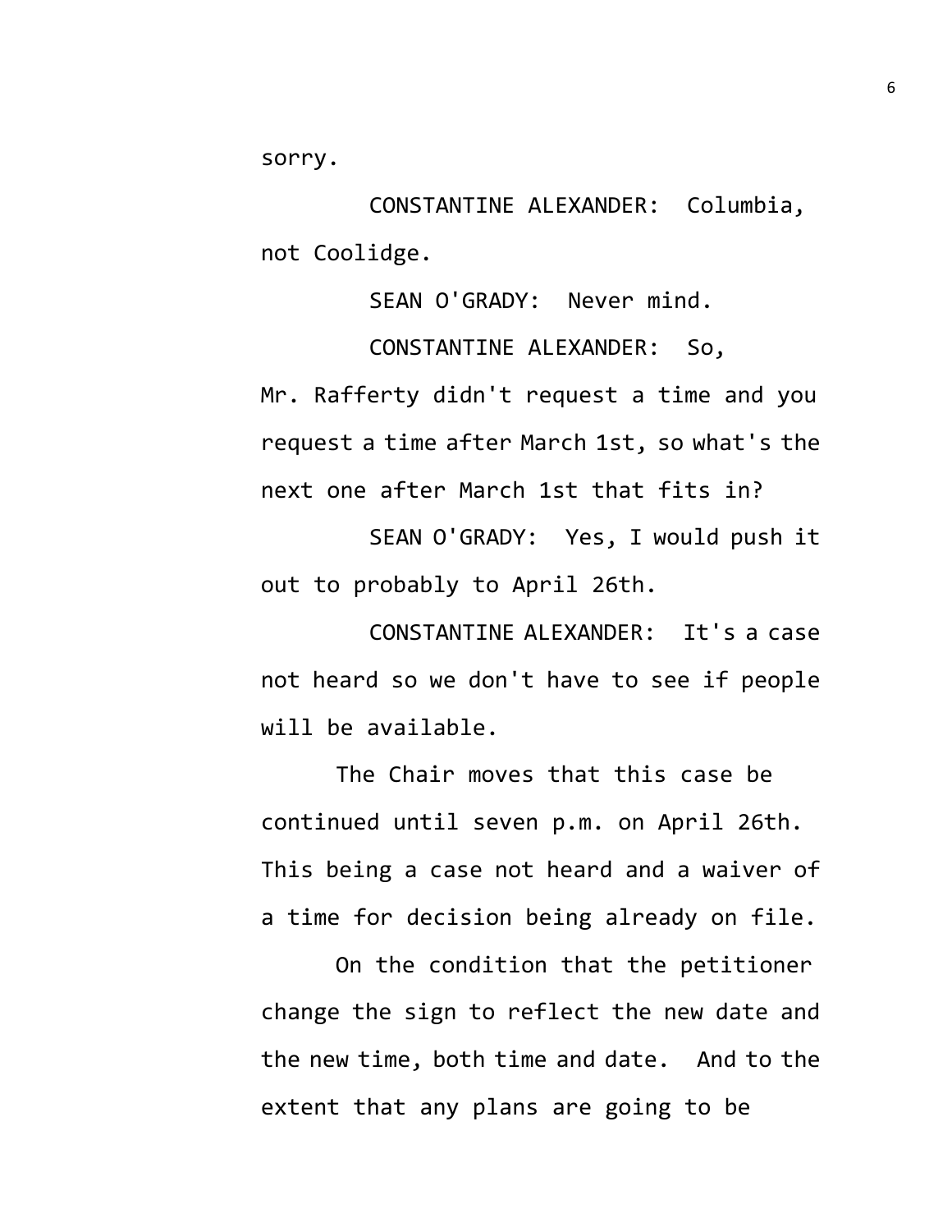sorry.

CONSTANTINE ALEXANDER: Columbia, not Coolidge.

SEAN O'GRADY: Never mind.

CONSTANTINE ALEXANDER: So, Mr. Rafferty didn't request a time and you request a time after March 1st, so what's the next one after March 1st that fits in?

SEAN O'GRADY: Yes, I would push it out to probably to April 26th.

CONSTANTINE ALEXANDER: It's a case not heard so we don't have to see if people will be available.

The Chair moves that this case be continued until seven p.m. on April 26th. This being a case not heard and a waiver of a time for decision being already on file.

On the condition that the petitioner change the sign to reflect the new date and the new time, both time and date. And to the extent that any plans are going to be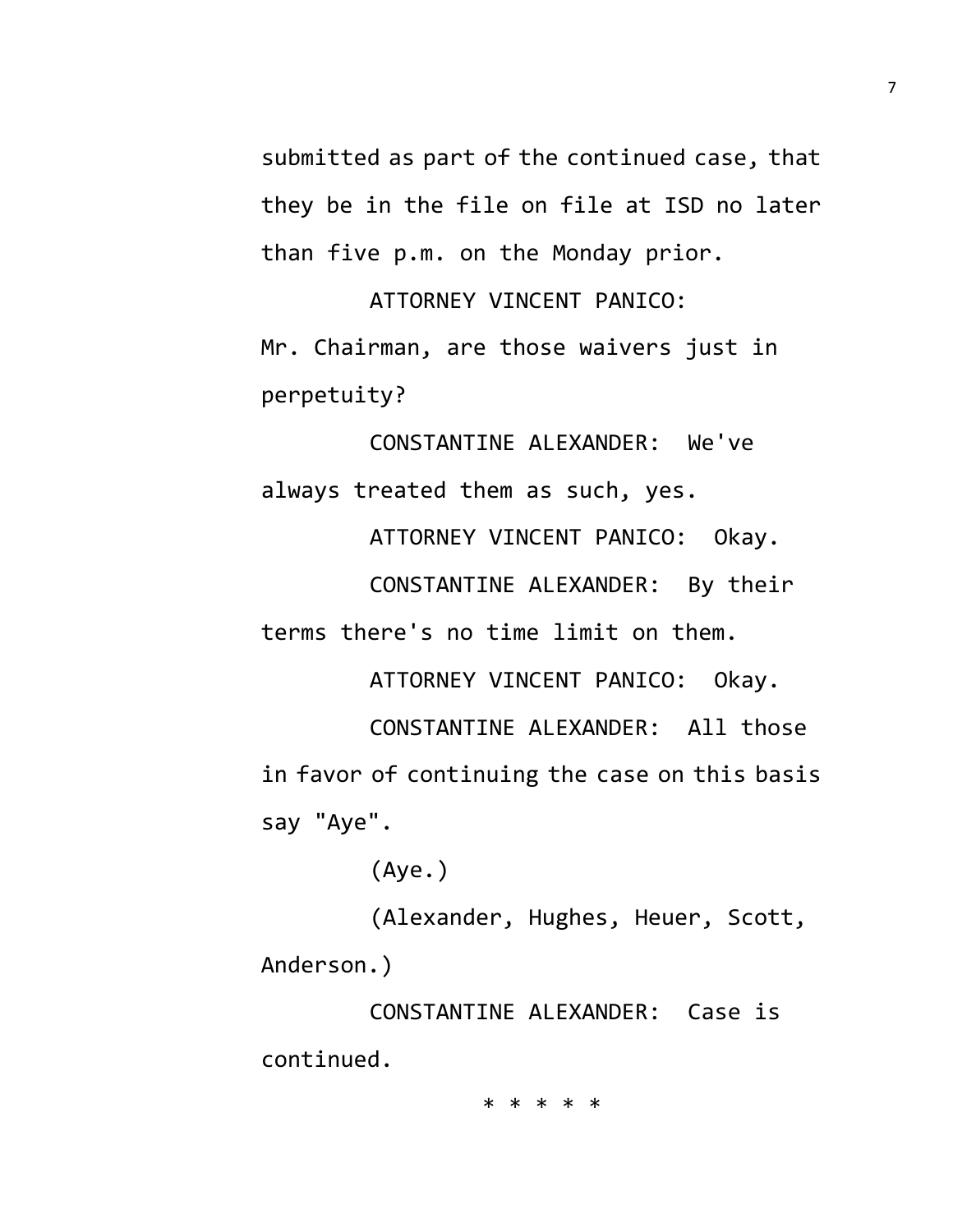submitted as part of the continued case, that they be in the file on file at ISD no later than five p.m. on the Monday prior.

ATTORNEY VINCENT PANICO: Mr. Chairman, are those waivers just in perpetuity?

CONSTANTINE ALEXANDER: We've always treated them as such, yes.

ATTORNEY VINCENT PANICO: Okay.

CONSTANTINE ALEXANDER: By their terms there's no time limit on them.

ATTORNEY VINCENT PANICO: Okay.

CONSTANTINE ALEXANDER: All those in favor of continuing the case on this basis say "Aye".

(Aye.)

(Alexander, Hughes, Heuer, Scott, Anderson.)

CONSTANTINE ALEXANDER: Case is continued.

* * * * *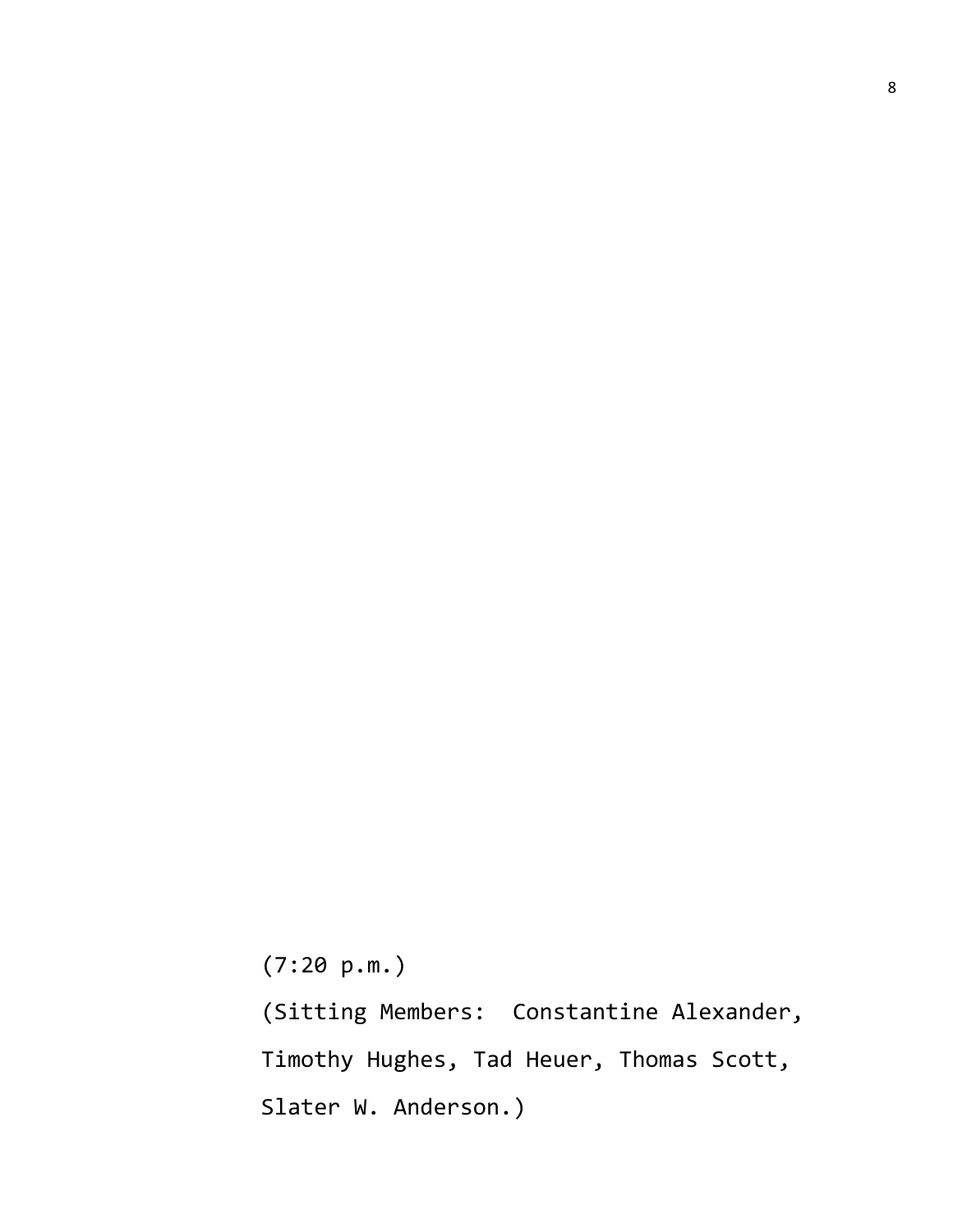(7:20 p.m.)

(Sitting Members: Constantine Alexander, Timothy Hughes, Tad Heuer, Thomas Scott, Slater W. Anderson.)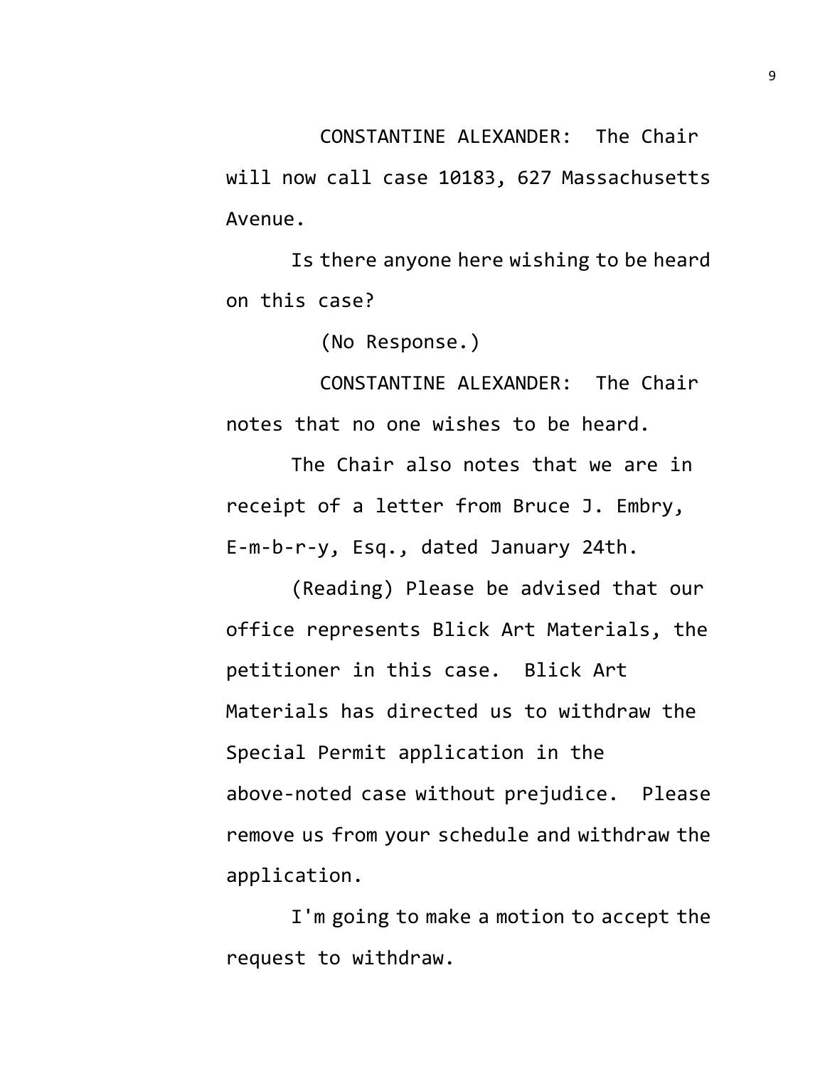CONSTANTINE ALEXANDER: The Chair will now call case 10183, 627 Massachusetts Avenue.

Is there anyone here wishing to be heard on this case?

(No Response.)

CONSTANTINE ALEXANDER: The Chair notes that no one wishes to be heard.

The Chair also notes that we are in receipt of a letter from Bruce J. Embry, E-m-b-r-y, Esq., dated January 24th.

(Reading) Please be advised that our office represents Blick Art Materials, the petitioner in this case. Blick Art Materials has directed us to withdraw the Special Permit application in the above-noted case without prejudice. Please remove us from your schedule and withdraw the application.

I'm going to make a motion to accept the request to withdraw.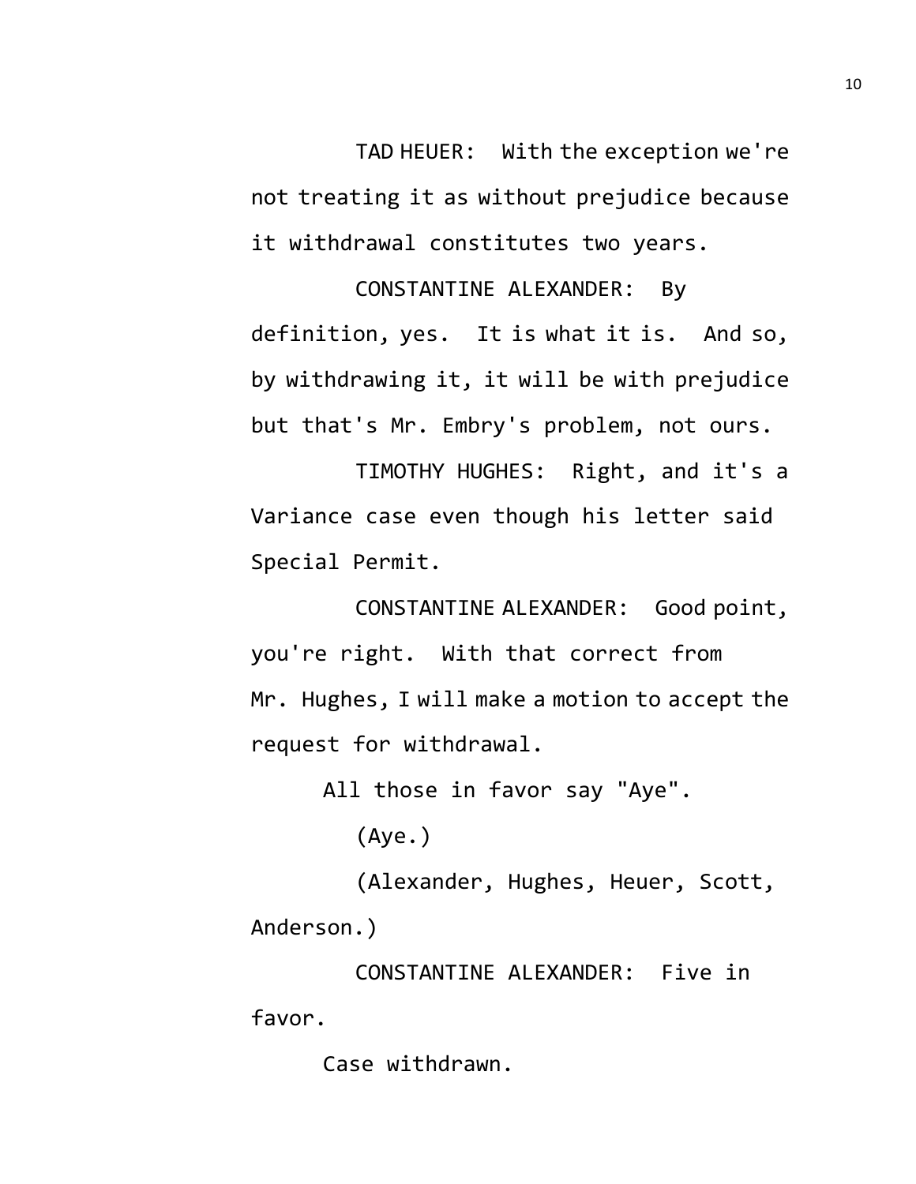TAD HEUER: With the exception we're not treating it as without prejudice because it withdrawal constitutes two years.

CONSTANTINE ALEXANDER: By definition, yes. It is what it is. And so, by withdrawing it, it will be with prejudice but that's Mr. Embry's problem, not ours.

TIMOTHY HUGHES: Right, and it's a Variance case even though his letter said Special Permit.

CONSTANTINE ALEXANDER: Good point, you're right. With that correct from Mr. Hughes, I will make a motion to accept the request for withdrawal.

All those in favor say "Aye".

(Aye.)

(Alexander, Hughes, Heuer, Scott, Anderson.)

CONSTANTINE ALEXANDER: Five in favor.

Case withdrawn.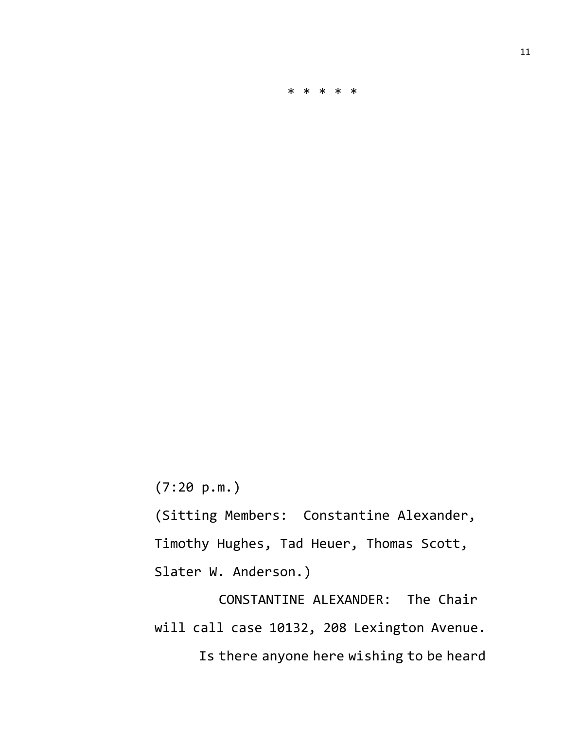* * * * *

(7:20 p.m.)

(Sitting Members: Constantine Alexander, Timothy Hughes, Tad Heuer, Thomas Scott, Slater W. Anderson.)

CONSTANTINE ALEXANDER: The Chair will call case 10132, 208 Lexington Avenue.

Is there anyone here wishing to be heard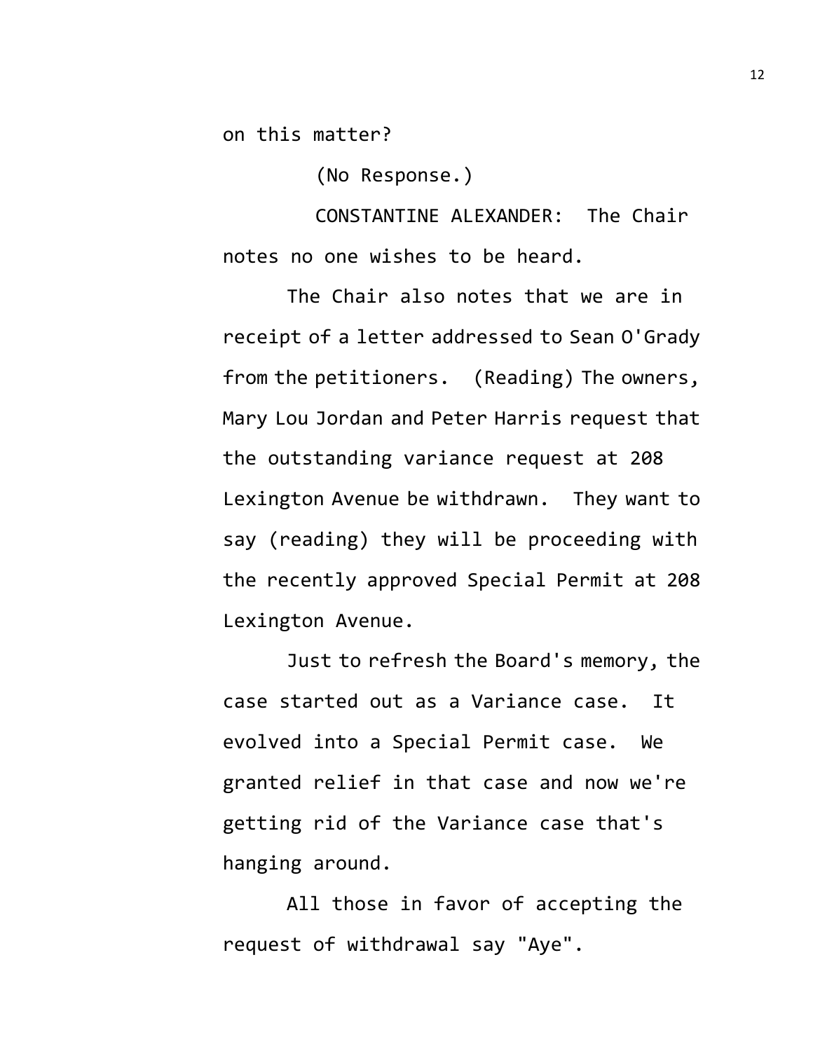on this matter?

(No Response.)

CONSTANTINE ALEXANDER: The Chair notes no one wishes to be heard.

The Chair also notes that we are in receipt of a letter addressed to Sean O'Grady from the petitioners. (Reading) The owners, Mary Lou Jordan and Peter Harris request that the outstanding variance request at 208 Lexington Avenue be withdrawn. They want to say (reading) they will be proceeding with the recently approved Special Permit at 208 Lexington Avenue.

Just to refresh the Board's memory, the case started out as a Variance case. It evolved into a Special Permit case. We granted relief in that case and now we're getting rid of the Variance case that's hanging around.

All those in favor of accepting the request of withdrawal say "Aye".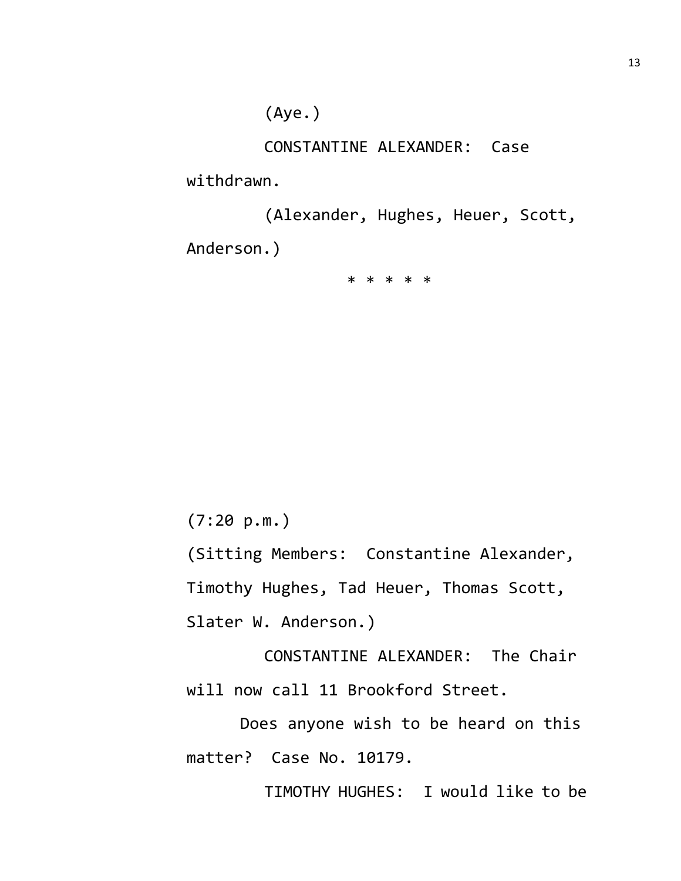(Aye.)

CONSTANTINE ALEXANDER: Case withdrawn.

(Alexander, Hughes, Heuer, Scott, Anderson.)

* * * * *

(7:20 p.m.)

(Sitting Members: Constantine Alexander, Timothy Hughes, Tad Heuer, Thomas Scott, Slater W. Anderson.)

CONSTANTINE ALEXANDER: The Chair will now call 11 Brookford Street.

Does anyone wish to be heard on this matter? Case No. 10179.

TIMOTHY HUGHES: I would like to be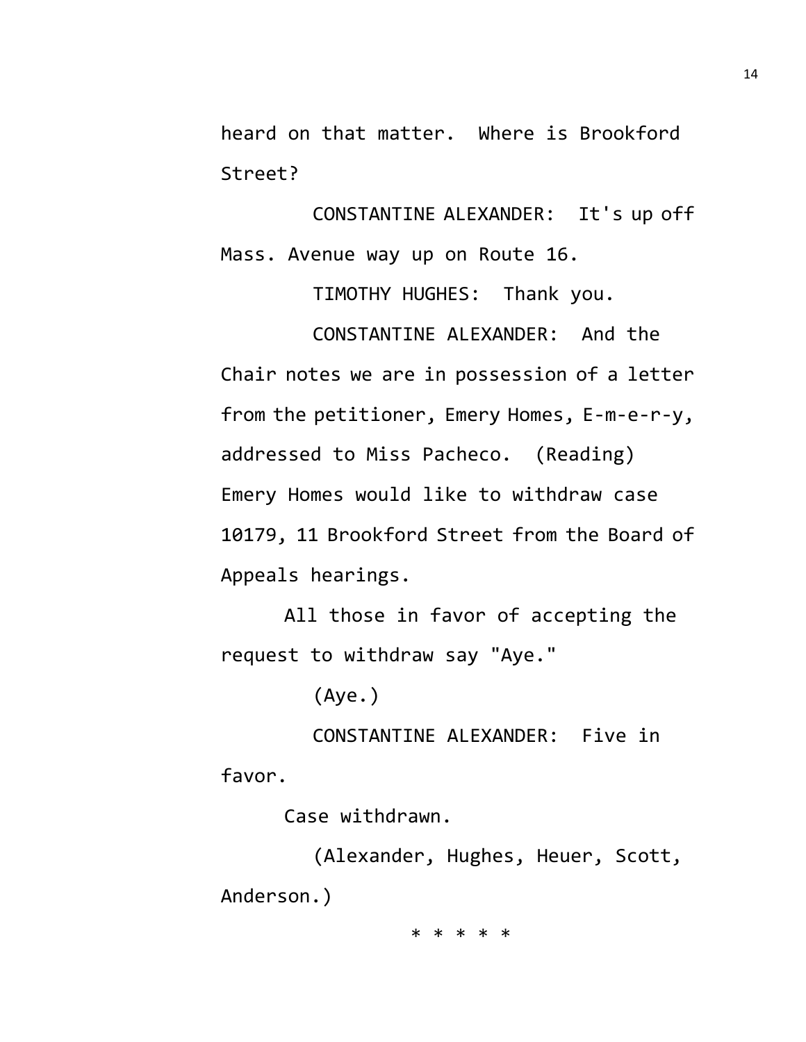heard on that matter. Where is Brookford Street?

CONSTANTINE ALEXANDER: It's up off Mass. Avenue way up on Route 16.

TIMOTHY HUGHES: Thank you.

CONSTANTINE ALEXANDER: And the Chair notes we are in possession of a letter from the petitioner, Emery Homes, E-m-e-r-y, addressed to Miss Pacheco. (Reading) Emery Homes would like to withdraw case 10179, 11 Brookford Street from the Board of Appeals hearings.

All those in favor of accepting the request to withdraw say "Aye."

(Aye.)

CONSTANTINE ALEXANDER: Five in favor.

Case withdrawn.

(Alexander, Hughes, Heuer, Scott, Anderson.)

* * * * *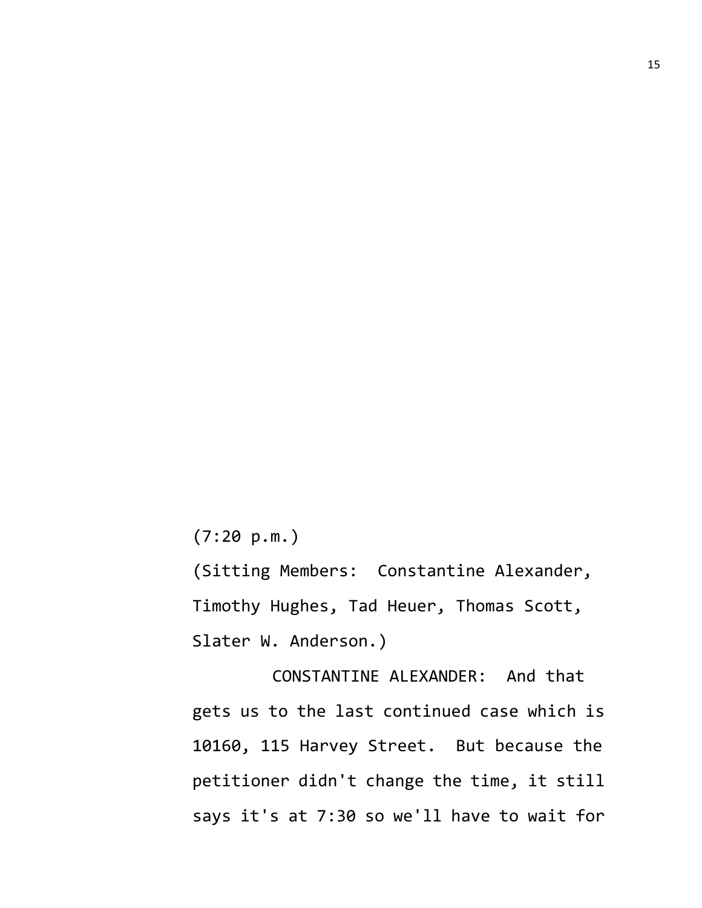(7:20 p.m.)

(Sitting Members: Constantine Alexander, Timothy Hughes, Tad Heuer, Thomas Scott, Slater W. Anderson.)

CONSTANTINE ALEXANDER: And that gets us to the last continued case which is 10160, 115 Harvey Street. But because the petitioner didn't change the time, it still says it's at 7:30 so we'll have to wait for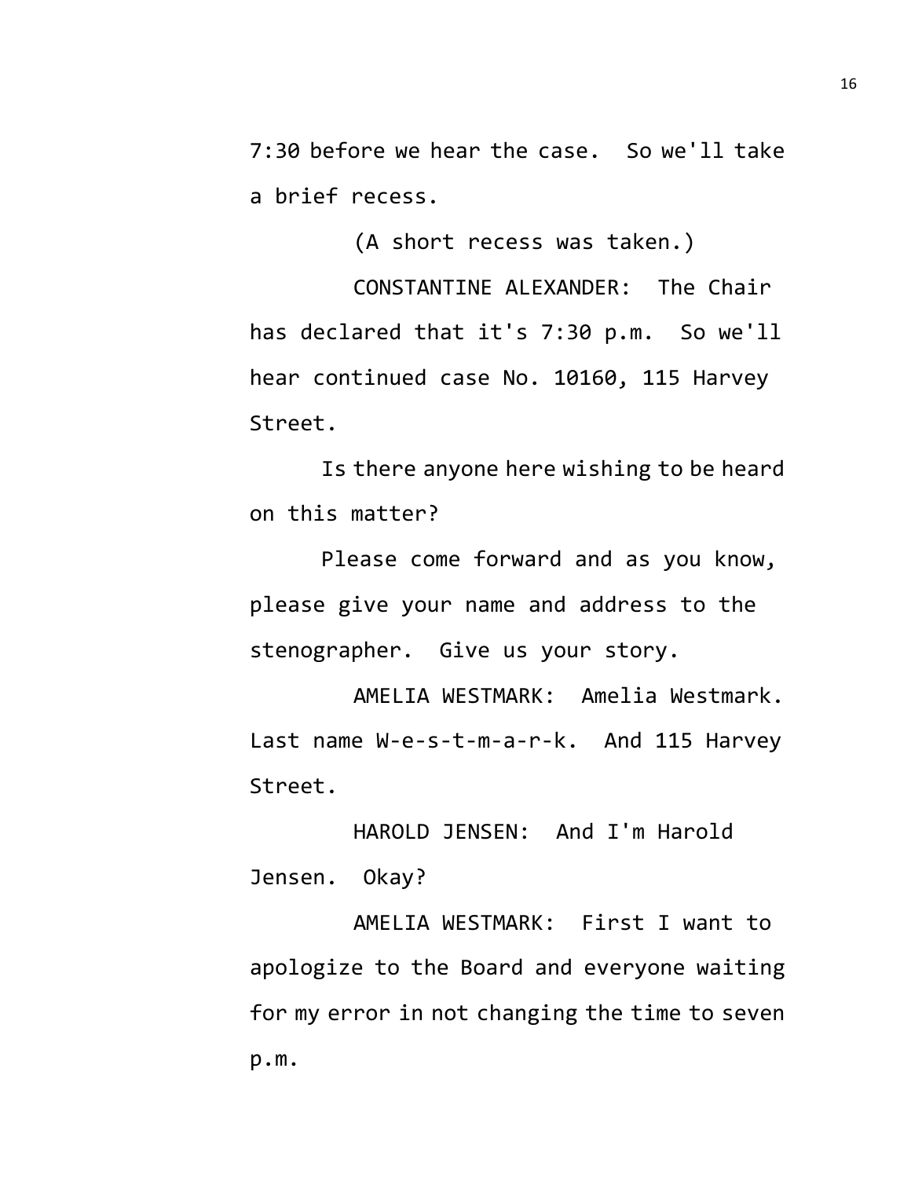7:30 before we hear the case. So we'll take a brief recess.

(A short recess was taken.)

CONSTANTINE ALEXANDER: The Chair has declared that it's 7:30 p.m. So we'll hear continued case No. 10160, 115 Harvey Street.

Is there anyone here wishing to be heard on this matter?

Please come forward and as you know, please give your name and address to the stenographer. Give us your story.

AMELIA WESTMARK: Amelia Westmark. Last name W-e-s-t-m-a-r-k. And 115 Harvey Street.

HAROLD JENSEN: And I'm Harold Jensen. Okay?

AMELIA WESTMARK: First I want to apologize to the Board and everyone waiting for my error in not changing the time to seven p.m.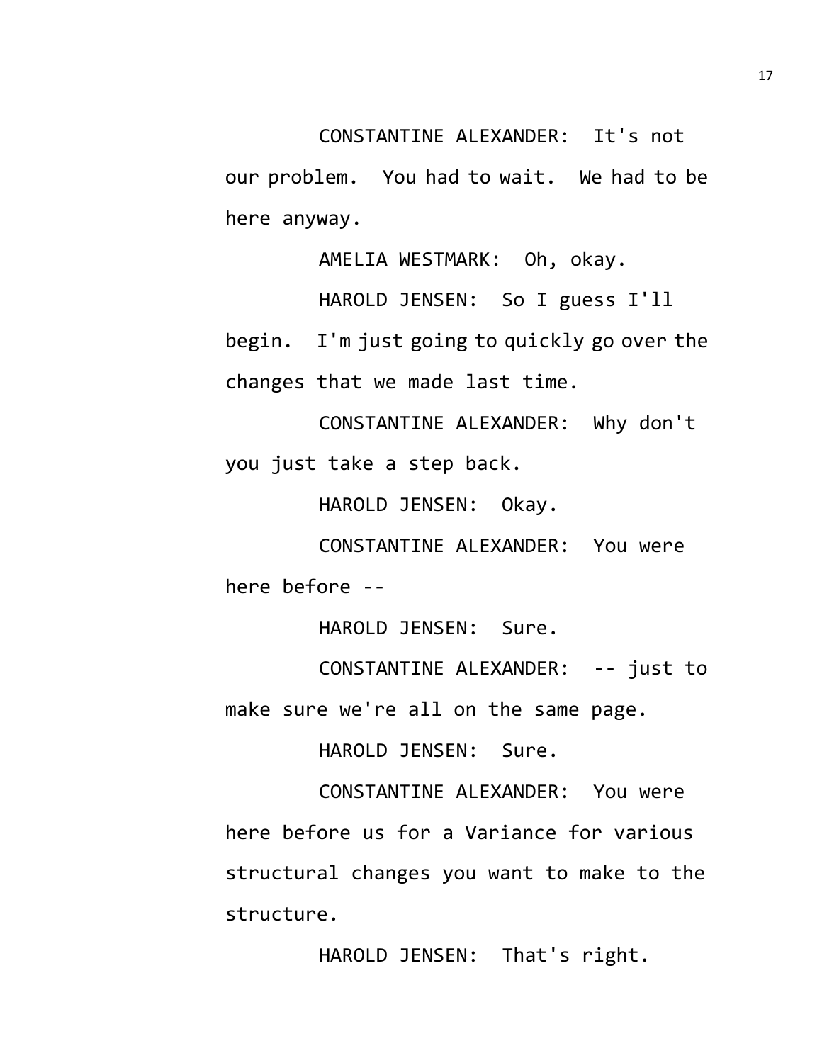CONSTANTINE ALEXANDER: It's not our problem. You had to wait. We had to be here anyway.

AMELIA WESTMARK: Oh, okay.

HAROLD JENSEN: So I guess I'll begin. I'm just going to quickly go over the changes that we made last time.

CONSTANTINE ALEXANDER: Why don't you just take a step back.

HAROLD JENSEN: Okay.

CONSTANTINE ALEXANDER: You were here before --

HAROLD JENSEN: Sure.

CONSTANTINE ALEXANDER: -- just to make sure we're all on the same page.

HAROLD JENSEN: Sure.

CONSTANTINE ALEXANDER: You were here before us for a Variance for various structural changes you want to make to the structure.

HAROLD JENSEN: That's right.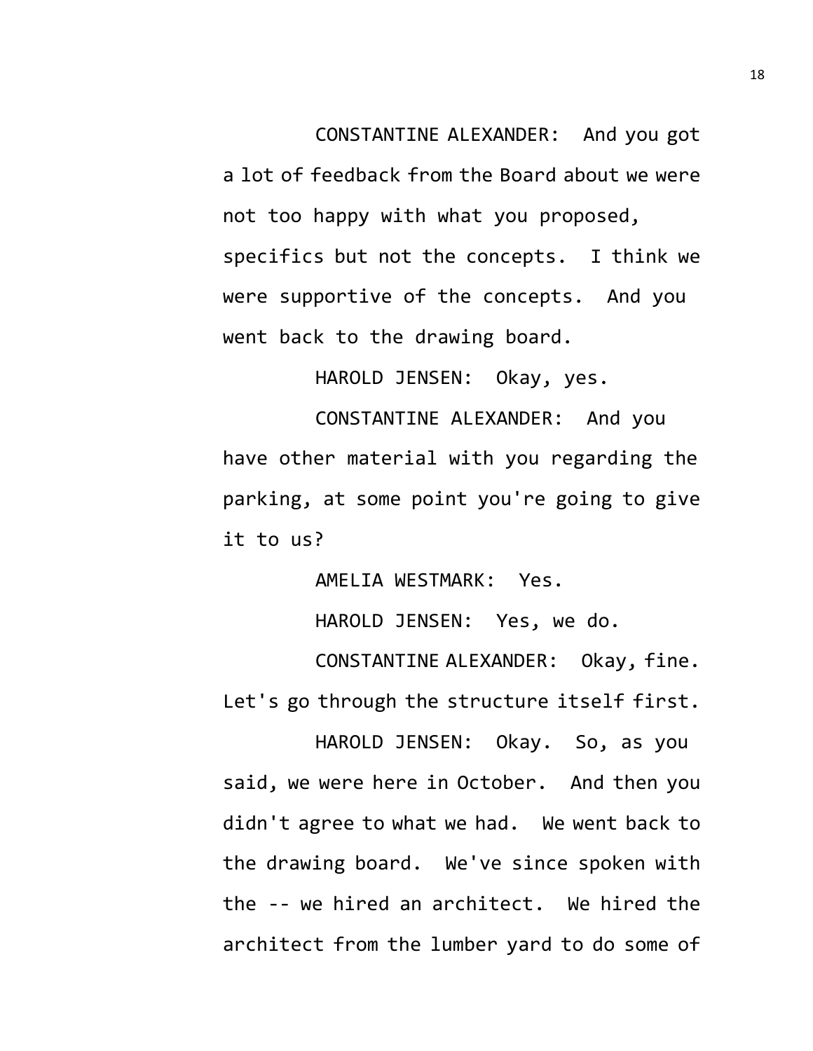CONSTANTINE ALEXANDER: And you got a lot of feedback from the Board about we were not too happy with what you proposed, specifics but not the concepts. I think we were supportive of the concepts. And you went back to the drawing board.

HAROLD JENSEN: Okay, yes.

CONSTANTINE ALEXANDER: And you have other material with you regarding the parking, at some point you're going to give it to us?

AMELIA WESTMARK: Yes.

HAROLD JENSEN: Yes, we do.

CONSTANTINE ALEXANDER: Okay, fine. Let's go through the structure itself first.

HAROLD JENSEN: Okay. So, as you said, we were here in October. And then you didn't agree to what we had. We went back to the drawing board. We've since spoken with the -- we hired an architect. We hired the architect from the lumber yard to do some of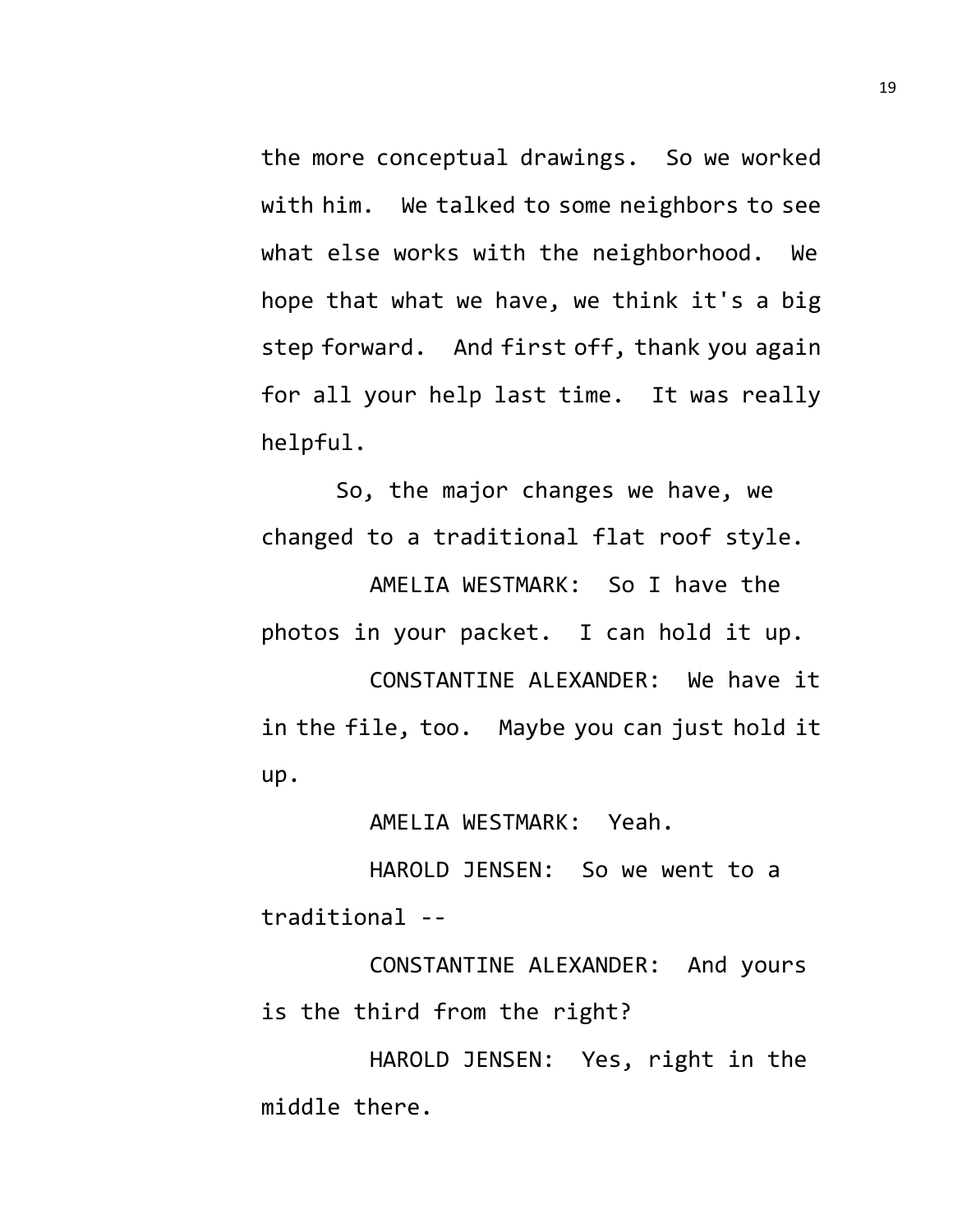the more conceptual drawings. So we worked with him. We talked to some neighbors to see what else works with the neighborhood. We hope that what we have, we think it's a big step forward. And first off, thank you again for all your help last time. It was really helpful.

So, the major changes we have, we changed to a traditional flat roof style.

AMELIA WESTMARK: So I have the photos in your packet. I can hold it up.

CONSTANTINE ALEXANDER: We have it in the file, too. Maybe you can just hold it up.

AMELIA WESTMARK: Yeah.

HAROLD JENSEN: So we went to a traditional --

CONSTANTINE ALEXANDER: And yours is the third from the right?

HAROLD JENSEN: Yes, right in the middle there.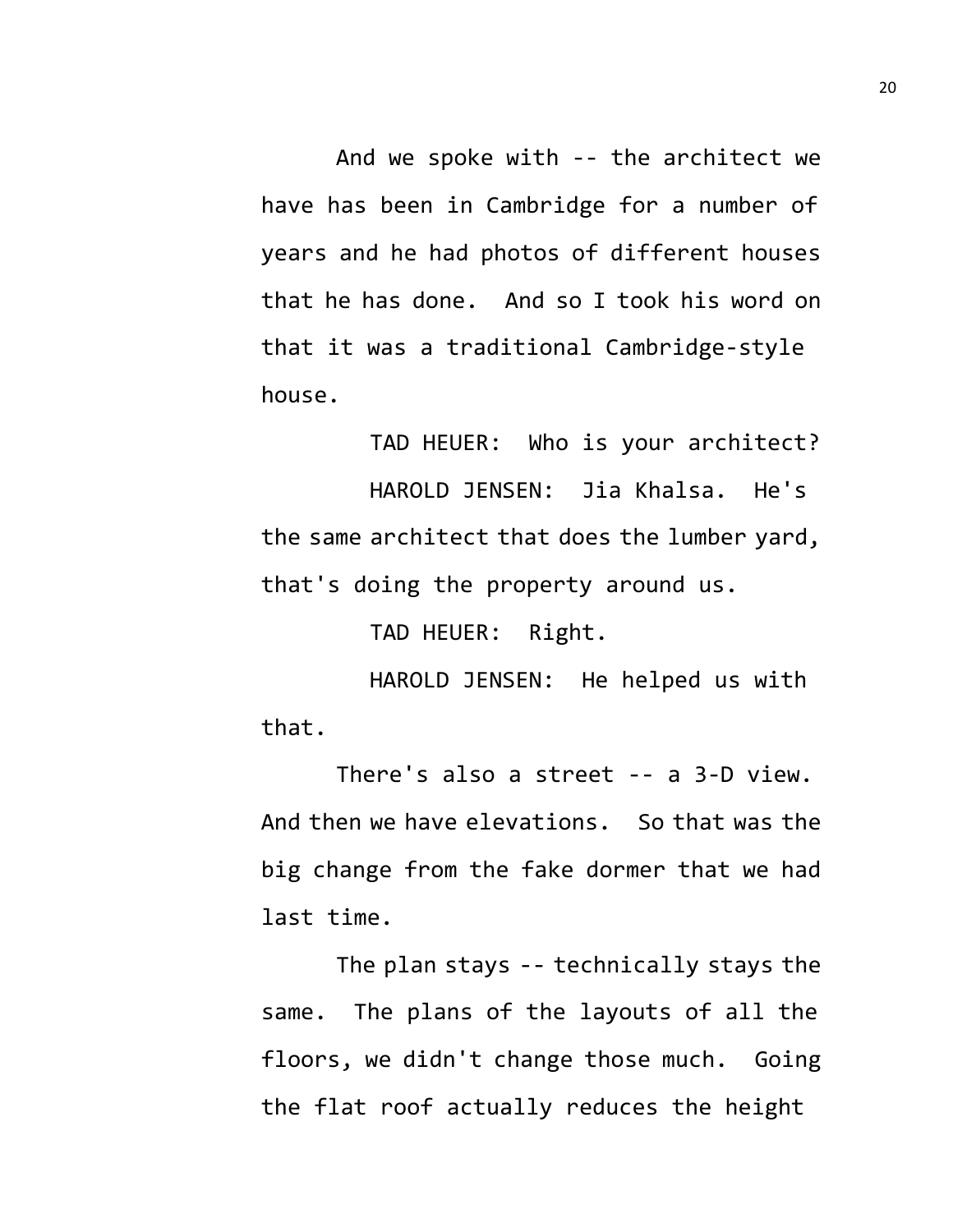And we spoke with -- the architect we have has been in Cambridge for a number of years and he had photos of different houses that he has done. And so I took his word on that it was a traditional Cambridge-style house.

TAD HEUER: Who is your architect?

HAROLD JENSEN: Jia Khalsa. He's the same architect that does the lumber yard, that's doing the property around us.

TAD HEUER: Right.

HAROLD JENSEN: He helped us with that.

There's also a street -- a 3-D view. And then we have elevations. So that was the big change from the fake dormer that we had last time.

The plan stays -- technically stays the same. The plans of the layouts of all the floors, we didn't change those much. Going the flat roof actually reduces the height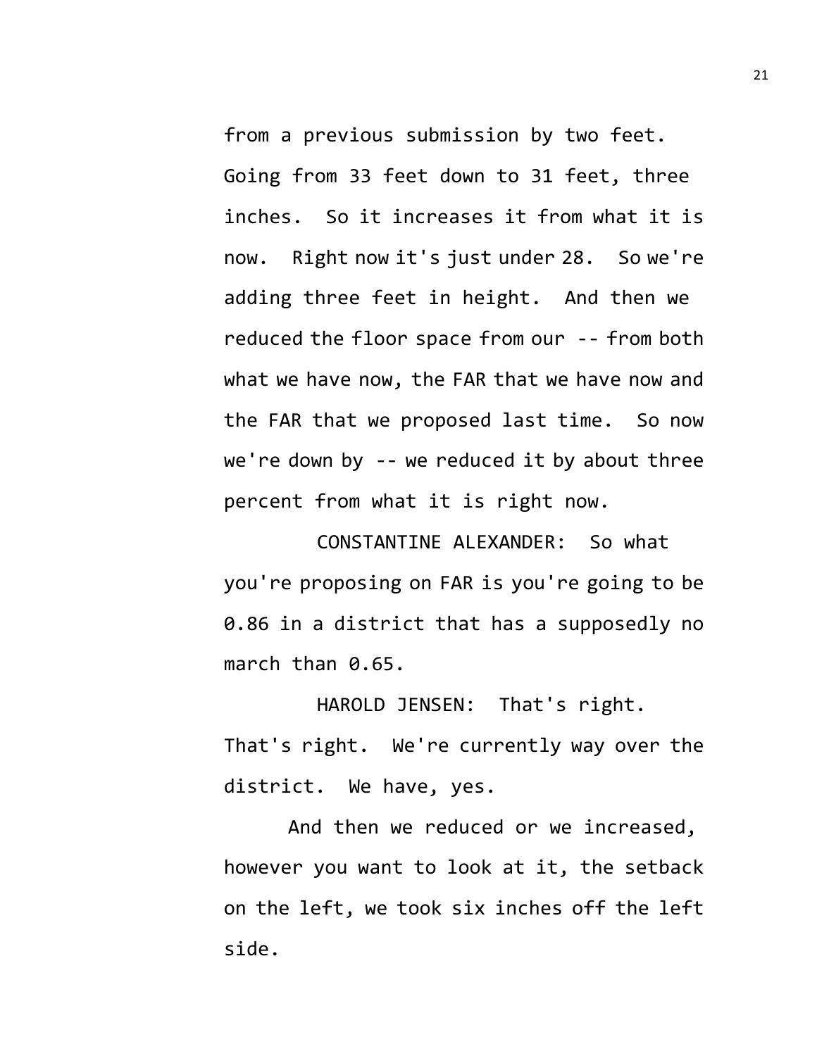from a previous submission by two feet. Going from 33 feet down to 31 feet, three inches. So it increases it from what it is now. Right now it's just under 28. So we're adding three feet in height. And then we reduced the floor space from our -- from both what we have now, the FAR that we have now and the FAR that we proposed last time. So now we're down by -- we reduced it by about three percent from what it is right now.

CONSTANTINE ALEXANDER: So what you're proposing on FAR is you're going to be 0.86 in a district that has a supposedly no march than 0.65.

HAROLD JENSEN: That's right. That's right. We're currently way over the district. We have, yes.

And then we reduced or we increased, however you want to look at it, the setback on the left, we took six inches off the left side.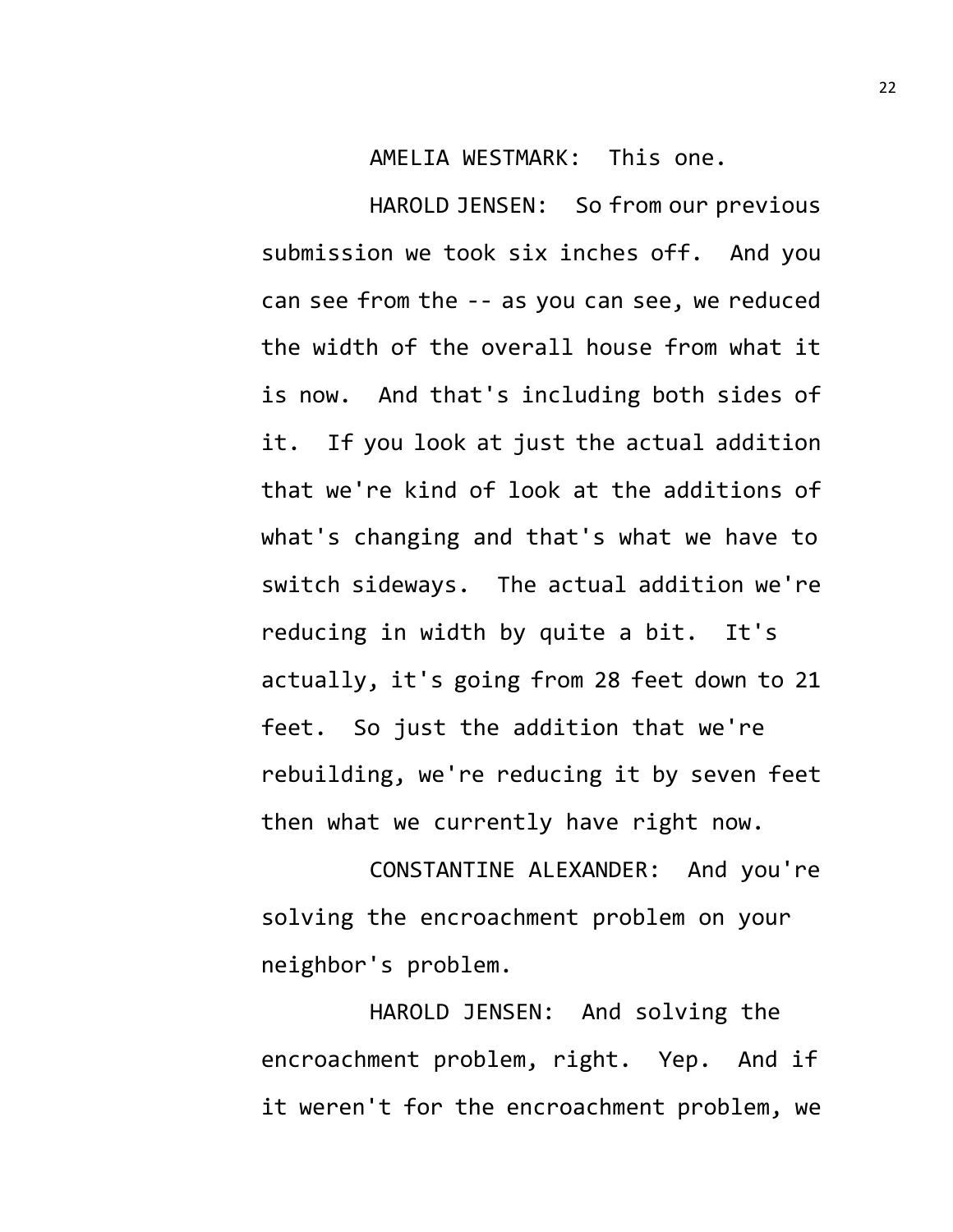AMELIA WESTMARK: This one.

HAROLD JENSEN: So from our previous submission we took six inches off. And you can see from the -- as you can see, we reduced the width of the overall house from what it is now. And that's including both sides of it. If you look at just the actual addition that we're kind of look at the additions of what's changing and that's what we have to switch sideways. The actual addition we're reducing in width by quite a bit. It's actually, it's going from 28 feet down to 21 feet. So just the addition that we're rebuilding, we're reducing it by seven feet then what we currently have right now.

CONSTANTINE ALEXANDER: And you're solving the encroachment problem on your neighbor's problem.

HAROLD JENSEN: And solving the encroachment problem, right. Yep. And if it weren't for the encroachment problem, we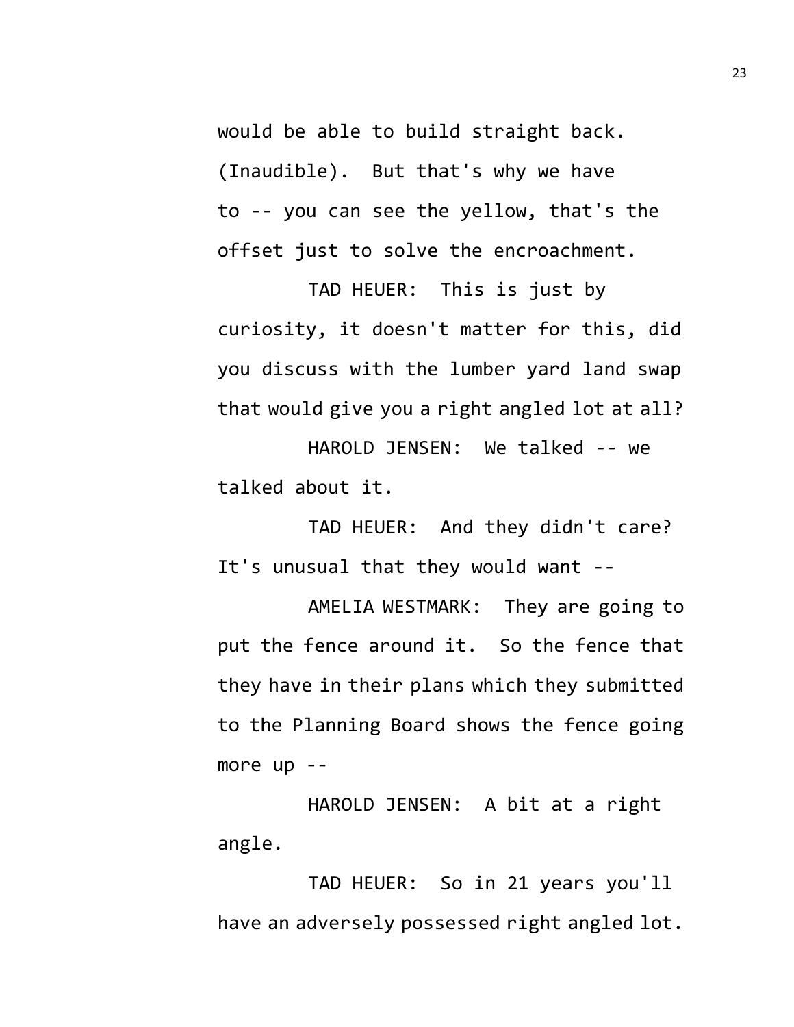would be able to build straight back. (Inaudible). But that's why we have to -- you can see the yellow, that's the offset just to solve the encroachment.

TAD HEUER: This is just by curiosity, it doesn't matter for this, did you discuss with the lumber yard land swap that would give you a right angled lot at all?

HAROLD JENSEN: We talked -- we talked about it.

TAD HEUER: And they didn't care? It's unusual that they would want --

AMELIA WESTMARK: They are going to put the fence around it. So the fence that they have in their plans which they submitted to the Planning Board shows the fence going more up --

HAROLD JENSEN: A bit at a right angle.

TAD HEUER: So in 21 years you'll have an adversely possessed right angled lot.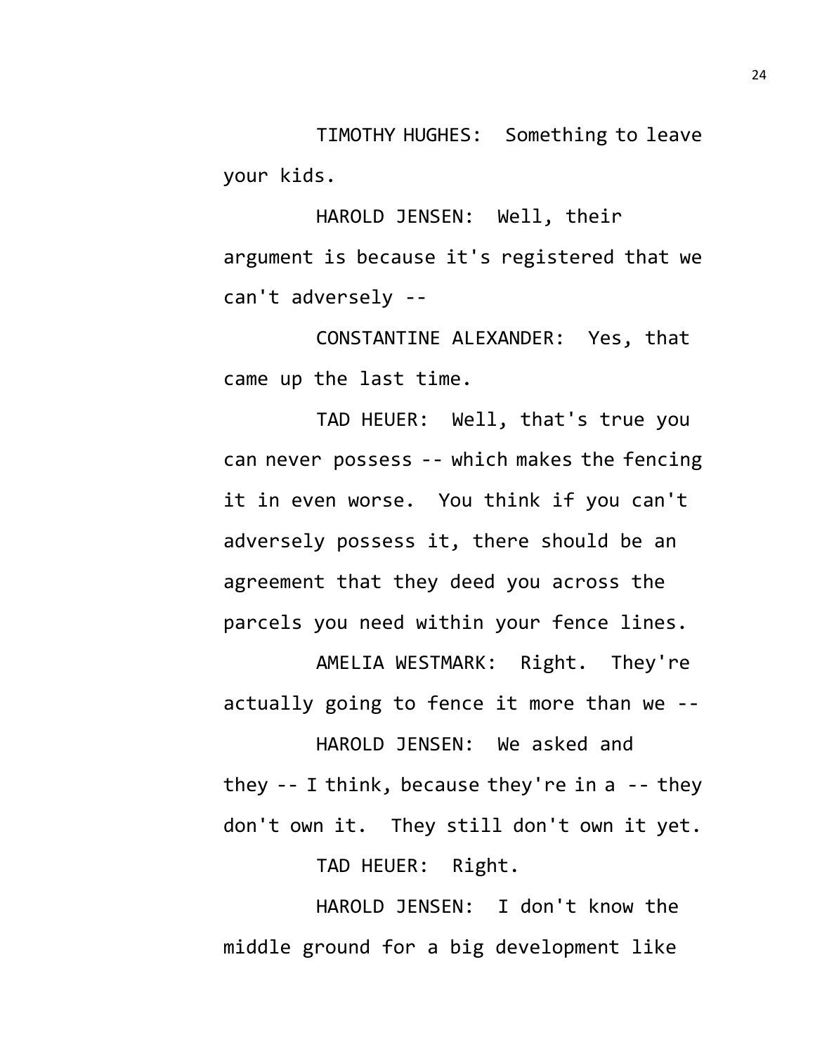TIMOTHY HUGHES: Something to leave your kids.

HAROLD JENSEN: Well, their argument is because it's registered that we can't adversely --

CONSTANTINE ALEXANDER: Yes, that came up the last time.

TAD HEUER: Well, that's true you can never possess -- which makes the fencing it in even worse. You think if you can't adversely possess it, there should be an agreement that they deed you across the parcels you need within your fence lines.

AMELIA WESTMARK: Right. They're actually going to fence it more than we --

HAROLD JENSEN: We asked and they -- I think, because they're in a -- they don't own it. They still don't own it yet.

TAD HEUER: Right.

HAROLD JENSEN: I don't know the middle ground for a big development like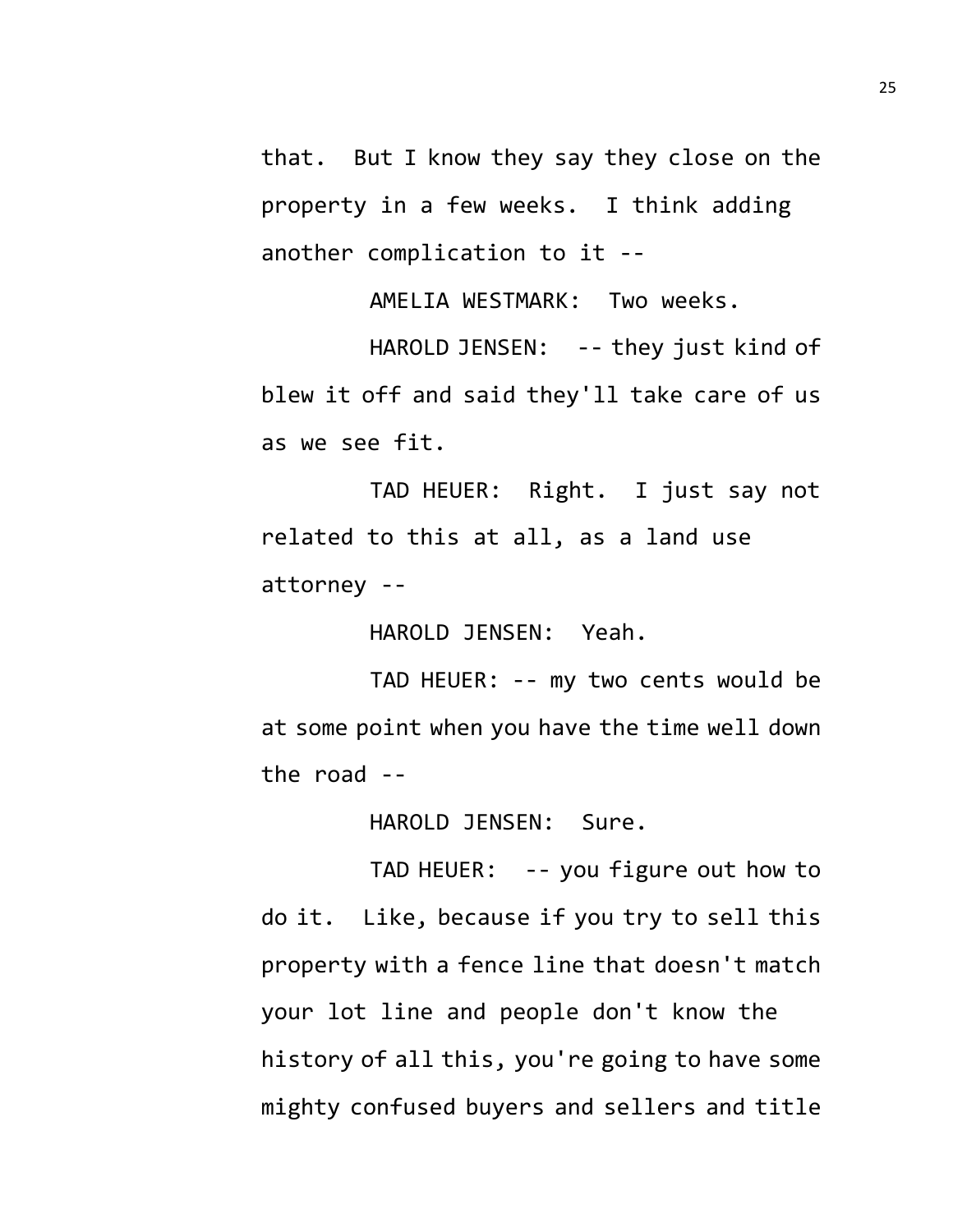that. But I know they say they close on the property in a few weeks. I think adding another complication to it --

AMELIA WESTMARK: Two weeks.

HAROLD JENSEN: -- they just kind of blew it off and said they'll take care of us as we see fit.

TAD HEUER: Right. I just say not related to this at all, as a land use attorney --

HAROLD JENSEN: Yeah.

TAD HEUER: -- my two cents would be at some point when you have the time well down the road --

HAROLD JENSEN: Sure.

TAD HEUER: -- you figure out how to do it. Like, because if you try to sell this property with a fence line that doesn't match your lot line and people don't know the history of all this, you're going to have some mighty confused buyers and sellers and title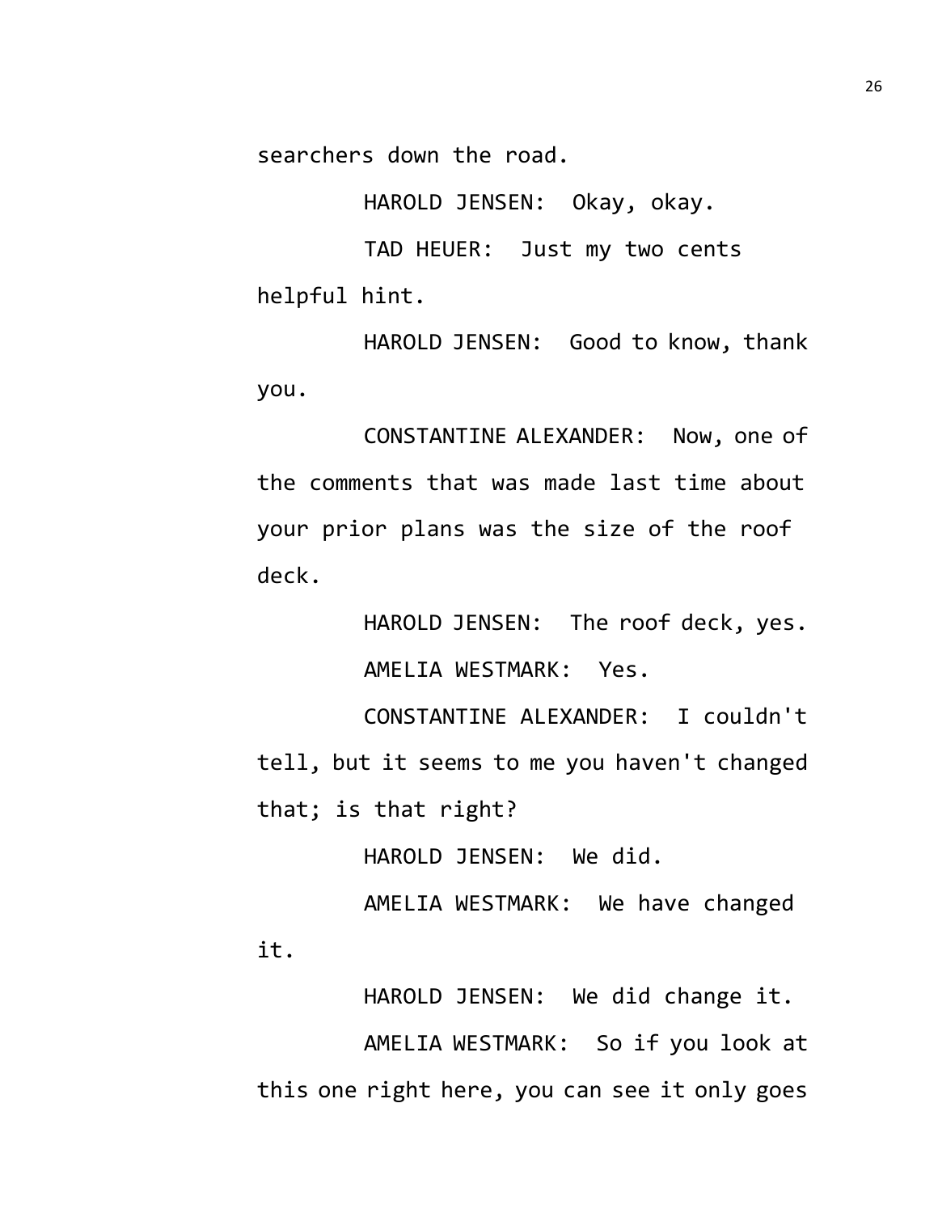searchers down the road.

HAROLD JENSEN: Okay, okay.

TAD HEUER: Just my two cents helpful hint.

HAROLD JENSEN: Good to know, thank you.

CONSTANTINE ALEXANDER: Now, one of the comments that was made last time about your prior plans was the size of the roof deck.

HAROLD JENSEN: The roof deck, yes.

AMELIA WESTMARK: Yes.

CONSTANTINE ALEXANDER: I couldn't tell, but it seems to me you haven't changed that; is that right?

HAROLD JENSEN: We did.

AMELIA WESTMARK: We have changed it.

HAROLD JENSEN: We did change it.

AMELIA WESTMARK: So if you look at this one right here, you can see it only goes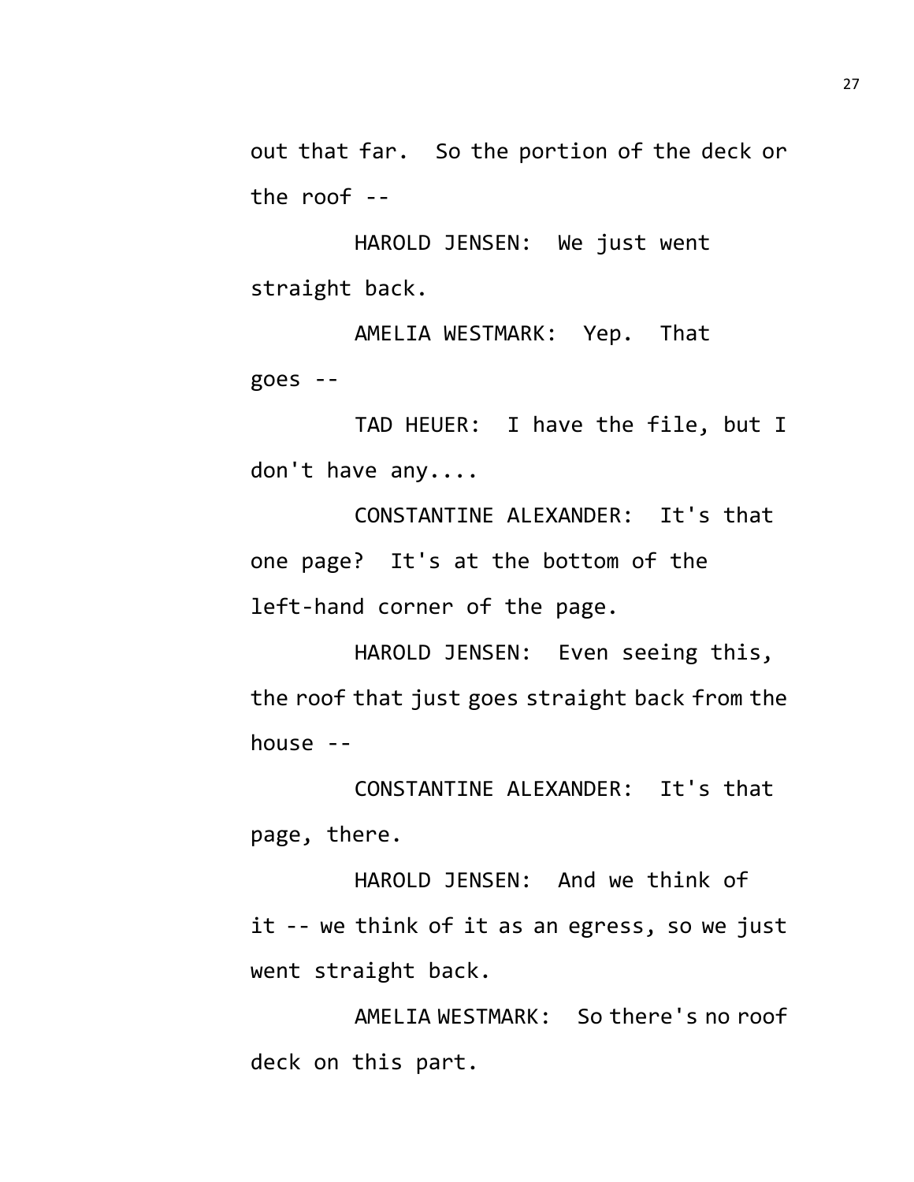out that far. So the portion of the deck or the roof --

HAROLD JENSEN: We just went straight back.

AMELIA WESTMARK: Yep. That goes --

TAD HEUER: I have the file, but I don't have any....

CONSTANTINE ALEXANDER: It's that one page? It's at the bottom of the left-hand corner of the page.

HAROLD JENSEN: Even seeing this, the roof that just goes straight back from the house --

CONSTANTINE ALEXANDER: It's that page, there.

HAROLD JENSEN: And we think of it -- we think of it as an egress, so we just went straight back.

AMELIA WESTMARK: So there's no roof deck on this part.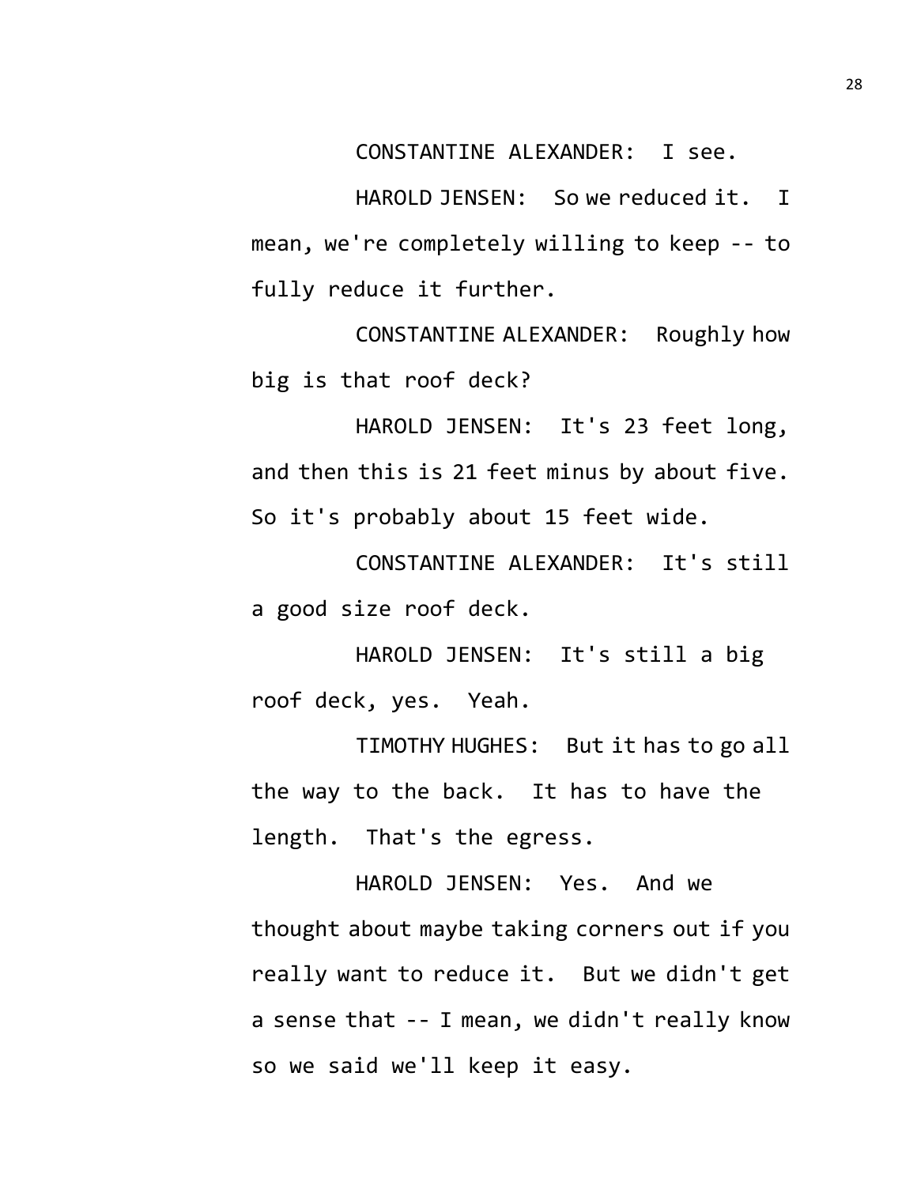CONSTANTINE ALEXANDER: I see.

HAROLD JENSEN: So we reduced it. I mean, we're completely willing to keep -- to fully reduce it further.

CONSTANTINE ALEXANDER: Roughly how big is that roof deck?

HAROLD JENSEN: It's 23 feet long, and then this is 21 feet minus by about five. So it's probably about 15 feet wide.

CONSTANTINE ALEXANDER: It's still a good size roof deck.

HAROLD JENSEN: It's still a big roof deck, yes. Yeah.

TIMOTHY HUGHES: But it has to go all the way to the back. It has to have the length. That's the egress.

HAROLD JENSEN: Yes. And we thought about maybe taking corners out if you really want to reduce it. But we didn't get a sense that -- I mean, we didn't really know so we said we'll keep it easy.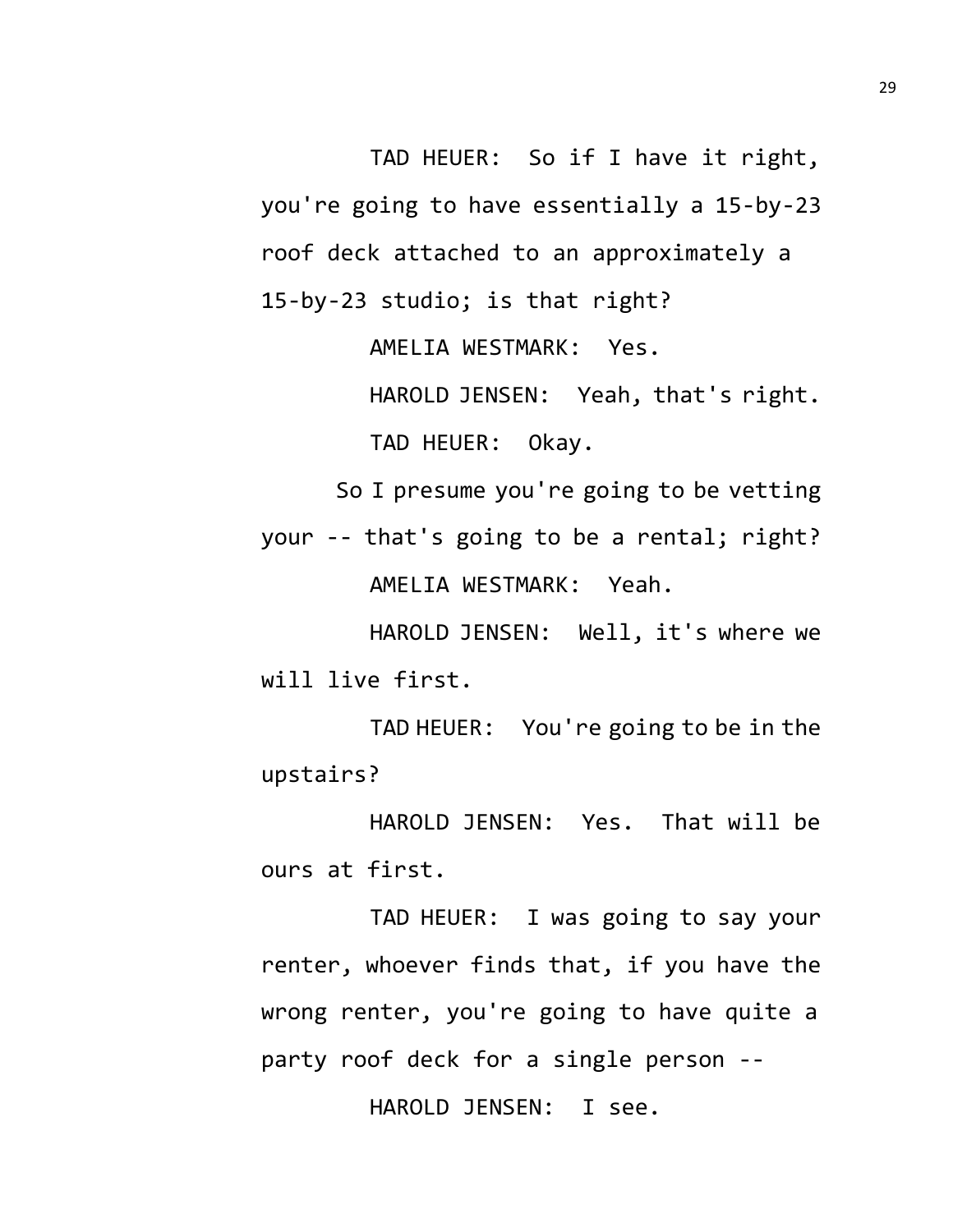TAD HEUER: So if I have it right, you're going to have essentially a 15-by-23 roof deck attached to an approximately a 15-by-23 studio; is that right?

AMELIA WESTMARK: Yes.

HAROLD JENSEN: Yeah, that's right.

TAD HEUER: Okay.

So I presume you're going to be vetting your -- that's going to be a rental; right?

AMELIA WESTMARK: Yeah.

HAROLD JENSEN: Well, it's where we will live first.

TAD HEUER: You're going to be in the upstairs?

HAROLD JENSEN: Yes. That will be ours at first.

TAD HEUER: I was going to say your renter, whoever finds that, if you have the wrong renter, you're going to have quite a party roof deck for a single person --

HAROLD JENSEN: I see.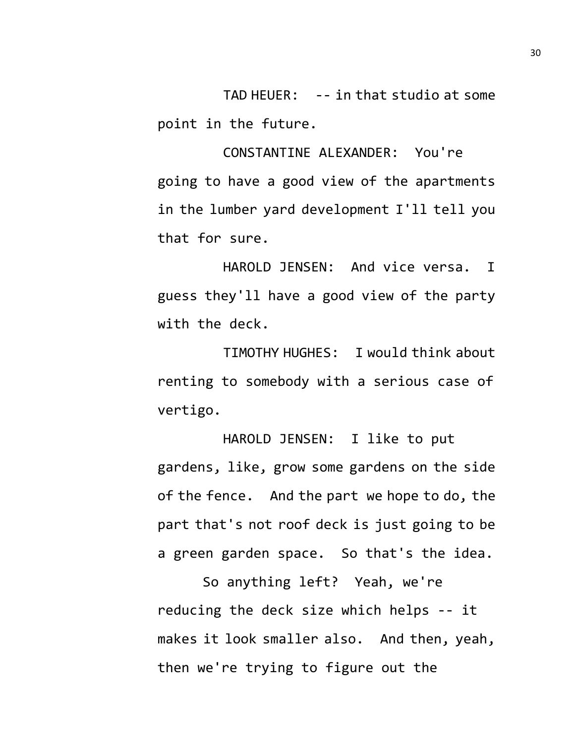TAD HEUER: -- in that studio at some point in the future.

CONSTANTINE ALEXANDER: You're going to have a good view of the apartments in the lumber yard development I'll tell you that for sure.

HAROLD JENSEN: And vice versa. I guess they'll have a good view of the party with the deck.

TIMOTHY HUGHES: I would think about renting to somebody with a serious case of vertigo.

HAROLD JENSEN: I like to put gardens, like, grow some gardens on the side of the fence. And the part we hope to do, the part that's not roof deck is just going to be a green garden space. So that's the idea.

So anything left? Yeah, we're reducing the deck size which helps -- it makes it look smaller also. And then, yeah, then we're trying to figure out the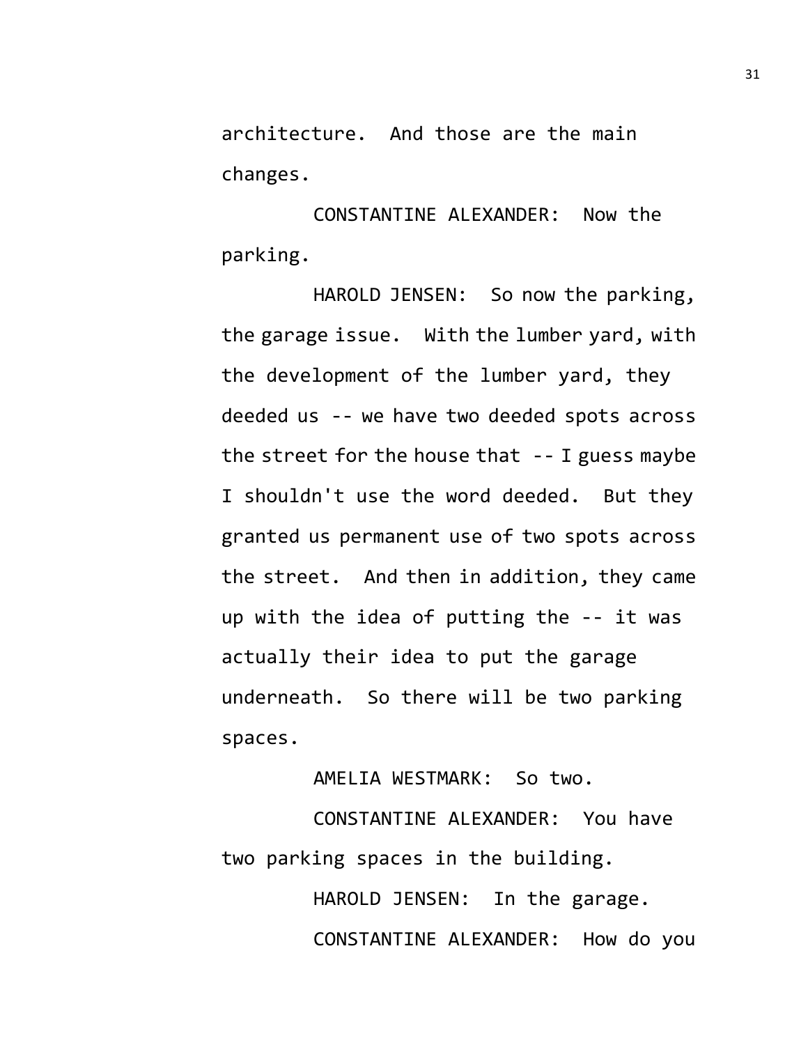architecture. And those are the main changes.

CONSTANTINE ALEXANDER: Now the parking.

HAROLD JENSEN: So now the parking, the garage issue. With the lumber yard, with the development of the lumber yard, they deeded us -- we have two deeded spots across the street for the house that -- I guess maybe I shouldn't use the word deeded. But they granted us permanent use of two spots across the street. And then in addition, they came up with the idea of putting the -- it was actually their idea to put the garage underneath. So there will be two parking spaces.

AMELIA WESTMARK: So two.

CONSTANTINE ALEXANDER: You have two parking spaces in the building.

HAROLD JENSEN: In the garage.

CONSTANTINE ALEXANDER: How do you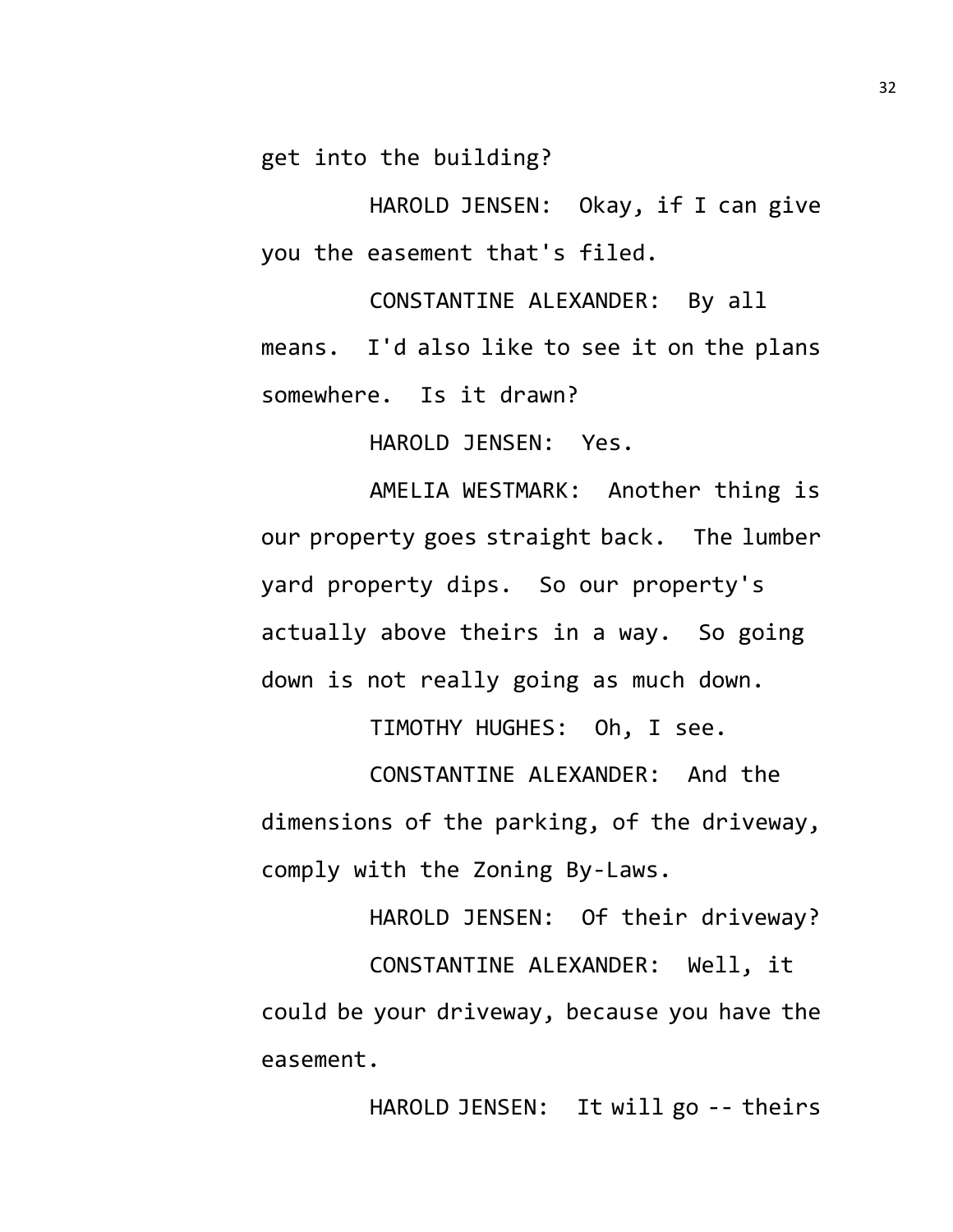get into the building?

HAROLD JENSEN: Okay, if I can give you the easement that's filed.

CONSTANTINE ALEXANDER: By all means. I'd also like to see it on the plans somewhere. Is it drawn?

HAROLD JENSEN: Yes.

AMELIA WESTMARK: Another thing is our property goes straight back. The lumber yard property dips. So our property's actually above theirs in a way. So going down is not really going as much down.

TIMOTHY HUGHES: Oh, I see.

CONSTANTINE ALEXANDER: And the dimensions of the parking, of the driveway, comply with the Zoning By-Laws.

HAROLD JENSEN: Of their driveway?

CONSTANTINE ALEXANDER: Well, it could be your driveway, because you have the easement.

HAROLD JENSEN: It will go -- theirs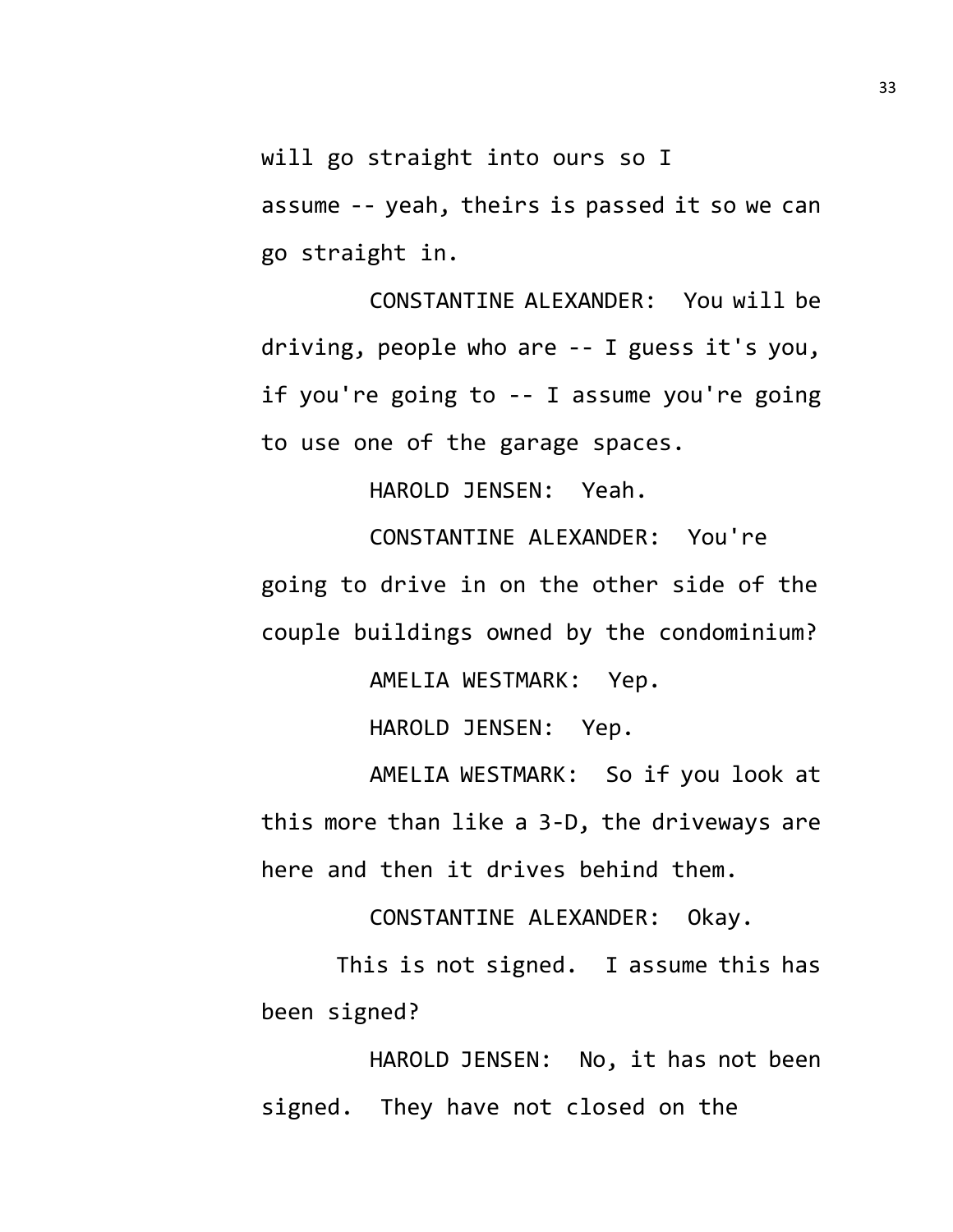will go straight into ours so I assume -- yeah, theirs is passed it so we can go straight in.

CONSTANTINE ALEXANDER: You will be driving, people who are -- I guess it's you, if you're going to -- I assume you're going to use one of the garage spaces.

HAROLD JENSEN: Yeah.

CONSTANTINE ALEXANDER: You're going to drive in on the other side of the couple buildings owned by the condominium?

AMELIA WESTMARK: Yep.

HAROLD JENSEN: Yep.

AMELIA WESTMARK: So if you look at this more than like a 3-D, the driveways are here and then it drives behind them.

CONSTANTINE ALEXANDER: Okay.

This is not signed. I assume this has been signed?

HAROLD JENSEN: No, it has not been signed. They have not closed on the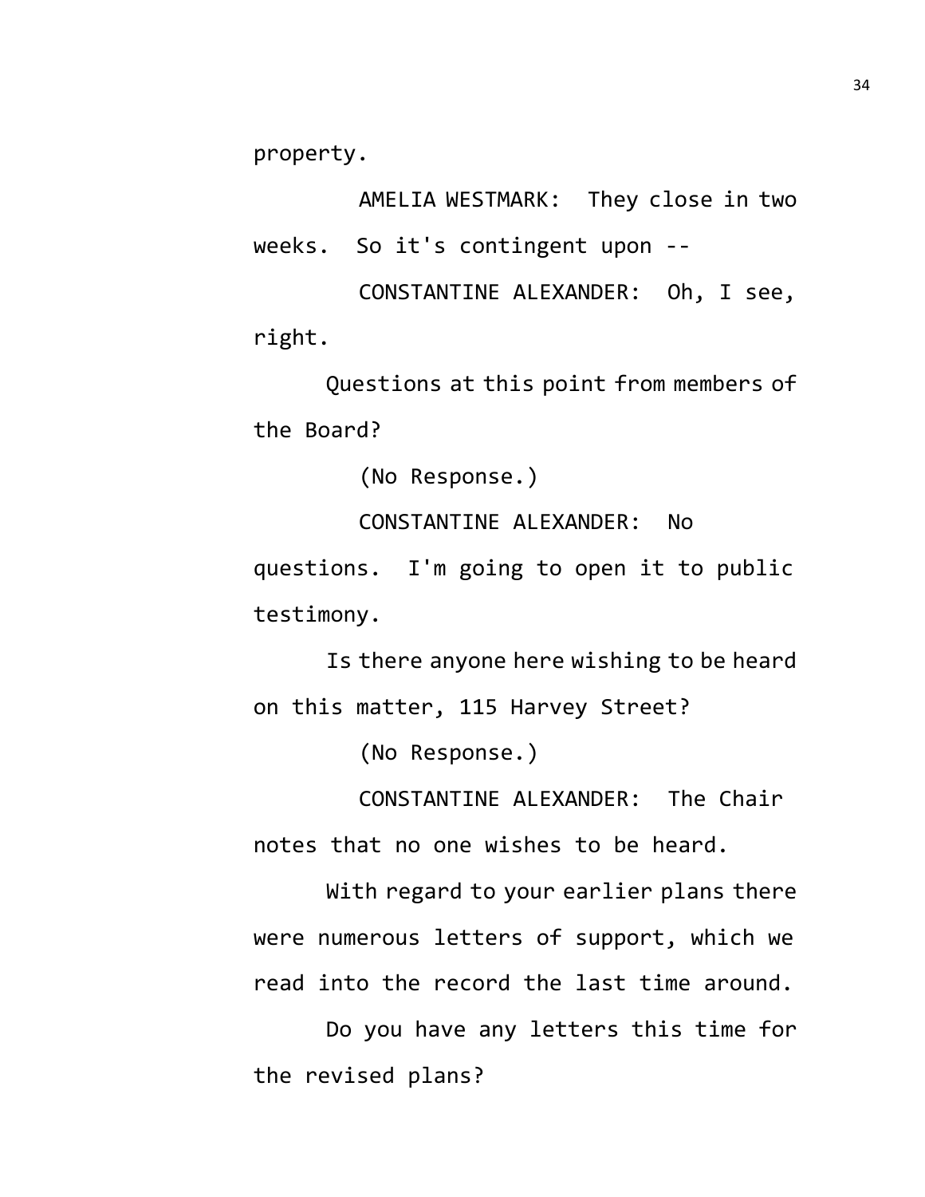property.

AMELIA WESTMARK: They close in two weeks. So it's contingent upon --

CONSTANTINE ALEXANDER: Oh, I see, right.

Questions at this point from members of the Board?

(No Response.)

CONSTANTINE ALEXANDER: No questions. I'm going to open it to public testimony.

Is there anyone here wishing to be heard on this matter, 115 Harvey Street?

(No Response.)

CONSTANTINE ALEXANDER: The Chair notes that no one wishes to be heard.

With regard to your earlier plans there were numerous letters of support, which we read into the record the last time around.

Do you have any letters this time for the revised plans?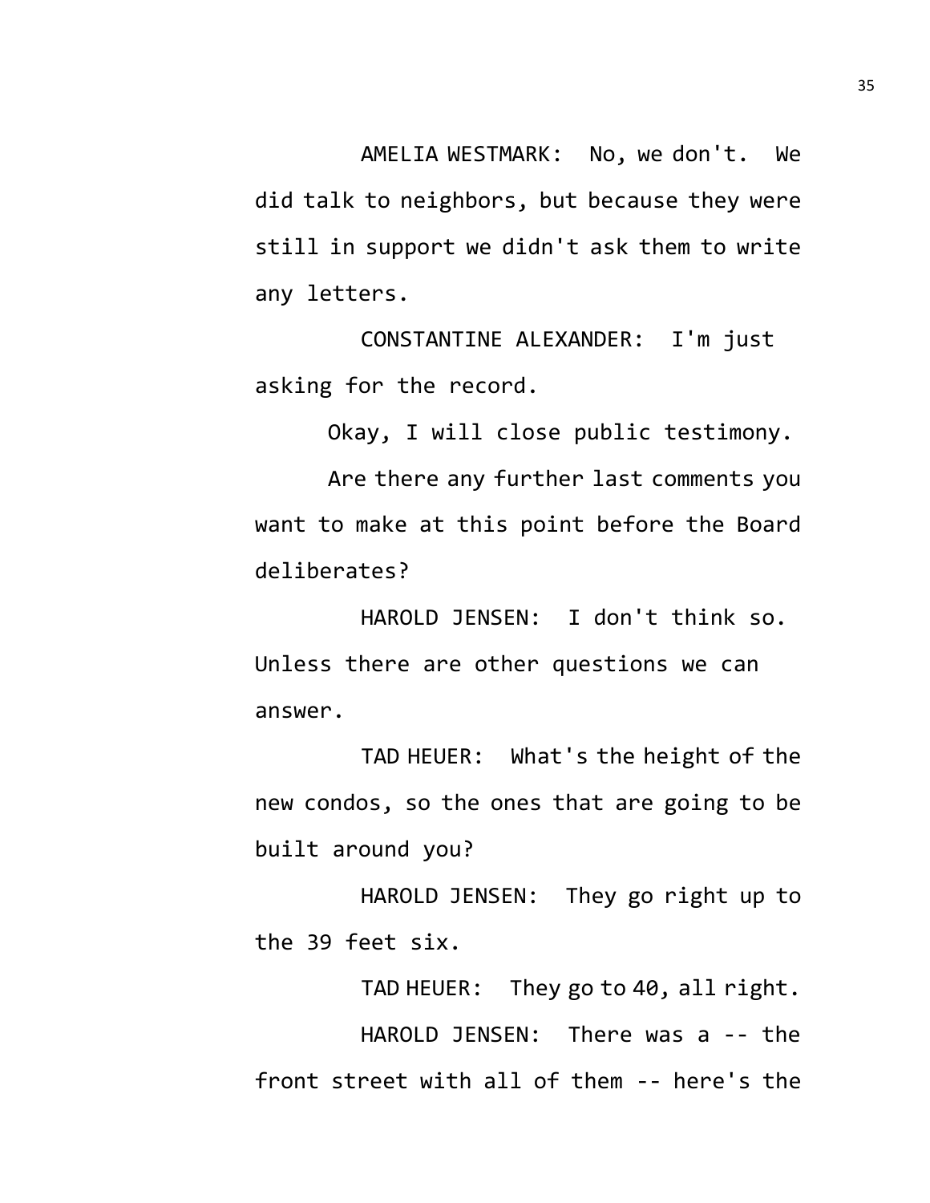AMELIA WESTMARK: No, we don't. We did talk to neighbors, but because they were still in support we didn't ask them to write any letters.

CONSTANTINE ALEXANDER: I'm just asking for the record.

Okay, I will close public testimony.

Are there any further last comments you want to make at this point before the Board deliberates?

HAROLD JENSEN: I don't think so. Unless there are other questions we can answer.

TAD HEUER: What's the height of the new condos, so the ones that are going to be built around you?

HAROLD JENSEN: They go right up to the 39 feet six.

TAD HEUER: They go to 40, all right.

HAROLD JENSEN: There was a -- the front street with all of them -- here's the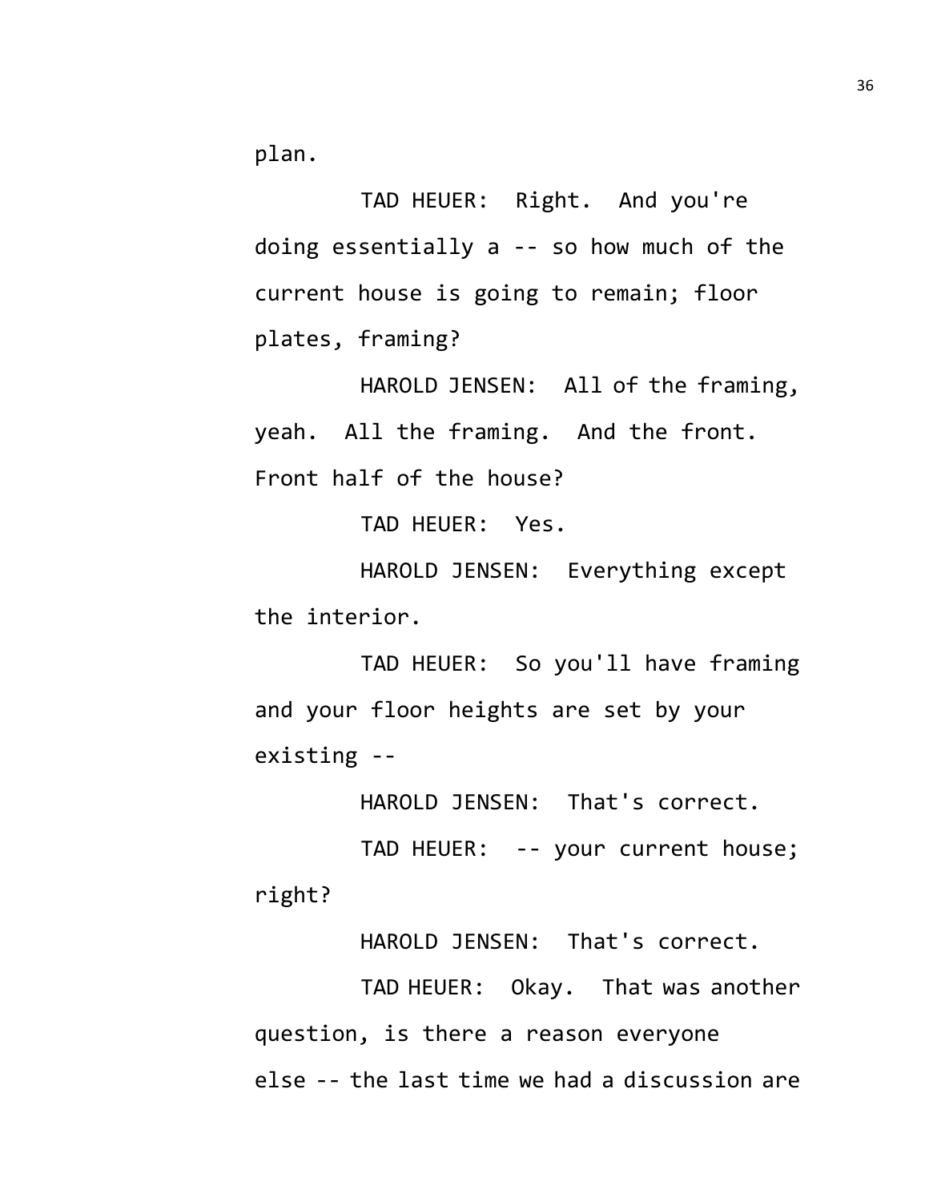plan.

TAD HEUER: Right. And you're doing essentially a -- so how much of the current house is going to remain; floor plates, framing?

HAROLD JENSEN: All of the framing, yeah. All the framing. And the front. Front half of the house?

TAD HEUER: Yes.

HAROLD JENSEN: Everything except the interior.

TAD HEUER: So you'll have framing and your floor heights are set by your existing --

HAROLD JENSEN: That's correct.

TAD HEUER: -- your current house; right?

HAROLD JENSEN: That's correct.

TAD HEUER: Okay. That was another question, is there a reason everyone else -- the last time we had a discussion are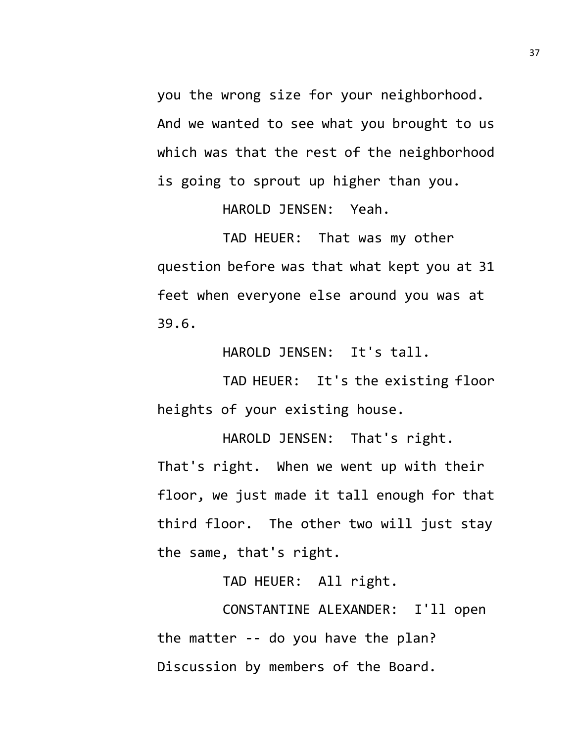you the wrong size for your neighborhood. And we wanted to see what you brought to us which was that the rest of the neighborhood is going to sprout up higher than you.

HAROLD JENSEN: Yeah.

TAD HEUER: That was my other question before was that what kept you at 31 feet when everyone else around you was at 39.6.

HAROLD JENSEN: It's tall.

TAD HEUER: It's the existing floor heights of your existing house.

HAROLD JENSEN: That's right. That's right. When we went up with their floor, we just made it tall enough for that third floor. The other two will just stay the same, that's right.

TAD HEUER: All right.

CONSTANTINE ALEXANDER: I'll open the matter -- do you have the plan? Discussion by members of the Board.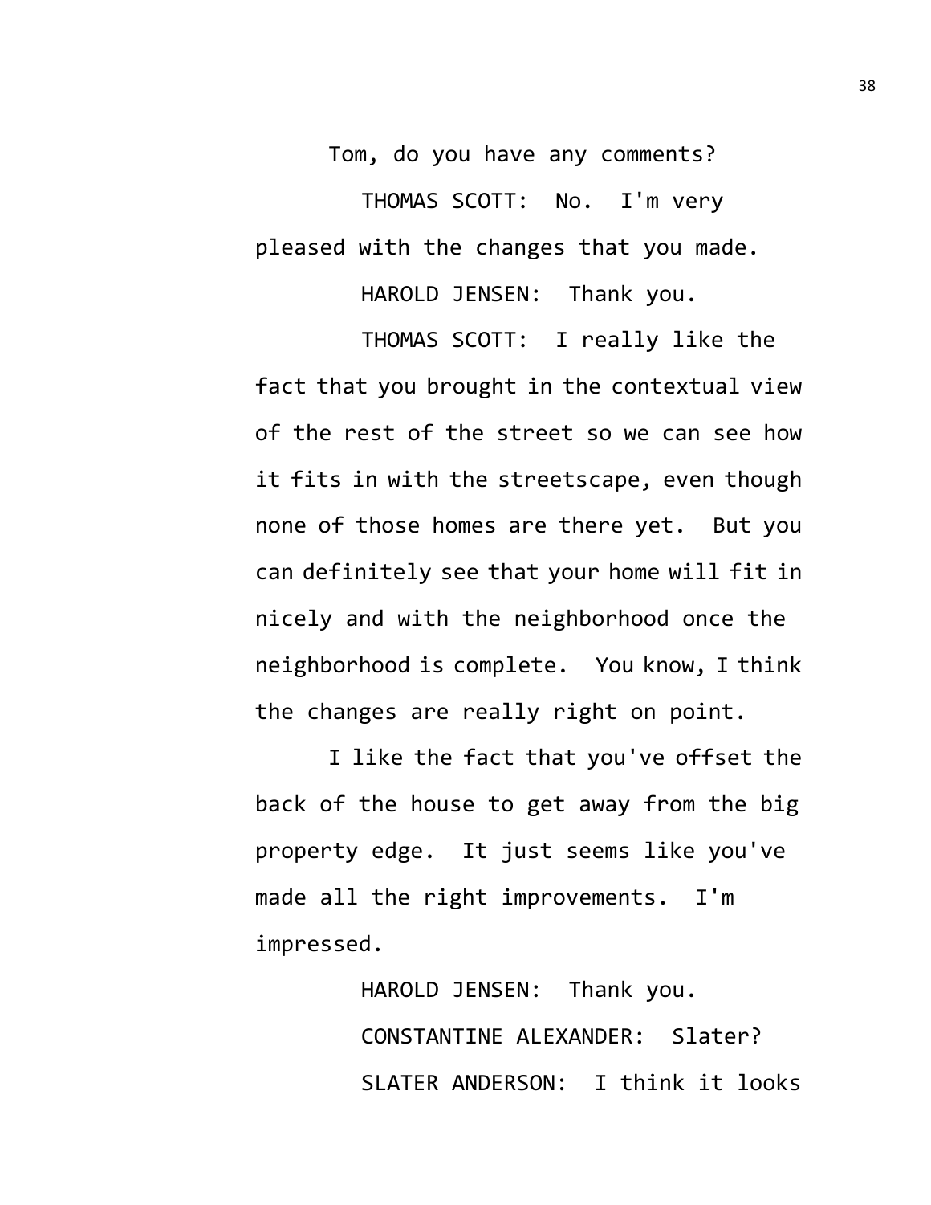Tom, do you have any comments?

THOMAS SCOTT: No. I'm very pleased with the changes that you made.

HAROLD JENSEN: Thank you.

THOMAS SCOTT: I really like the fact that you brought in the contextual view of the rest of the street so we can see how it fits in with the streetscape, even though none of those homes are there yet. But you can definitely see that your home will fit in nicely and with the neighborhood once the neighborhood is complete. You know, I think the changes are really right on point.

I like the fact that you've offset the back of the house to get away from the big property edge. It just seems like you've made all the right improvements. I'm impressed.

HAROLD JENSEN: Thank you.

CONSTANTINE ALEXANDER: Slater?

SLATER ANDERSON: I think it looks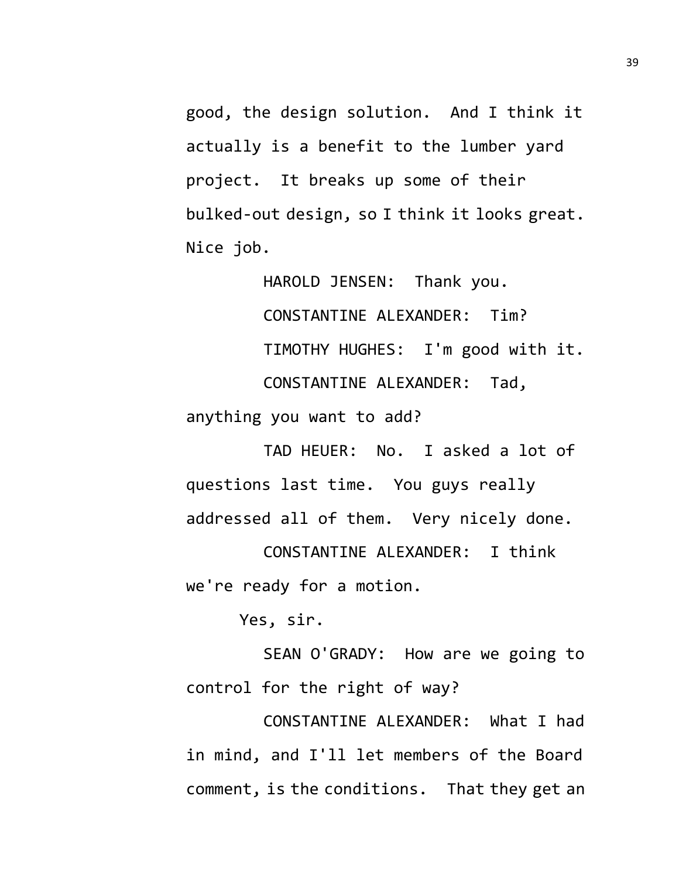good, the design solution. And I think it actually is a benefit to the lumber yard project. It breaks up some of their bulked-out design, so I think it looks great. Nice job.

HAROLD JENSEN: Thank you.

CONSTANTINE ALEXANDER: Tim?

TIMOTHY HUGHES: I'm good with it.

CONSTANTINE ALEXANDER: Tad, anything you want to add?

TAD HEUER: No. I asked a lot of questions last time. You guys really addressed all of them. Very nicely done.

CONSTANTINE ALEXANDER: I think we're ready for a motion.

Yes, sir.

SEAN O'GRADY: How are we going to control for the right of way?

CONSTANTINE ALEXANDER: What I had in mind, and I'll let members of the Board comment, is the conditions. That they get an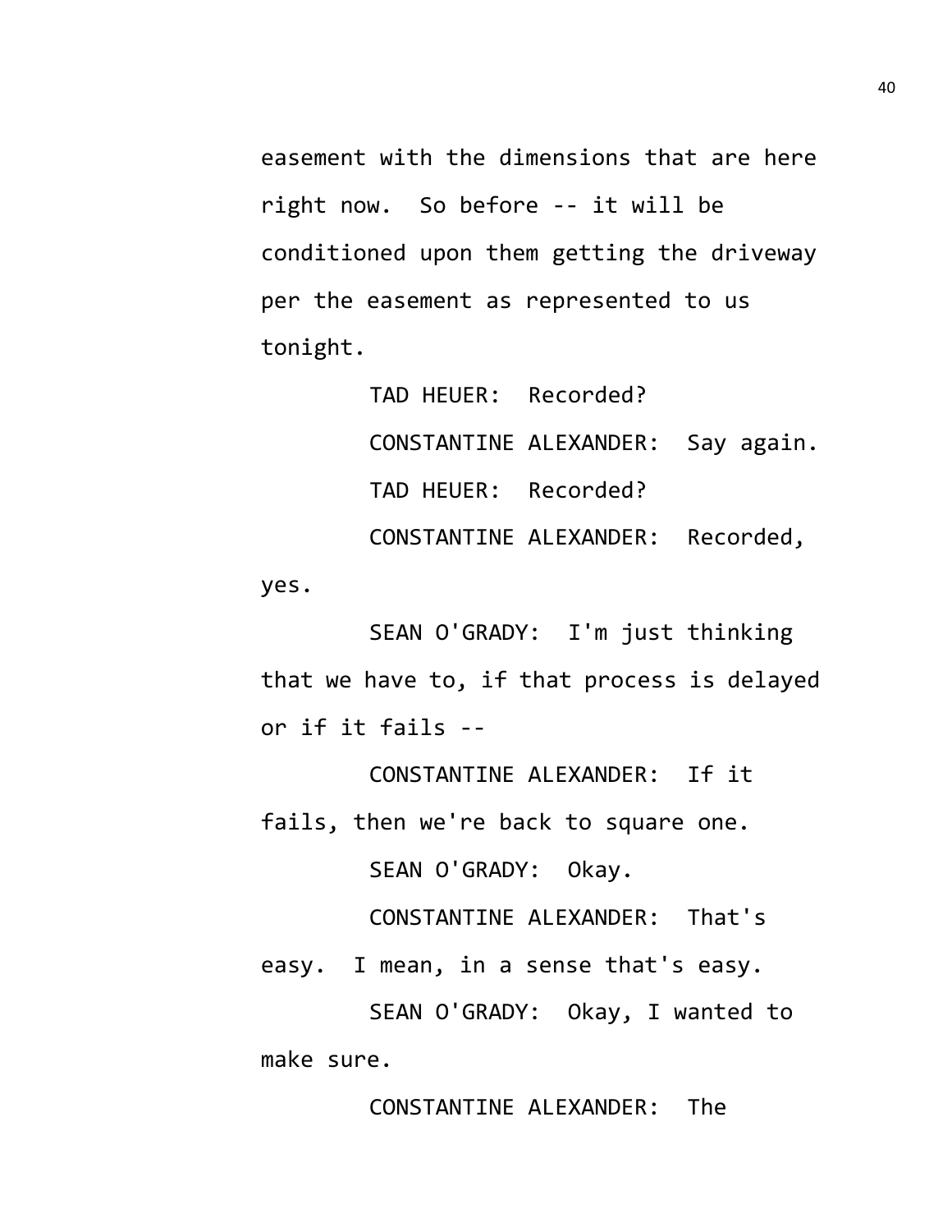easement with the dimensions that are here right now. So before -- it will be conditioned upon them getting the driveway per the easement as represented to us tonight.

TAD HEUER: Recorded?

CONSTANTINE ALEXANDER: Say again.

TAD HEUER: Recorded?

CONSTANTINE ALEXANDER: Recorded, yes.

SEAN O'GRADY: I'm just thinking that we have to, if that process is delayed or if it fails --

CONSTANTINE ALEXANDER: If it fails, then we're back to square one.

SEAN O'GRADY: Okay.

CONSTANTINE ALEXANDER: That's easy. I mean, in a sense that's easy.

SEAN O'GRADY: Okay, I wanted to make sure.

CONSTANTINE ALEXANDER: The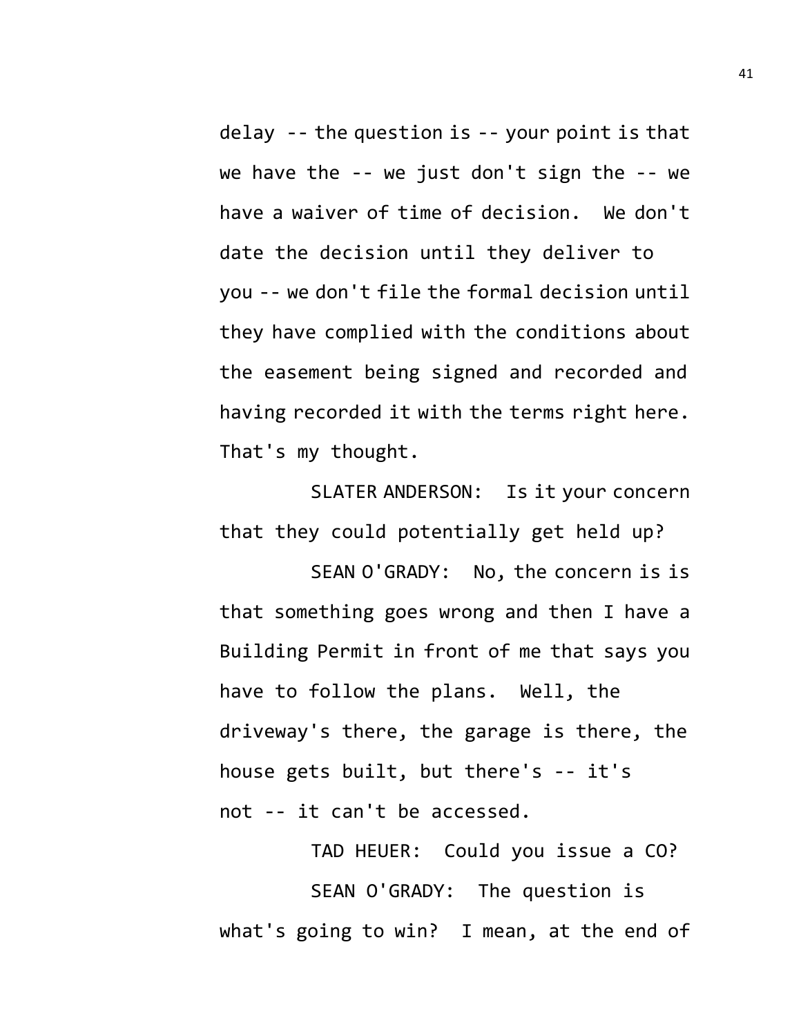delay -- the question is -- your point is that we have the -- we just don't sign the -- we have a waiver of time of decision. We don't date the decision until they deliver to you -- we don't file the formal decision until they have complied with the conditions about the easement being signed and recorded and having recorded it with the terms right here. That's my thought.

SLATER ANDERSON: Is it your concern that they could potentially get held up?

SEAN O'GRADY: No, the concern is is that something goes wrong and then I have a Building Permit in front of me that says you have to follow the plans. Well, the driveway's there, the garage is there, the house gets built, but there's -- it's not -- it can't be accessed.

TAD HEUER: Could you issue a CO?

SEAN O'GRADY: The question is what's going to win? I mean, at the end of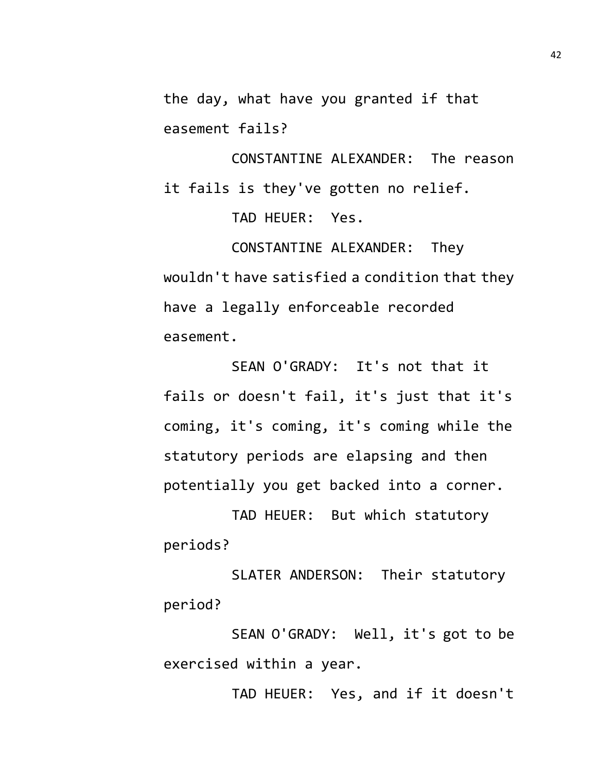the day, what have you granted if that easement fails?

CONSTANTINE ALEXANDER: The reason it fails is they've gotten no relief.

TAD HEUER: Yes.

CONSTANTINE ALEXANDER: They wouldn't have satisfied a condition that they have a legally enforceable recorded easement.

SEAN O'GRADY: It's not that it fails or doesn't fail, it's just that it's coming, it's coming, it's coming while the statutory periods are elapsing and then potentially you get backed into a corner.

TAD HEUER: But which statutory periods?

SLATER ANDERSON: Their statutory period?

SEAN O'GRADY: Well, it's got to be exercised within a year.

TAD HEUER: Yes, and if it doesn't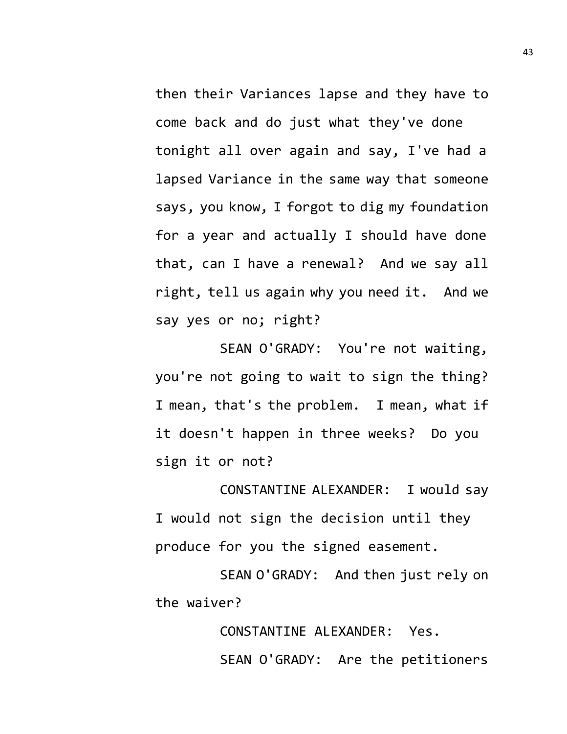then their Variances lapse and they have to come back and do just what they've done tonight all over again and say, I've had a lapsed Variance in the same way that someone says, you know, I forgot to dig my foundation for a year and actually I should have done that, can I have a renewal? And we say all right, tell us again why you need it. And we say yes or no; right?

SEAN O'GRADY: You're not waiting, you're not going to wait to sign the thing? I mean, that's the problem. I mean, what if it doesn't happen in three weeks? Do you sign it or not?

CONSTANTINE ALEXANDER: I would say I would not sign the decision until they produce for you the signed easement.

SEAN O'GRADY: And then just rely on the waiver?

CONSTANTINE ALEXANDER: Yes.

SEAN O'GRADY: Are the petitioners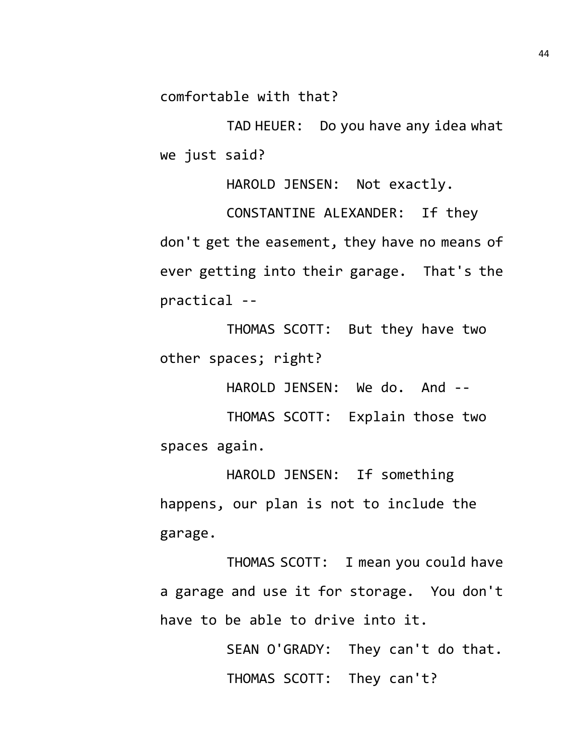comfortable with that?

TAD HEUER: Do you have any idea what we just said?

HAROLD JENSEN: Not exactly.

CONSTANTINE ALEXANDER: If they don't get the easement, they have no means of ever getting into their garage. That's the practical --

THOMAS SCOTT: But they have two other spaces; right?

HAROLD JENSEN: We do. And --

THOMAS SCOTT: Explain those two spaces again.

HAROLD JENSEN: If something happens, our plan is not to include the garage.

THOMAS SCOTT: I mean you could have a garage and use it for storage. You don't have to be able to drive into it.

SEAN O'GRADY: They can't do that.

THOMAS SCOTT: They can't?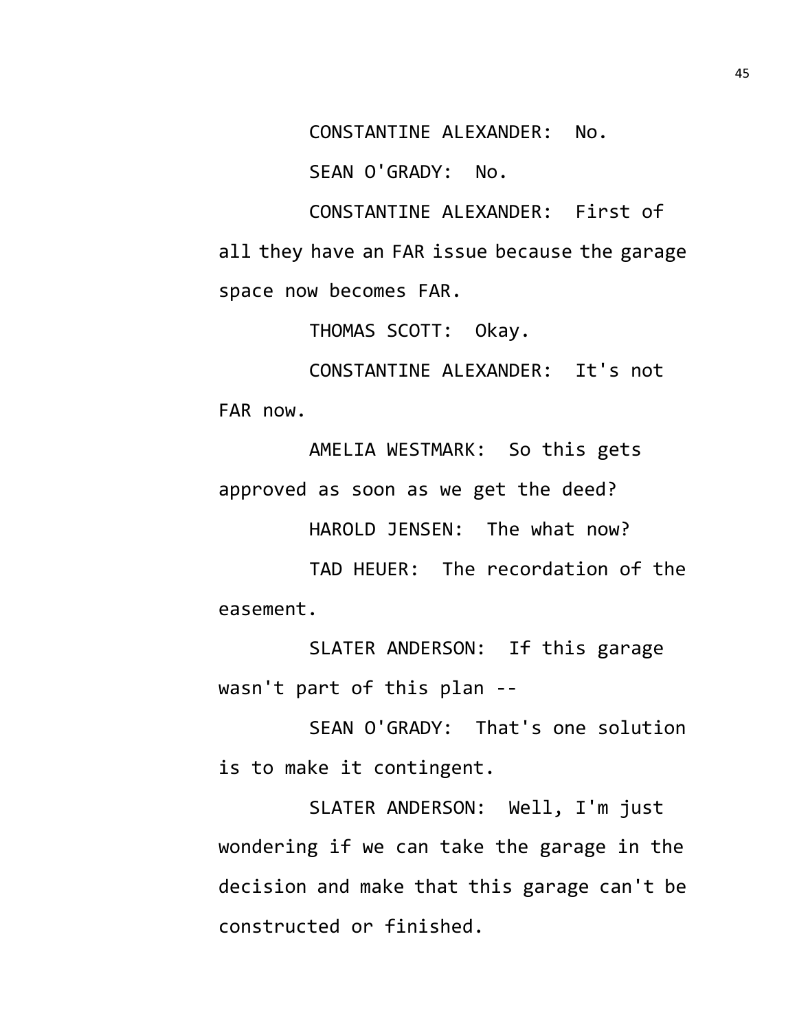CONSTANTINE ALEXANDER: No.

SEAN O'GRADY: No.

CONSTANTINE ALEXANDER: First of all they have an FAR issue because the garage space now becomes FAR.

THOMAS SCOTT: Okay.

CONSTANTINE ALEXANDER: It's not FAR now.

AMELIA WESTMARK: So this gets approved as soon as we get the deed?

HAROLD JENSEN: The what now?

TAD HEUER: The recordation of the easement.

SLATER ANDERSON: If this garage wasn't part of this plan --

SEAN O'GRADY: That's one solution is to make it contingent.

SLATER ANDERSON: Well, I'm just wondering if we can take the garage in the decision and make that this garage can't be constructed or finished.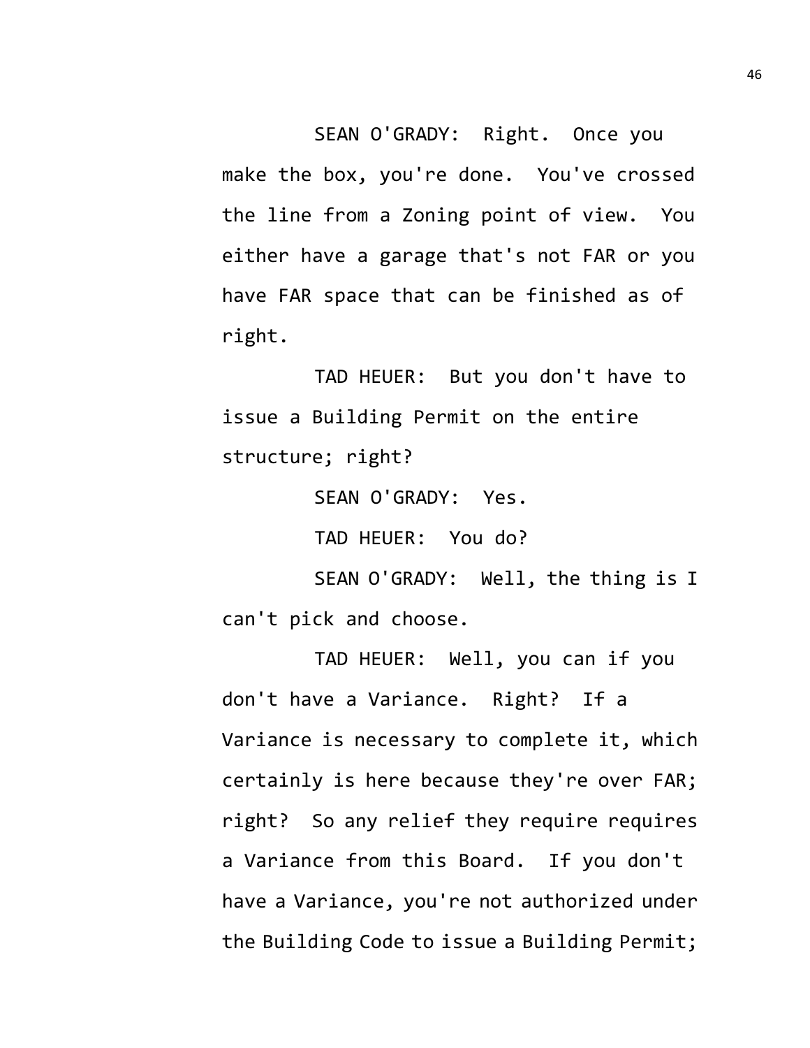SEAN O'GRADY: Right. Once you make the box, you're done. You've crossed the line from a Zoning point of view. You either have a garage that's not FAR or you have FAR space that can be finished as of right.

TAD HEUER: But you don't have to issue a Building Permit on the entire structure; right?

SEAN O'GRADY: Yes.

TAD HEUER: You do?

SEAN O'GRADY: Well, the thing is I can't pick and choose.

TAD HEUER: Well, you can if you don't have a Variance. Right? If a Variance is necessary to complete it, which certainly is here because they're over FAR; right? So any relief they require requires a Variance from this Board. If you don't have a Variance, you're not authorized under the Building Code to issue a Building Permit;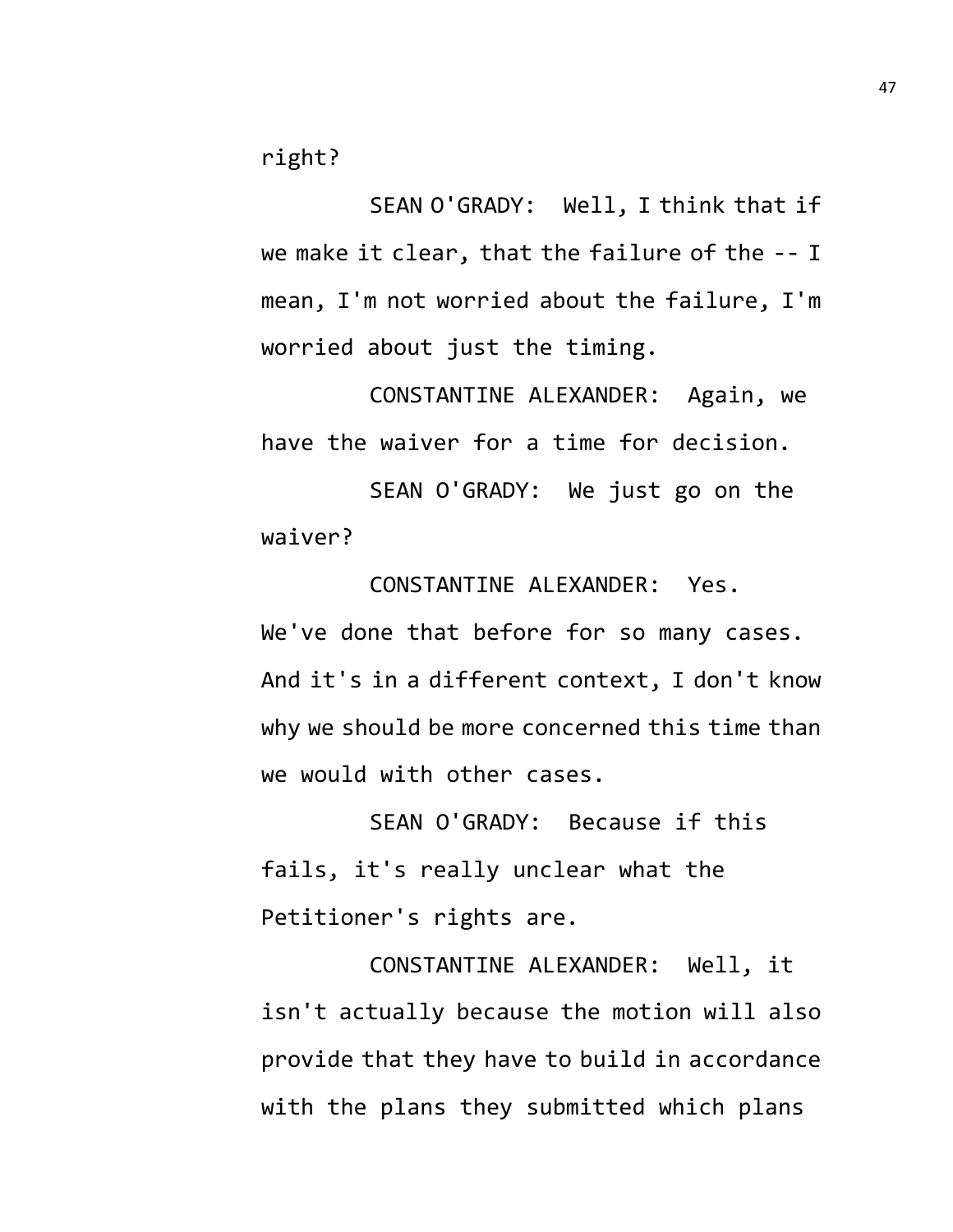right?

SEAN O'GRADY: Well, I think that if we make it clear, that the failure of the -- I mean, I'm not worried about the failure, I'm worried about just the timing.

CONSTANTINE ALEXANDER: Again, we have the waiver for a time for decision.

SEAN O'GRADY: We just go on the waiver?

CONSTANTINE ALEXANDER: Yes. We've done that before for so many cases. And it's in a different context, I don't know why we should be more concerned this time than we would with other cases.

SEAN O'GRADY: Because if this fails, it's really unclear what the Petitioner's rights are.

CONSTANTINE ALEXANDER: Well, it isn't actually because the motion will also provide that they have to build in accordance with the plans they submitted which plans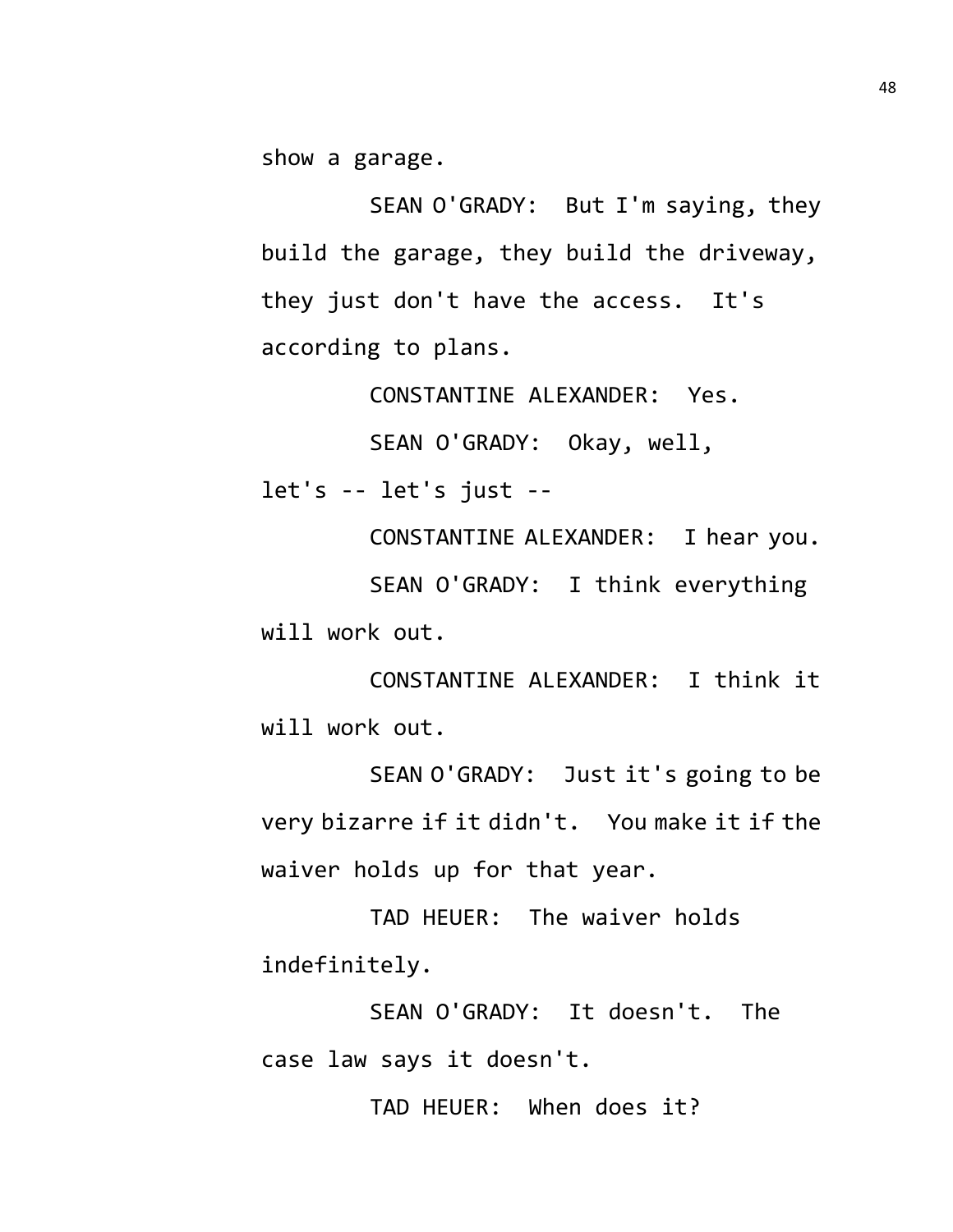show a garage.

SEAN O'GRADY: But I'm saying, they build the garage, they build the driveway, they just don't have the access. It's according to plans.

CONSTANTINE ALEXANDER: Yes.

SEAN O'GRADY: Okay, well, let's -- let's just --

CONSTANTINE ALEXANDER: I hear you.

SEAN O'GRADY: I think everything will work out.

CONSTANTINE ALEXANDER: I think it will work out.

SEAN O'GRADY: Just it's going to be very bizarre if it didn't. You make it if the waiver holds up for that year.

TAD HEUER: The waiver holds indefinitely.

SEAN O'GRADY: It doesn't. The case law says it doesn't.

TAD HEUER: When does it?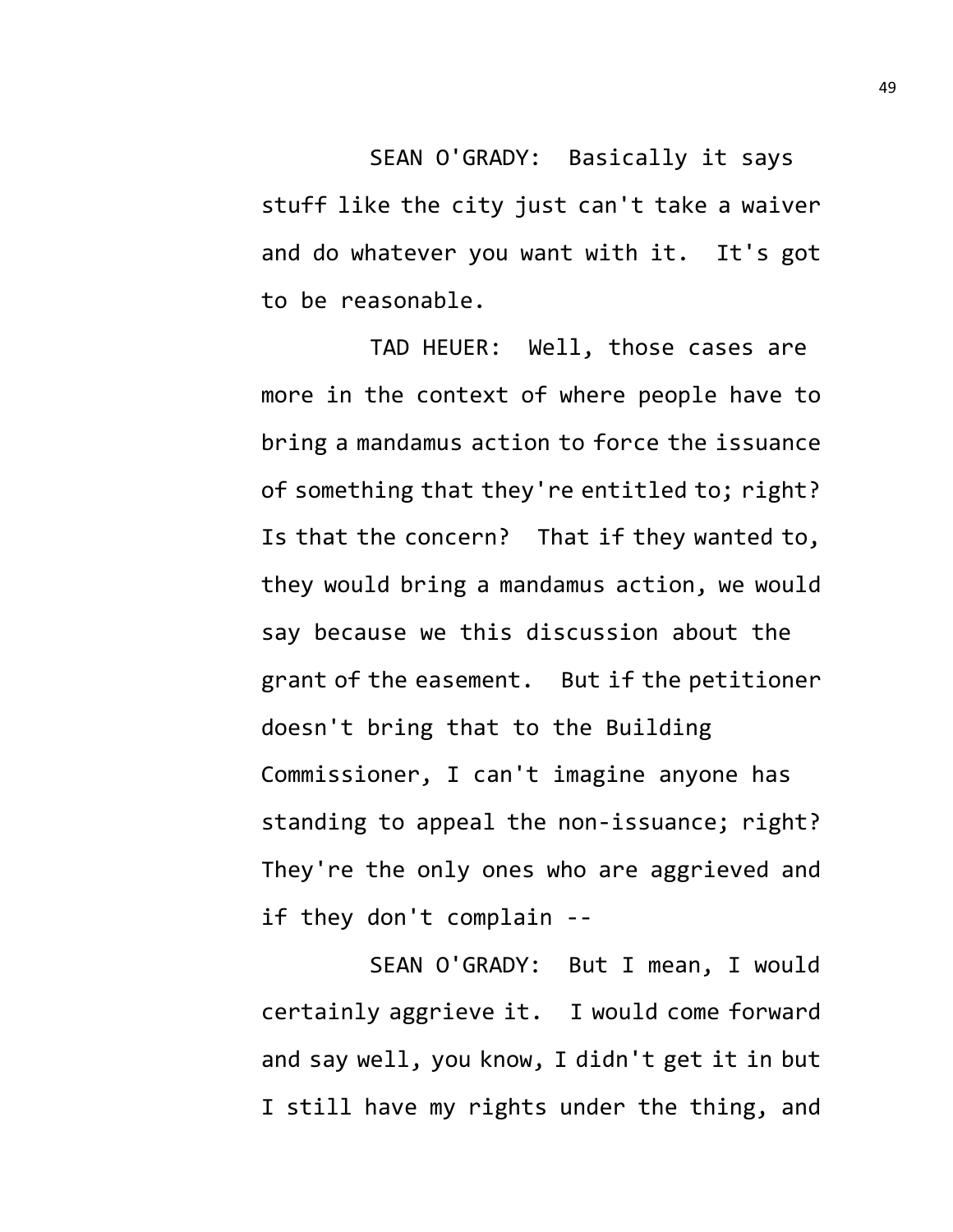SEAN O'GRADY: Basically it says stuff like the city just can't take a waiver and do whatever you want with it. It's got to be reasonable.

TAD HEUER: Well, those cases are more in the context of where people have to bring a mandamus action to force the issuance of something that they're entitled to; right? Is that the concern? That if they wanted to, they would bring a mandamus action, we would say because we this discussion about the grant of the easement. But if the petitioner doesn't bring that to the Building Commissioner, I can't imagine anyone has standing to appeal the non-issuance; right? They're the only ones who are aggrieved and if they don't complain --

SEAN O'GRADY: But I mean, I would certainly aggrieve it. I would come forward and say well, you know, I didn't get it in but I still have my rights under the thing, and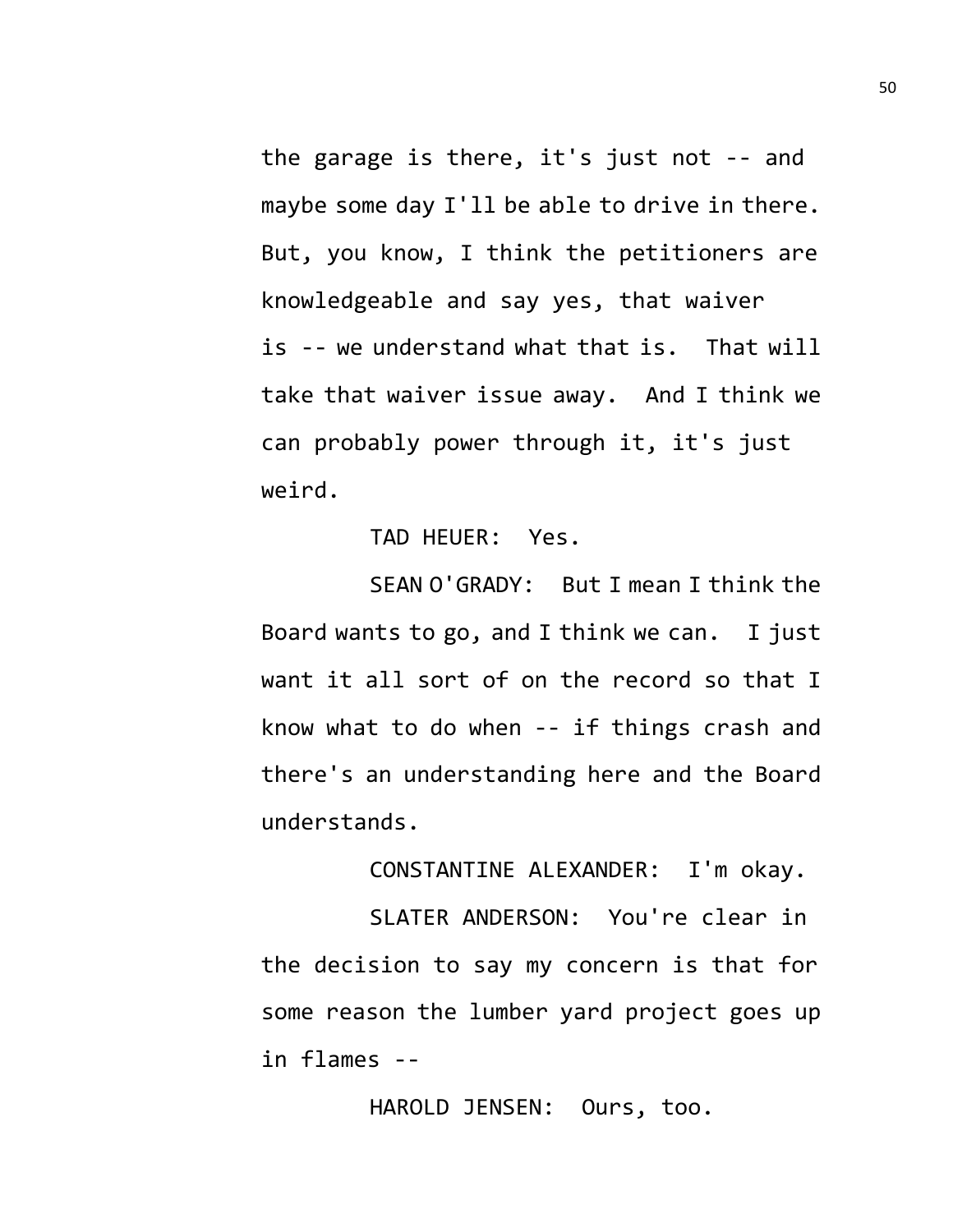the garage is there, it's just not -- and maybe some day I'll be able to drive in there. But, you know, I think the petitioners are knowledgeable and say yes, that waiver is -- we understand what that is. That will take that waiver issue away. And I think we can probably power through it, it's just weird.

TAD HEUER: Yes.

SEAN O'GRADY: But I mean I think the Board wants to go, and I think we can. I just want it all sort of on the record so that I know what to do when -- if things crash and there's an understanding here and the Board understands.

CONSTANTINE ALEXANDER: I'm okay.

SLATER ANDERSON: You're clear in the decision to say my concern is that for some reason the lumber yard project goes up in flames --

HAROLD JENSEN: Ours, too.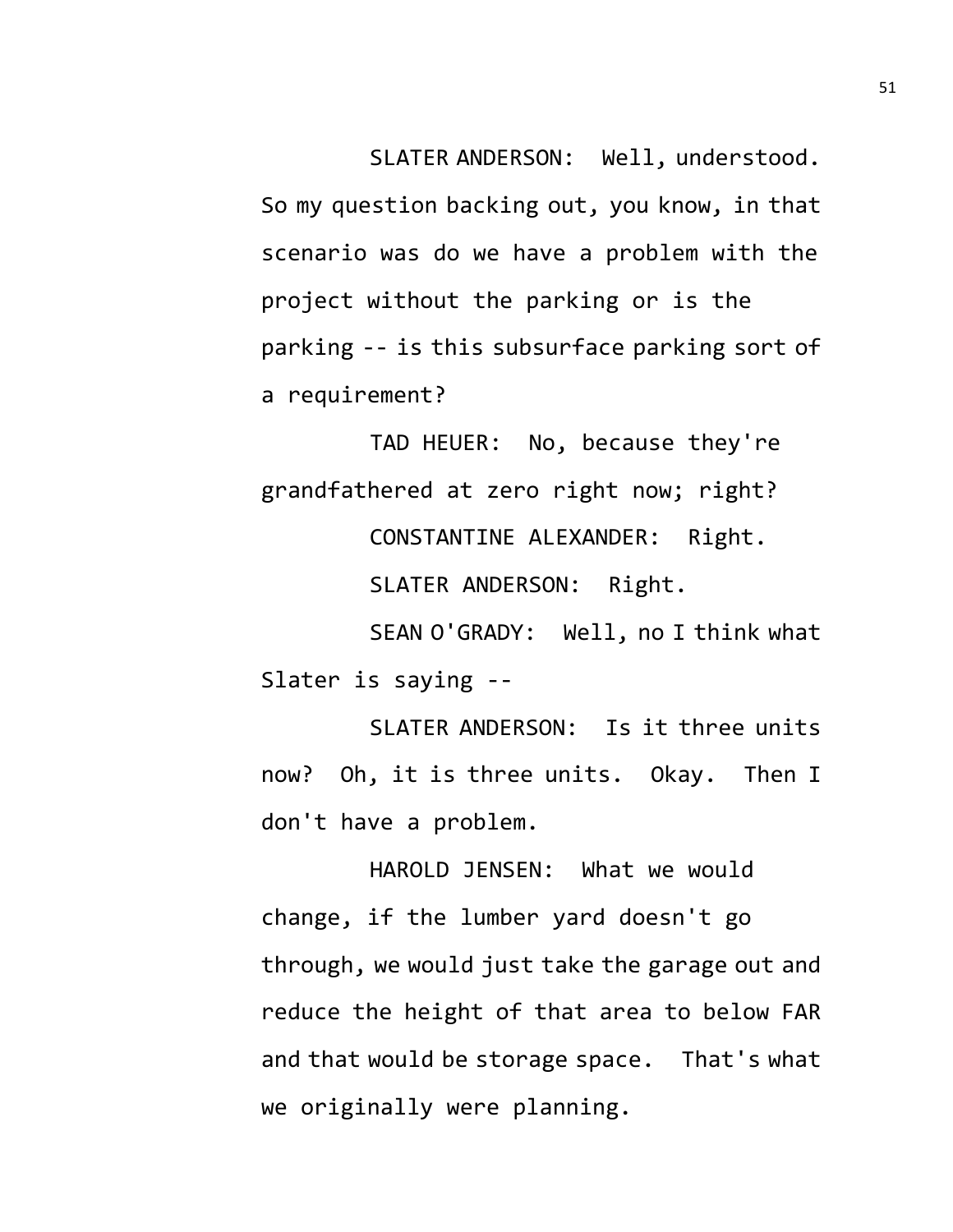SLATER ANDERSON: Well, understood. So my question backing out, you know, in that scenario was do we have a problem with the project without the parking or is the parking -- is this subsurface parking sort of a requirement?

TAD HEUER: No, because they're grandfathered at zero right now; right?

CONSTANTINE ALEXANDER: Right.

SLATER ANDERSON: Right.

SEAN O'GRADY: Well, no I think what Slater is saying --

SLATER ANDERSON: Is it three units now? Oh, it is three units. Okay. Then I don't have a problem.

HAROLD JENSEN: What we would change, if the lumber yard doesn't go through, we would just take the garage out and reduce the height of that area to below FAR and that would be storage space. That's what we originally were planning.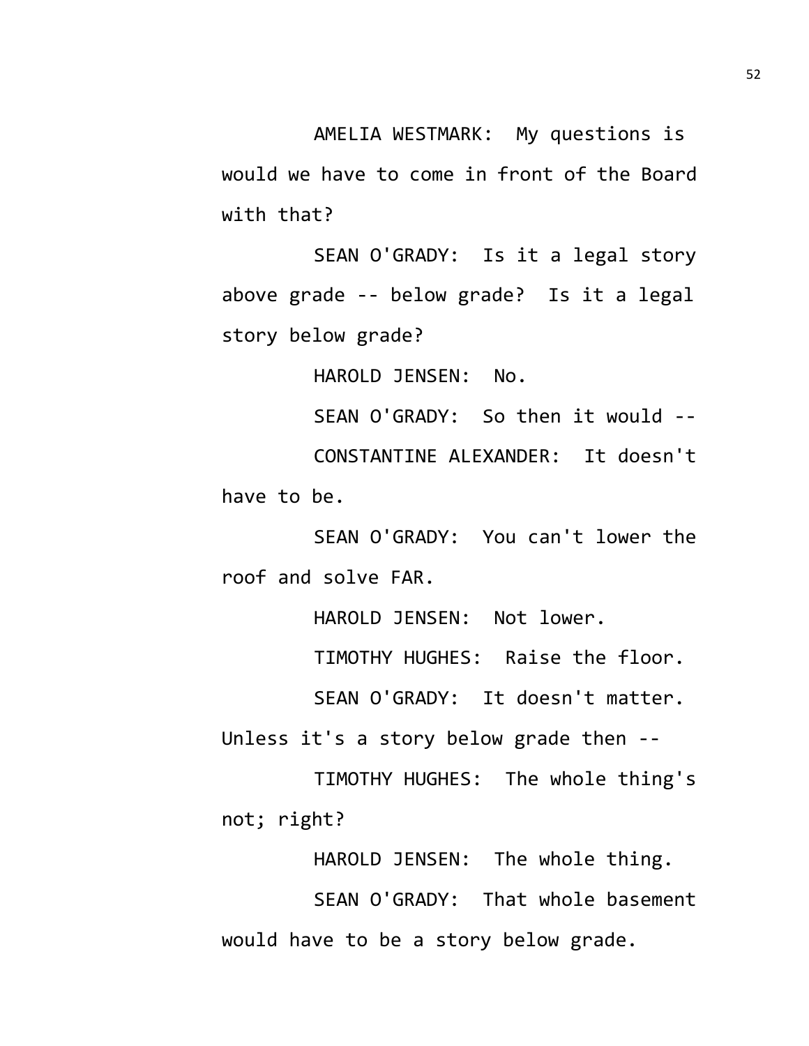AMELIA WESTMARK: My questions is would we have to come in front of the Board with that?

SEAN O'GRADY: Is it a legal story above grade -- below grade? Is it a legal story below grade?

HAROLD JENSEN: No.

SEAN O'GRADY: So then it would --

CONSTANTINE ALEXANDER: It doesn't have to be.

SEAN O'GRADY: You can't lower the roof and solve FAR.

HAROLD JENSEN: Not lower.

TIMOTHY HUGHES: Raise the floor.

SEAN O'GRADY: It doesn't matter. Unless it's a story below grade then --

TIMOTHY HUGHES: The whole thing's not; right?

HAROLD JENSEN: The whole thing.

SEAN O'GRADY: That whole basement would have to be a story below grade.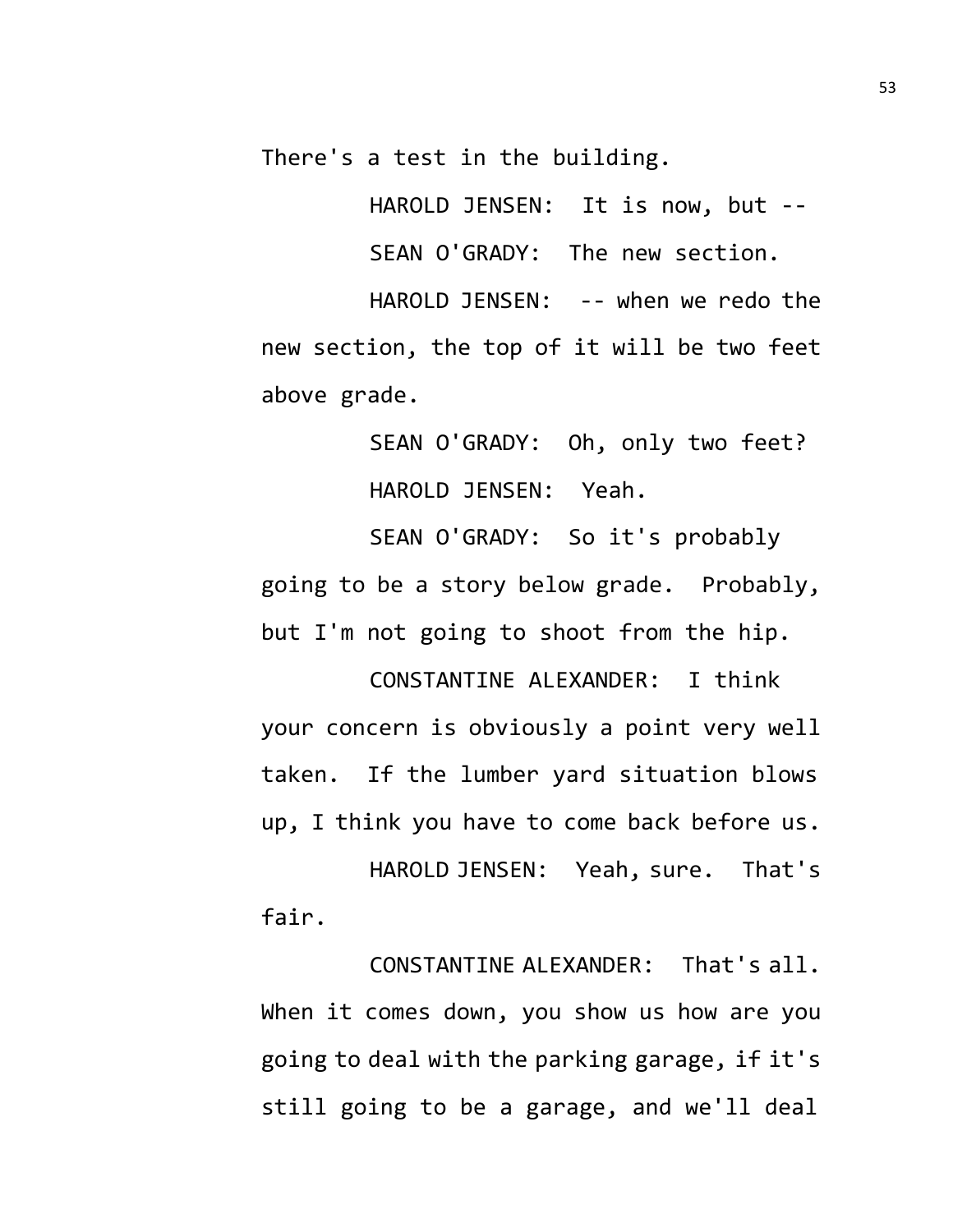There's a test in the building.

HAROLD JENSEN: It is now, but --

SEAN O'GRADY: The new section.

HAROLD JENSEN: -- when we redo the new section, the top of it will be two feet above grade.

SEAN O'GRADY: Oh, only two feet?

HAROLD JENSEN: Yeah.

SEAN O'GRADY: So it's probably going to be a story below grade. Probably, but I'm not going to shoot from the hip.

CONSTANTINE ALEXANDER: I think your concern is obviously a point very well taken. If the lumber yard situation blows up, I think you have to come back before us.

HAROLD JENSEN: Yeah, sure. That's fair.

CONSTANTINE ALEXANDER: That's all. When it comes down, you show us how are you going to deal with the parking garage, if it's still going to be a garage, and we'll deal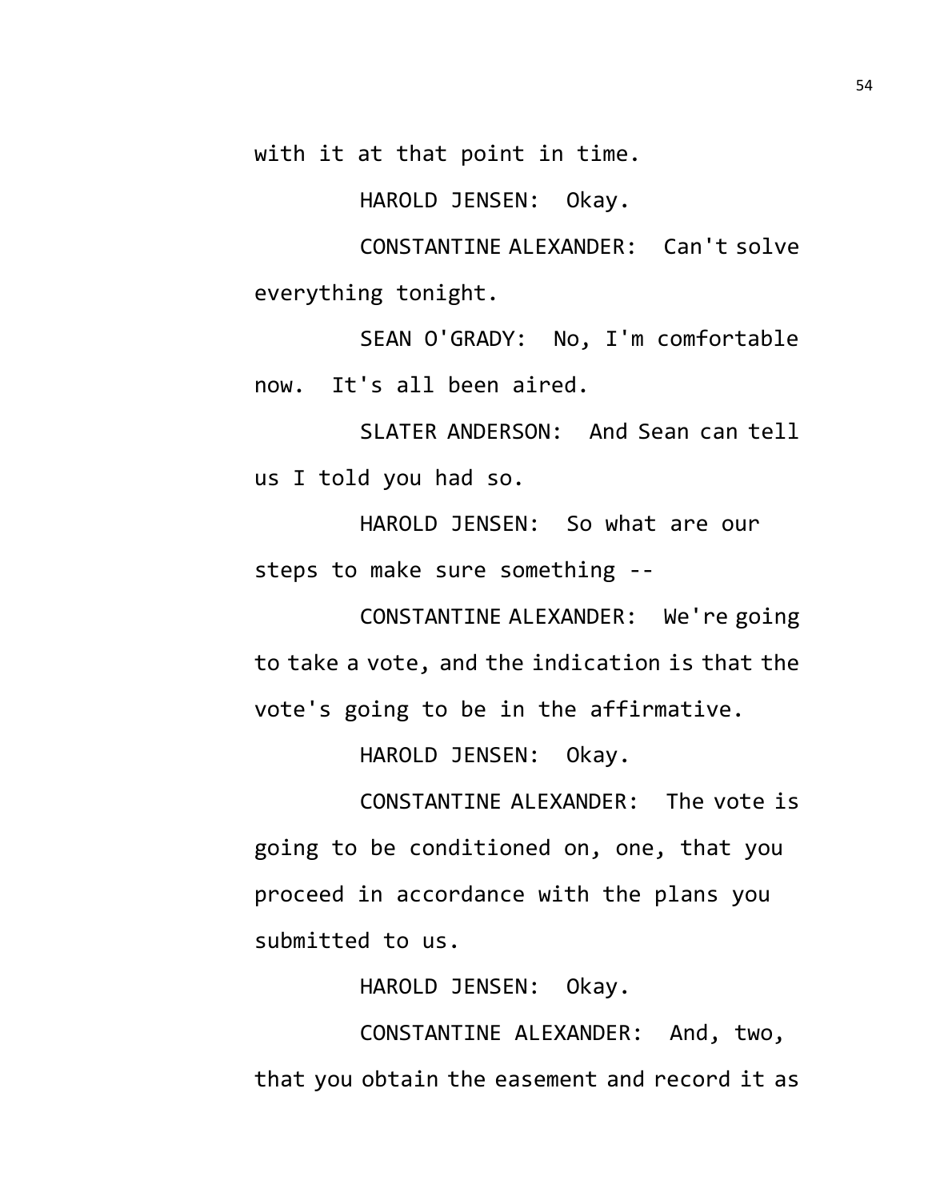with it at that point in time.

HAROLD JENSEN: Okay.

CONSTANTINE ALEXANDER: Can't solve everything tonight.

SEAN O'GRADY: No, I'm comfortable now. It's all been aired.

SLATER ANDERSON: And Sean can tell us I told you had so.

HAROLD JENSEN: So what are our steps to make sure something --

CONSTANTINE ALEXANDER: We're going to take a vote, and the indication is that the vote's going to be in the affirmative.

HAROLD JENSEN: Okay.

CONSTANTINE ALEXANDER: The vote is going to be conditioned on, one, that you proceed in accordance with the plans you submitted to us.

HAROLD JENSEN: Okay.

CONSTANTINE ALEXANDER: And, two, that you obtain the easement and record it as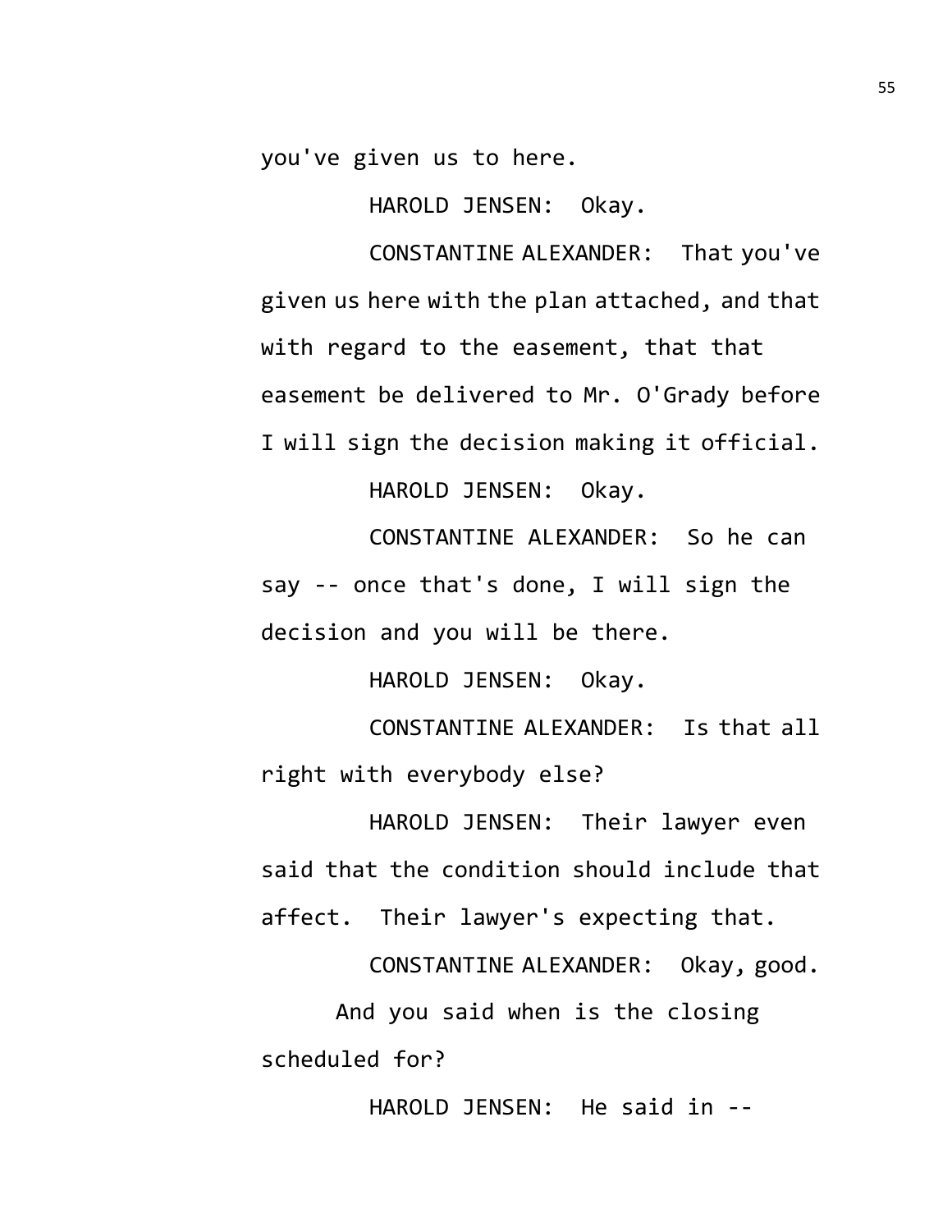you've given us to here.

HAROLD JENSEN: Okay.

CONSTANTINE ALEXANDER: That you've given us here with the plan attached, and that with regard to the easement, that that easement be delivered to Mr. O'Grady before I will sign the decision making it official.

HAROLD JENSEN: Okay.

CONSTANTINE ALEXANDER: So he can say -- once that's done, I will sign the decision and you will be there.

HAROLD JENSEN: Okay.

CONSTANTINE ALEXANDER: Is that all right with everybody else?

HAROLD JENSEN: Their lawyer even said that the condition should include that affect. Their lawyer's expecting that.

CONSTANTINE ALEXANDER: Okay, good. And you said when is the closing scheduled for?

HAROLD JENSEN: He said in --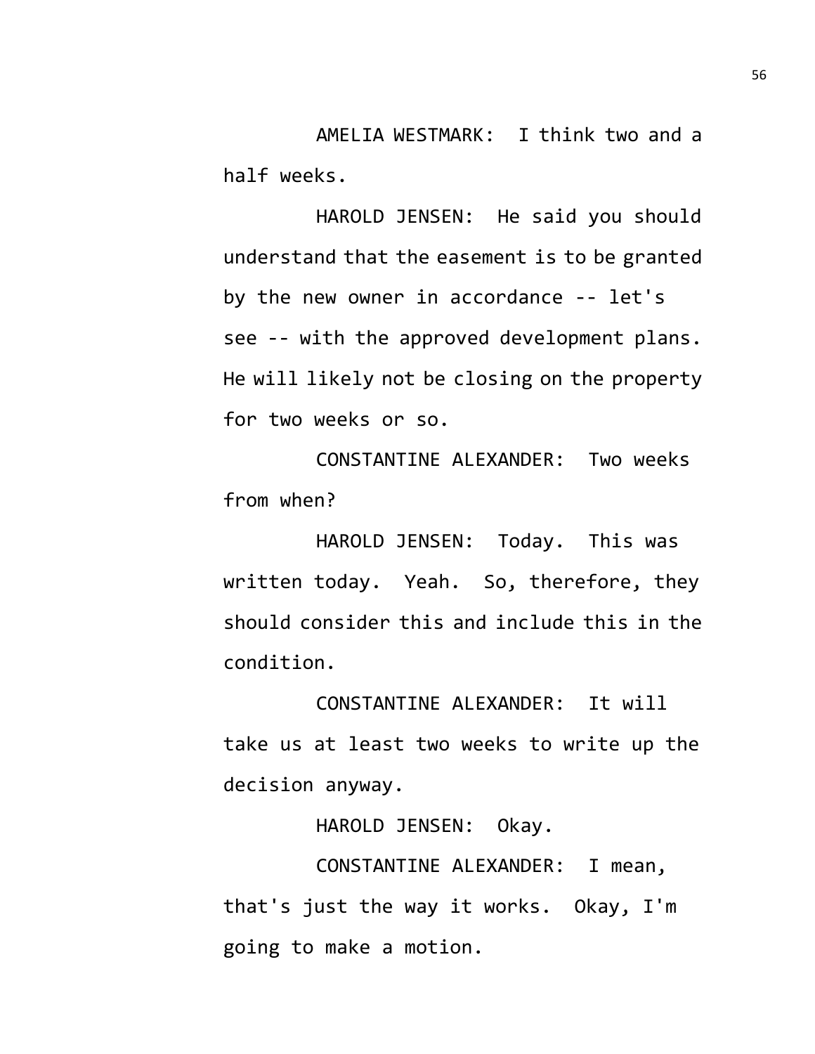AMELIA WESTMARK: I think two and a half weeks.

HAROLD JENSEN: He said you should understand that the easement is to be granted by the new owner in accordance -- let's see -- with the approved development plans. He will likely not be closing on the property for two weeks or so.

CONSTANTINE ALEXANDER: Two weeks from when?

HAROLD JENSEN: Today. This was written today. Yeah. So, therefore, they should consider this and include this in the condition.

CONSTANTINE ALEXANDER: It will take us at least two weeks to write up the decision anyway.

HAROLD JENSEN: Okay.

CONSTANTINE ALEXANDER: I mean, that's just the way it works. Okay, I'm going to make a motion.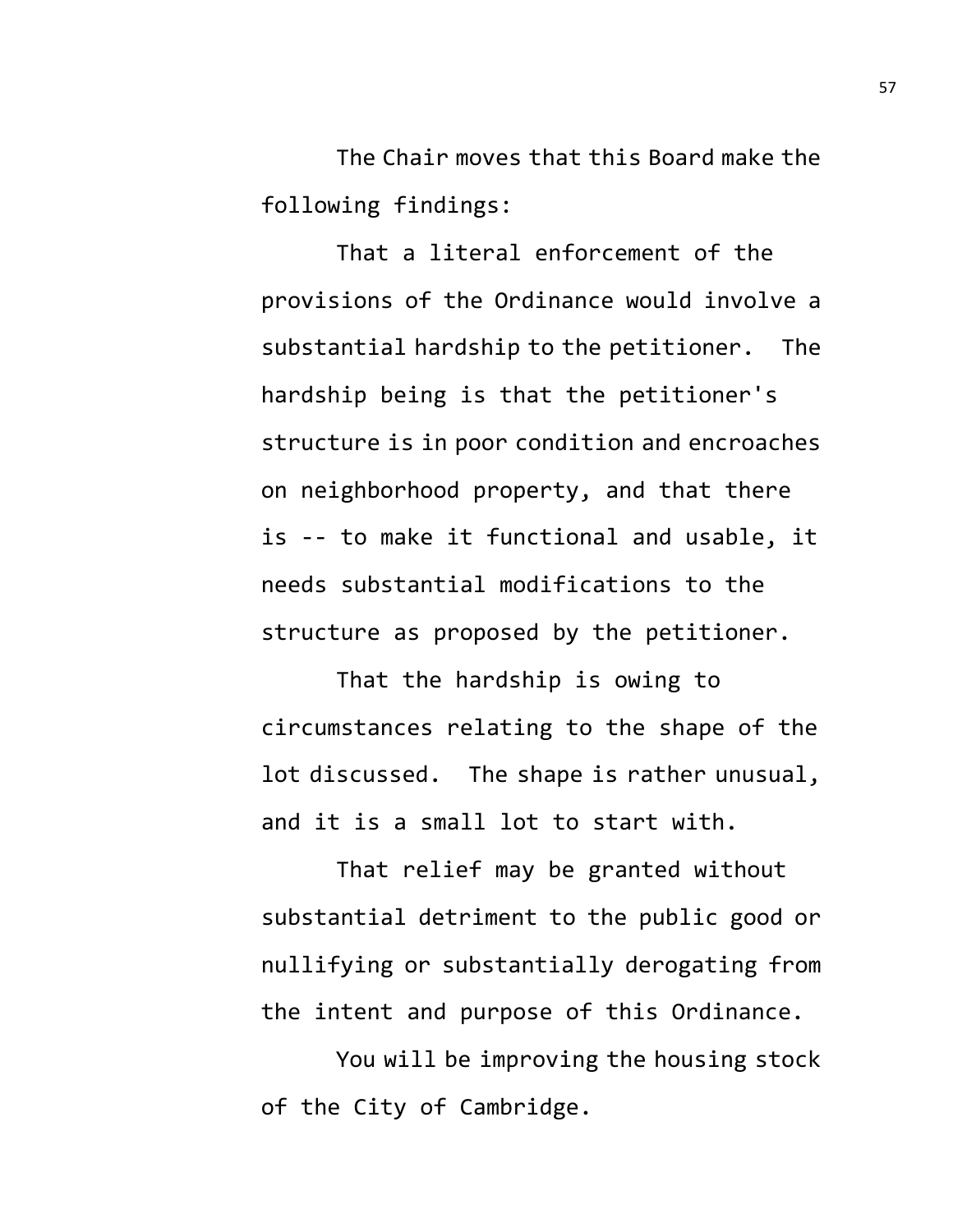The Chair moves that this Board make the following findings:

That a literal enforcement of the provisions of the Ordinance would involve a substantial hardship to the petitioner. The hardship being is that the petitioner's structure is in poor condition and encroaches on neighborhood property, and that there is -- to make it functional and usable, it needs substantial modifications to the structure as proposed by the petitioner.

That the hardship is owing to circumstances relating to the shape of the lot discussed. The shape is rather unusual, and it is a small lot to start with.

That relief may be granted without substantial detriment to the public good or nullifying or substantially derogating from the intent and purpose of this Ordinance.

You will be improving the housing stock of the City of Cambridge.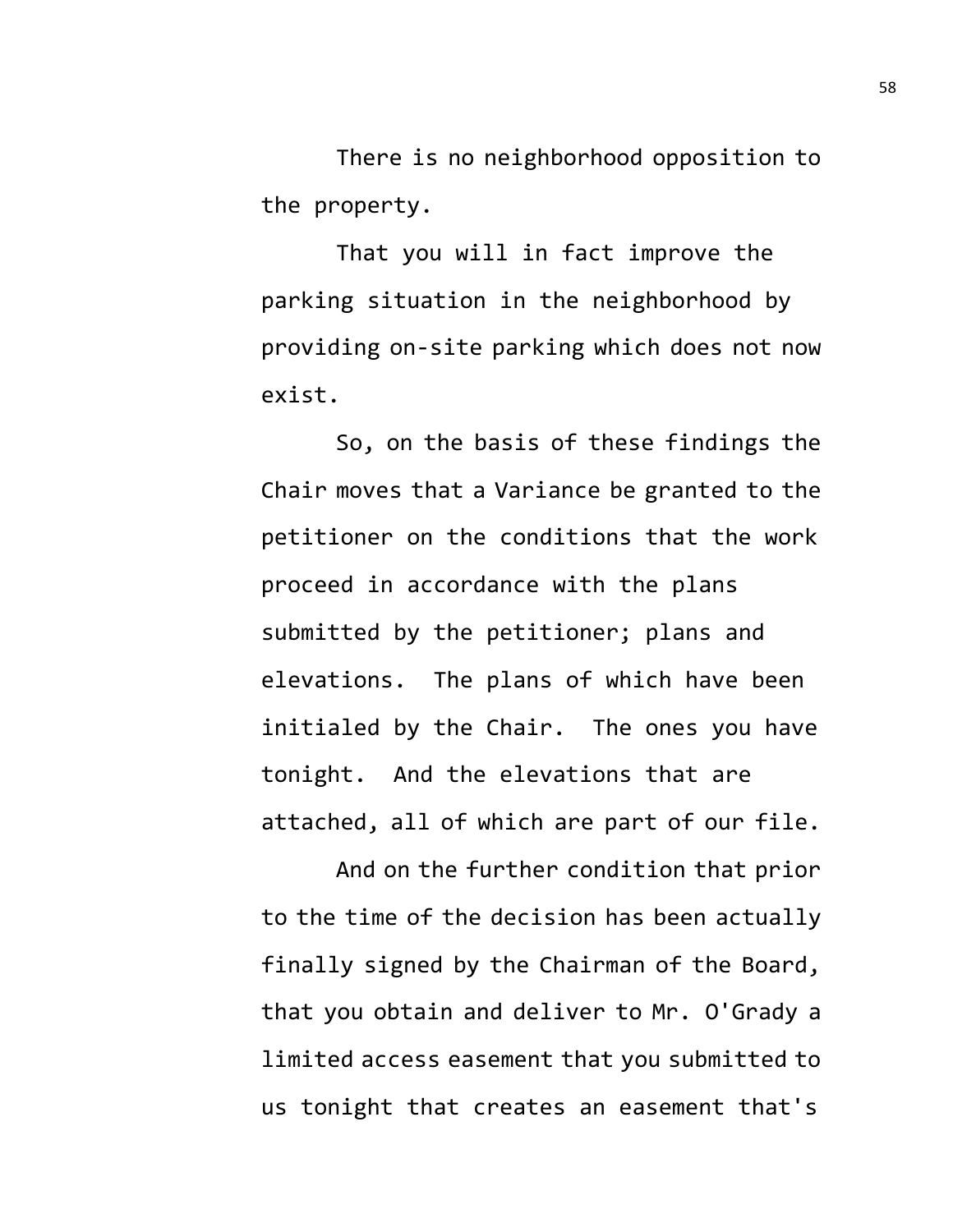There is no neighborhood opposition to the property.

That you will in fact improve the parking situation in the neighborhood by providing on-site parking which does not now exist.

So, on the basis of these findings the Chair moves that a Variance be granted to the petitioner on the conditions that the work proceed in accordance with the plans submitted by the petitioner; plans and elevations. The plans of which have been initialed by the Chair. The ones you have tonight. And the elevations that are attached, all of which are part of our file.

And on the further condition that prior to the time of the decision has been actually finally signed by the Chairman of the Board, that you obtain and deliver to Mr. O'Grady a limited access easement that you submitted to us tonight that creates an easement that's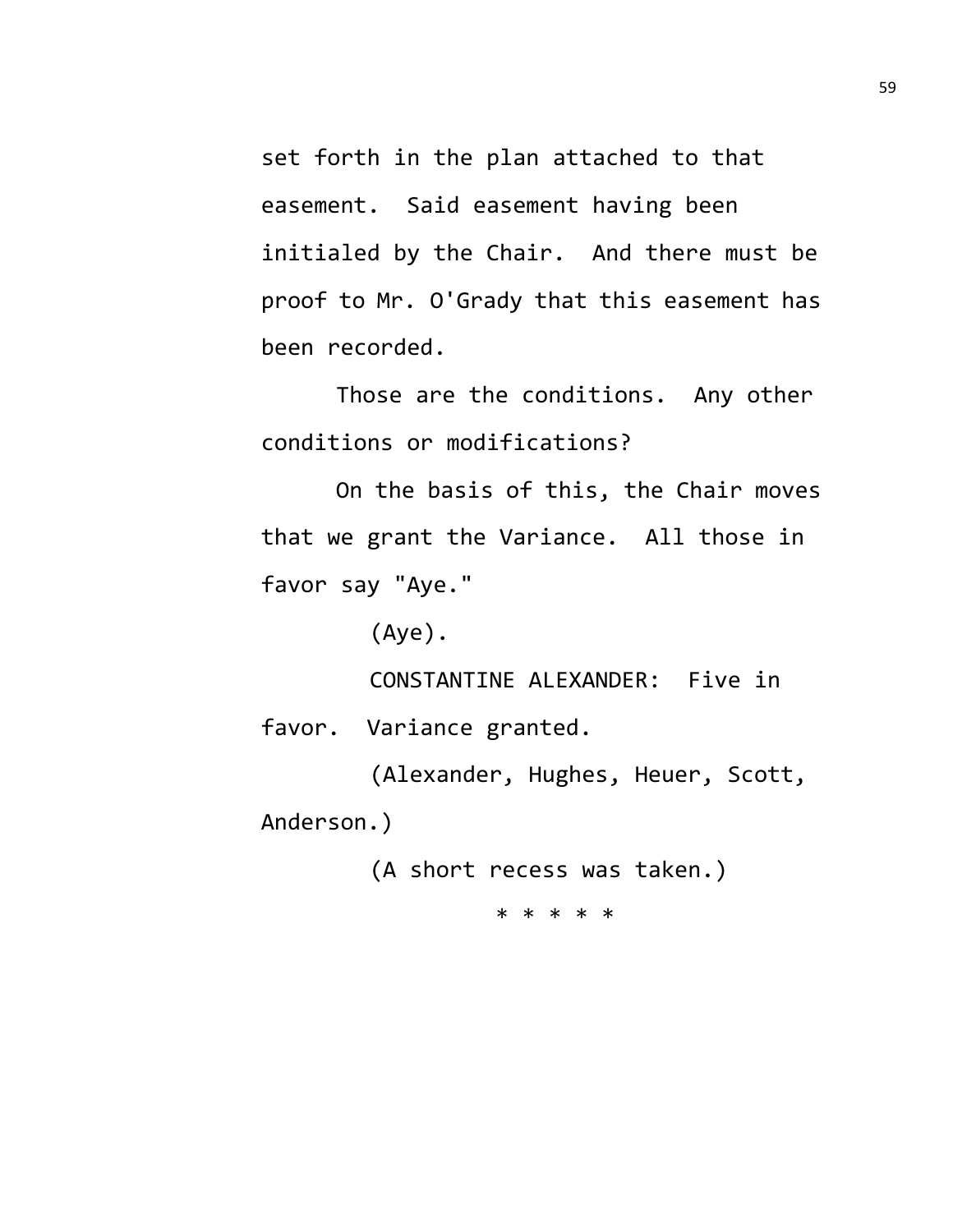set forth in the plan attached to that easement. Said easement having been initialed by the Chair. And there must be proof to Mr. O'Grady that this easement has been recorded.

Those are the conditions. Any other conditions or modifications?

On the basis of this, the Chair moves that we grant the Variance. All those in favor say "Aye."

(Aye).

CONSTANTINE ALEXANDER: Five in favor. Variance granted.

(Alexander, Hughes, Heuer, Scott, Anderson.)

(A short recess was taken.)

* * * * *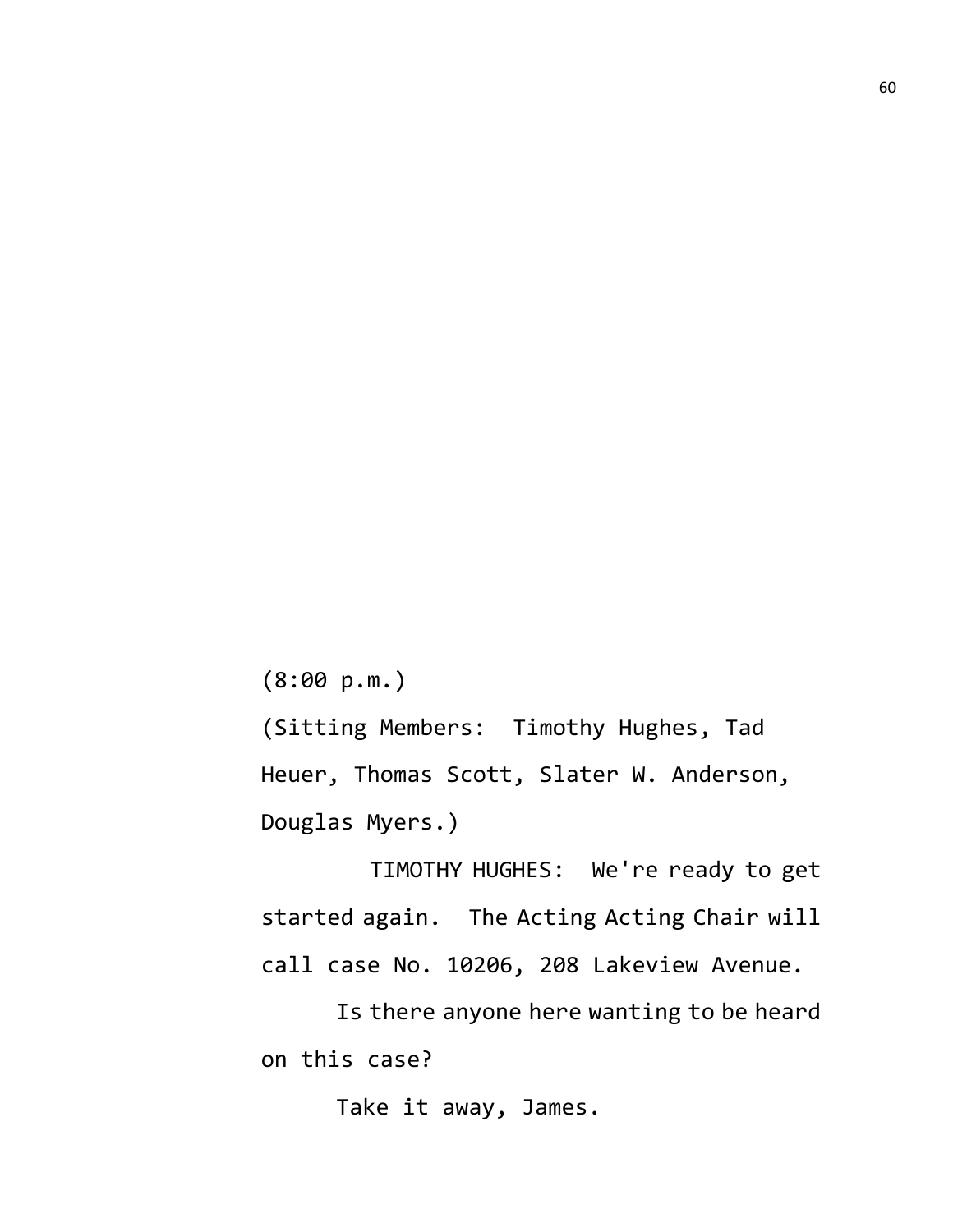(8:00 p.m.)

(Sitting Members: Timothy Hughes, Tad Heuer, Thomas Scott, Slater W. Anderson, Douglas Myers.)

TIMOTHY HUGHES: We're ready to get started again. The Acting Acting Chair will call case No. 10206, 208 Lakeview Avenue.

Is there anyone here wanting to be heard on this case?

Take it away, James.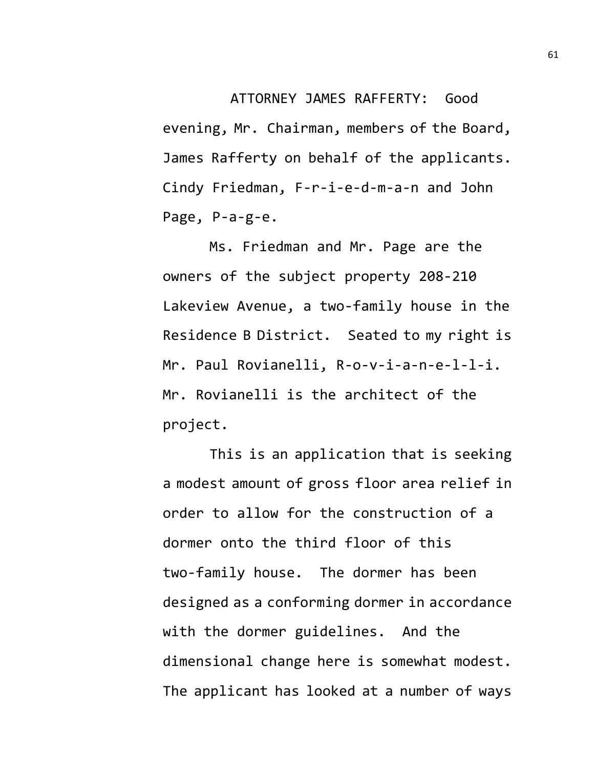ATTORNEY JAMES RAFFERTY: Good evening, Mr. Chairman, members of the Board, James Rafferty on behalf of the applicants. Cindy Friedman, F-r-i-e-d-m-a-n and John Page, P-a-g-e.

Ms. Friedman and Mr. Page are the owners of the subject property 208-210 Lakeview Avenue, a two-family house in the Residence B District. Seated to my right is Mr. Paul Rovianelli, R-o-v-i-a-n-e-l-l-i. Mr. Rovianelli is the architect of the project.

This is an application that is seeking a modest amount of gross floor area relief in order to allow for the construction of a dormer onto the third floor of this two-family house. The dormer has been designed as a conforming dormer in accordance with the dormer guidelines. And the dimensional change here is somewhat modest. The applicant has looked at a number of ways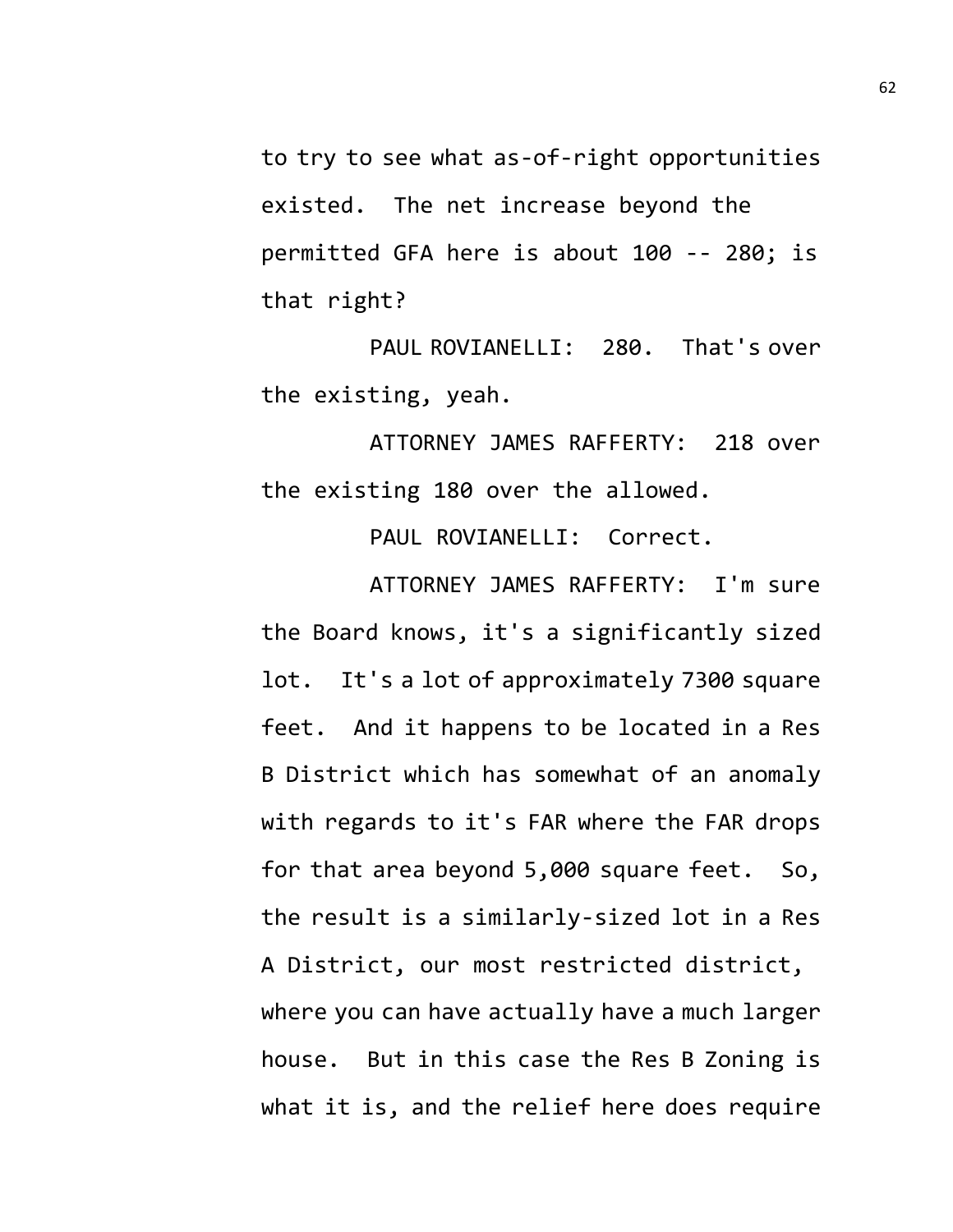to try to see what as-of-right opportunities existed. The net increase beyond the permitted GFA here is about 100 -- 280; is that right?

PAUL ROVIANELLI: 280. That's over the existing, yeah.

ATTORNEY JAMES RAFFERTY: 218 over the existing 180 over the allowed.

PAUL ROVIANELLI: Correct.

ATTORNEY JAMES RAFFERTY: I'm sure the Board knows, it's a significantly sized lot. It's a lot of approximately 7300 square feet. And it happens to be located in a Res B District which has somewhat of an anomaly with regards to it's FAR where the FAR drops for that area beyond 5,000 square feet. So, the result is a similarly-sized lot in a Res A District, our most restricted district, where you can have actually have a much larger house. But in this case the Res B Zoning is what it is, and the relief here does require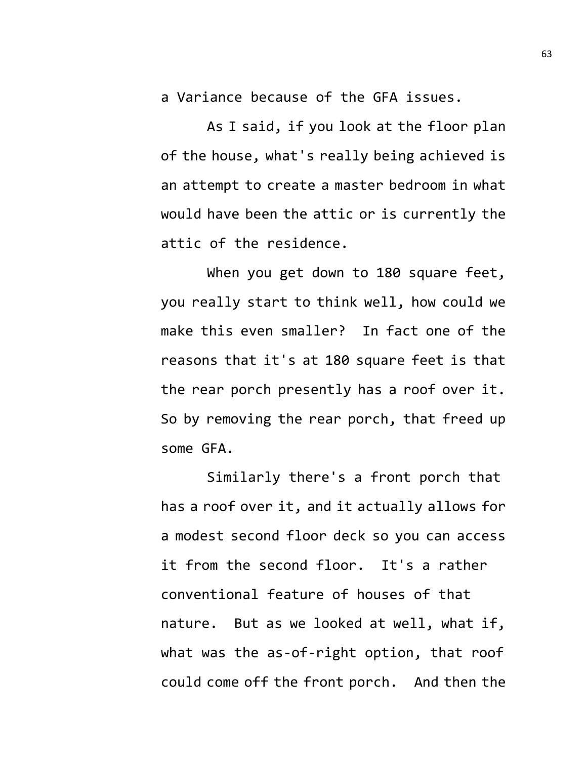a Variance because of the GFA issues.

As I said, if you look at the floor plan of the house, what's really being achieved is an attempt to create a master bedroom in what would have been the attic or is currently the attic of the residence.

When you get down to 180 square feet, you really start to think well, how could we make this even smaller? In fact one of the reasons that it's at 180 square feet is that the rear porch presently has a roof over it. So by removing the rear porch, that freed up some GFA.

Similarly there's a front porch that has a roof over it, and it actually allows for a modest second floor deck so you can access it from the second floor. It's a rather conventional feature of houses of that nature. But as we looked at well, what if, what was the as-of-right option, that roof could come off the front porch. And then the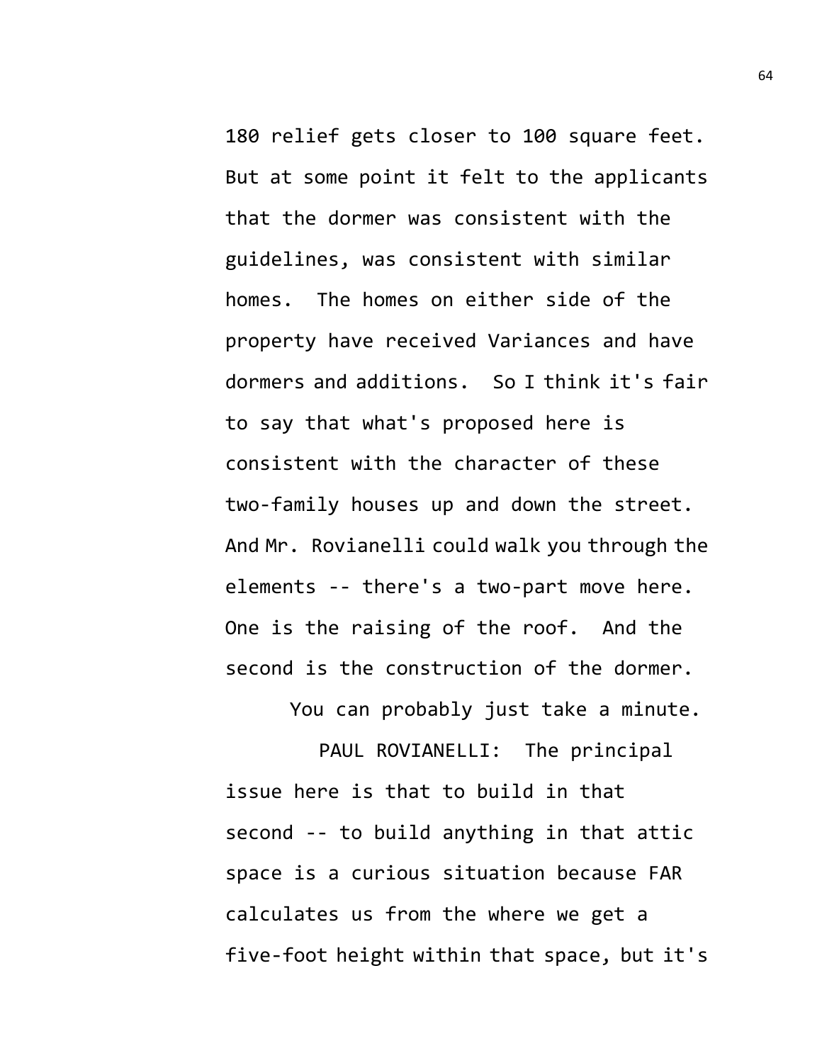180 relief gets closer to 100 square feet. But at some point it felt to the applicants that the dormer was consistent with the guidelines, was consistent with similar homes. The homes on either side of the property have received Variances and have dormers and additions. So I think it's fair to say that what's proposed here is consistent with the character of these two-family houses up and down the street. And Mr. Rovianelli could walk you through the elements -- there's a two-part move here. One is the raising of the roof. And the second is the construction of the dormer.

You can probably just take a minute.

PAUL ROVIANELLI: The principal issue here is that to build in that second -- to build anything in that attic space is a curious situation because FAR calculates us from the where we get a five-foot height within that space, but it's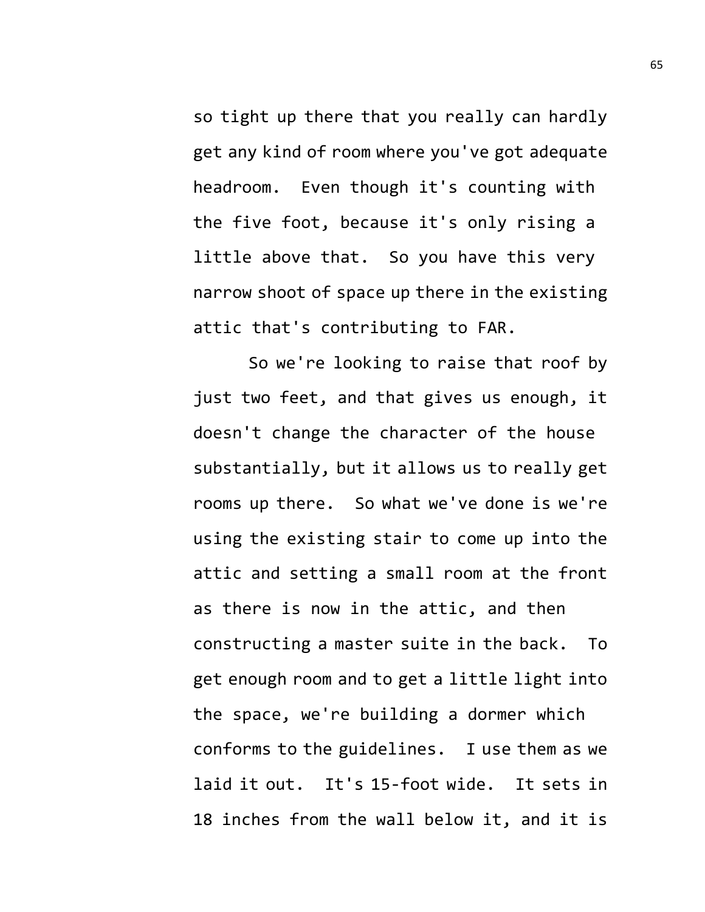so tight up there that you really can hardly get any kind of room where you've got adequate headroom. Even though it's counting with the five foot, because it's only rising a little above that. So you have this very narrow shoot of space up there in the existing attic that's contributing to FAR.

So we're looking to raise that roof by just two feet, and that gives us enough, it doesn't change the character of the house substantially, but it allows us to really get rooms up there. So what we've done is we're using the existing stair to come up into the attic and setting a small room at the front as there is now in the attic, and then constructing a master suite in the back. To get enough room and to get a little light into the space, we're building a dormer which conforms to the guidelines. I use them as we laid it out. It's 15-foot wide. It sets in 18 inches from the wall below it, and it is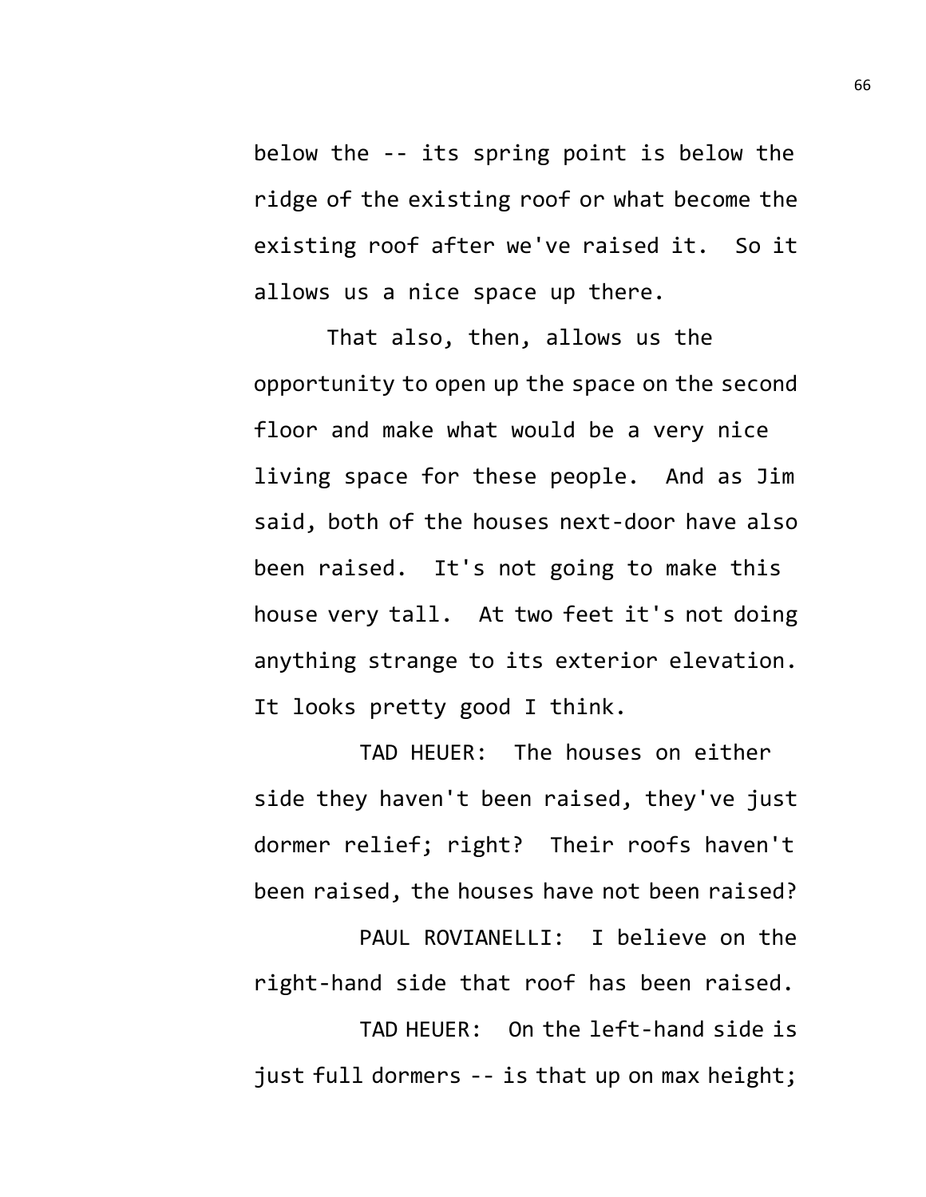below the -- its spring point is below the ridge of the existing roof or what become the existing roof after we've raised it. So it allows us a nice space up there.

That also, then, allows us the opportunity to open up the space on the second floor and make what would be a very nice living space for these people. And as Jim said, both of the houses next-door have also been raised. It's not going to make this house very tall. At two feet it's not doing anything strange to its exterior elevation. It looks pretty good I think.

TAD HEUER: The houses on either side they haven't been raised, they've just dormer relief; right? Their roofs haven't been raised, the houses have not been raised?

PAUL ROVIANELLI: I believe on the right-hand side that roof has been raised.

TAD HEUER: On the left-hand side is just full dormers -- is that up on max height;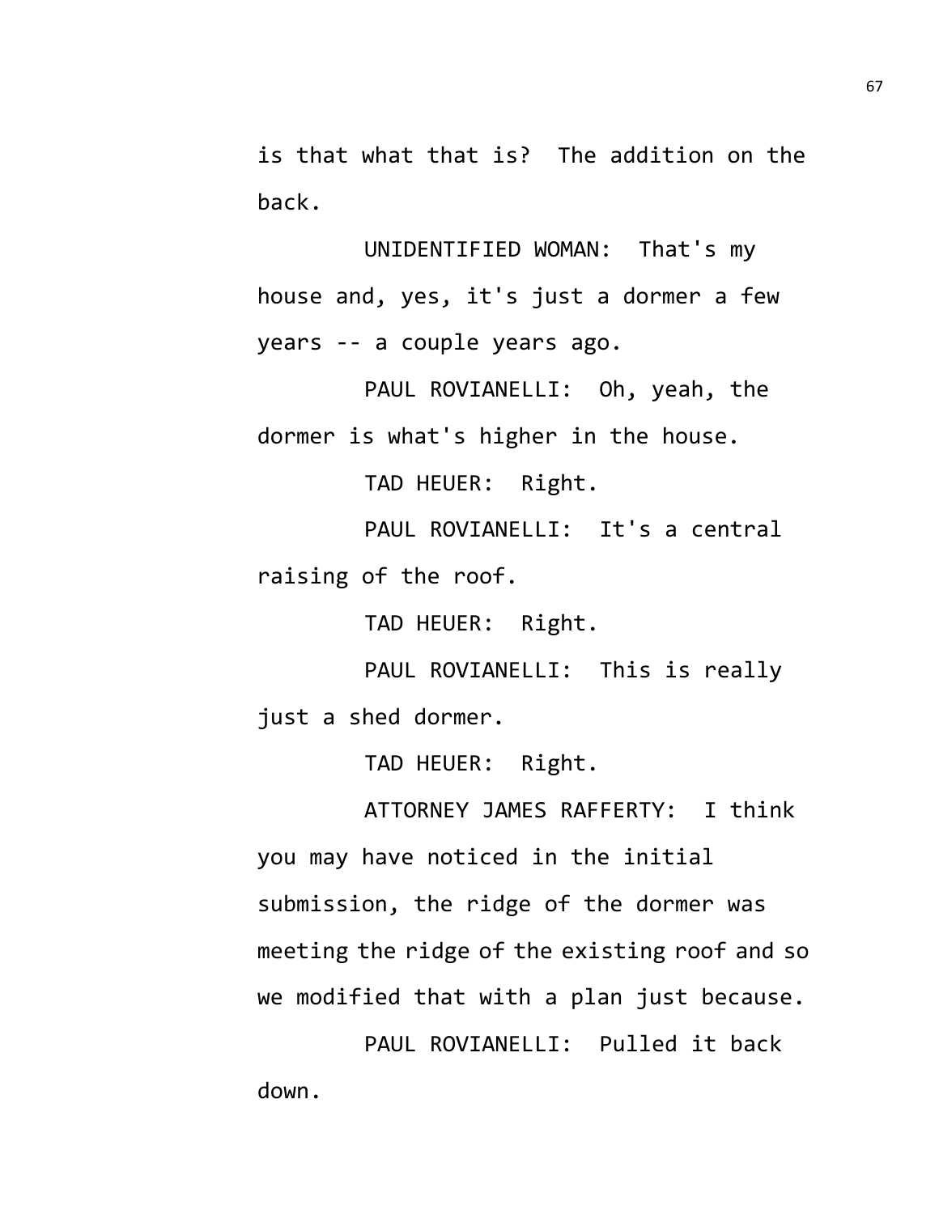is that what that is? The addition on the back.

UNIDENTIFIED WOMAN: That's my house and, yes, it's just a dormer a few years -- a couple years ago.

PAUL ROVIANELLI: Oh, yeah, the dormer is what's higher in the house.

TAD HEUER: Right.

PAUL ROVIANELLI: It's a central raising of the roof.

TAD HEUER: Right.

PAUL ROVIANELLI: This is really just a shed dormer.

TAD HEUER: Right.

ATTORNEY JAMES RAFFERTY: I think you may have noticed in the initial submission, the ridge of the dormer was meeting the ridge of the existing roof and so we modified that with a plan just because.

PAUL ROVIANELLI: Pulled it back down.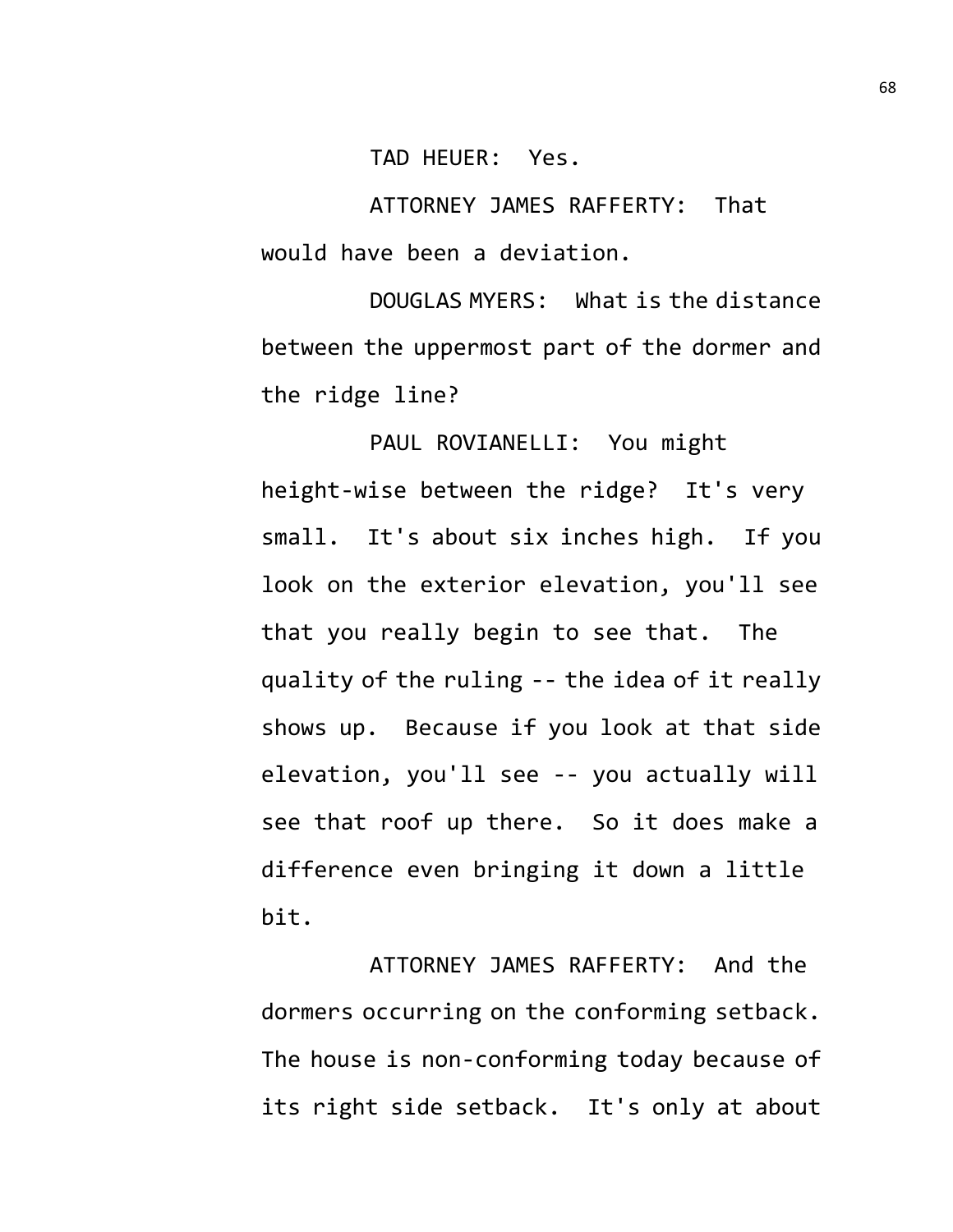TAD HEUER: Yes.

ATTORNEY JAMES RAFFERTY: That would have been a deviation.

DOUGLAS MYERS: What is the distance between the uppermost part of the dormer and the ridge line?

PAUL ROVIANELLI: You might height-wise between the ridge? It's very small. It's about six inches high. If you look on the exterior elevation, you'll see that you really begin to see that. The quality of the ruling -- the idea of it really shows up. Because if you look at that side elevation, you'll see -- you actually will see that roof up there. So it does make a difference even bringing it down a little bit.

ATTORNEY JAMES RAFFERTY: And the dormers occurring on the conforming setback. The house is non-conforming today because of its right side setback. It's only at about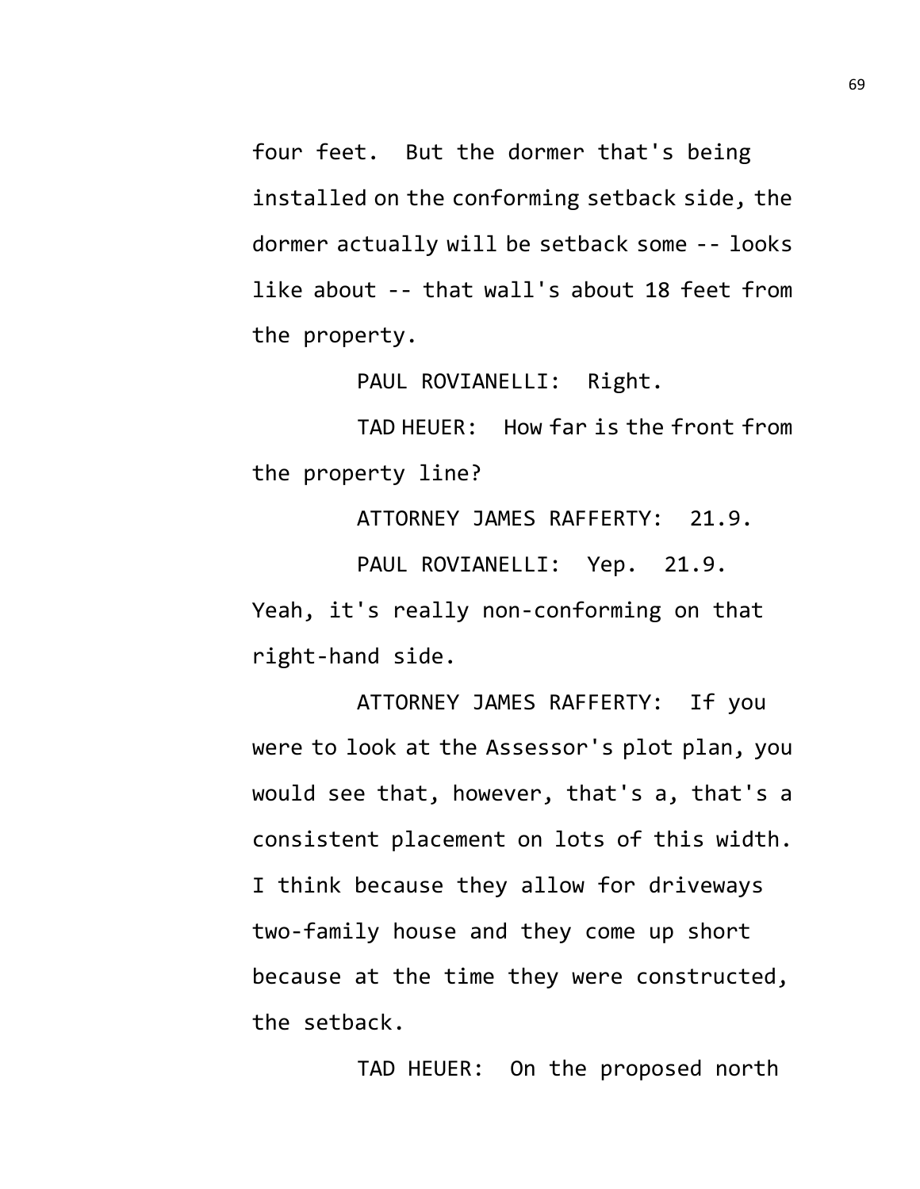four feet. But the dormer that's being installed on the conforming setback side, the dormer actually will be setback some -- looks like about -- that wall's about 18 feet from the property.

PAUL ROVIANELLI: Right.

TAD HEUER: How far is the front from the property line?

ATTORNEY JAMES RAFFERTY: 21.9.

PAUL ROVIANELLI: Yep. 21.9. Yeah, it's really non-conforming on that right-hand side.

ATTORNEY JAMES RAFFERTY: If you were to look at the Assessor's plot plan, you would see that, however, that's a, that's a consistent placement on lots of this width. I think because they allow for driveways two-family house and they come up short because at the time they were constructed, the setback.

TAD HEUER: On the proposed north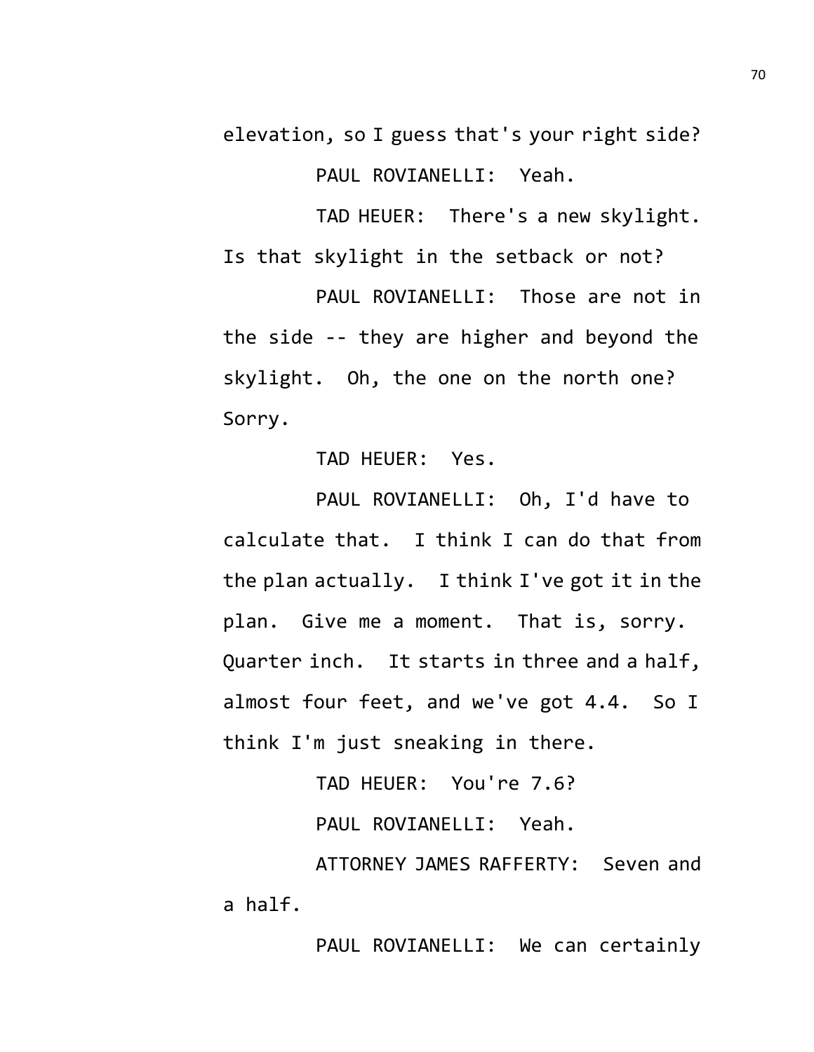elevation, so I guess that's your right side?

PAUL ROVIANELLI: Yeah.

TAD HEUER: There's a new skylight. Is that skylight in the setback or not?

PAUL ROVIANELLI: Those are not in the side -- they are higher and beyond the skylight. Oh, the one on the north one? Sorry.

TAD HEUER: Yes.

PAUL ROVIANELLI: Oh, I'd have to calculate that. I think I can do that from the plan actually. I think I've got it in the plan. Give me a moment. That is, sorry. Quarter inch. It starts in three and a half, almost four feet, and we've got 4.4. So I think I'm just sneaking in there.

TAD HEUER: You're 7.6?

PAUL ROVIANELLI: Yeah.

ATTORNEY JAMES RAFFERTY: Seven and a half.

PAUL ROVIANELLI: We can certainly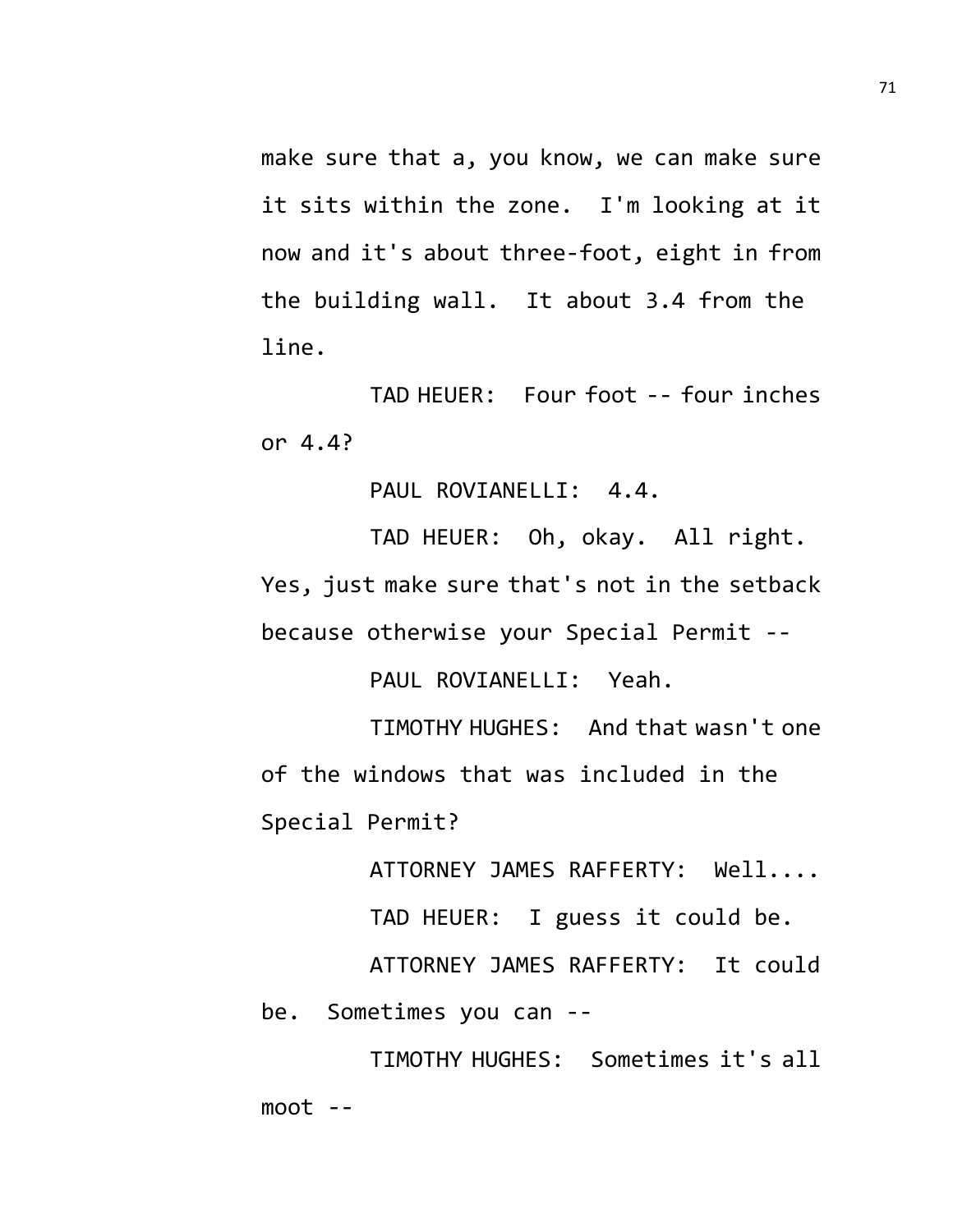make sure that a, you know, we can make sure it sits within the zone. I'm looking at it now and it's about three-foot, eight in from the building wall. It about 3.4 from the line.

TAD HEUER: Four foot -- four inches or 4.4?

PAUL ROVIANELLI: 4.4.

TAD HEUER: Oh, okay. All right. Yes, just make sure that's not in the setback because otherwise your Special Permit --

PAUL ROVIANELLI: Yeah.

TIMOTHY HUGHES: And that wasn't one of the windows that was included in the Special Permit?

ATTORNEY JAMES RAFFERTY: Well....

TAD HEUER: I guess it could be.

ATTORNEY JAMES RAFFERTY: It could be. Sometimes you can --

TIMOTHY HUGHES: Sometimes it's all moot --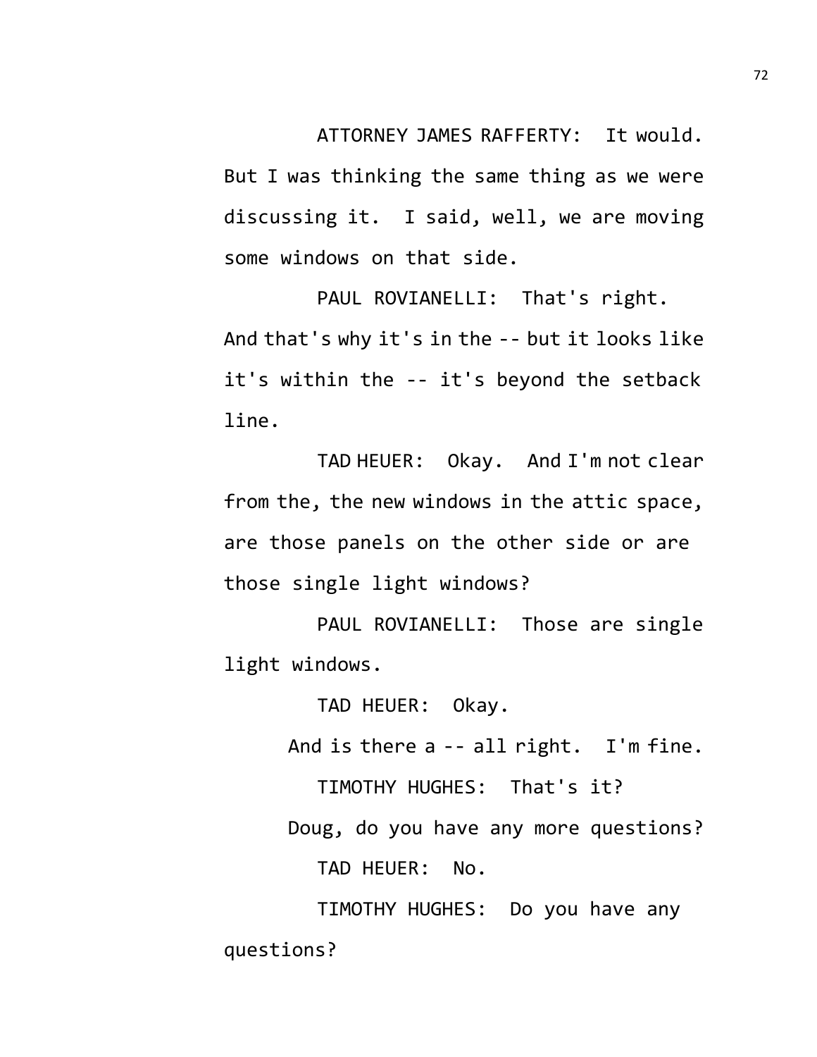ATTORNEY JAMES RAFFERTY: It would. But I was thinking the same thing as we were discussing it. I said, well, we are moving some windows on that side.

PAUL ROVIANELLI: That's right. And that's why it's in the -- but it looks like it's within the -- it's beyond the setback line.

TAD HEUER: Okay. And I'm not clear from the, the new windows in the attic space, are those panels on the other side or are those single light windows?

PAUL ROVIANELLI: Those are single light windows.

TAD HEUER: Okay.

And is there a -- all right. I'm fine.

TIMOTHY HUGHES: That's it?

Doug, do you have any more questions?

TAD HEUER: No.

TIMOTHY HUGHES: Do you have any questions?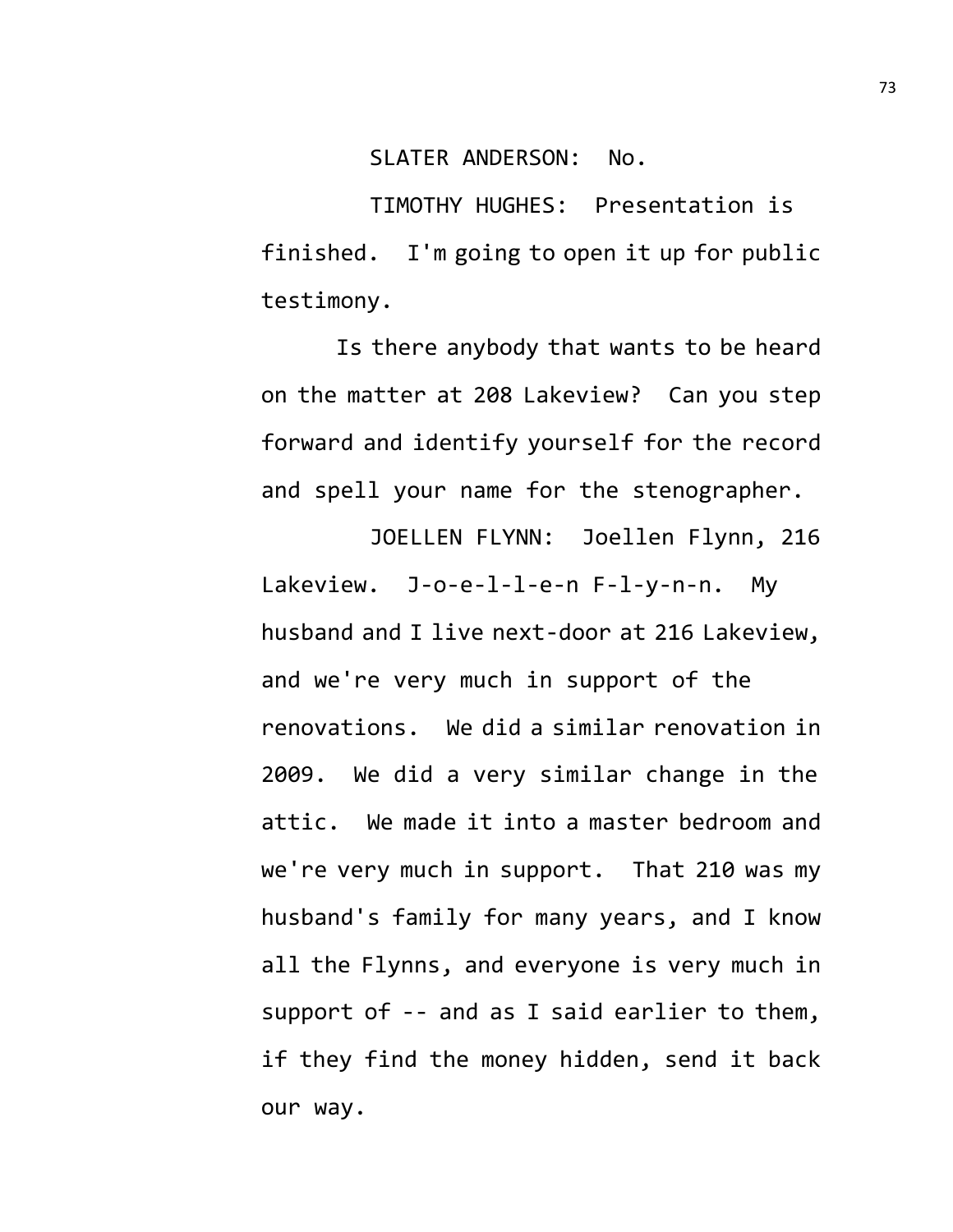SLATER ANDERSON: No.

TIMOTHY HUGHES: Presentation is finished. I'm going to open it up for public testimony.

Is there anybody that wants to be heard on the matter at 208 Lakeview? Can you step forward and identify yourself for the record and spell your name for the stenographer.

JOELLEN FLYNN: Joellen Flynn, 216 Lakeview. J-o-e-l-l-e-n F-l-y-n-n. My husband and I live next-door at 216 Lakeview, and we're very much in support of the renovations. We did a similar renovation in 2009. We did a very similar change in the attic. We made it into a master bedroom and we're very much in support. That 210 was my husband's family for many years, and I know all the Flynns, and everyone is very much in support of -- and as I said earlier to them, if they find the money hidden, send it back our way.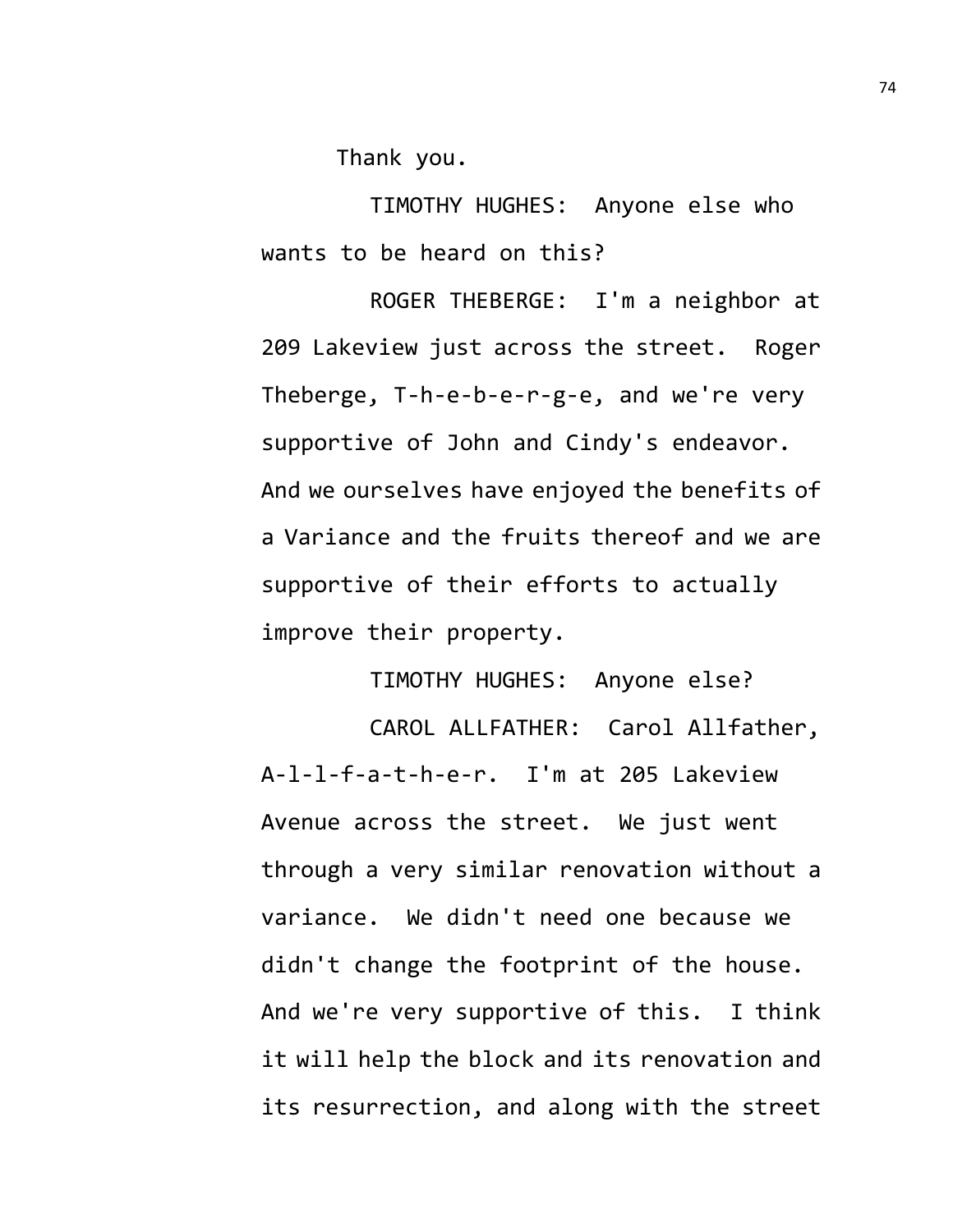Thank you.

TIMOTHY HUGHES: Anyone else who wants to be heard on this?

ROGER THEBERGE: I'm a neighbor at 209 Lakeview just across the street. Roger Theberge, T-h-e-b-e-r-g-e, and we're very supportive of John and Cindy's endeavor. And we ourselves have enjoyed the benefits of a Variance and the fruits thereof and we are supportive of their efforts to actually improve their property.

TIMOTHY HUGHES: Anyone else?

CAROL ALLFATHER: Carol Allfather, A-l-l-f-a-t-h-e-r. I'm at 205 Lakeview Avenue across the street. We just went through a very similar renovation without a variance. We didn't need one because we didn't change the footprint of the house. And we're very supportive of this. I think it will help the block and its renovation and its resurrection, and along with the street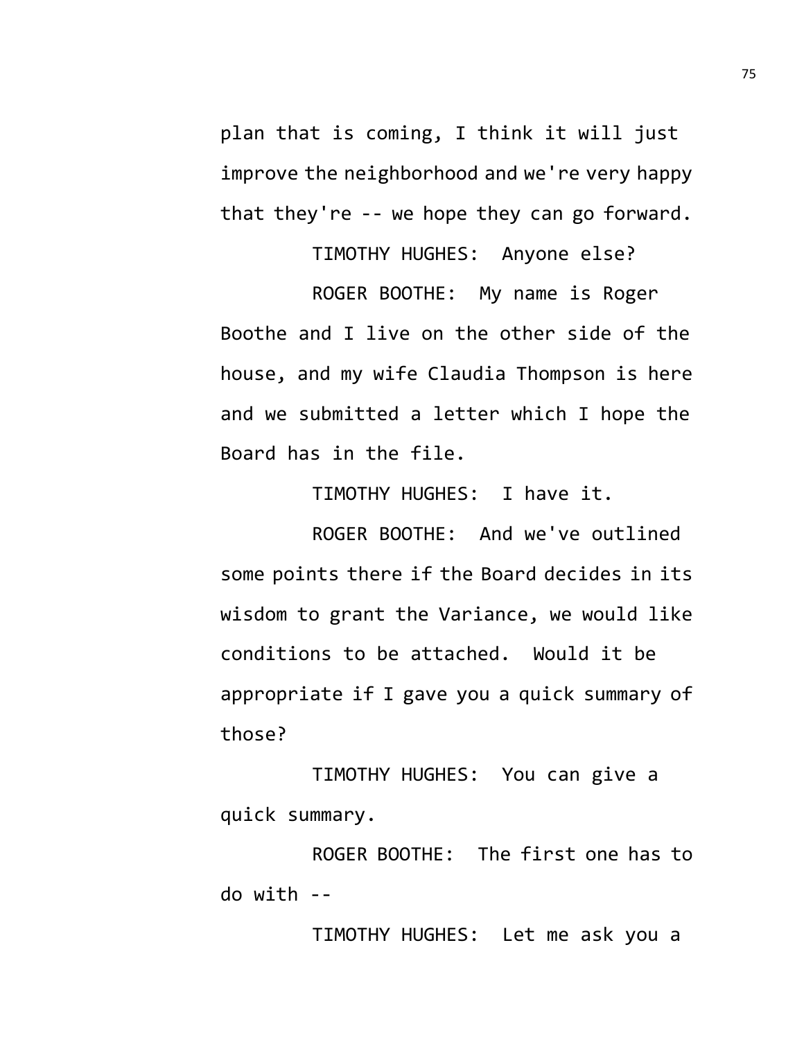plan that is coming, I think it will just improve the neighborhood and we're very happy that they're -- we hope they can go forward.

TIMOTHY HUGHES: Anyone else?

ROGER BOOTHE: My name is Roger Boothe and I live on the other side of the house, and my wife Claudia Thompson is here and we submitted a letter which I hope the Board has in the file.

TIMOTHY HUGHES: I have it.

ROGER BOOTHE: And we've outlined some points there if the Board decides in its wisdom to grant the Variance, we would like conditions to be attached. Would it be appropriate if I gave you a quick summary of those?

TIMOTHY HUGHES: You can give a quick summary.

ROGER BOOTHE: The first one has to do with --

TIMOTHY HUGHES: Let me ask you a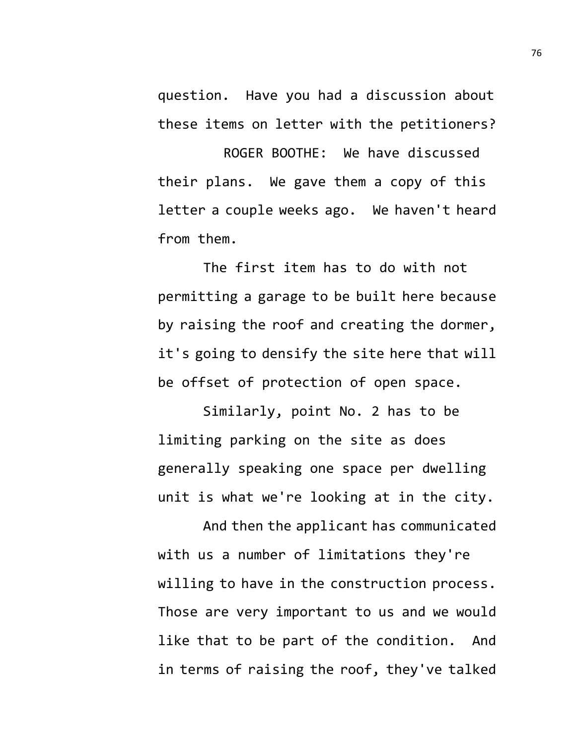question. Have you had a discussion about these items on letter with the petitioners?

ROGER BOOTHE: We have discussed their plans. We gave them a copy of this letter a couple weeks ago. We haven't heard from them.

The first item has to do with not permitting a garage to be built here because by raising the roof and creating the dormer, it's going to densify the site here that will be offset of protection of open space.

Similarly, point No. 2 has to be limiting parking on the site as does generally speaking one space per dwelling unit is what we're looking at in the city.

And then the applicant has communicated with us a number of limitations they're willing to have in the construction process. Those are very important to us and we would like that to be part of the condition. And in terms of raising the roof, they've talked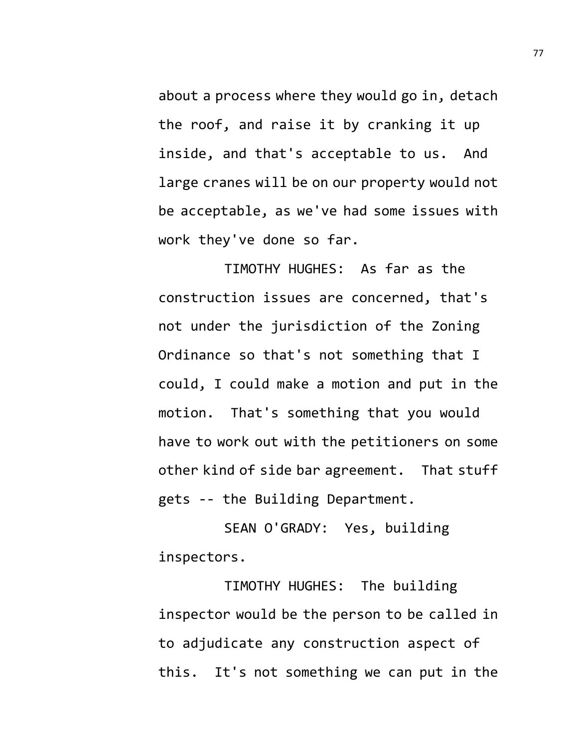about a process where they would go in, detach the roof, and raise it by cranking it up inside, and that's acceptable to us. And large cranes will be on our property would not be acceptable, as we've had some issues with work they've done so far.

TIMOTHY HUGHES: As far as the construction issues are concerned, that's not under the jurisdiction of the Zoning Ordinance so that's not something that I could, I could make a motion and put in the motion. That's something that you would have to work out with the petitioners on some other kind of side bar agreement. That stuff gets -- the Building Department.

SEAN O'GRADY: Yes, building inspectors.

TIMOTHY HUGHES: The building inspector would be the person to be called in to adjudicate any construction aspect of this. It's not something we can put in the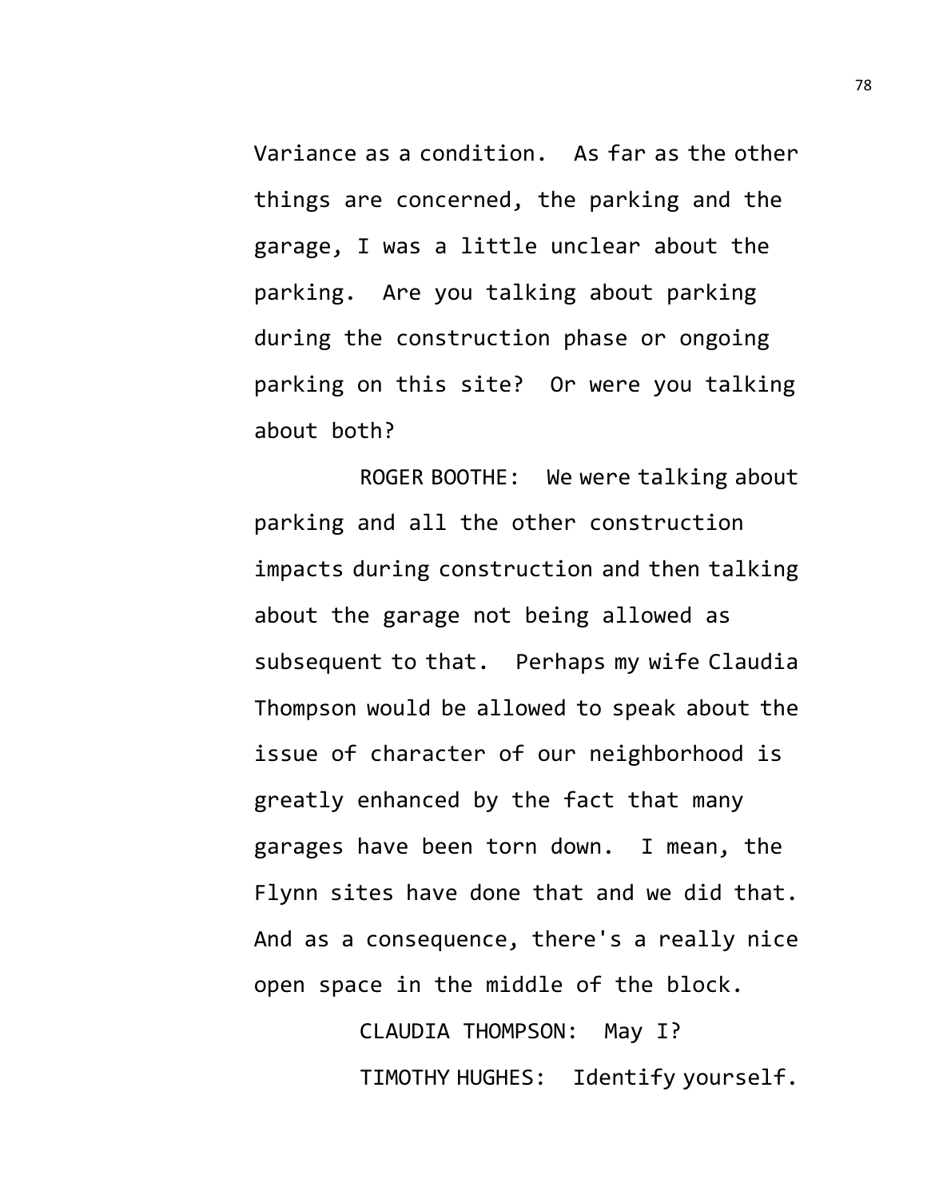Variance as a condition. As far as the other things are concerned, the parking and the garage, I was a little unclear about the parking. Are you talking about parking during the construction phase or ongoing parking on this site? Or were you talking about both?

ROGER BOOTHE: We were talking about parking and all the other construction impacts during construction and then talking about the garage not being allowed as subsequent to that. Perhaps my wife Claudia Thompson would be allowed to speak about the issue of character of our neighborhood is greatly enhanced by the fact that many garages have been torn down. I mean, the Flynn sites have done that and we did that. And as a consequence, there's a really nice open space in the middle of the block.

CLAUDIA THOMPSON: May I?

TIMOTHY HUGHES: Identify yourself.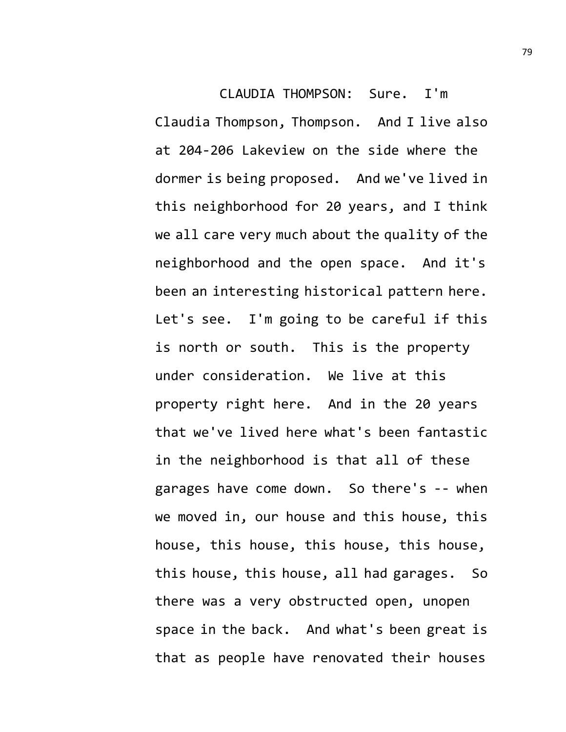CLAUDIA THOMPSON: Sure. I'm Claudia Thompson, Thompson. And I live also at 204-206 Lakeview on the side where the dormer is being proposed. And we've lived in this neighborhood for 20 years, and I think we all care very much about the quality of the neighborhood and the open space. And it's been an interesting historical pattern here. Let's see. I'm going to be careful if this is north or south. This is the property under consideration. We live at this property right here. And in the 20 years that we've lived here what's been fantastic in the neighborhood is that all of these garages have come down. So there's -- when we moved in, our house and this house, this house, this house, this house, this house, this house, this house, all had garages. So there was a very obstructed open, unopen space in the back. And what's been great is that as people have renovated their houses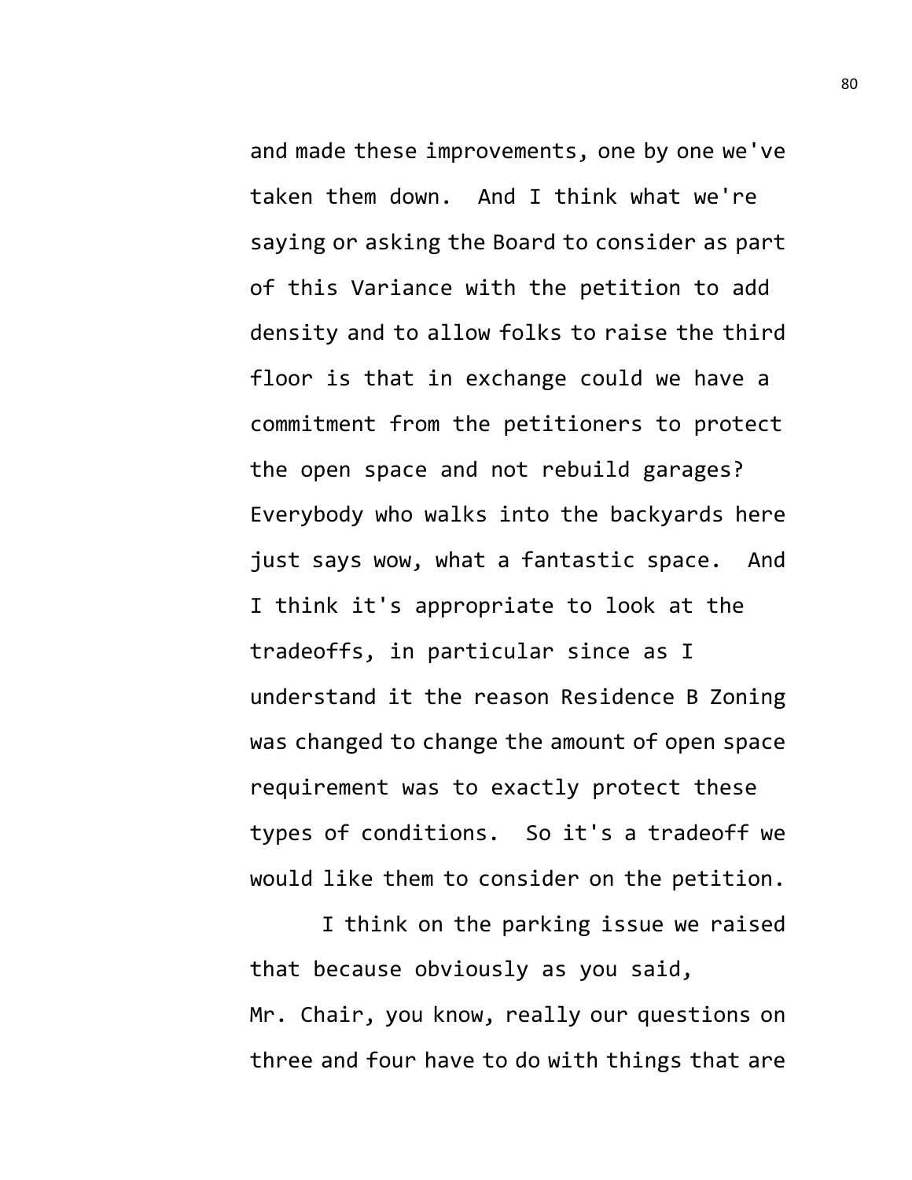and made these improvements, one by one we've taken them down. And I think what we're saying or asking the Board to consider as part of this Variance with the petition to add density and to allow folks to raise the third floor is that in exchange could we have a commitment from the petitioners to protect the open space and not rebuild garages? Everybody who walks into the backyards here just says wow, what a fantastic space. And I think it's appropriate to look at the tradeoffs, in particular since as I understand it the reason Residence B Zoning was changed to change the amount of open space requirement was to exactly protect these types of conditions. So it's a tradeoff we would like them to consider on the petition.

I think on the parking issue we raised that because obviously as you said, Mr. Chair, you know, really our questions on three and four have to do with things that are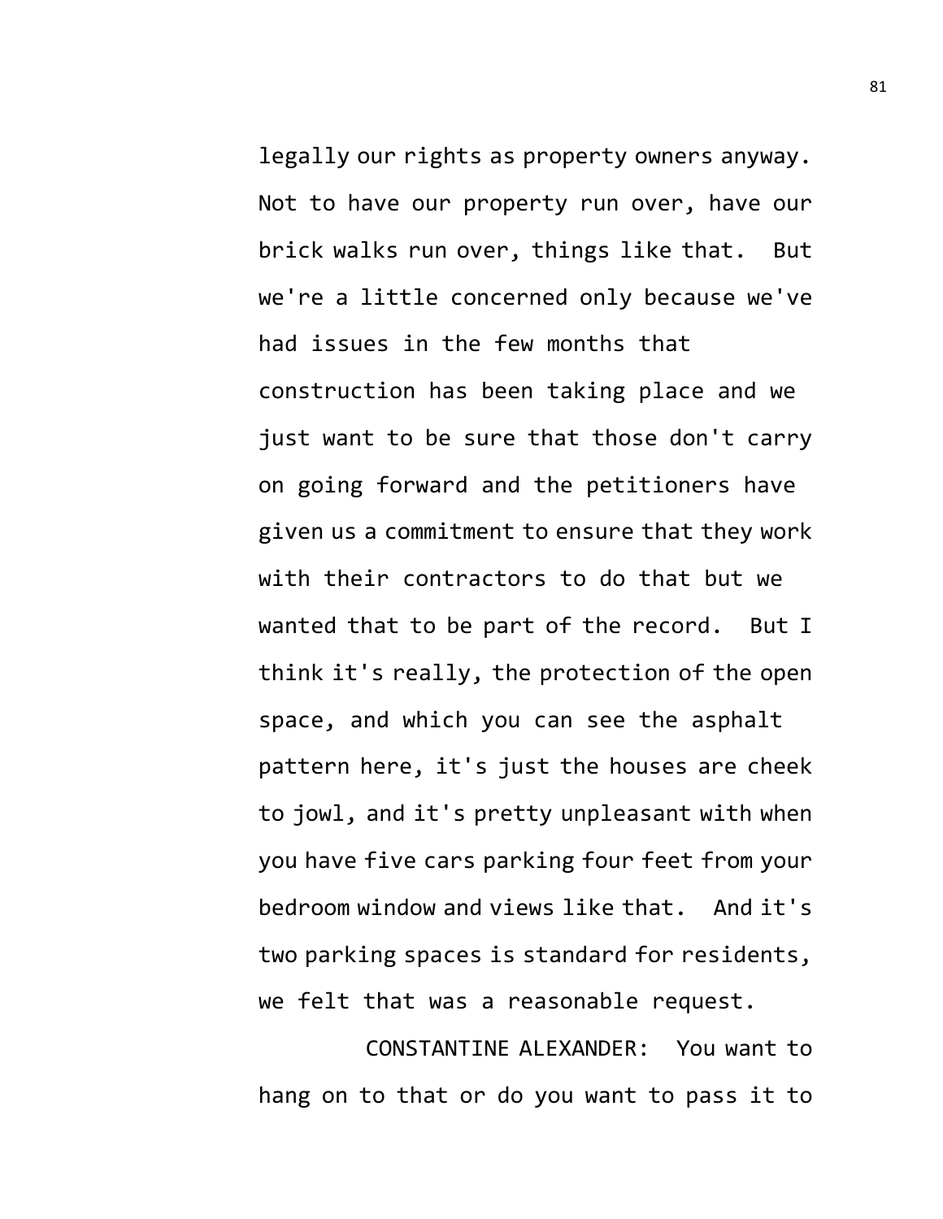legally our rights as property owners anyway. Not to have our property run over, have our brick walks run over, things like that. But we're a little concerned only because we've had issues in the few months that construction has been taking place and we just want to be sure that those don't carry on going forward and the petitioners have given us a commitment to ensure that they work with their contractors to do that but we wanted that to be part of the record. But I think it's really, the protection of the open space, and which you can see the asphalt pattern here, it's just the houses are cheek to jowl, and it's pretty unpleasant with when you have five cars parking four feet from your bedroom window and views like that. And it's two parking spaces is standard for residents, we felt that was a reasonable request.

CONSTANTINE ALEXANDER: You want to hang on to that or do you want to pass it to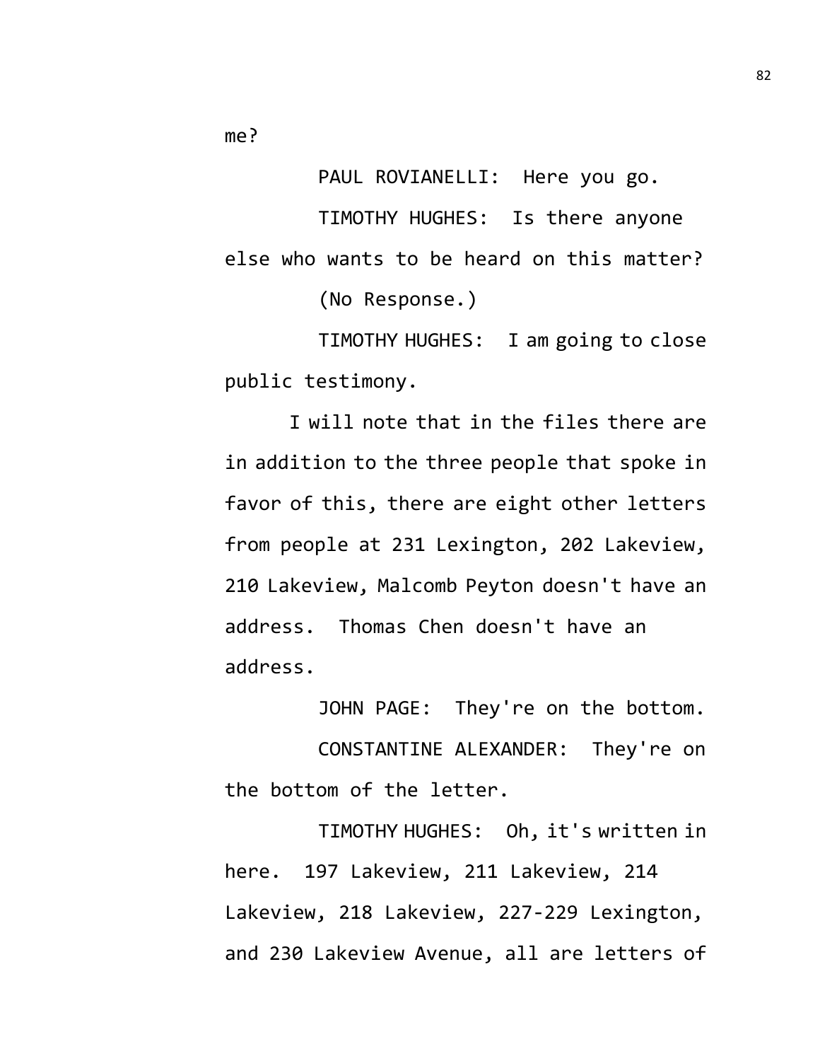me?

PAUL ROVIANELLI: Here you go.

TIMOTHY HUGHES: Is there anyone else who wants to be heard on this matter?

(No Response.)

TIMOTHY HUGHES: I am going to close public testimony.

I will note that in the files there are in addition to the three people that spoke in favor of this, there are eight other letters from people at 231 Lexington, 202 Lakeview, 210 Lakeview, Malcomb Peyton doesn't have an address. Thomas Chen doesn't have an address.

JOHN PAGE: They're on the bottom.

CONSTANTINE ALEXANDER: They're on the bottom of the letter.

TIMOTHY HUGHES: Oh, it's written in here. 197 Lakeview, 211 Lakeview, 214 Lakeview, 218 Lakeview, 227-229 Lexington, and 230 Lakeview Avenue, all are letters of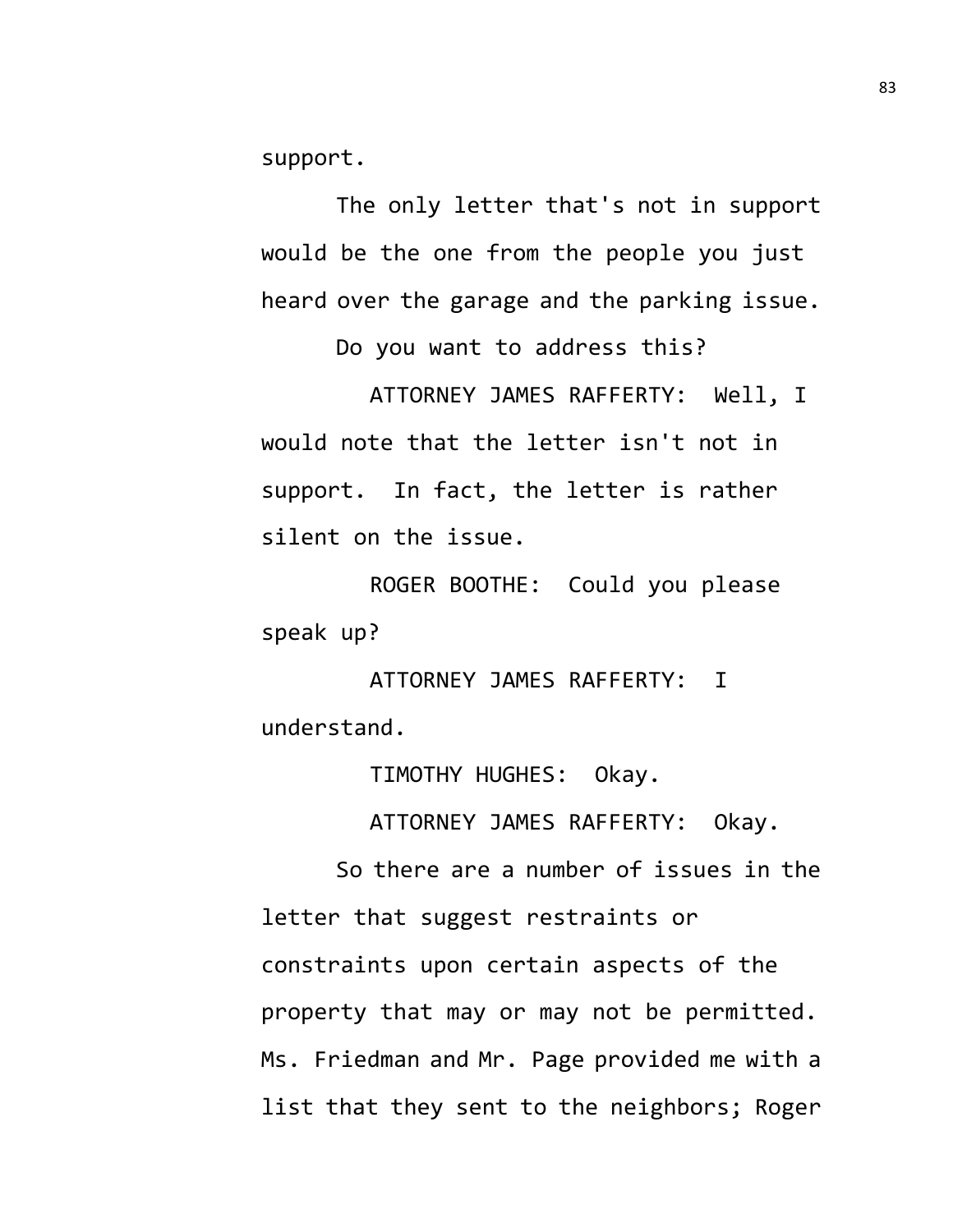support.

The only letter that's not in support would be the one from the people you just heard over the garage and the parking issue.

Do you want to address this?

ATTORNEY JAMES RAFFERTY: Well, I would note that the letter isn't not in support. In fact, the letter is rather silent on the issue.

ROGER BOOTHE: Could you please speak up?

ATTORNEY JAMES RAFFERTY: I understand.

TIMOTHY HUGHES: Okay.

ATTORNEY JAMES RAFFERTY: Okay.

So there are a number of issues in the letter that suggest restraints or constraints upon certain aspects of the property that may or may not be permitted. Ms. Friedman and Mr. Page provided me with a list that they sent to the neighbors; Roger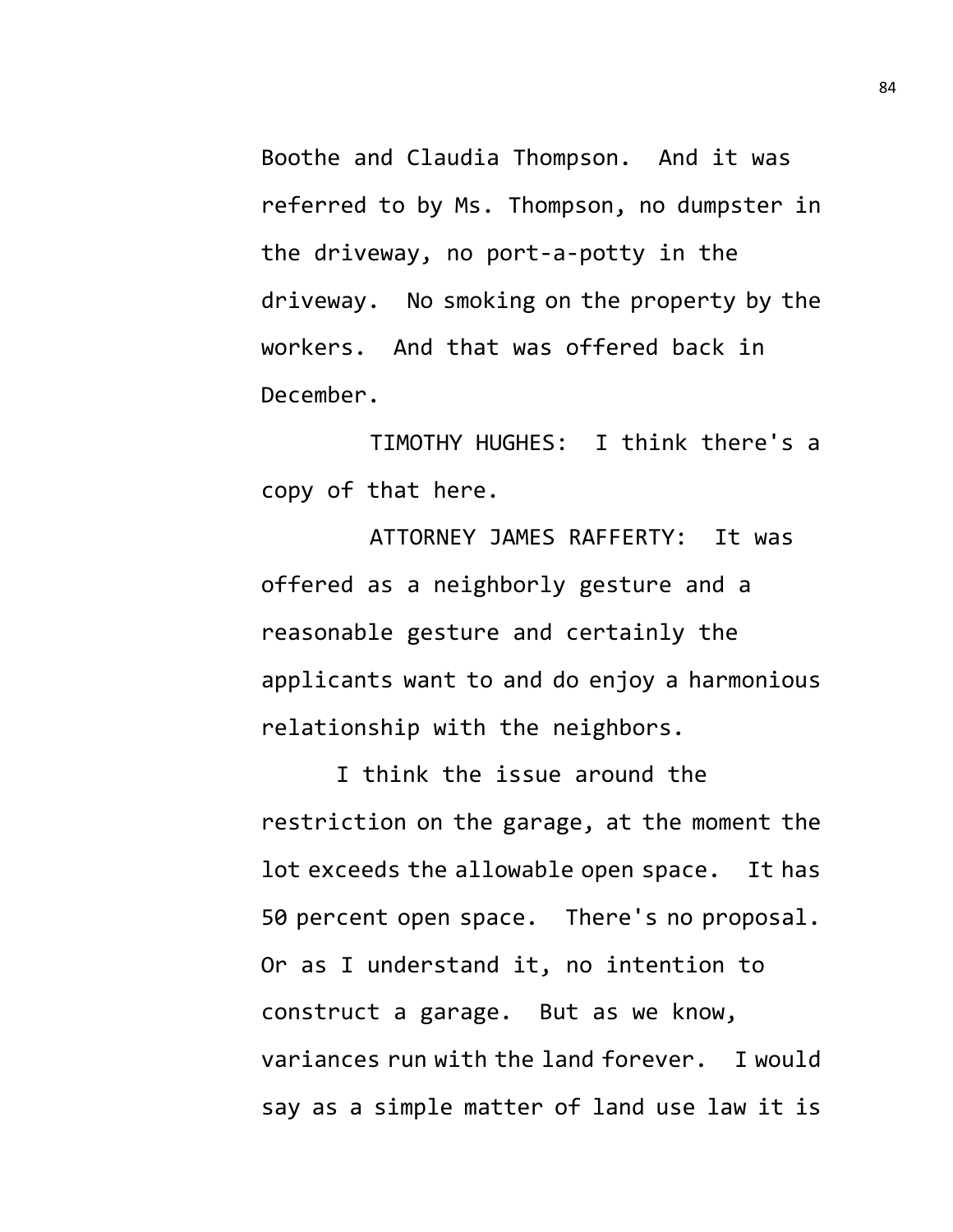Boothe and Claudia Thompson. And it was referred to by Ms. Thompson, no dumpster in the driveway, no port-a-potty in the driveway. No smoking on the property by the workers. And that was offered back in December.

TIMOTHY HUGHES: I think there's a copy of that here.

ATTORNEY JAMES RAFFERTY: It was offered as a neighborly gesture and a reasonable gesture and certainly the applicants want to and do enjoy a harmonious relationship with the neighbors.

I think the issue around the restriction on the garage, at the moment the lot exceeds the allowable open space. It has 50 percent open space. There's no proposal. Or as I understand it, no intention to construct a garage. But as we know, variances run with the land forever. I would say as a simple matter of land use law it is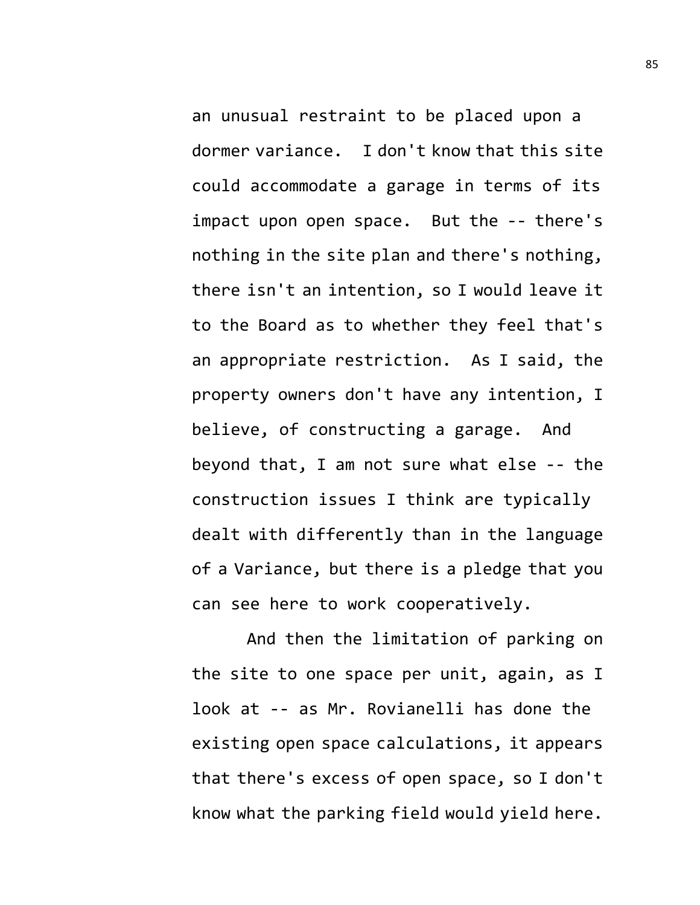an unusual restraint to be placed upon a dormer variance. I don't know that this site could accommodate a garage in terms of its impact upon open space. But the -- there's nothing in the site plan and there's nothing, there isn't an intention, so I would leave it to the Board as to whether they feel that's an appropriate restriction. As I said, the property owners don't have any intention, I believe, of constructing a garage. And beyond that, I am not sure what else -- the construction issues I think are typically dealt with differently than in the language of a Variance, but there is a pledge that you can see here to work cooperatively.

And then the limitation of parking on the site to one space per unit, again, as I look at -- as Mr. Rovianelli has done the existing open space calculations, it appears that there's excess of open space, so I don't know what the parking field would yield here.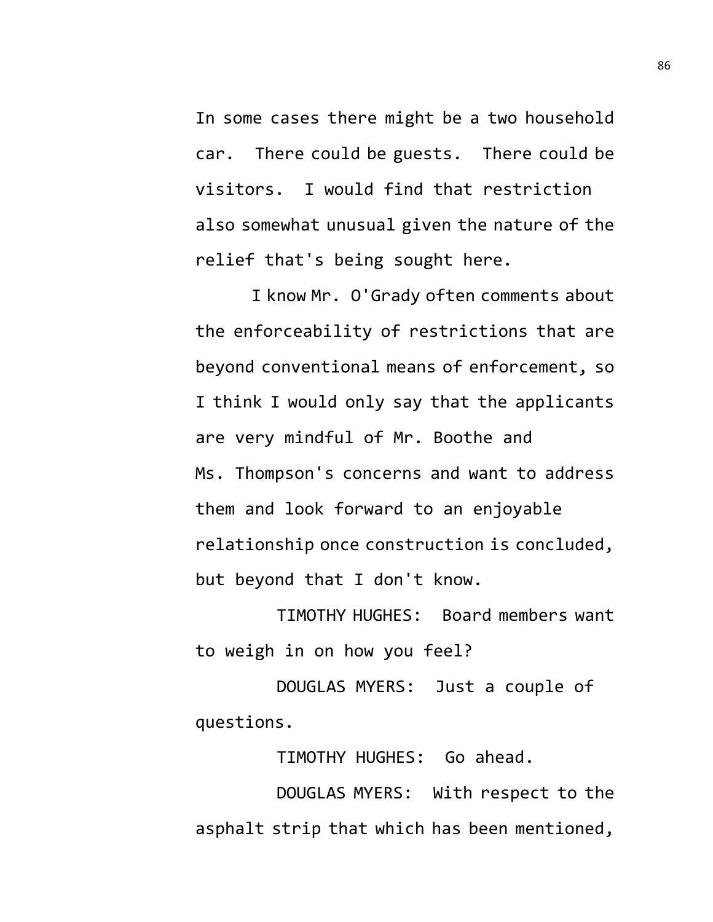In some cases there might be a two household car. There could be guests. There could be visitors. I would find that restriction also somewhat unusual given the nature of the relief that's being sought here.

I know Mr. O'Grady often comments about the enforceability of restrictions that are beyond conventional means of enforcement, so I think I would only say that the applicants are very mindful of Mr. Boothe and Ms. Thompson's concerns and want to address them and look forward to an enjoyable relationship once construction is concluded, but beyond that I don't know.

TIMOTHY HUGHES: Board members want to weigh in on how you feel?

DOUGLAS MYERS: Just a couple of questions.

TIMOTHY HUGHES: Go ahead.

DOUGLAS MYERS: With respect to the asphalt strip that which has been mentioned,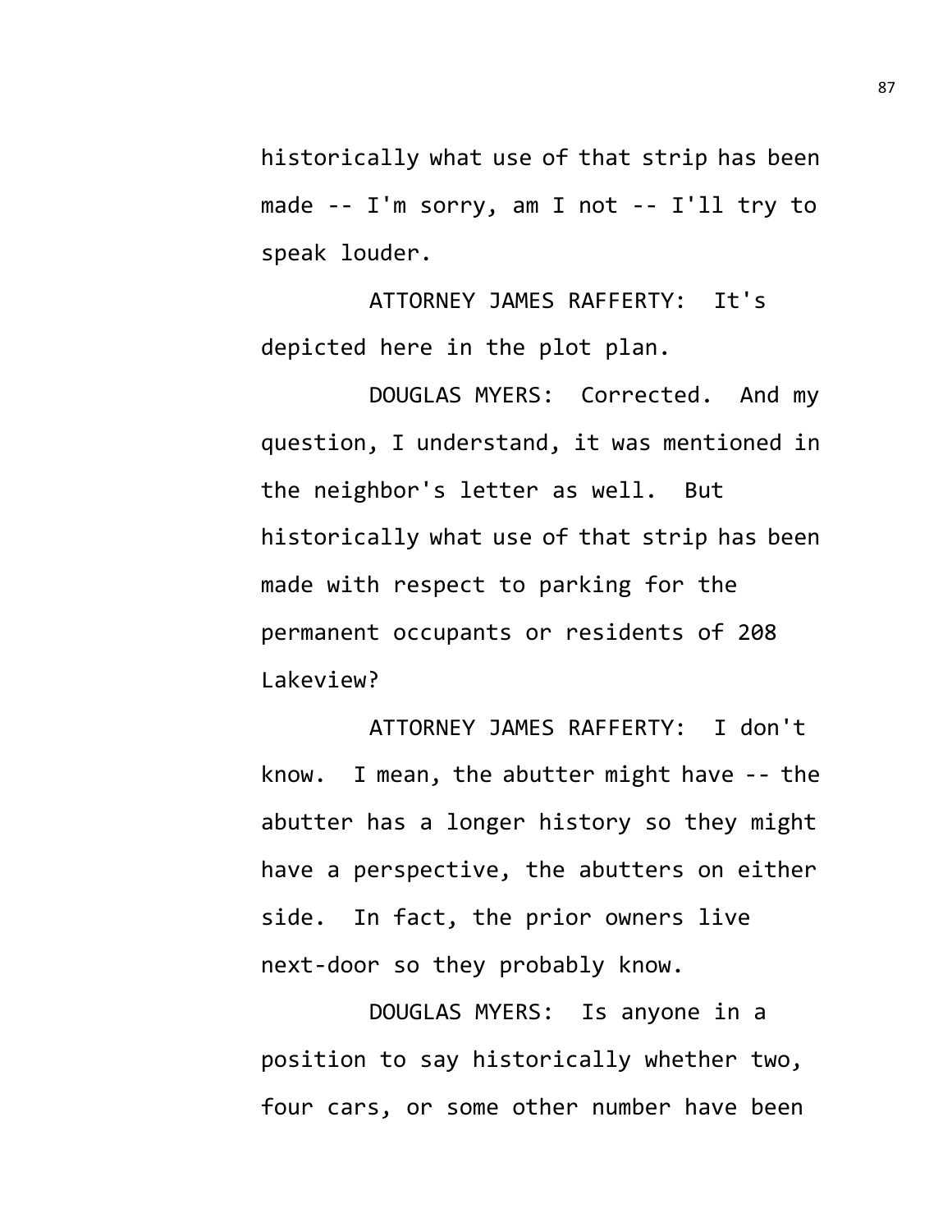historically what use of that strip has been made -- I'm sorry, am I not -- I'll try to speak louder.

ATTORNEY JAMES RAFFERTY: It's depicted here in the plot plan.

DOUGLAS MYERS: Corrected. And my question, I understand, it was mentioned in the neighbor's letter as well. But historically what use of that strip has been made with respect to parking for the permanent occupants or residents of 208 Lakeview?

ATTORNEY JAMES RAFFERTY: I don't know. I mean, the abutter might have -- the abutter has a longer history so they might have a perspective, the abutters on either side. In fact, the prior owners live next-door so they probably know.

DOUGLAS MYERS: Is anyone in a position to say historically whether two, four cars, or some other number have been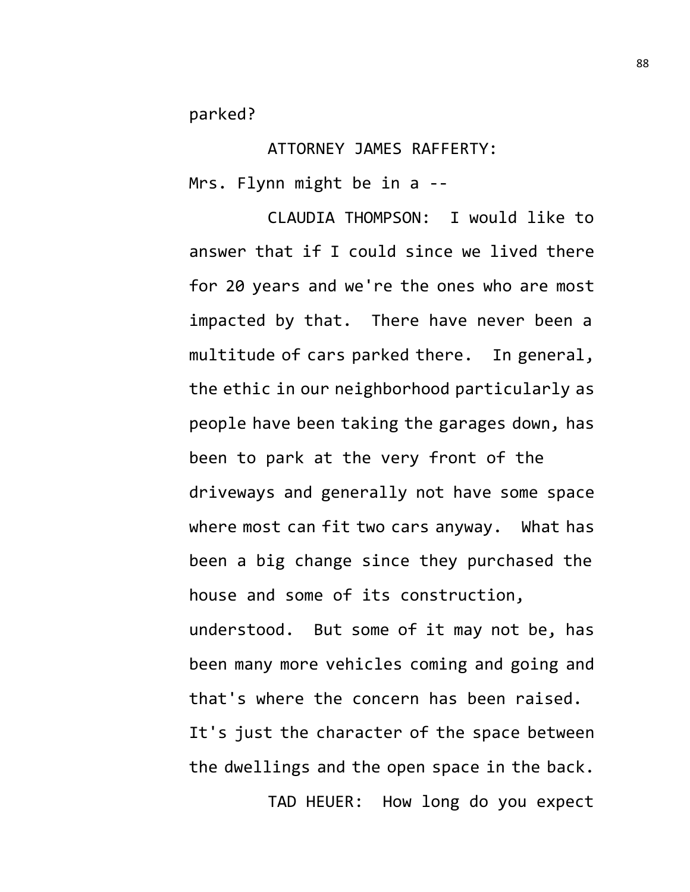parked?

ATTORNEY JAMES RAFFERTY:
Mrs. Flynn might be in a --

CLAUDIA THOMPSON: I would like to answer that if I could since we lived there for 20 years and we're the ones who are most impacted by that. There have never been a multitude of cars parked there. In general, the ethic in our neighborhood particularly as people have been taking the garages down, has been to park at the very front of the driveways and generally not have some space where most can fit two cars anyway. What has been a big change since they purchased the house and some of its construction, understood. But some of it may not be, has been many more vehicles coming and going and that's where the concern has been raised. It's just the character of the space between the dwellings and the open space in the back.

TAD HEUER: How long do you expect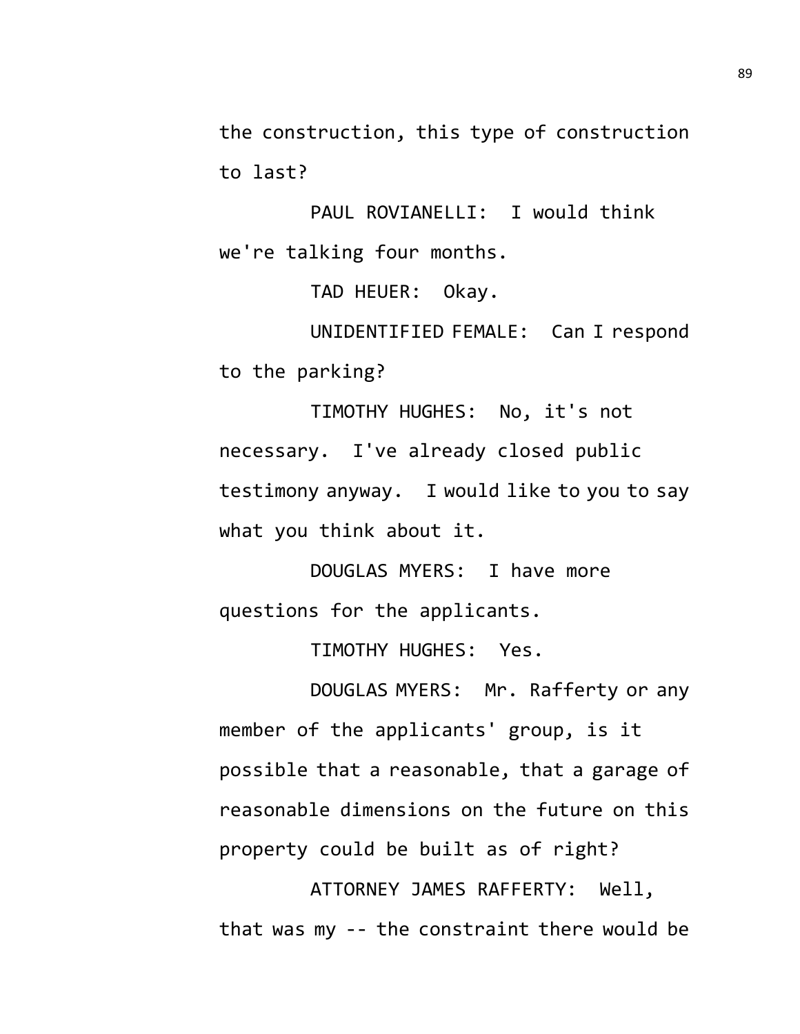the construction, this type of construction to last?

PAUL ROVIANELLI: I would think we're talking four months.

TAD HEUER: Okay.

UNIDENTIFIED FEMALE: Can I respond to the parking?

TIMOTHY HUGHES: No, it's not necessary. I've already closed public testimony anyway. I would like to you to say what you think about it.

DOUGLAS MYERS: I have more questions for the applicants.

TIMOTHY HUGHES: Yes.

DOUGLAS MYERS: Mr. Rafferty or any member of the applicants' group, is it possible that a reasonable, that a garage of reasonable dimensions on the future on this property could be built as of right?

ATTORNEY JAMES RAFFERTY: Well, that was my -- the constraint there would be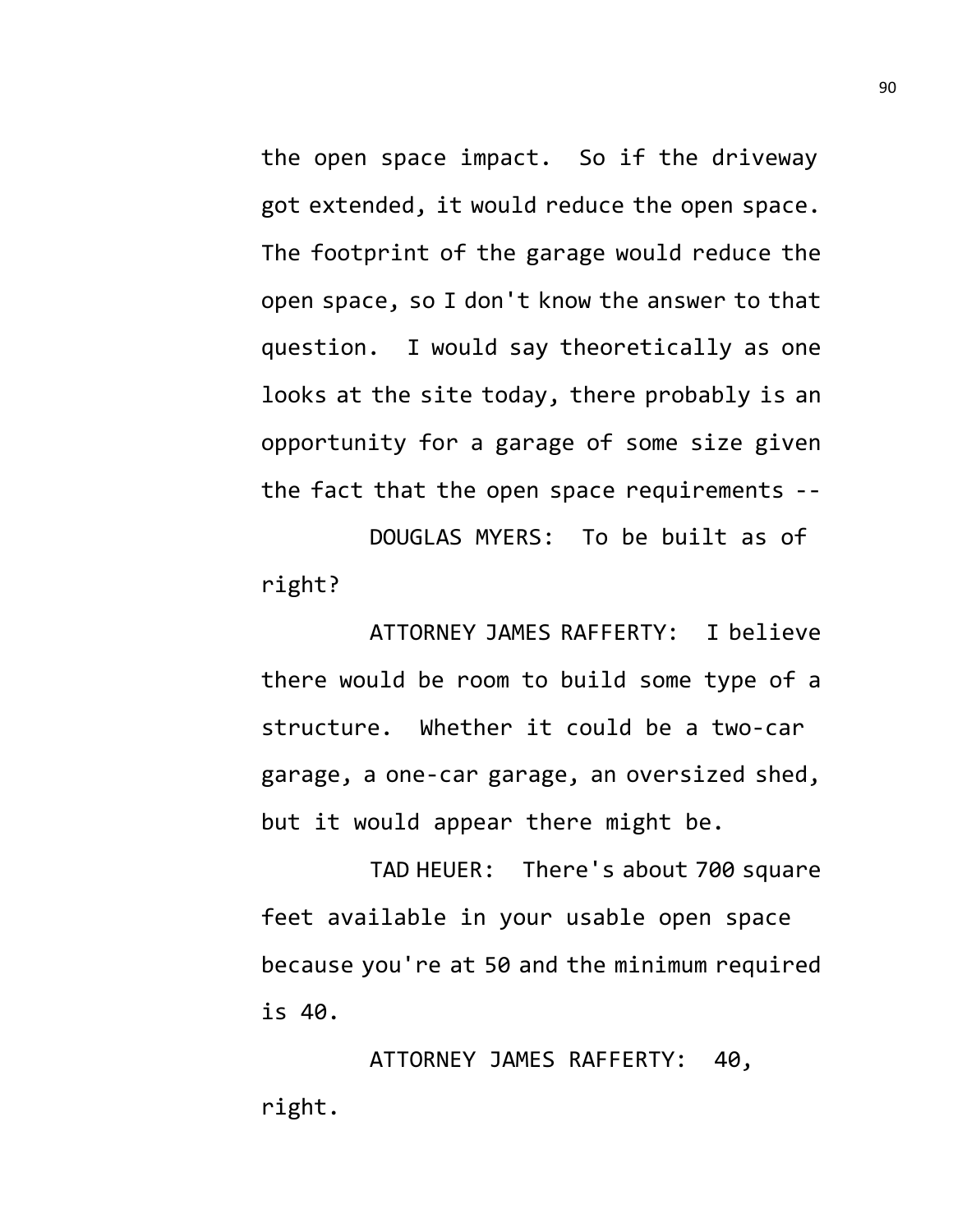the open space impact. So if the driveway got extended, it would reduce the open space. The footprint of the garage would reduce the open space, so I don't know the answer to that question. I would say theoretically as one looks at the site today, there probably is an opportunity for a garage of some size given the fact that the open space requirements --

DOUGLAS MYERS: To be built as of right?

ATTORNEY JAMES RAFFERTY: I believe there would be room to build some type of a structure. Whether it could be a two-car garage, a one-car garage, an oversized shed, but it would appear there might be.

TAD HEUER: There's about 700 square feet available in your usable open space because you're at 50 and the minimum required is 40.

ATTORNEY JAMES RAFFERTY: 40, right.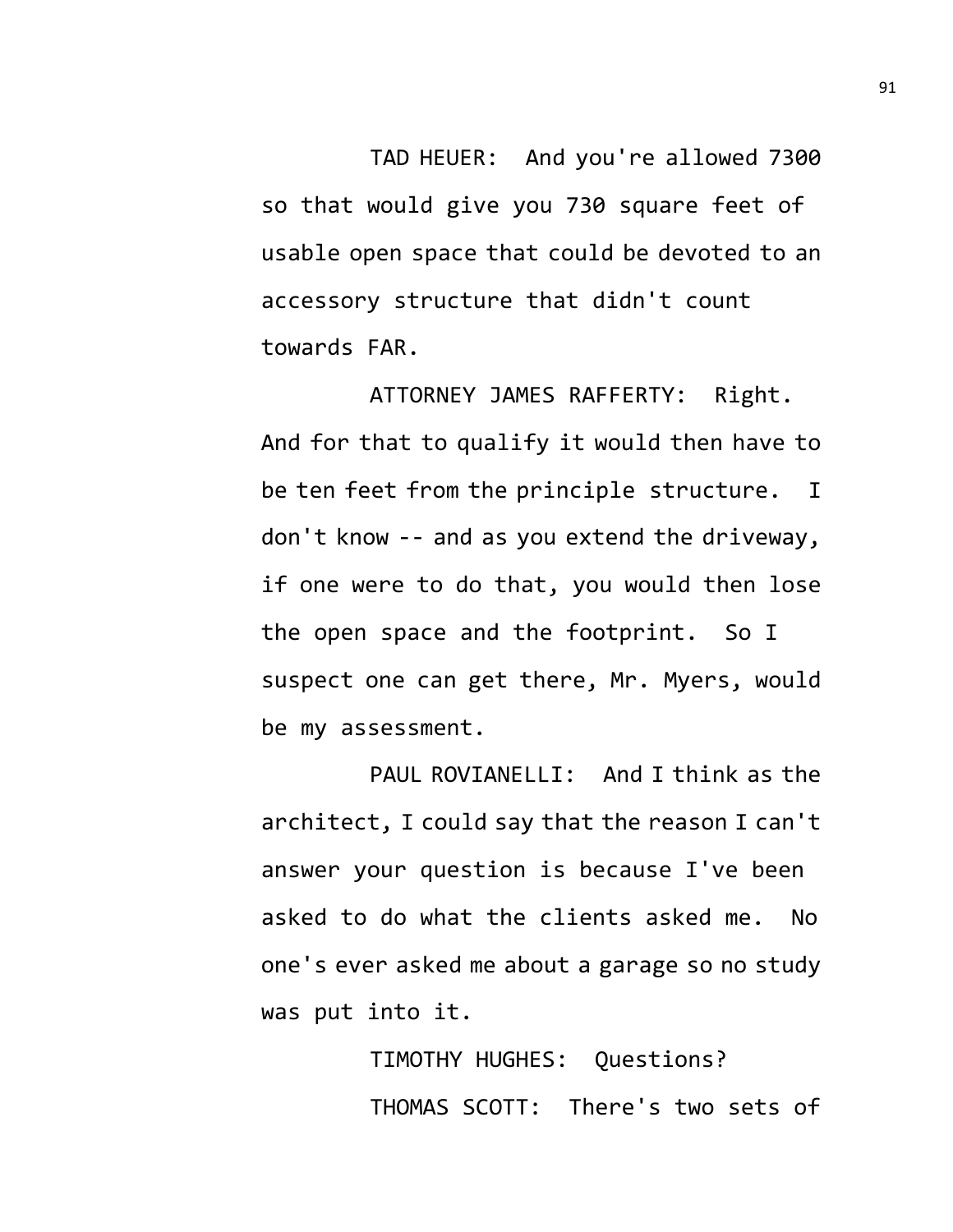TAD HEUER: And you're allowed 7300 so that would give you 730 square feet of usable open space that could be devoted to an accessory structure that didn't count towards FAR.

ATTORNEY JAMES RAFFERTY: Right. And for that to qualify it would then have to be ten feet from the principle structure. I don't know -- and as you extend the driveway, if one were to do that, you would then lose the open space and the footprint. So I suspect one can get there, Mr. Myers, would be my assessment.

PAUL ROVIANELLI: And I think as the architect, I could say that the reason I can't answer your question is because I've been asked to do what the clients asked me. No one's ever asked me about a garage so no study was put into it.

TIMOTHY HUGHES: Questions?

THOMAS SCOTT: There's two sets of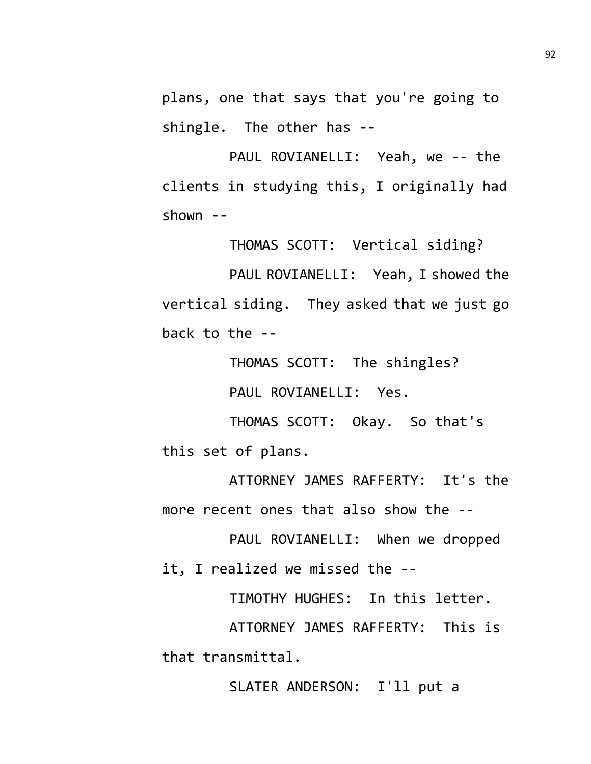plans, one that says that you're going to shingle. The other has --

PAUL ROVIANELLI: Yeah, we -- the clients in studying this, I originally had shown --

THOMAS SCOTT: Vertical siding?

PAUL ROVIANELLI: Yeah, I showed the vertical siding. They asked that we just go back to the --

THOMAS SCOTT: The shingles?

PAUL ROVIANELLI: Yes.

THOMAS SCOTT: Okay. So that's this set of plans.

ATTORNEY JAMES RAFFERTY: It's the more recent ones that also show the --

PAUL ROVIANELLI: When we dropped it, I realized we missed the --

TIMOTHY HUGHES: In this letter.

ATTORNEY JAMES RAFFERTY: This is that transmittal.

SLATER ANDERSON: I'll put a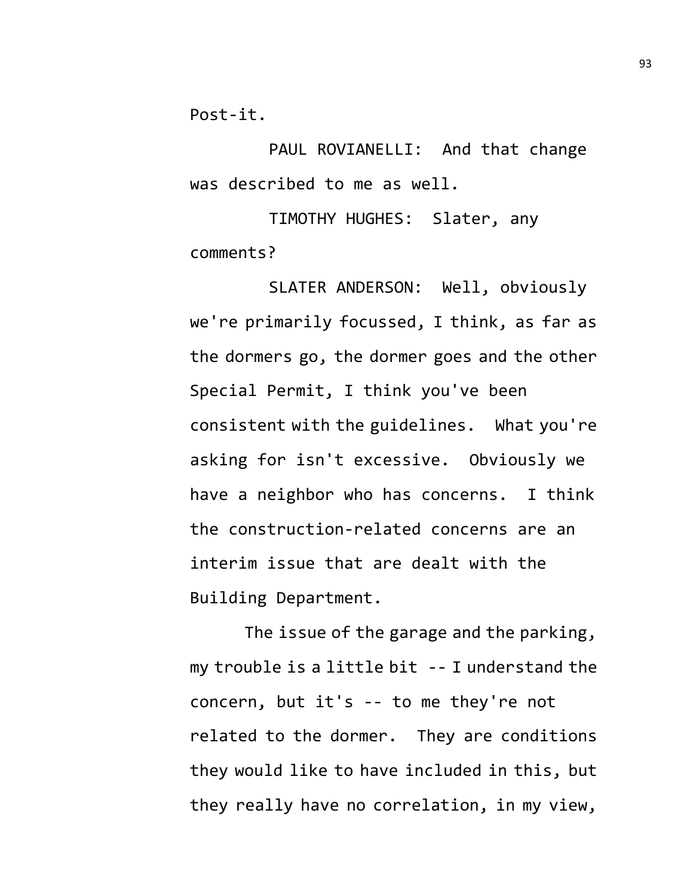Post-it.

PAUL ROVIANELLI: And that change was described to me as well.

TIMOTHY HUGHES: Slater, any comments?

SLATER ANDERSON: Well, obviously we're primarily focussed, I think, as far as the dormers go, the dormer goes and the other Special Permit, I think you've been consistent with the guidelines. What you're asking for isn't excessive. Obviously we have a neighbor who has concerns. I think the construction-related concerns are an interim issue that are dealt with the Building Department.

The issue of the garage and the parking, my trouble is a little bit -- I understand the concern, but it's -- to me they're not related to the dormer. They are conditions they would like to have included in this, but they really have no correlation, in my view,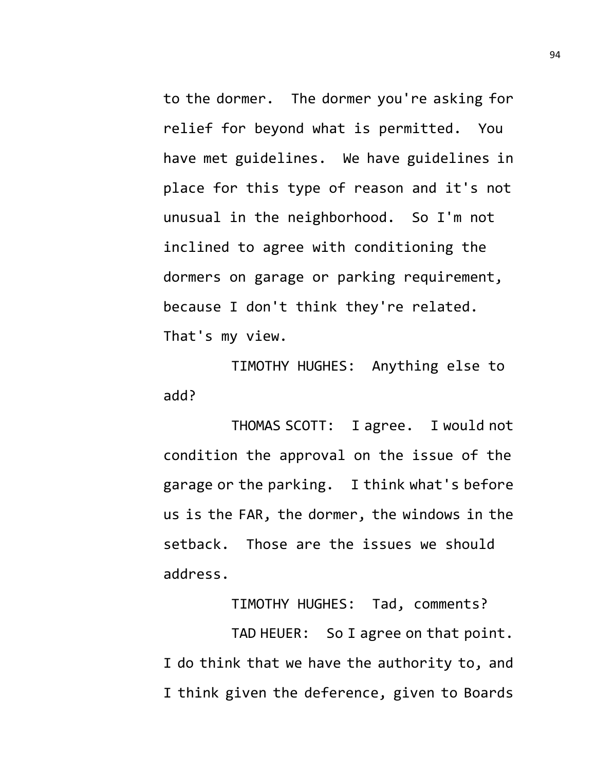to the dormer. The dormer you're asking for relief for beyond what is permitted. You have met guidelines. We have guidelines in place for this type of reason and it's not unusual in the neighborhood. So I'm not inclined to agree with conditioning the dormers on garage or parking requirement, because I don't think they're related. That's my view.

TIMOTHY HUGHES: Anything else to add?

THOMAS SCOTT: I agree. I would not condition the approval on the issue of the garage or the parking. I think what's before us is the FAR, the dormer, the windows in the setback. Those are the issues we should address.

TIMOTHY HUGHES: Tad, comments?

TAD HEUER: So I agree on that point. I do think that we have the authority to, and I think given the deference, given to Boards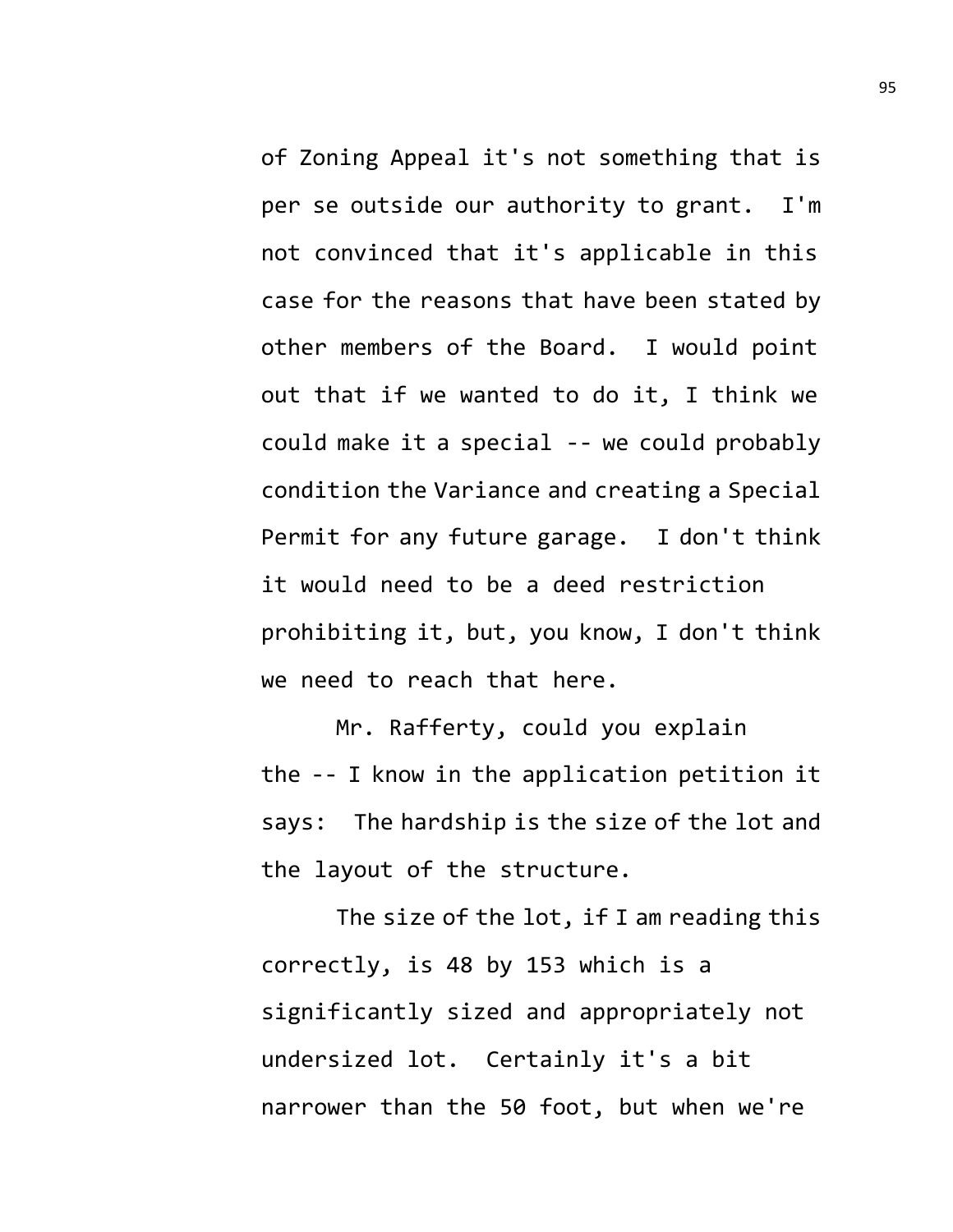of Zoning Appeal it's not something that is per se outside our authority to grant. I'm not convinced that it's applicable in this case for the reasons that have been stated by other members of the Board. I would point out that if we wanted to do it, I think we could make it a special -- we could probably condition the Variance and creating a Special Permit for any future garage. I don't think it would need to be a deed restriction prohibiting it, but, you know, I don't think we need to reach that here.

Mr. Rafferty, could you explain the -- I know in the application petition it says: The hardship is the size of the lot and the layout of the structure.

The size of the lot, if I am reading this correctly, is 48 by 153 which is a significantly sized and appropriately not undersized lot. Certainly it's a bit narrower than the 50 foot, but when we're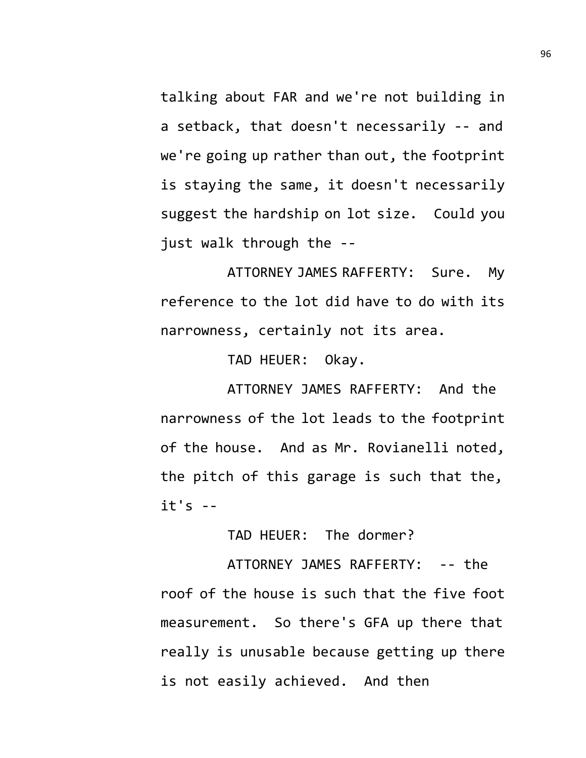talking about FAR and we're not building in a setback, that doesn't necessarily -- and we're going up rather than out, the footprint is staying the same, it doesn't necessarily suggest the hardship on lot size. Could you just walk through the --

ATTORNEY JAMES RAFFERTY: Sure. My reference to the lot did have to do with its narrowness, certainly not its area.

TAD HEUER: Okay.

ATTORNEY JAMES RAFFERTY: And the narrowness of the lot leads to the footprint of the house. And as Mr. Rovianelli noted, the pitch of this garage is such that the, it's --

TAD HEUER: The dormer?

ATTORNEY JAMES RAFFERTY: -- the roof of the house is such that the five foot measurement. So there's GFA up there that really is unusable because getting up there is not easily achieved. And then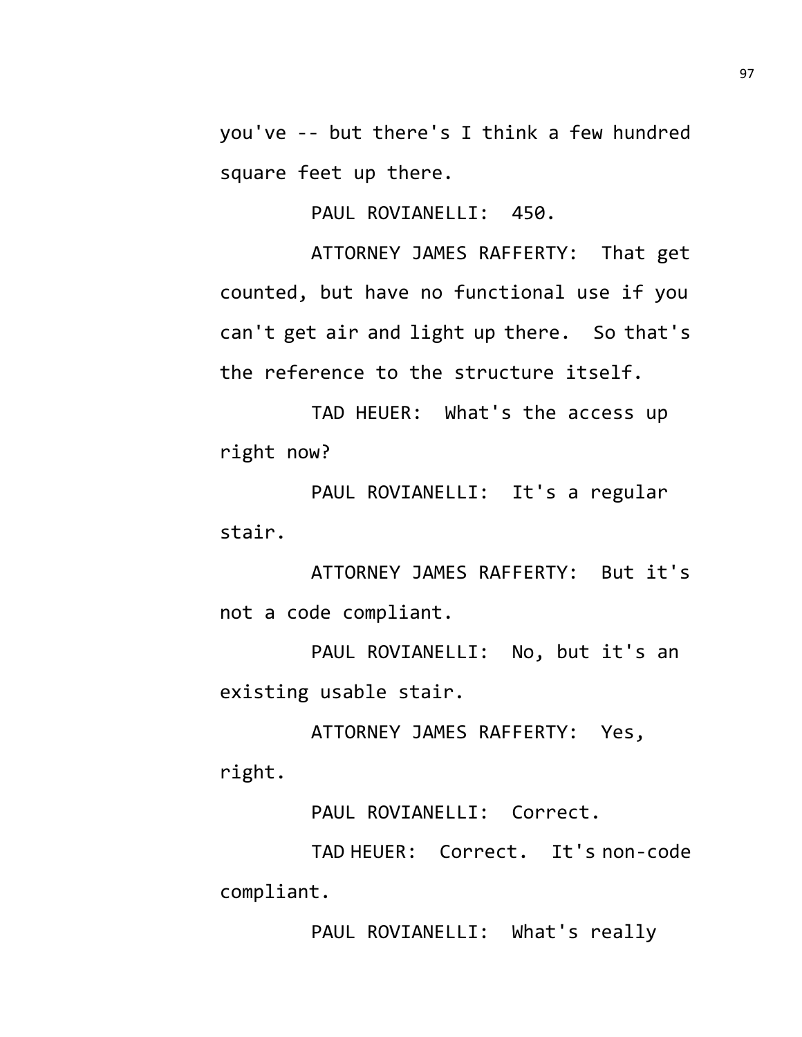you've -- but there's I think a few hundred square feet up there.

PAUL ROVIANELLI: 450.

ATTORNEY JAMES RAFFERTY: That get counted, but have no functional use if you can't get air and light up there. So that's the reference to the structure itself.

TAD HEUER: What's the access up right now?

PAUL ROVIANELLI: It's a regular stair.

ATTORNEY JAMES RAFFERTY: But it's not a code compliant.

PAUL ROVIANELLI: No, but it's an existing usable stair.

ATTORNEY JAMES RAFFERTY: Yes, right.

PAUL ROVIANELLI: Correct.

TAD HEUER: Correct. It's non-code compliant.

PAUL ROVIANELLI: What's really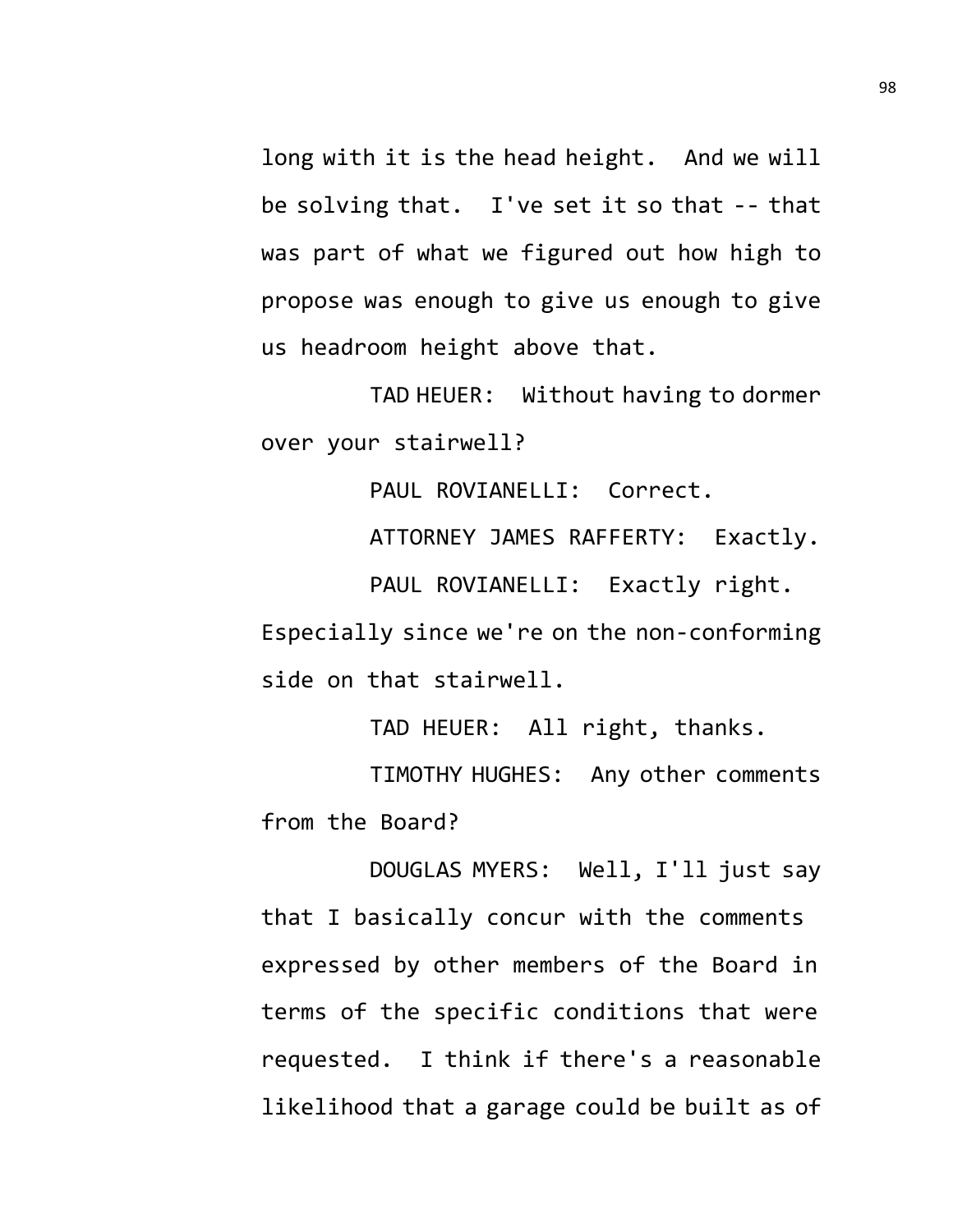long with it is the head height. And we will be solving that. I've set it so that -- that was part of what we figured out how high to propose was enough to give us enough to give us headroom height above that.

TAD HEUER: Without having to dormer over your stairwell?

PAUL ROVIANELLI: Correct.

ATTORNEY JAMES RAFFERTY: Exactly.

PAUL ROVIANELLI: Exactly right. Especially since we're on the non-conforming side on that stairwell.

TAD HEUER: All right, thanks.

TIMOTHY HUGHES: Any other comments from the Board?

DOUGLAS MYERS: Well, I'll just say that I basically concur with the comments expressed by other members of the Board in terms of the specific conditions that were requested. I think if there's a reasonable likelihood that a garage could be built as of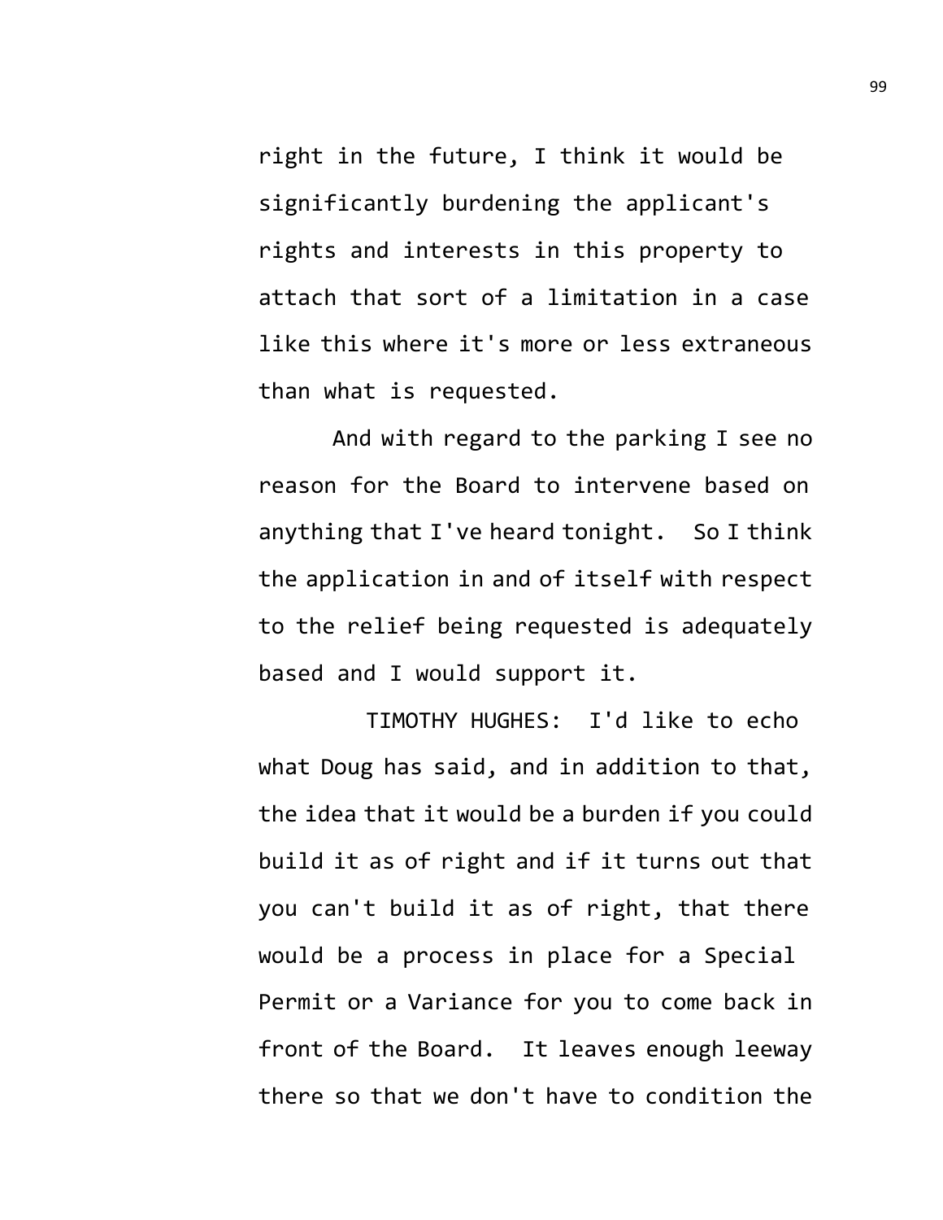right in the future, I think it would be significantly burdening the applicant's rights and interests in this property to attach that sort of a limitation in a case like this where it's more or less extraneous than what is requested.

And with regard to the parking I see no reason for the Board to intervene based on anything that I've heard tonight. So I think the application in and of itself with respect to the relief being requested is adequately based and I would support it.

TIMOTHY HUGHES: I'd like to echo what Doug has said, and in addition to that, the idea that it would be a burden if you could build it as of right and if it turns out that you can't build it as of right, that there would be a process in place for a Special Permit or a Variance for you to come back in front of the Board. It leaves enough leeway there so that we don't have to condition the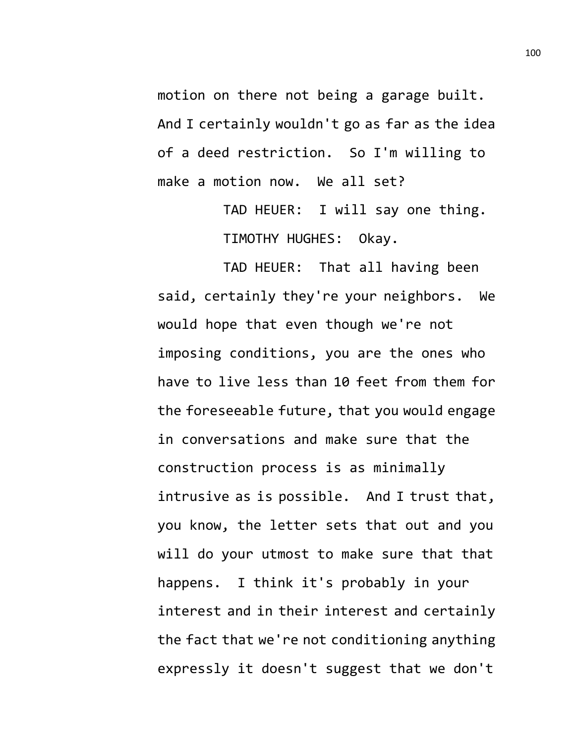motion on there not being a garage built. And I certainly wouldn't go as far as the idea of a deed restriction. So I'm willing to make a motion now. We all set?

TAD HEUER: I will say one thing.

TIMOTHY HUGHES: Okay.

TAD HEUER: That all having been said, certainly they're your neighbors. We would hope that even though we're not imposing conditions, you are the ones who have to live less than 10 feet from them for the foreseeable future, that you would engage in conversations and make sure that the construction process is as minimally intrusive as is possible. And I trust that, you know, the letter sets that out and you will do your utmost to make sure that that happens. I think it's probably in your interest and in their interest and certainly the fact that we're not conditioning anything expressly it doesn't suggest that we don't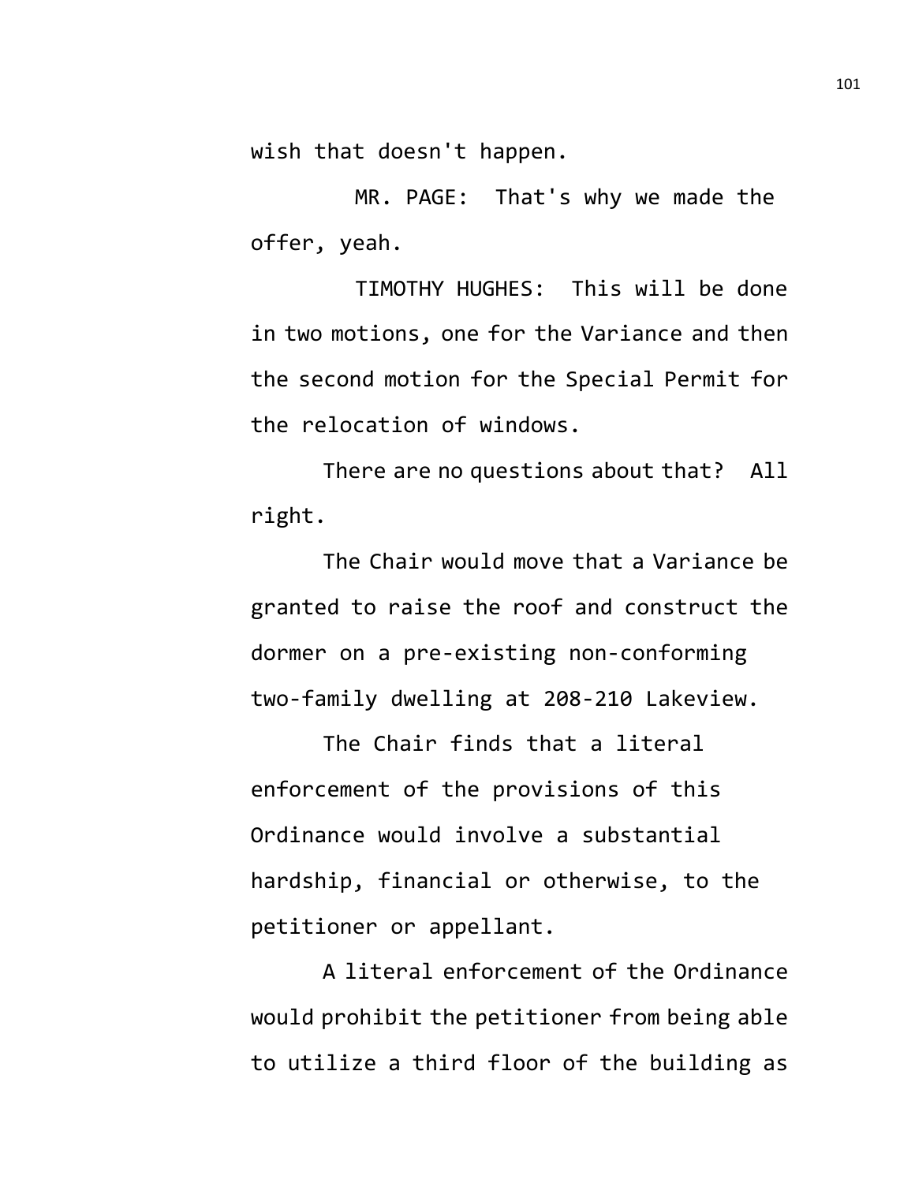wish that doesn't happen.

MR. PAGE: That's why we made the offer, yeah.

TIMOTHY HUGHES: This will be done in two motions, one for the Variance and then the second motion for the Special Permit for the relocation of windows.

There are no questions about that? All right.

The Chair would move that a Variance be granted to raise the roof and construct the dormer on a pre-existing non-conforming two-family dwelling at 208-210 Lakeview.

The Chair finds that a literal enforcement of the provisions of this Ordinance would involve a substantial hardship, financial or otherwise, to the petitioner or appellant.

A literal enforcement of the Ordinance would prohibit the petitioner from being able to utilize a third floor of the building as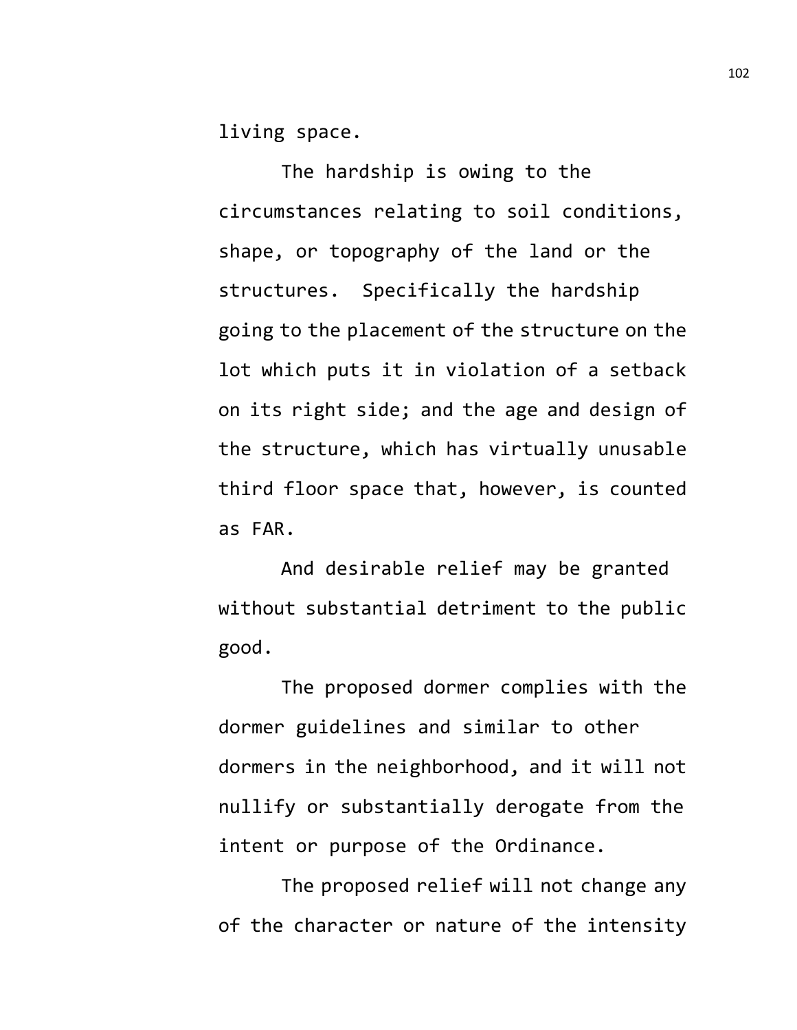living space.

The hardship is owing to the circumstances relating to soil conditions, shape, or topography of the land or the structures. Specifically the hardship going to the placement of the structure on the lot which puts it in violation of a setback on its right side; and the age and design of the structure, which has virtually unusable third floor space that, however, is counted as FAR.

And desirable relief may be granted without substantial detriment to the public good.

The proposed dormer complies with the dormer guidelines and similar to other dormers in the neighborhood, and it will not nullify or substantially derogate from the intent or purpose of the Ordinance.

The proposed relief will not change any of the character or nature of the intensity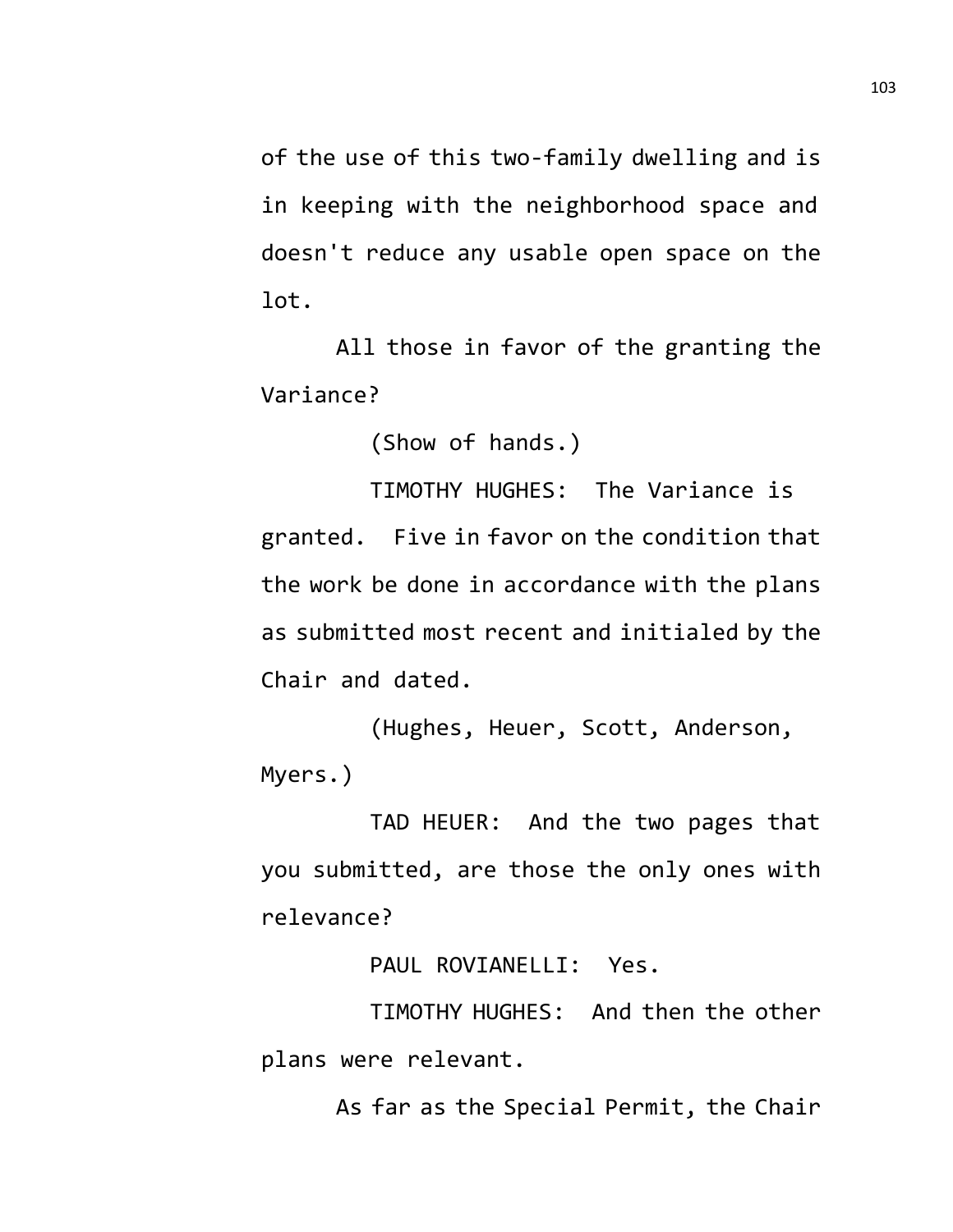of the use of this two-family dwelling and is in keeping with the neighborhood space and doesn't reduce any usable open space on the lot.

All those in favor of the granting the Variance?

(Show of hands.)

TIMOTHY HUGHES: The Variance is granted. Five in favor on the condition that the work be done in accordance with the plans as submitted most recent and initialed by the Chair and dated.

(Hughes, Heuer, Scott, Anderson, Myers.)

TAD HEUER: And the two pages that you submitted, are those the only ones with relevance?

PAUL ROVIANELLI: Yes.

TIMOTHY HUGHES: And then the other plans were relevant.

As far as the Special Permit, the Chair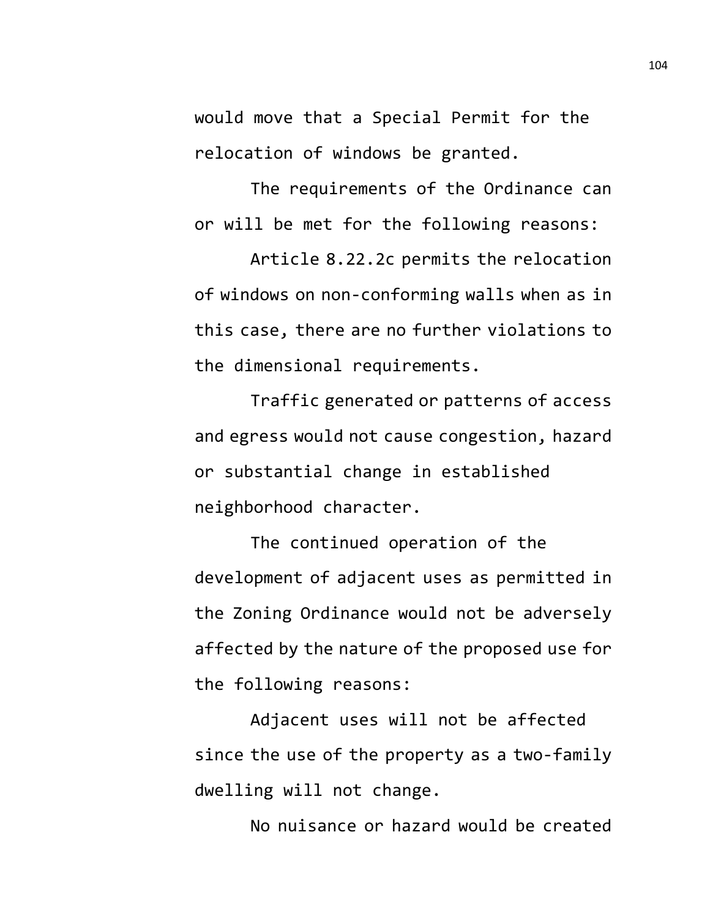would move that a Special Permit for the relocation of windows be granted.

The requirements of the Ordinance can or will be met for the following reasons:

Article 8.22.2c permits the relocation of windows on non-conforming walls when as in this case, there are no further violations to the dimensional requirements.

Traffic generated or patterns of access and egress would not cause congestion, hazard or substantial change in established neighborhood character.

The continued operation of the development of adjacent uses as permitted in the Zoning Ordinance would not be adversely affected by the nature of the proposed use for the following reasons:

Adjacent uses will not be affected since the use of the property as a two-family dwelling will not change.

No nuisance or hazard would be created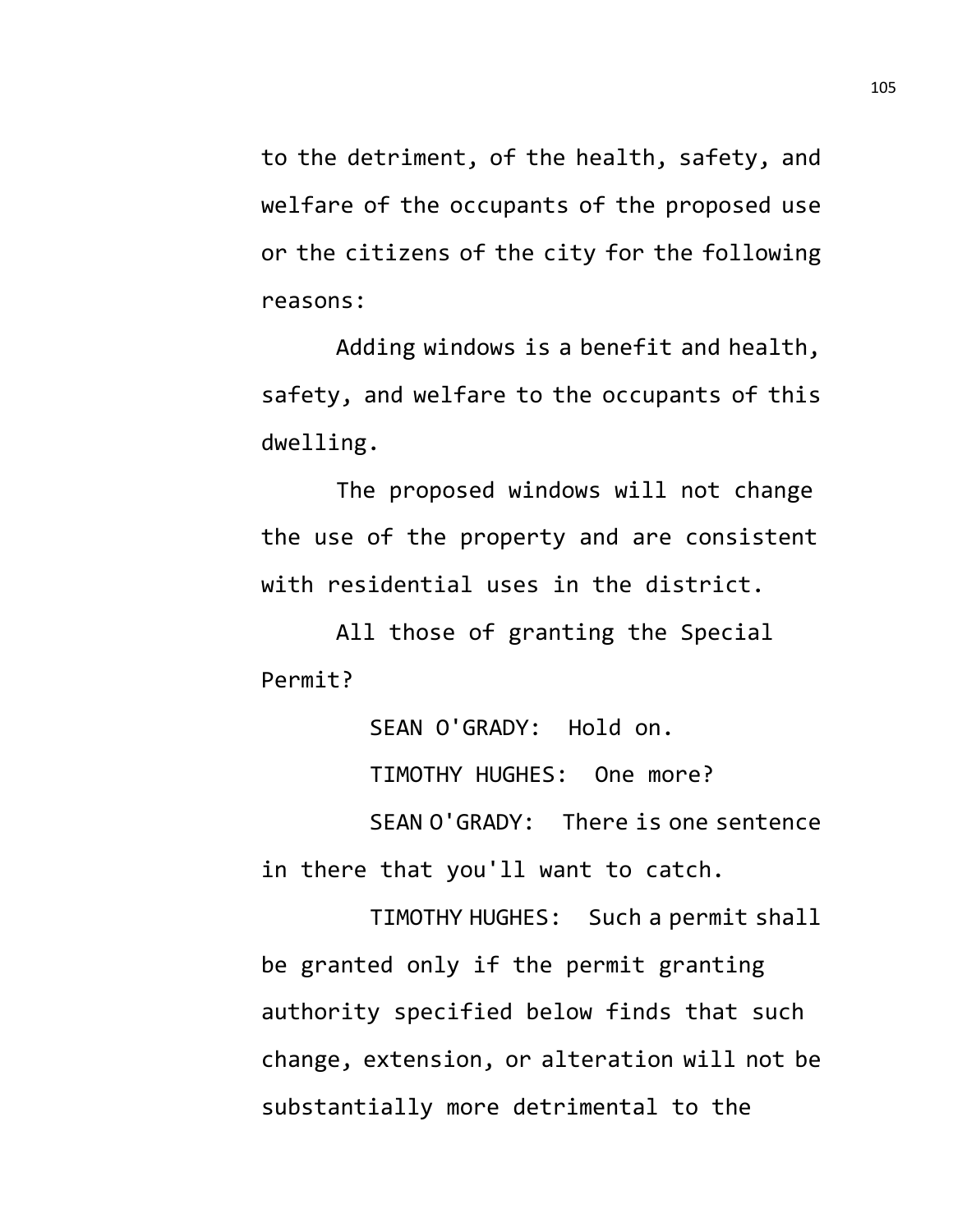to the detriment, of the health, safety, and welfare of the occupants of the proposed use or the citizens of the city for the following reasons:

Adding windows is a benefit and health, safety, and welfare to the occupants of this dwelling.

The proposed windows will not change the use of the property and are consistent with residential uses in the district.

All those of granting the Special Permit?

SEAN O'GRADY: Hold on.

TIMOTHY HUGHES: One more?

SEAN O'GRADY: There is one sentence in there that you'll want to catch.

TIMOTHY HUGHES: Such a permit shall be granted only if the permit granting authority specified below finds that such change, extension, or alteration will not be substantially more detrimental to the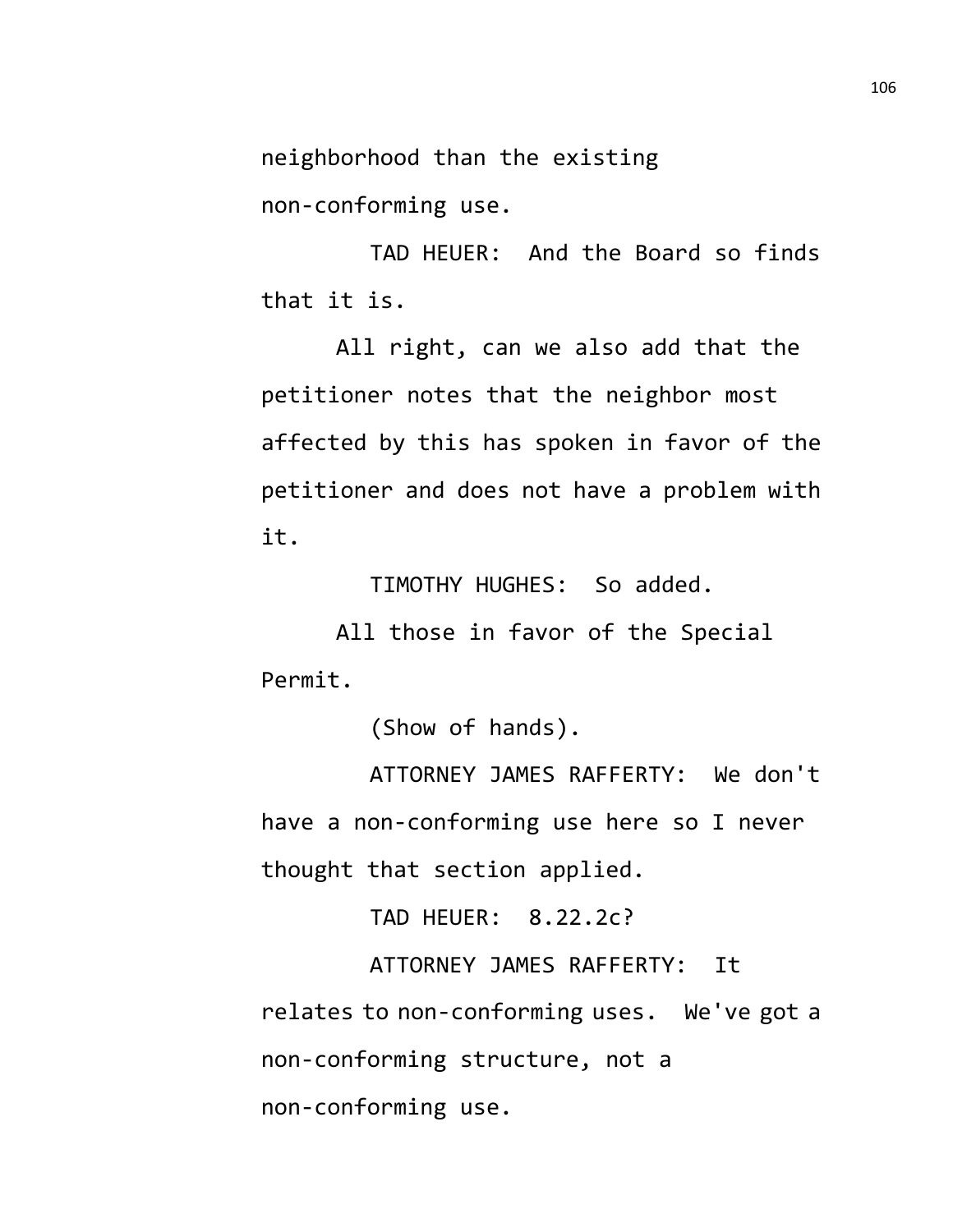neighborhood than the existing non-conforming use.

TAD HEUER: And the Board so finds that it is.

All right, can we also add that the petitioner notes that the neighbor most affected by this has spoken in favor of the petitioner and does not have a problem with it.

TIMOTHY HUGHES: So added.

All those in favor of the Special Permit.

(Show of hands).

ATTORNEY JAMES RAFFERTY: We don't have a non-conforming use here so I never thought that section applied.

TAD HEUER: 8.22.2c?

ATTORNEY JAMES RAFFERTY: It relates to non-conforming uses. We've got a non-conforming structure, not a non-conforming use.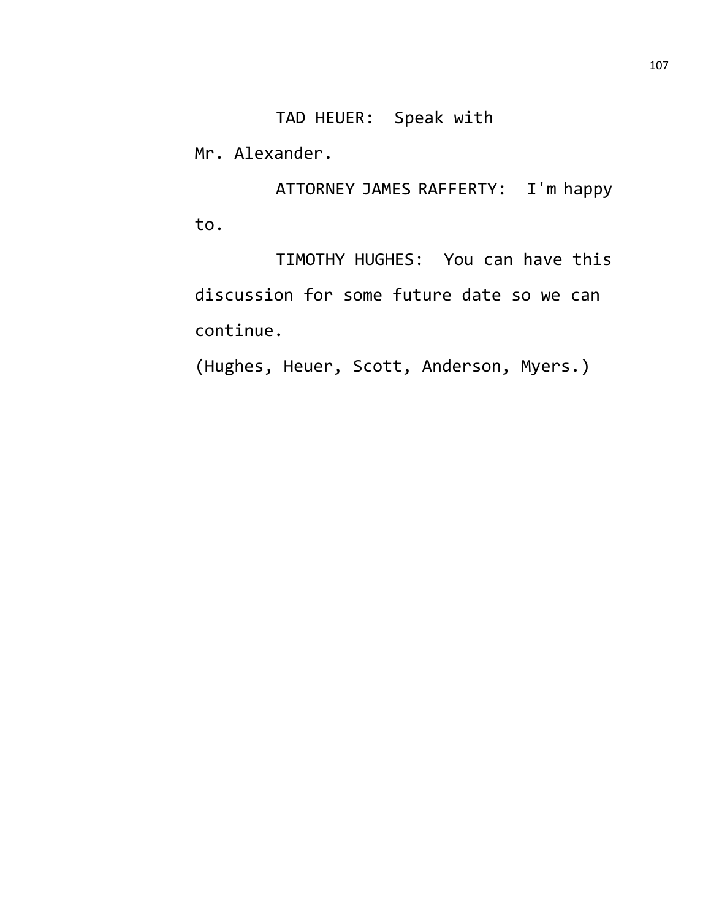TAD HEUER: Speak with Mr. Alexander.

ATTORNEY JAMES RAFFERTY: I'm happy to.

TIMOTHY HUGHES: You can have this discussion for some future date so we can continue.

(Hughes, Heuer, Scott, Anderson, Myers.)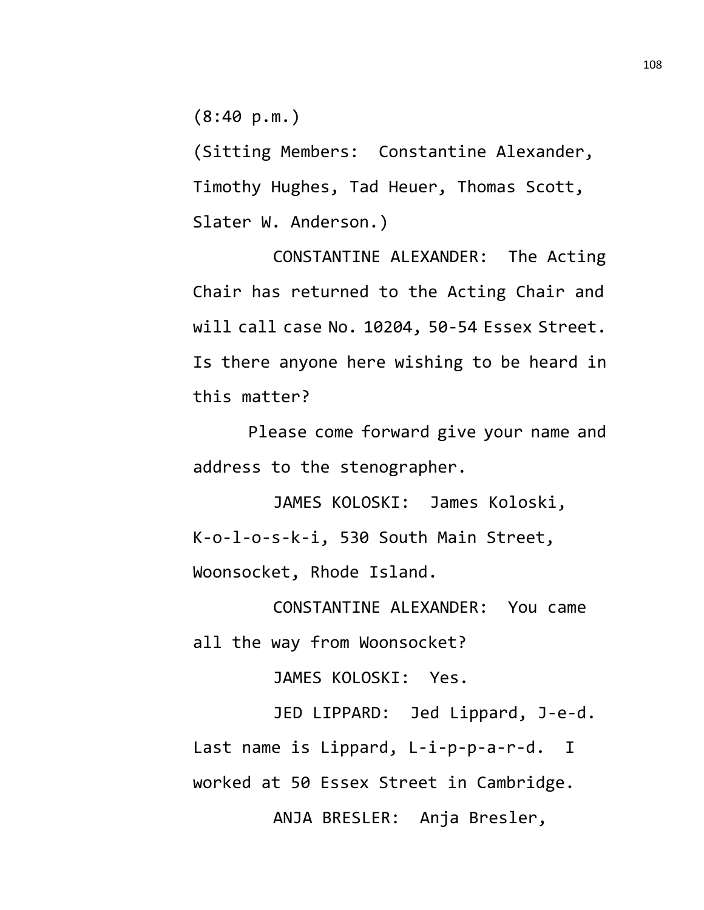(8:40 p.m.)

(Sitting Members: Constantine Alexander, Timothy Hughes, Tad Heuer, Thomas Scott, Slater W. Anderson.)

CONSTANTINE ALEXANDER: The Acting Chair has returned to the Acting Chair and will call case No. 10204, 50-54 Essex Street. Is there anyone here wishing to be heard in this matter?

Please come forward give your name and address to the stenographer.

JAMES KOLOSKI: James Koloski, K-o-l-o-s-k-i, 530 South Main Street, Woonsocket, Rhode Island.

CONSTANTINE ALEXANDER: You came all the way from Woonsocket?

JAMES KOLOSKI: Yes.

JED LIPPARD: Jed Lippard, J-e-d. Last name is Lippard, L-i-p-p-a-r-d. I worked at 50 Essex Street in Cambridge.

ANJA BRESLER: Anja Bresler,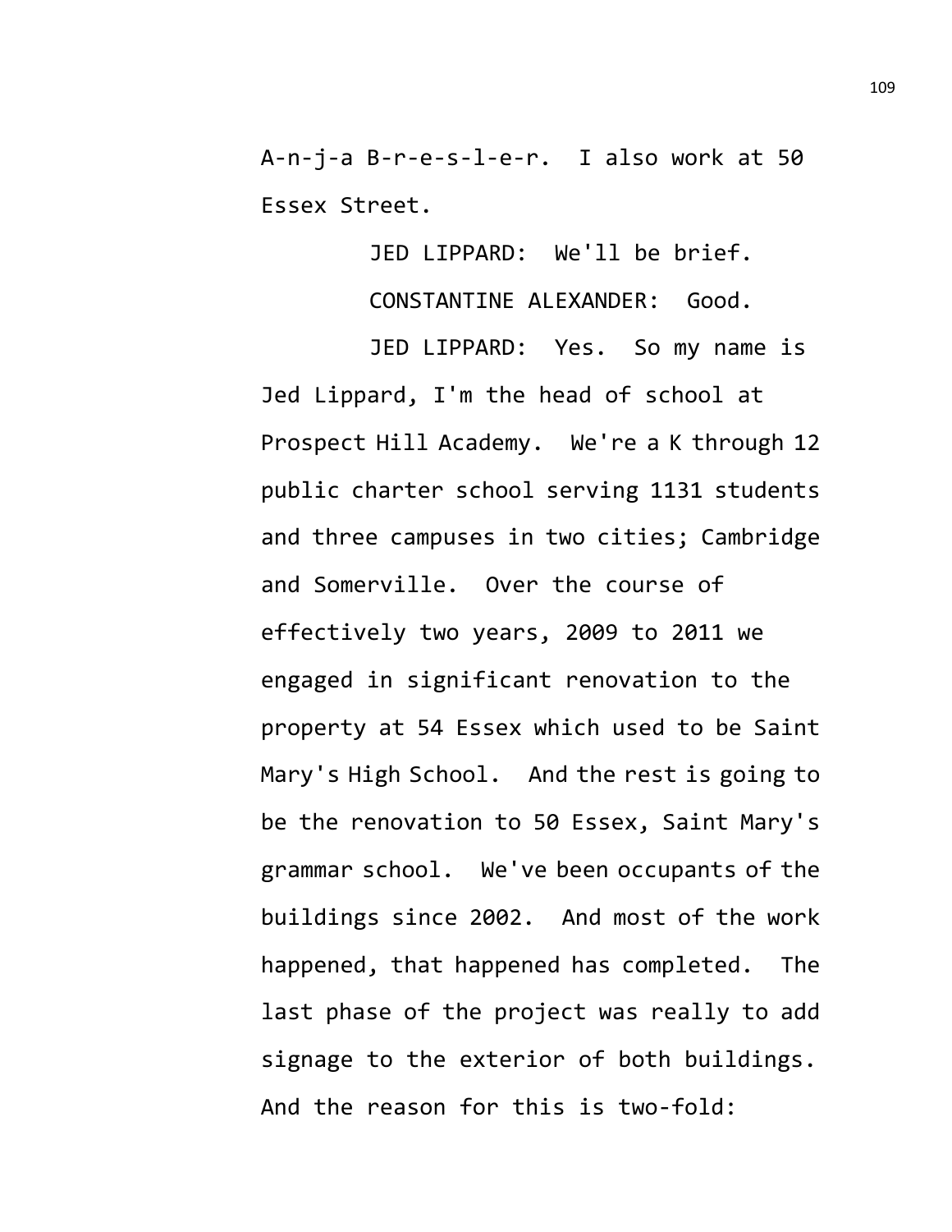A-n-j-a B-r-e-s-l-e-r. I also work at 50 Essex Street.

JED LIPPARD: We'll be brief.

CONSTANTINE ALEXANDER: Good.

JED LIPPARD: Yes. So my name is Jed Lippard, I'm the head of school at Prospect Hill Academy. We're a K through 12 public charter school serving 1131 students and three campuses in two cities; Cambridge and Somerville. Over the course of effectively two years, 2009 to 2011 we engaged in significant renovation to the property at 54 Essex which used to be Saint Mary's High School. And the rest is going to be the renovation to 50 Essex, Saint Mary's grammar school. We've been occupants of the buildings since 2002. And most of the work happened, that happened has completed. The last phase of the project was really to add signage to the exterior of both buildings. And the reason for this is two-fold: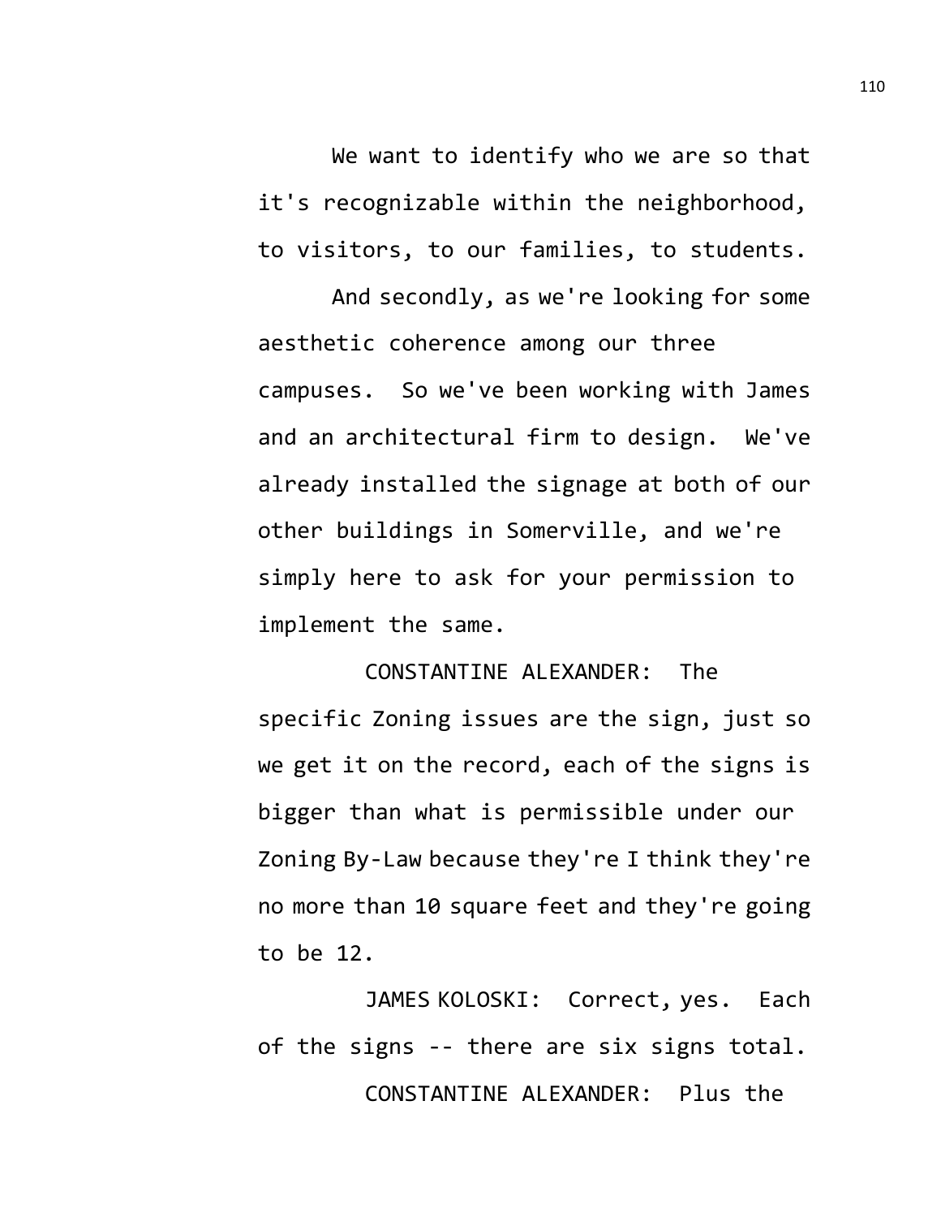We want to identify who we are so that it's recognizable within the neighborhood, to visitors, to our families, to students.

And secondly, as we're looking for some aesthetic coherence among our three campuses. So we've been working with James and an architectural firm to design. We've already installed the signage at both of our other buildings in Somerville, and we're simply here to ask for your permission to implement the same.

CONSTANTINE ALEXANDER: The specific Zoning issues are the sign, just so we get it on the record, each of the signs is bigger than what is permissible under our Zoning By-Law because they're I think they're no more than 10 square feet and they're going to be 12.

JAMES KOLOSKI: Correct, yes. Each of the signs -- there are six signs total.

CONSTANTINE ALEXANDER: Plus the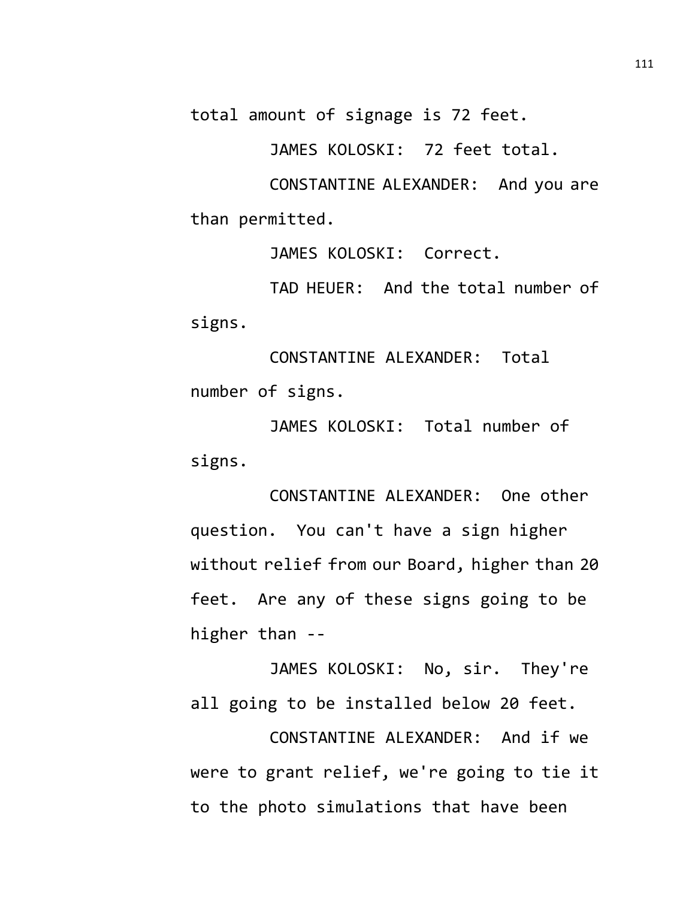total amount of signage is 72 feet.

JAMES KOLOSKI: 72 feet total.

CONSTANTINE ALEXANDER: And you are than permitted.

JAMES KOLOSKI: Correct.

TAD HEUER: And the total number of signs.

CONSTANTINE ALEXANDER: Total number of signs.

JAMES KOLOSKI: Total number of signs.

CONSTANTINE ALEXANDER: One other question. You can't have a sign higher without relief from our Board, higher than 20 feet. Are any of these signs going to be higher than --

JAMES KOLOSKI: No, sir. They're all going to be installed below 20 feet.

CONSTANTINE ALEXANDER: And if we were to grant relief, we're going to tie it to the photo simulations that have been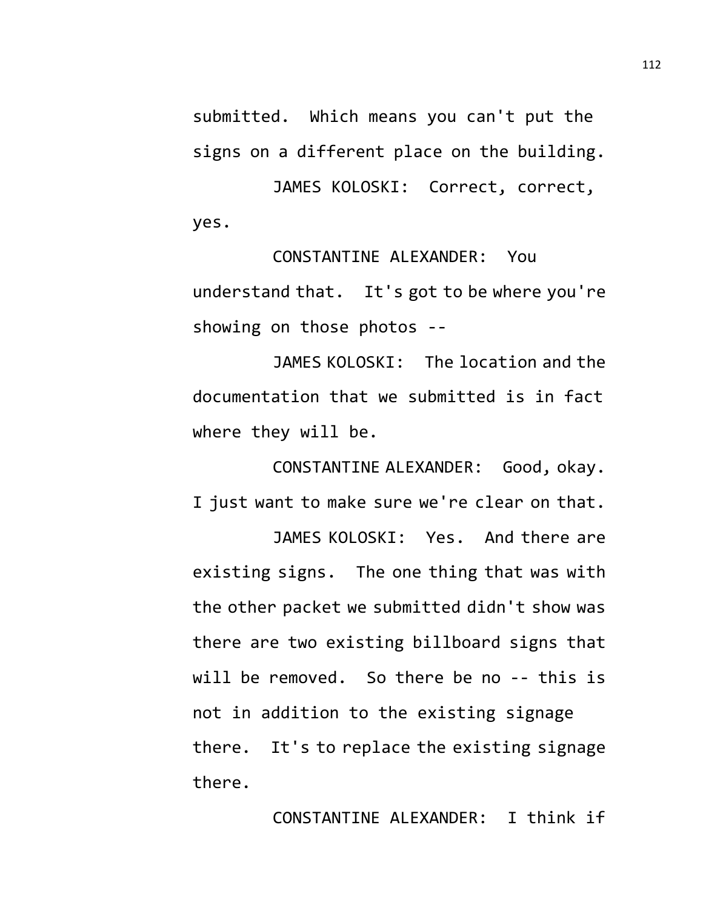submitted. Which means you can't put the signs on a different place on the building.

JAMES KOLOSKI: Correct, correct, yes.

CONSTANTINE ALEXANDER: You understand that. It's got to be where you're showing on those photos --

JAMES KOLOSKI: The location and the documentation that we submitted is in fact where they will be.

CONSTANTINE ALEXANDER: Good, okay. I just want to make sure we're clear on that.

JAMES KOLOSKI: Yes. And there are existing signs. The one thing that was with the other packet we submitted didn't show was there are two existing billboard signs that will be removed. So there be no -- this is not in addition to the existing signage there. It's to replace the existing signage there.

CONSTANTINE ALEXANDER: I think if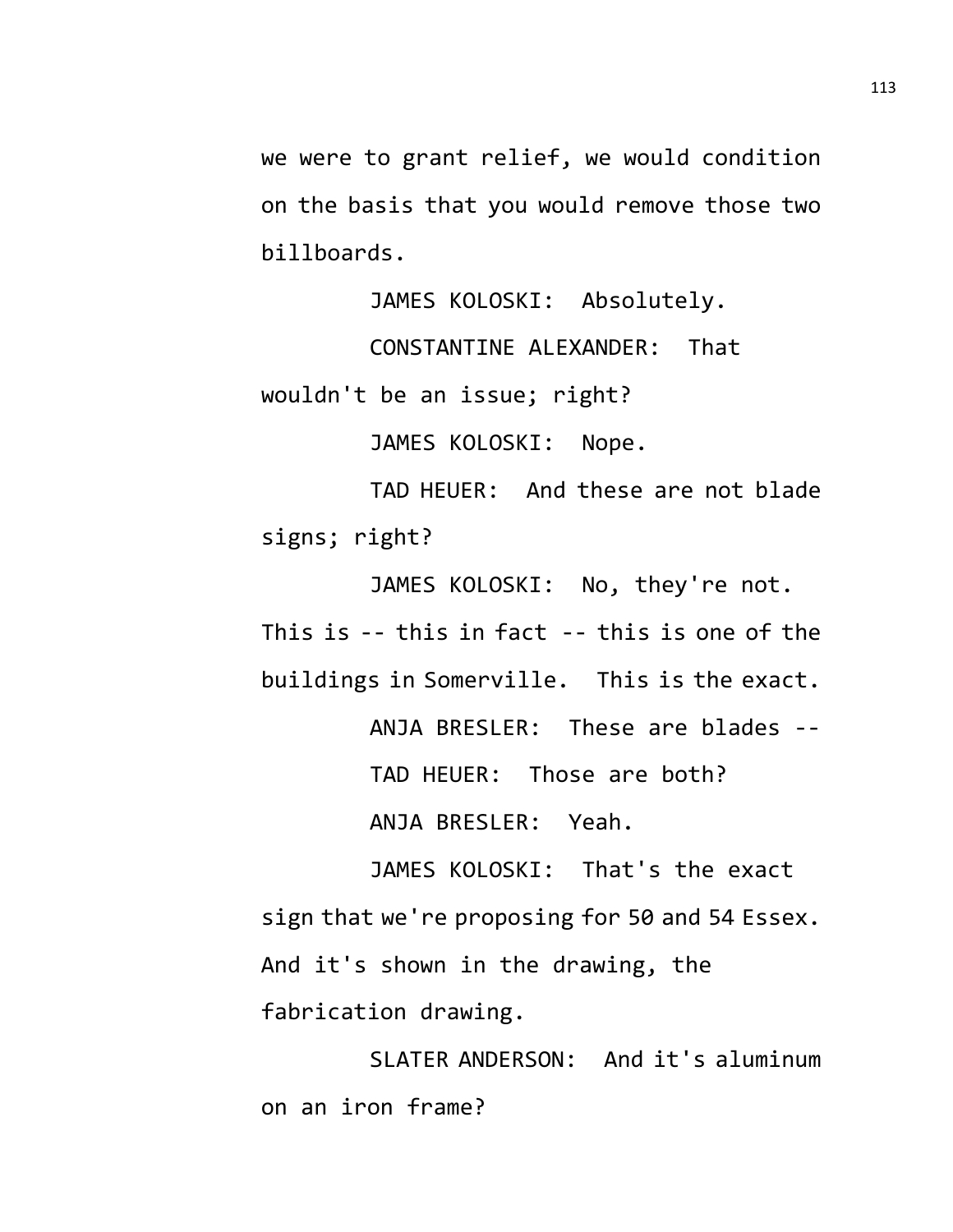we were to grant relief, we would condition on the basis that you would remove those two billboards.

JAMES KOLOSKI: Absolutely.

CONSTANTINE ALEXANDER: That wouldn't be an issue; right?

JAMES KOLOSKI: Nope.

TAD HEUER: And these are not blade signs; right?

JAMES KOLOSKI: No, they're not. This is -- this in fact -- this is one of the buildings in Somerville. This is the exact.

ANJA BRESLER: These are blades --

TAD HEUER: Those are both?

ANJA BRESLER: Yeah.

JAMES KOLOSKI: That's the exact sign that we're proposing for 50 and 54 Essex. And it's shown in the drawing, the fabrication drawing.

SLATER ANDERSON: And it's aluminum on an iron frame?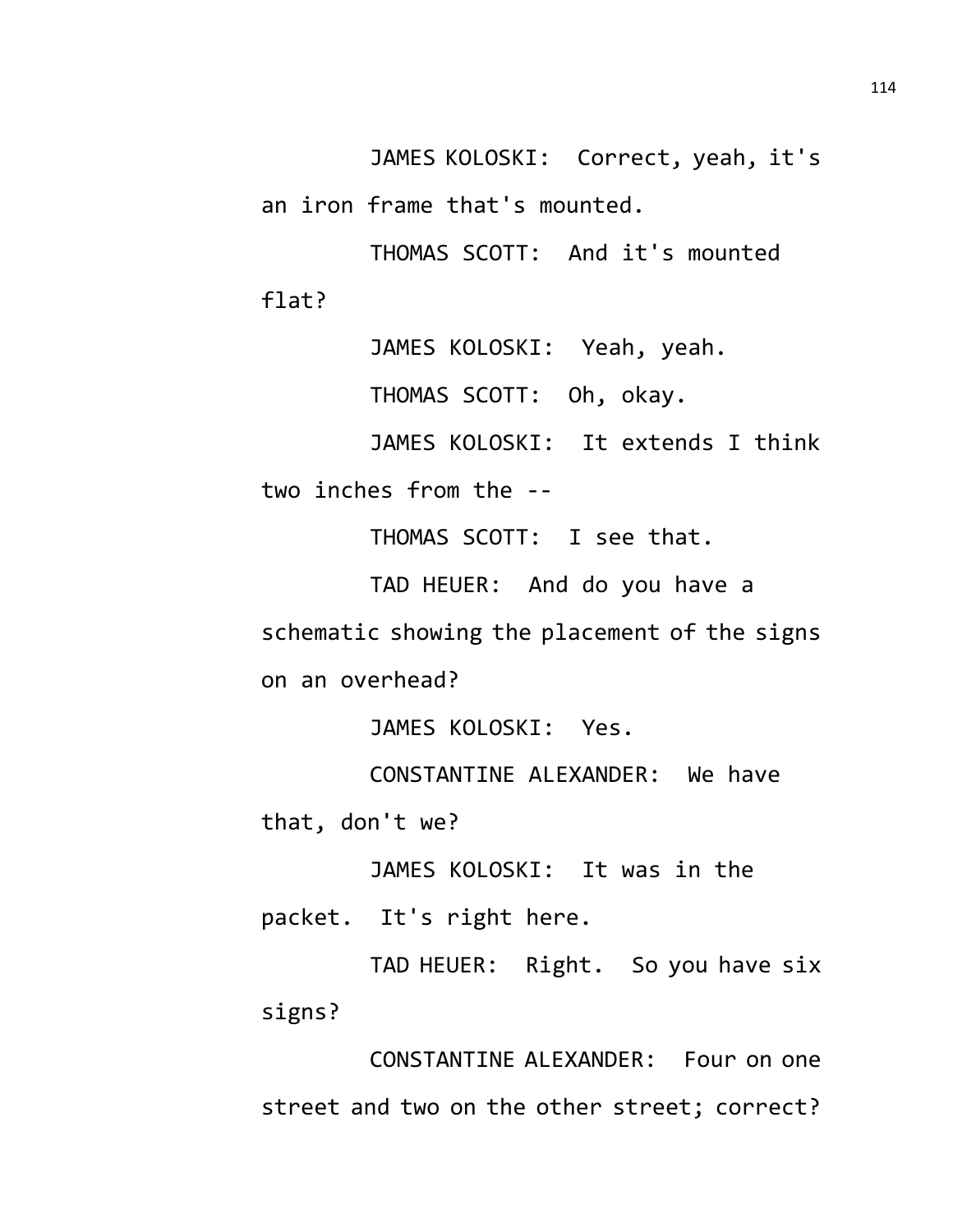JAMES KOLOSKI: Correct, yeah, it's an iron frame that's mounted.

THOMAS SCOTT: And it's mounted flat?

JAMES KOLOSKI: Yeah, yeah.

THOMAS SCOTT: Oh, okay.

JAMES KOLOSKI: It extends I think two inches from the --

THOMAS SCOTT: I see that.

TAD HEUER: And do you have a schematic showing the placement of the signs on an overhead?

JAMES KOLOSKI: Yes.

CONSTANTINE ALEXANDER: We have that, don't we?

JAMES KOLOSKI: It was in the packet. It's right here.

TAD HEUER: Right. So you have six signs?

CONSTANTINE ALEXANDER: Four on one street and two on the other street; correct?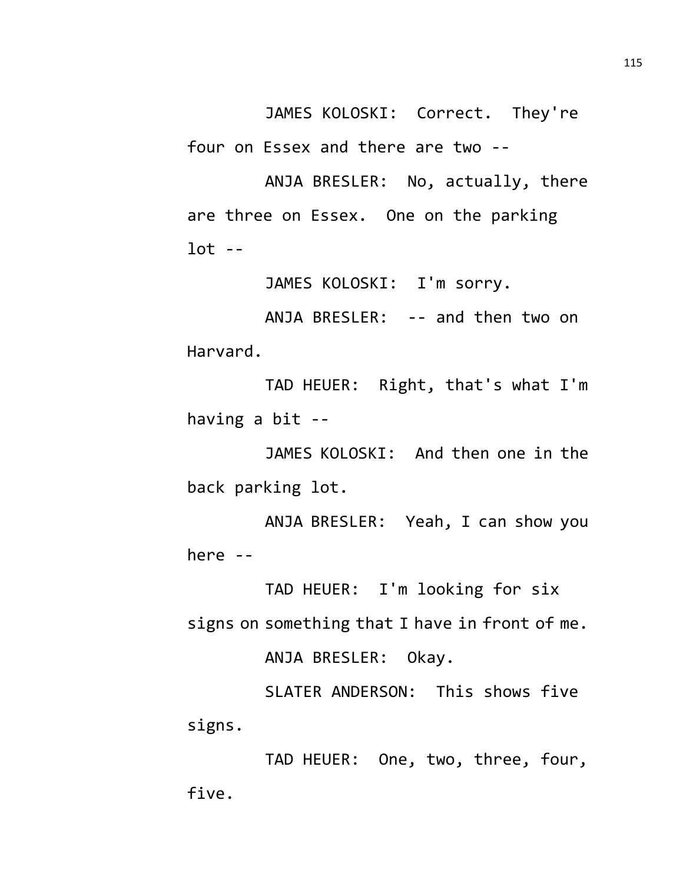JAMES KOLOSKI: Correct. They're four on Essex and there are two --

ANJA BRESLER: No, actually, there are three on Essex. One on the parking lot --

JAMES KOLOSKI: I'm sorry.

ANJA BRESLER: -- and then two on Harvard.

TAD HEUER: Right, that's what I'm having a bit --

JAMES KOLOSKI: And then one in the back parking lot.

ANJA BRESLER: Yeah, I can show you here --

TAD HEUER: I'm looking for six signs on something that I have in front of me.

ANJA BRESLER: Okay.

SLATER ANDERSON: This shows five signs.

TAD HEUER: One, two, three, four, five.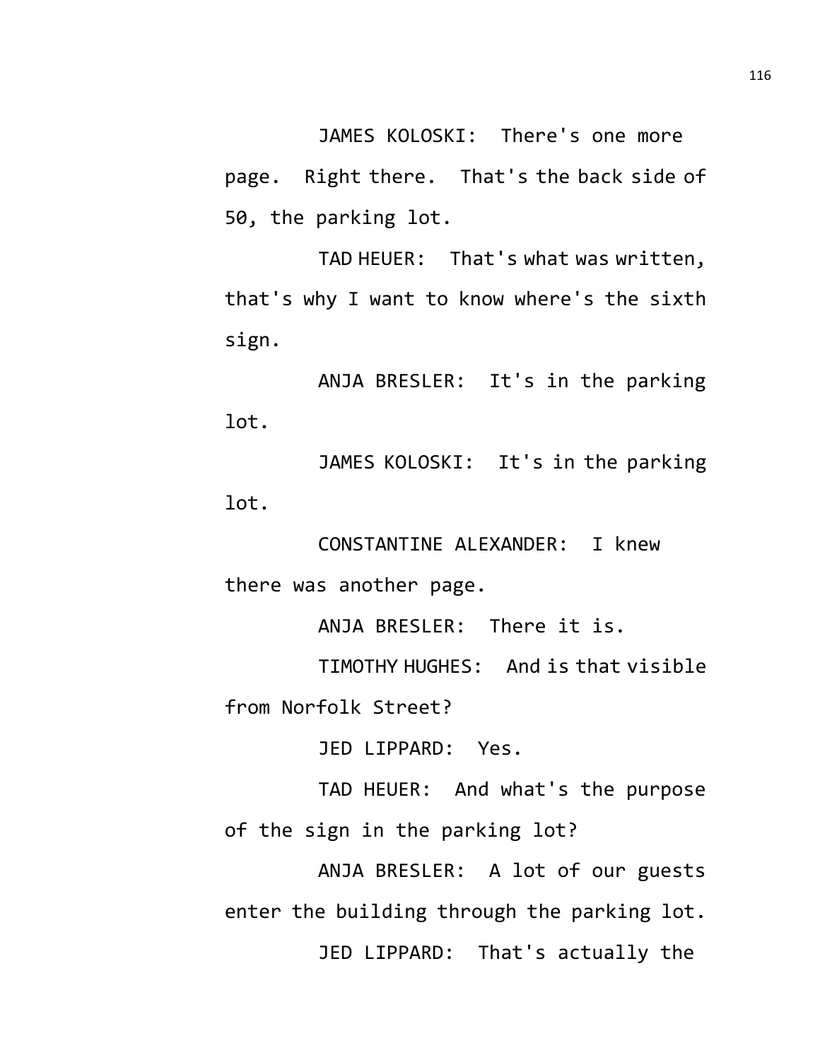JAMES KOLOSKI: There's one more page. Right there. That's the back side of 50, the parking lot.

TAD HEUER: That's what was written, that's why I want to know where's the sixth sign.

ANJA BRESLER: It's in the parking lot.

JAMES KOLOSKI: It's in the parking lot.

CONSTANTINE ALEXANDER: I knew there was another page.

ANJA BRESLER: There it is.

TIMOTHY HUGHES: And is that visible from Norfolk Street?

JED LIPPARD: Yes.

TAD HEUER: And what's the purpose of the sign in the parking lot?

ANJA BRESLER: A lot of our guests enter the building through the parking lot.

JED LIPPARD: That's actually the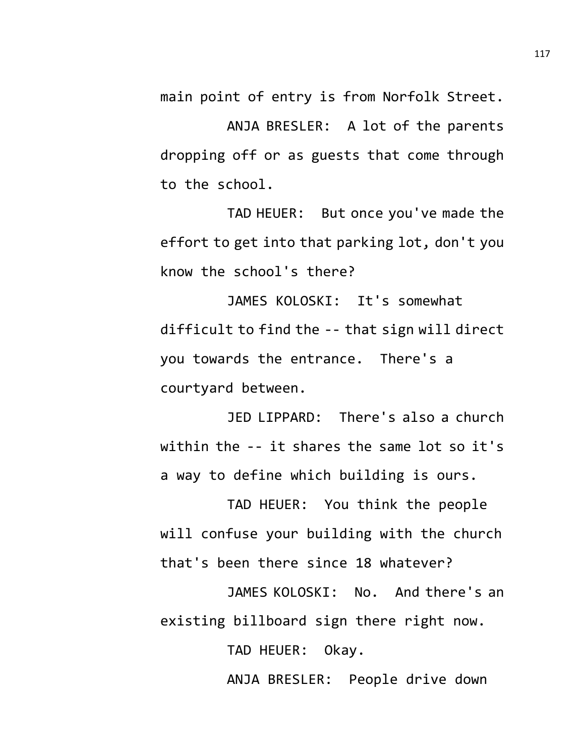main point of entry is from Norfolk Street.

ANJA BRESLER: A lot of the parents dropping off or as guests that come through to the school.

TAD HEUER: But once you've made the effort to get into that parking lot, don't you know the school's there?

JAMES KOLOSKI: It's somewhat difficult to find the -- that sign will direct you towards the entrance. There's a courtyard between.

JED LIPPARD: There's also a church within the -- it shares the same lot so it's a way to define which building is ours.

TAD HEUER: You think the people will confuse your building with the church that's been there since 18 whatever?

JAMES KOLOSKI: No. And there's an existing billboard sign there right now.

TAD HEUER: Okay.

ANJA BRESLER: People drive down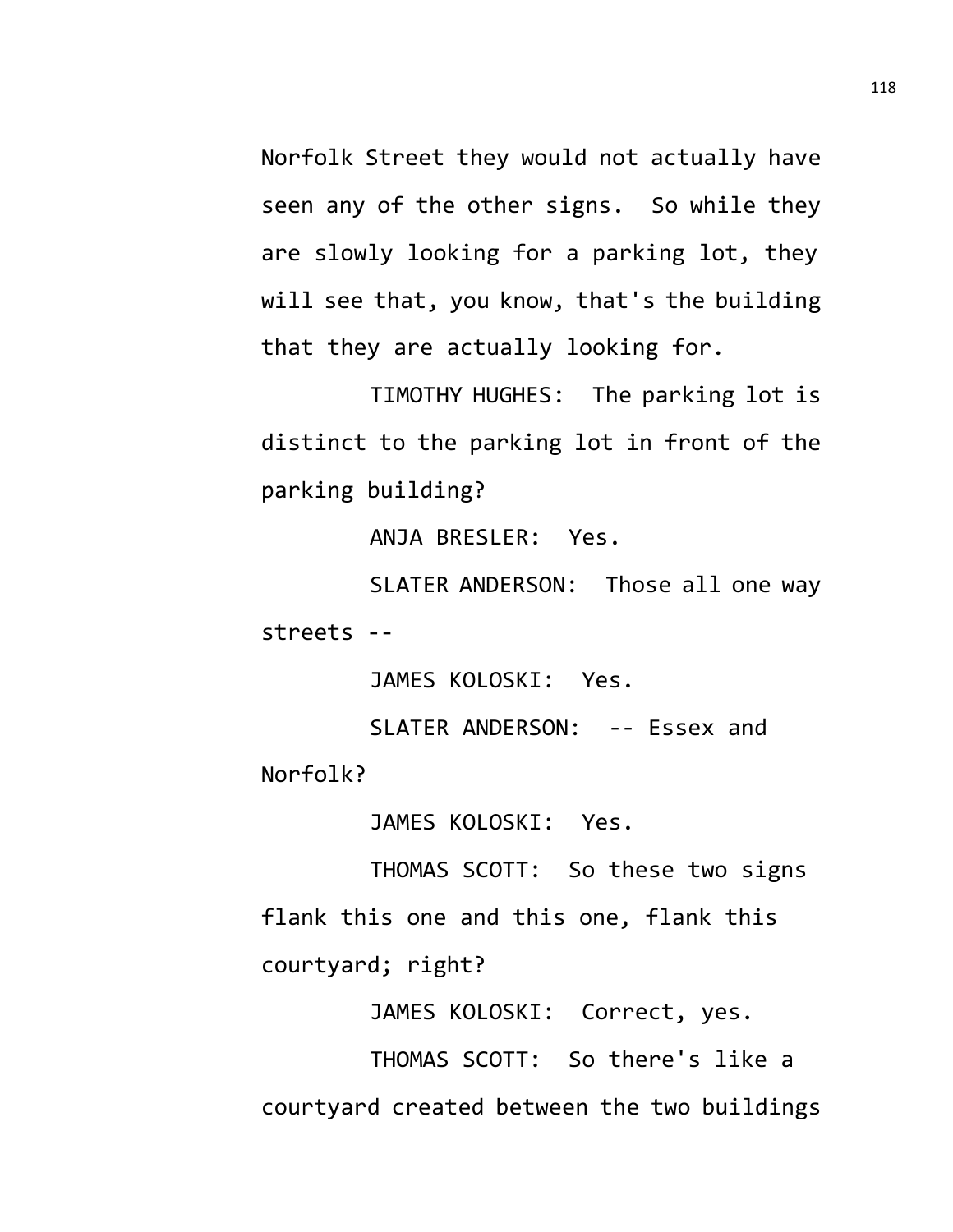Norfolk Street they would not actually have seen any of the other signs. So while they are slowly looking for a parking lot, they will see that, you know, that's the building that they are actually looking for.

TIMOTHY HUGHES: The parking lot is distinct to the parking lot in front of the parking building?

ANJA BRESLER: Yes.

SLATER ANDERSON: Those all one way streets --

JAMES KOLOSKI: Yes.

SLATER ANDERSON: -- Essex and Norfolk?

JAMES KOLOSKI: Yes.

THOMAS SCOTT: So these two signs flank this one and this one, flank this courtyard; right?

JAMES KOLOSKI: Correct, yes.

THOMAS SCOTT: So there's like a courtyard created between the two buildings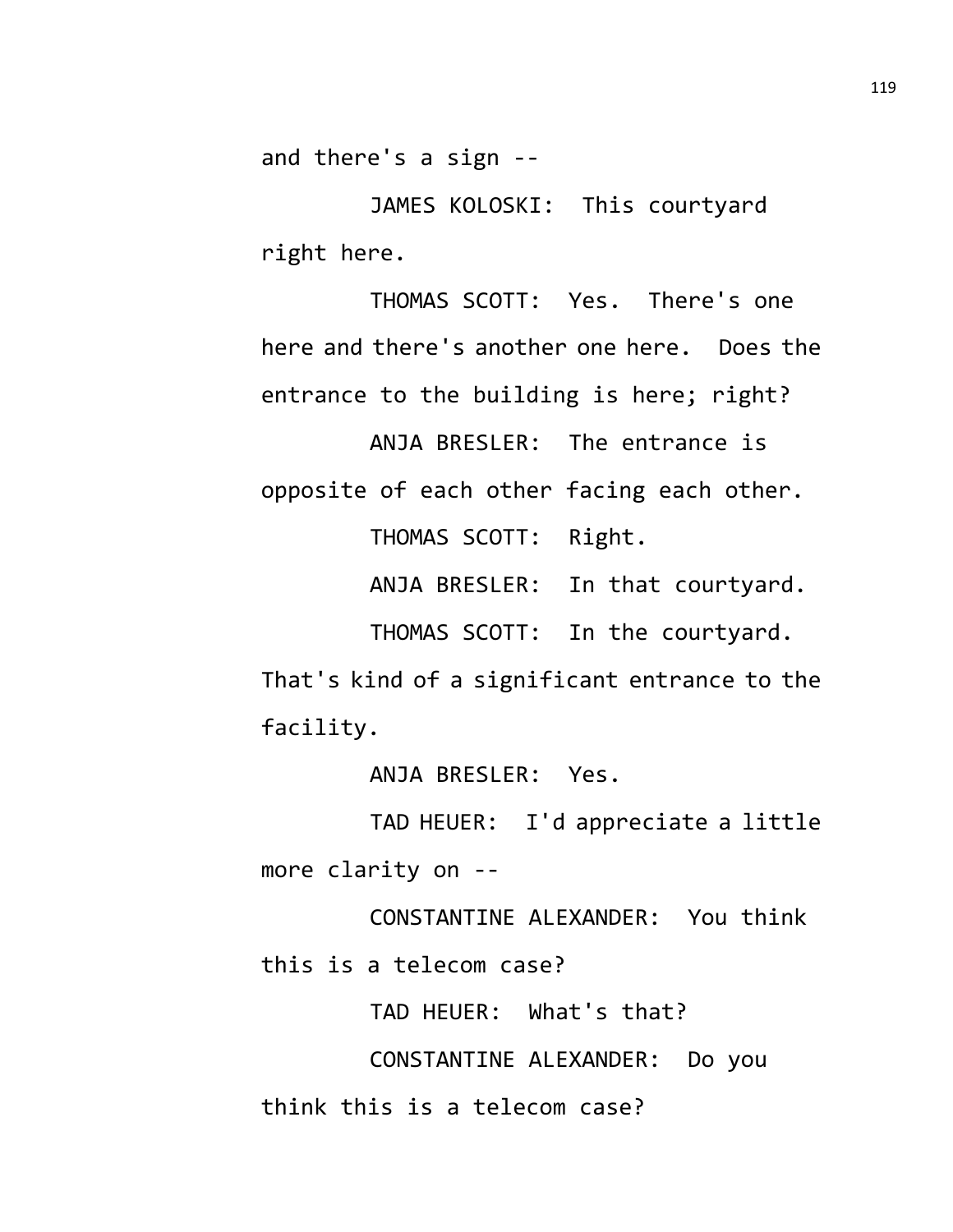and there's a sign --

JAMES KOLOSKI: This courtyard right here.

THOMAS SCOTT: Yes. There's one here and there's another one here. Does the entrance to the building is here; right?

ANJA BRESLER: The entrance is opposite of each other facing each other.

THOMAS SCOTT: Right.

ANJA BRESLER: In that courtyard.

THOMAS SCOTT: In the courtyard. That's kind of a significant entrance to the facility.

ANJA BRESLER: Yes.

TAD HEUER: I'd appreciate a little more clarity on --

CONSTANTINE ALEXANDER: You think this is a telecom case?

TAD HEUER: What's that?

CONSTANTINE ALEXANDER: Do you think this is a telecom case?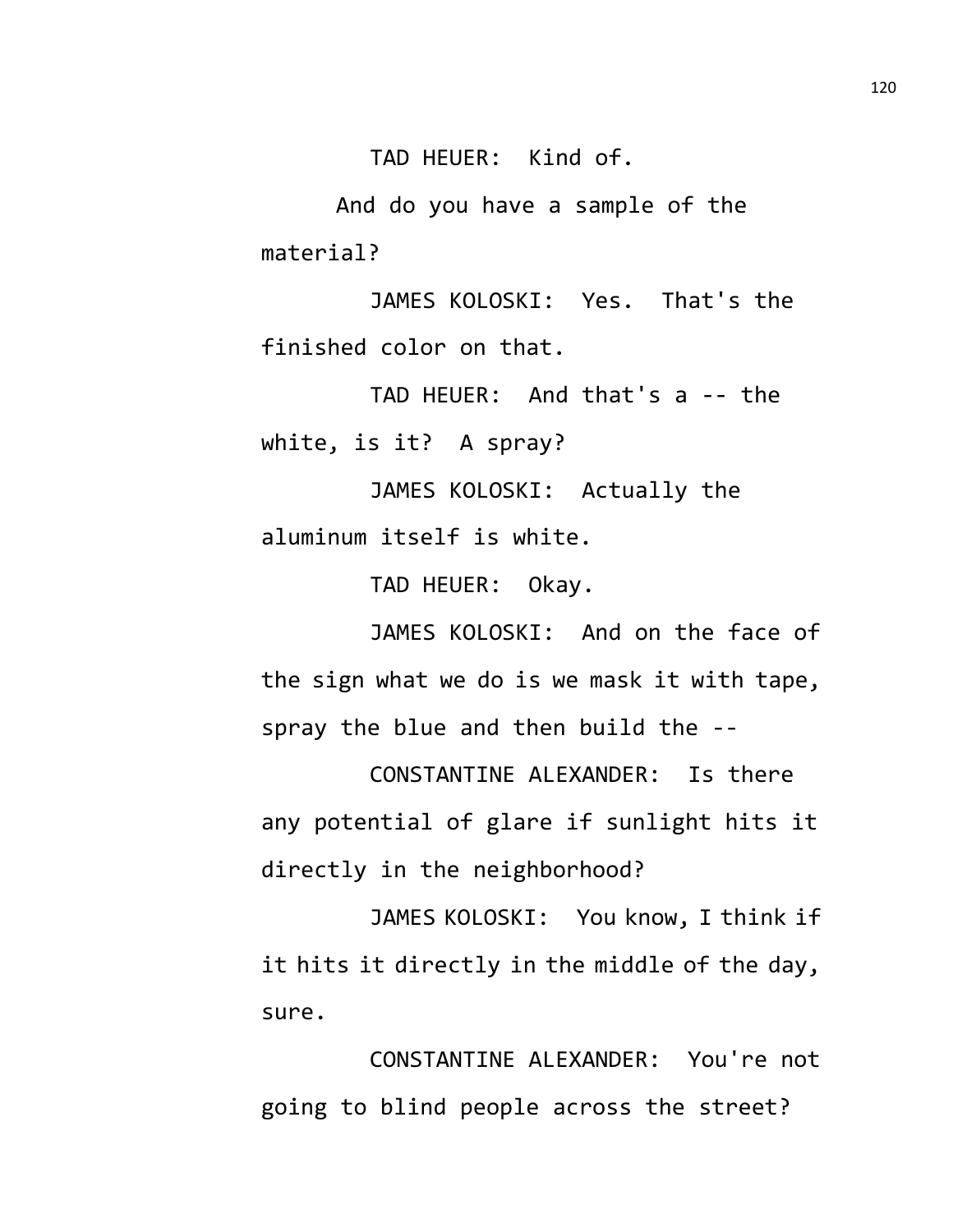TAD HEUER: Kind of.

And do you have a sample of the material?

JAMES KOLOSKI: Yes. That's the finished color on that.

TAD HEUER: And that's a -- the white, is it? A spray?

JAMES KOLOSKI: Actually the aluminum itself is white.

TAD HEUER: Okay.

JAMES KOLOSKI: And on the face of the sign what we do is we mask it with tape, spray the blue and then build the --

CONSTANTINE ALEXANDER: Is there any potential of glare if sunlight hits it directly in the neighborhood?

JAMES KOLOSKI: You know, I think if it hits it directly in the middle of the day, sure.

CONSTANTINE ALEXANDER: You're not going to blind people across the street?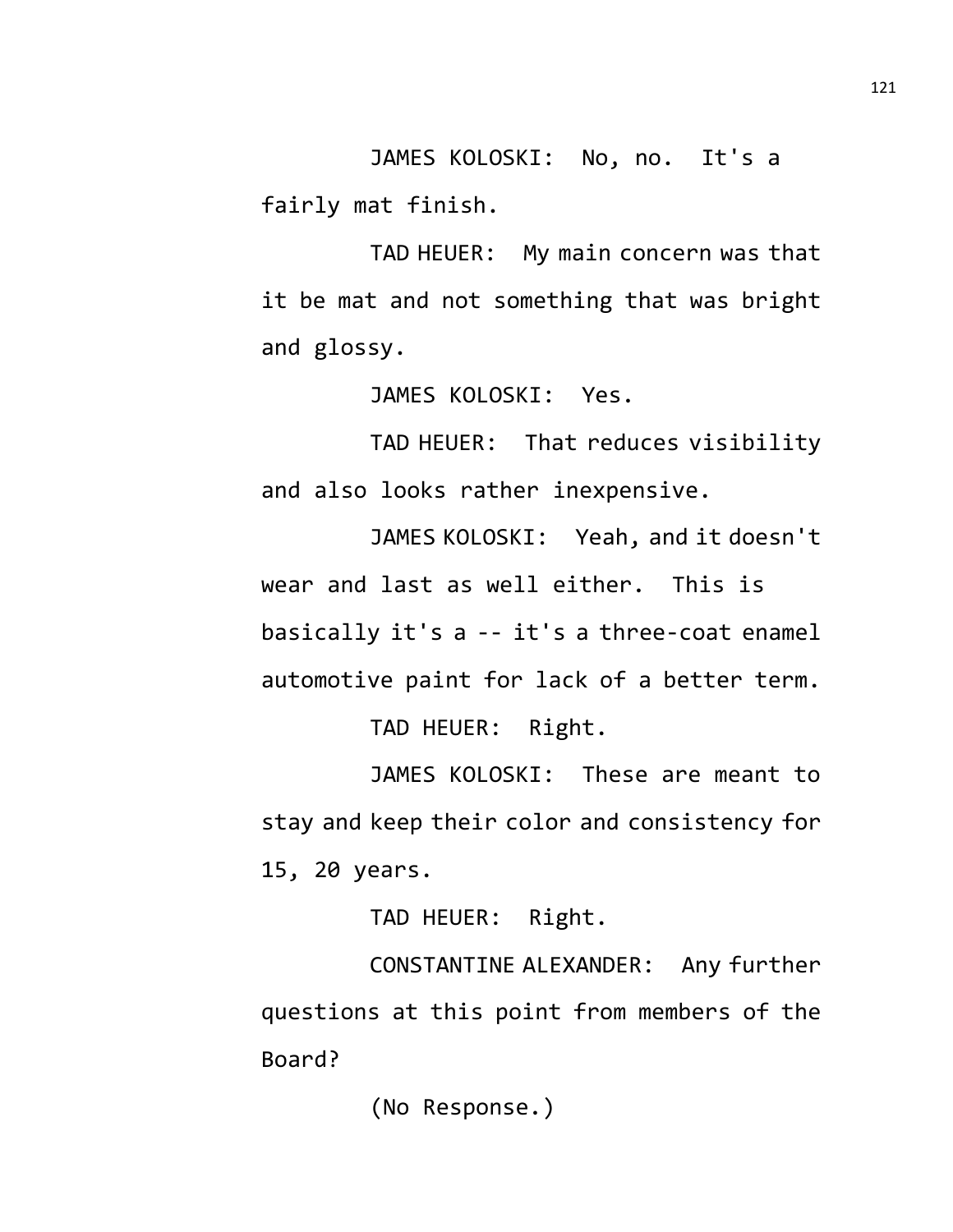JAMES KOLOSKI: No, no. It's a fairly mat finish.

TAD HEUER: My main concern was that it be mat and not something that was bright and glossy.

JAMES KOLOSKI: Yes.

TAD HEUER: That reduces visibility and also looks rather inexpensive.

JAMES KOLOSKI: Yeah, and it doesn't wear and last as well either. This is basically it's a -- it's a three-coat enamel automotive paint for lack of a better term.

TAD HEUER: Right.

JAMES KOLOSKI: These are meant to stay and keep their color and consistency for 15, 20 years.

TAD HEUER: Right.

CONSTANTINE ALEXANDER: Any further questions at this point from members of the Board?

(No Response.)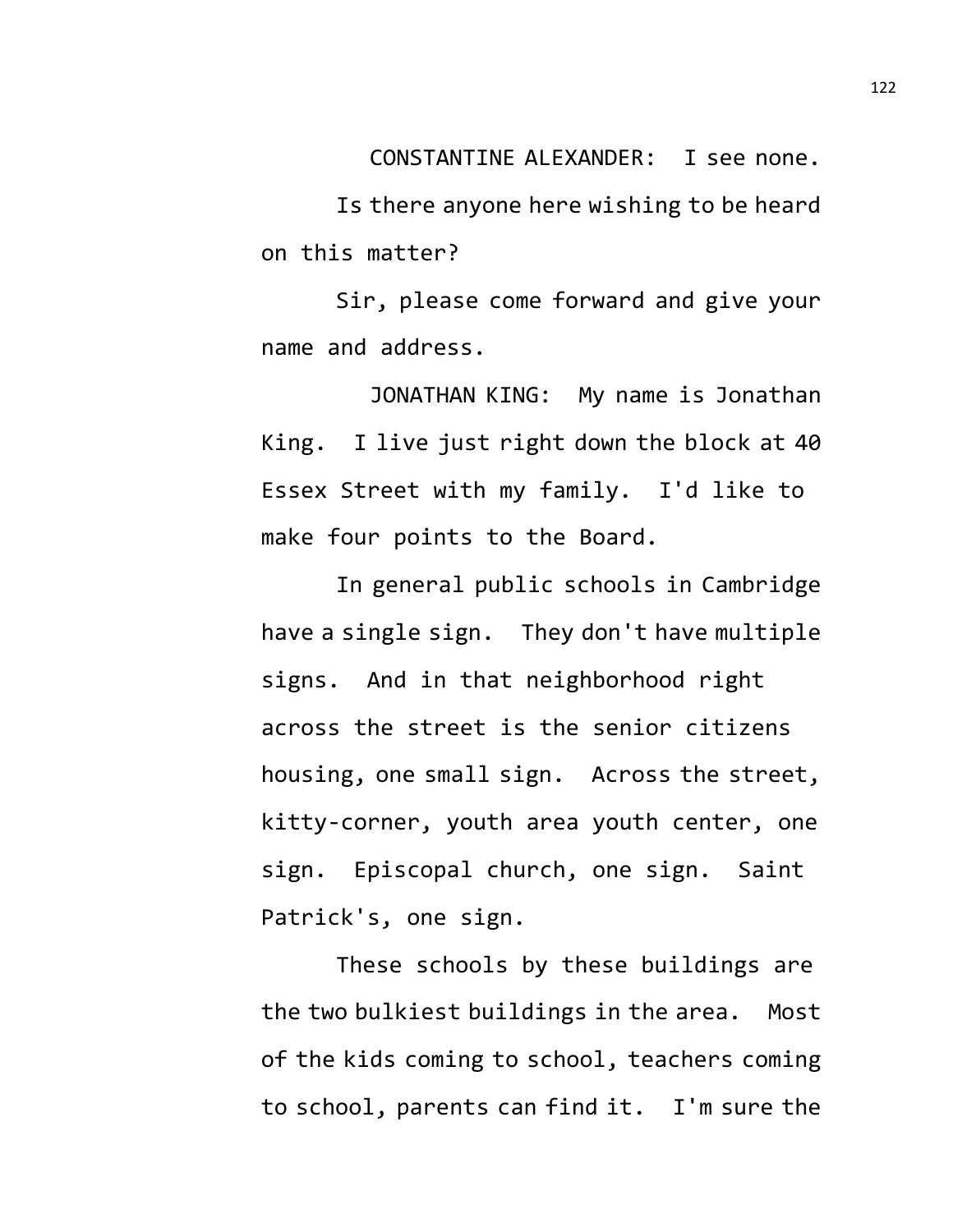CONSTANTINE ALEXANDER: I see none.

Is there anyone here wishing to be heard on this matter?

Sir, please come forward and give your name and address.

JONATHAN KING: My name is Jonathan King. I live just right down the block at 40 Essex Street with my family. I'd like to make four points to the Board.

In general public schools in Cambridge have a single sign. They don't have multiple signs. And in that neighborhood right across the street is the senior citizens housing, one small sign. Across the street, kitty-corner, youth area youth center, one sign. Episcopal church, one sign. Saint Patrick's, one sign.

These schools by these buildings are the two bulkiest buildings in the area. Most of the kids coming to school, teachers coming to school, parents can find it. I'm sure the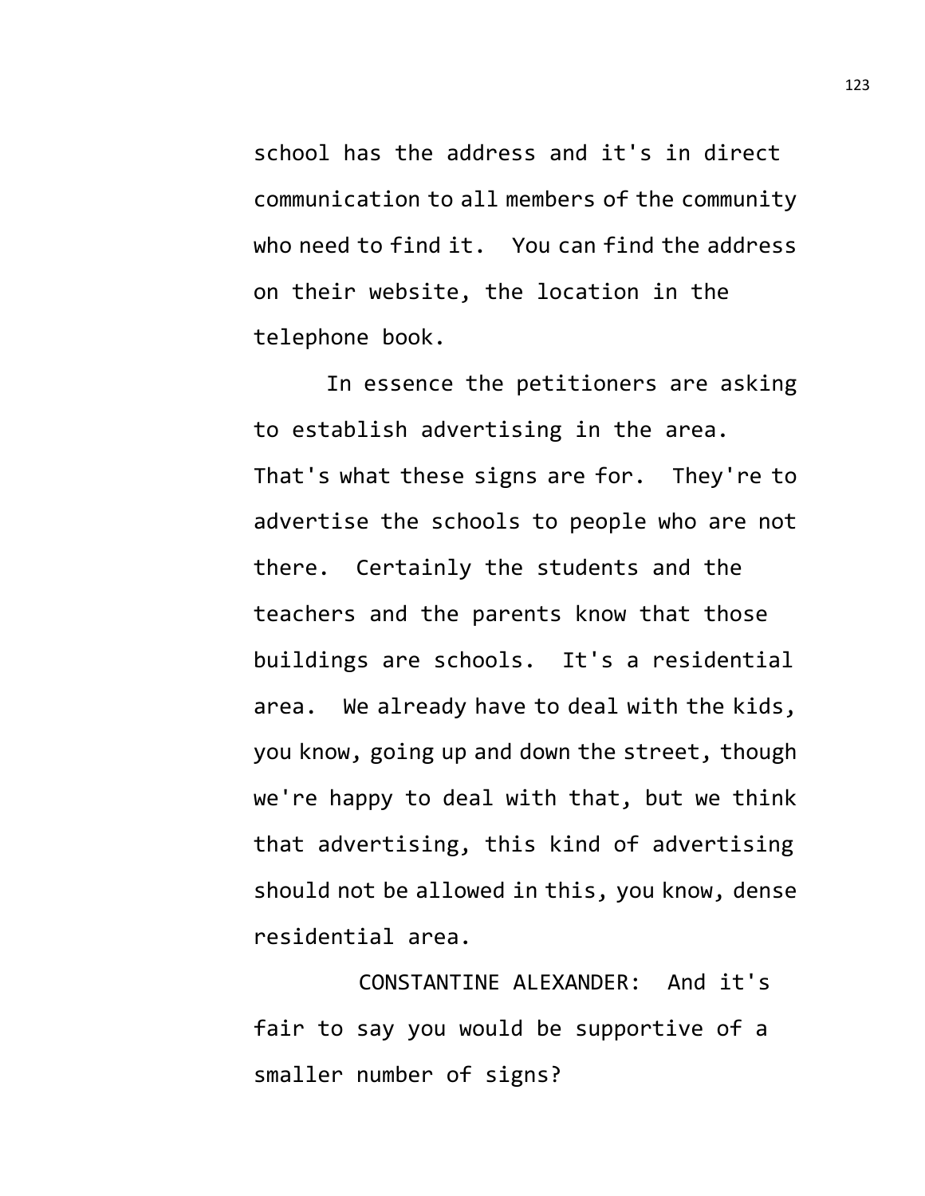school has the address and it's in direct communication to all members of the community who need to find it. You can find the address on their website, the location in the telephone book.

In essence the petitioners are asking to establish advertising in the area. That's what these signs are for. They're to advertise the schools to people who are not there. Certainly the students and the teachers and the parents know that those buildings are schools. It's a residential area. We already have to deal with the kids, you know, going up and down the street, though we're happy to deal with that, but we think that advertising, this kind of advertising should not be allowed in this, you know, dense residential area.

CONSTANTINE ALEXANDER: And it's fair to say you would be supportive of a smaller number of signs?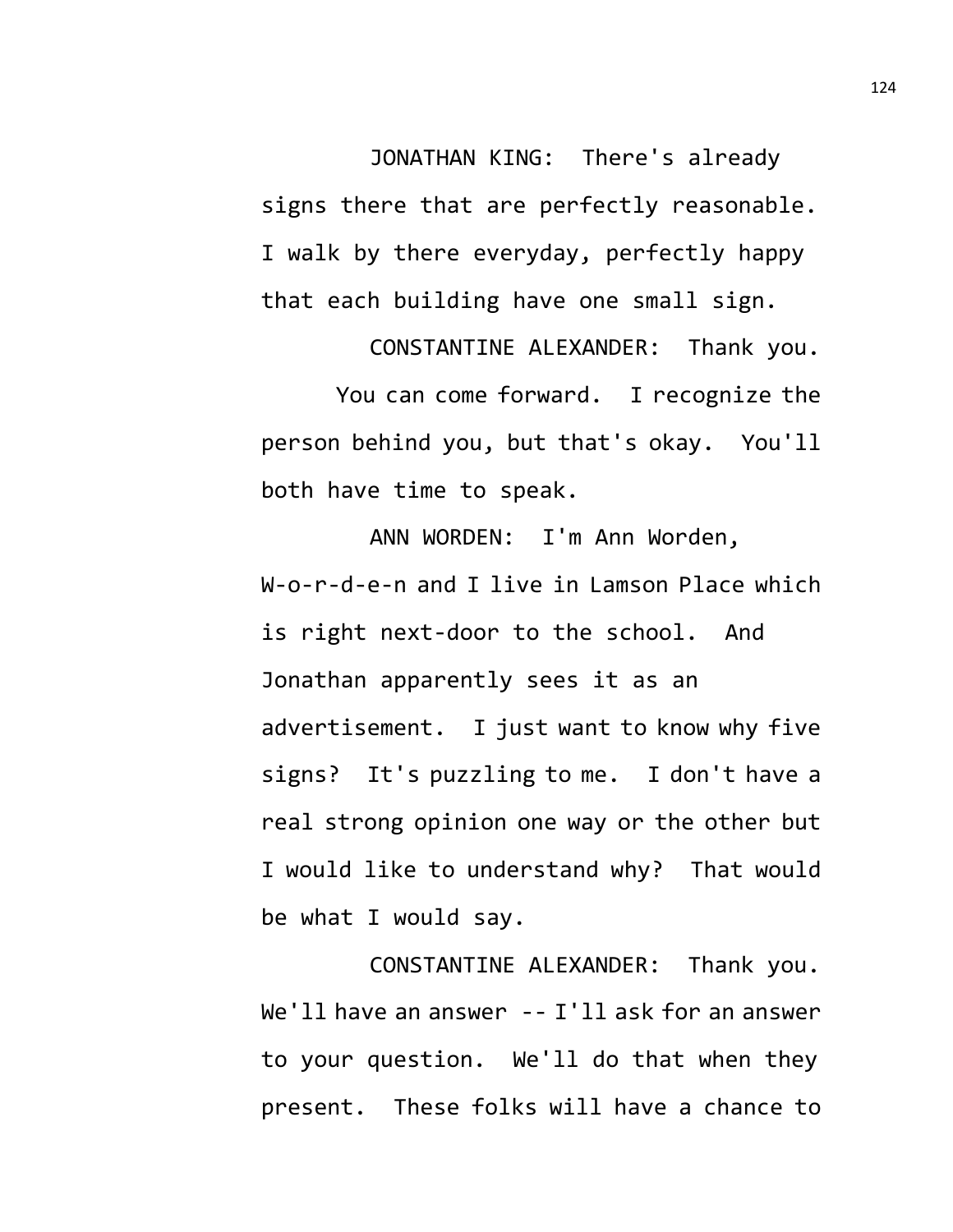JONATHAN KING: There's already signs there that are perfectly reasonable. I walk by there everyday, perfectly happy that each building have one small sign.

CONSTANTINE ALEXANDER: Thank you. You can come forward. I recognize the person behind you, but that's okay. You'll both have time to speak.

ANN WORDEN: I'm Ann Worden, W-o-r-d-e-n and I live in Lamson Place which is right next-door to the school. And Jonathan apparently sees it as an advertisement. I just want to know why five signs? It's puzzling to me. I don't have a real strong opinion one way or the other but I would like to understand why? That would be what I would say.

CONSTANTINE ALEXANDER: Thank you. We'll have an answer -- I'll ask for an answer to your question. We'll do that when they present. These folks will have a chance to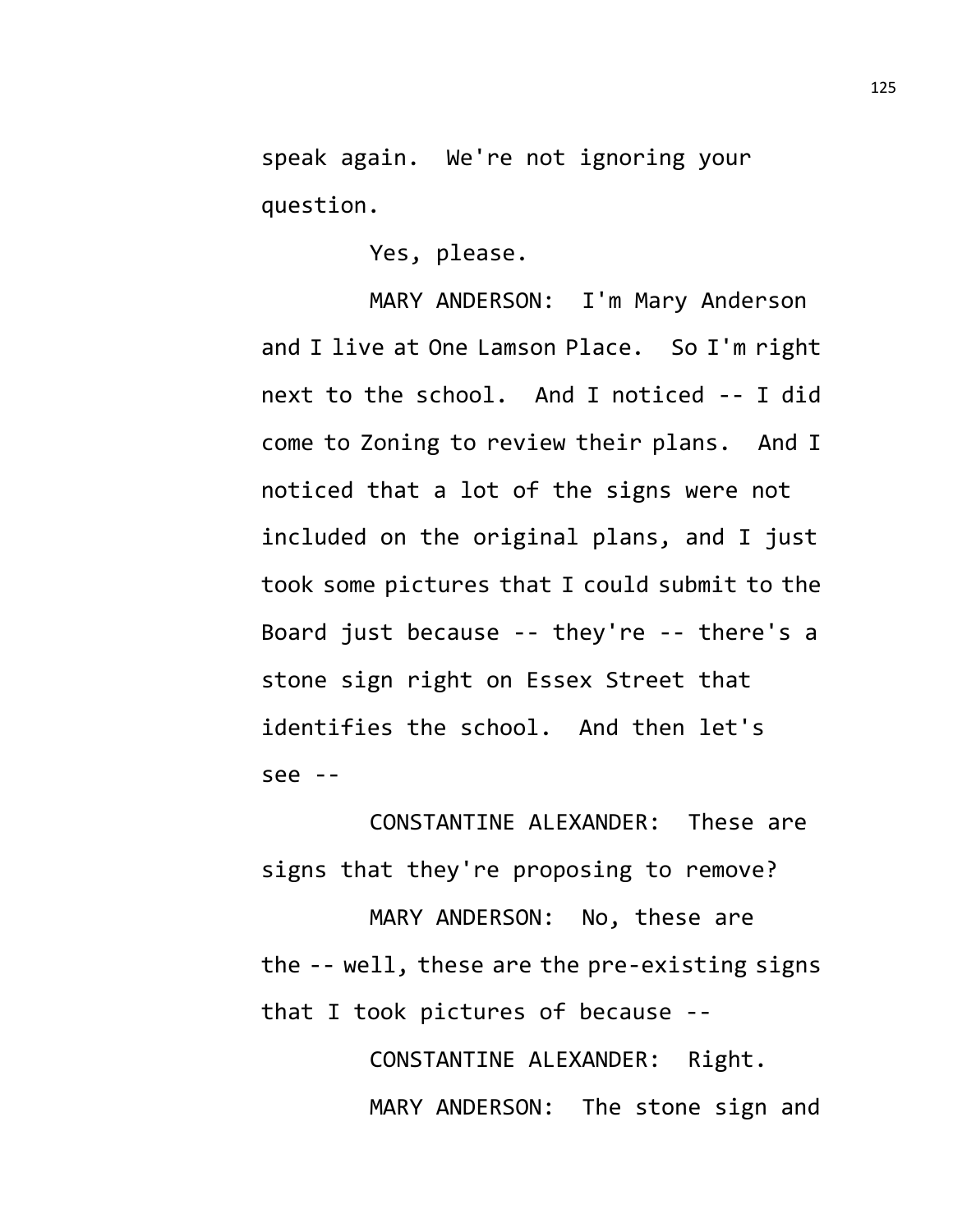speak again. We're not ignoring your question.

Yes, please.

MARY ANDERSON: I'm Mary Anderson and I live at One Lamson Place. So I'm right next to the school. And I noticed -- I did come to Zoning to review their plans. And I noticed that a lot of the signs were not included on the original plans, and I just took some pictures that I could submit to the Board just because -- they're -- there's a stone sign right on Essex Street that identifies the school. And then let's see --

CONSTANTINE ALEXANDER: These are signs that they're proposing to remove?

MARY ANDERSON: No, these are the -- well, these are the pre-existing signs that I took pictures of because --

CONSTANTINE ALEXANDER: Right.

MARY ANDERSON: The stone sign and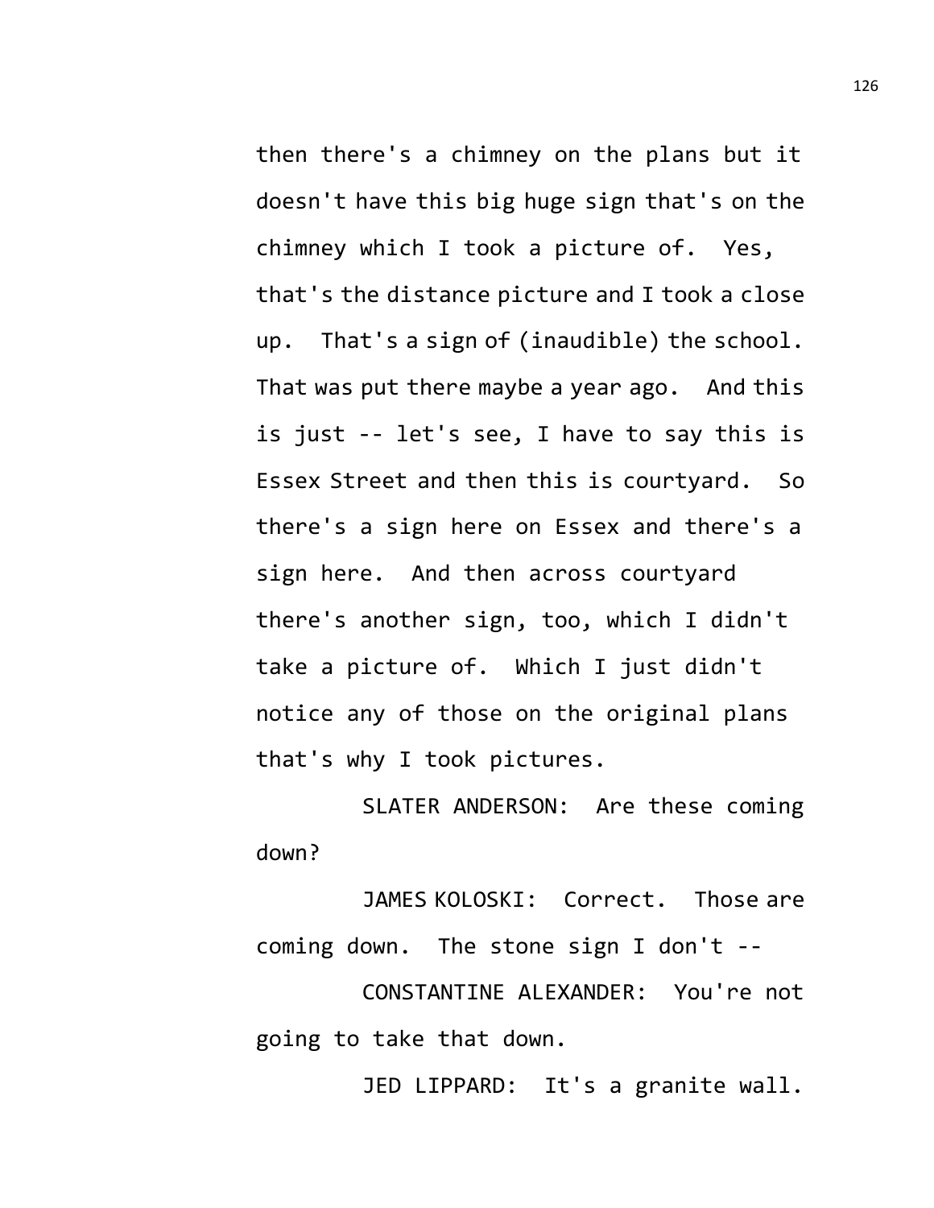then there's a chimney on the plans but it doesn't have this big huge sign that's on the chimney which I took a picture of. Yes, that's the distance picture and I took a close up. That's a sign of (inaudible) the school. That was put there maybe a year ago. And this is just -- let's see, I have to say this is Essex Street and then this is courtyard. So there's a sign here on Essex and there's a sign here. And then across courtyard there's another sign, too, which I didn't take a picture of. Which I just didn't notice any of those on the original plans that's why I took pictures.

SLATER ANDERSON: Are these coming down?

JAMES KOLOSKI: Correct. Those are coming down. The stone sign I don't --

CONSTANTINE ALEXANDER: You're not going to take that down.

JED LIPPARD: It's a granite wall.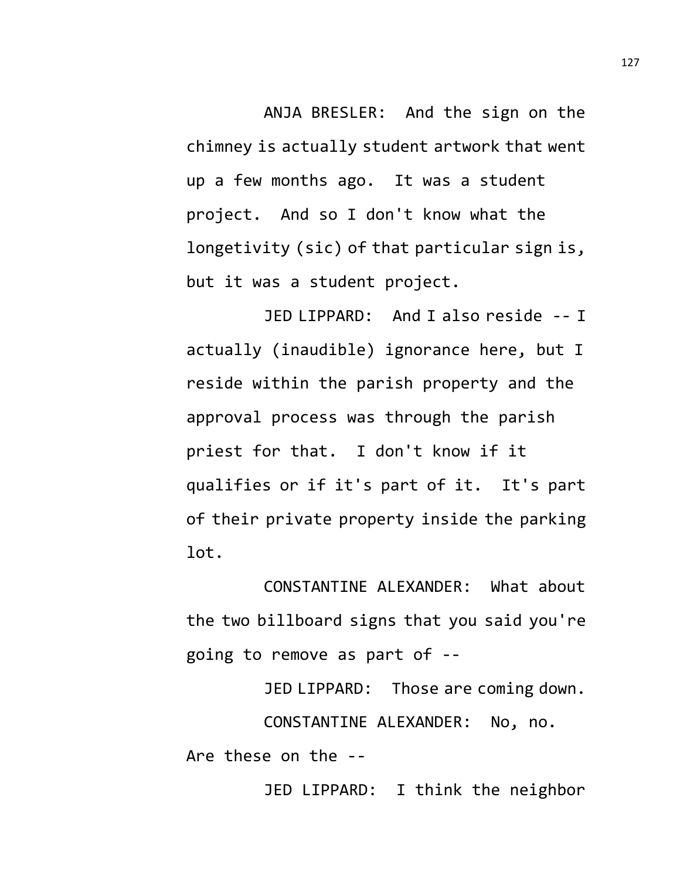ANJA BRESLER: And the sign on the chimney is actually student artwork that went up a few months ago. It was a student project. And so I don't know what the longetivity (sic) of that particular sign is, but it was a student project.

JED LIPPARD: And I also reside -- I actually (inaudible) ignorance here, but I reside within the parish property and the approval process was through the parish priest for that. I don't know if it qualifies or if it's part of it. It's part of their private property inside the parking lot.

CONSTANTINE ALEXANDER: What about the two billboard signs that you said you're going to remove as part of --

JED LIPPARD: Those are coming down.

CONSTANTINE ALEXANDER: No, no. Are these on the --

JED LIPPARD: I think the neighbor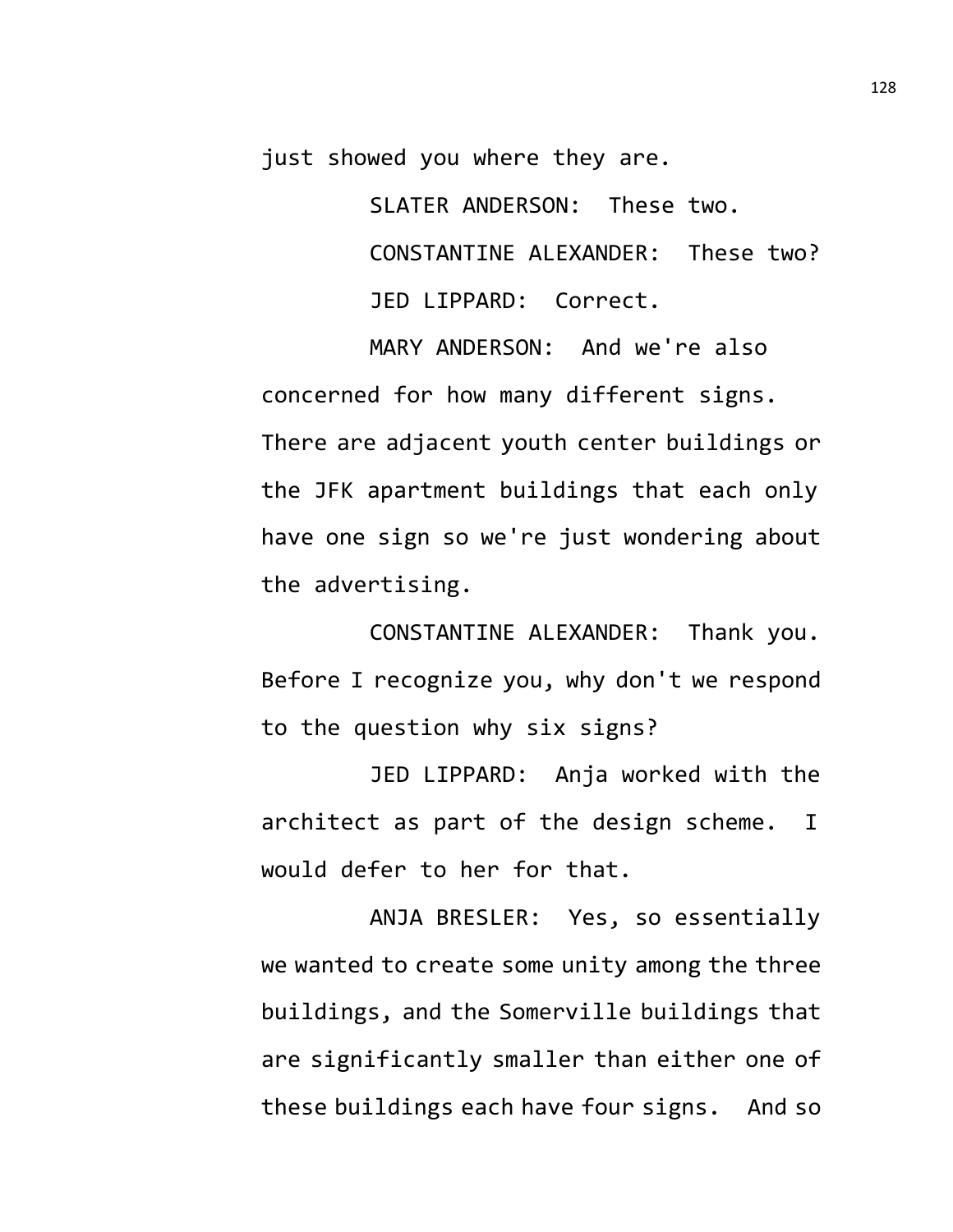just showed you where they are.

SLATER ANDERSON: These two.

CONSTANTINE ALEXANDER: These two?

JED LIPPARD: Correct.

MARY ANDERSON: And we're also concerned for how many different signs. There are adjacent youth center buildings or the JFK apartment buildings that each only have one sign so we're just wondering about the advertising.

CONSTANTINE ALEXANDER: Thank you. Before I recognize you, why don't we respond to the question why six signs?

JED LIPPARD: Anja worked with the architect as part of the design scheme. I would defer to her for that.

ANJA BRESLER: Yes, so essentially we wanted to create some unity among the three buildings, and the Somerville buildings that are significantly smaller than either one of these buildings each have four signs. And so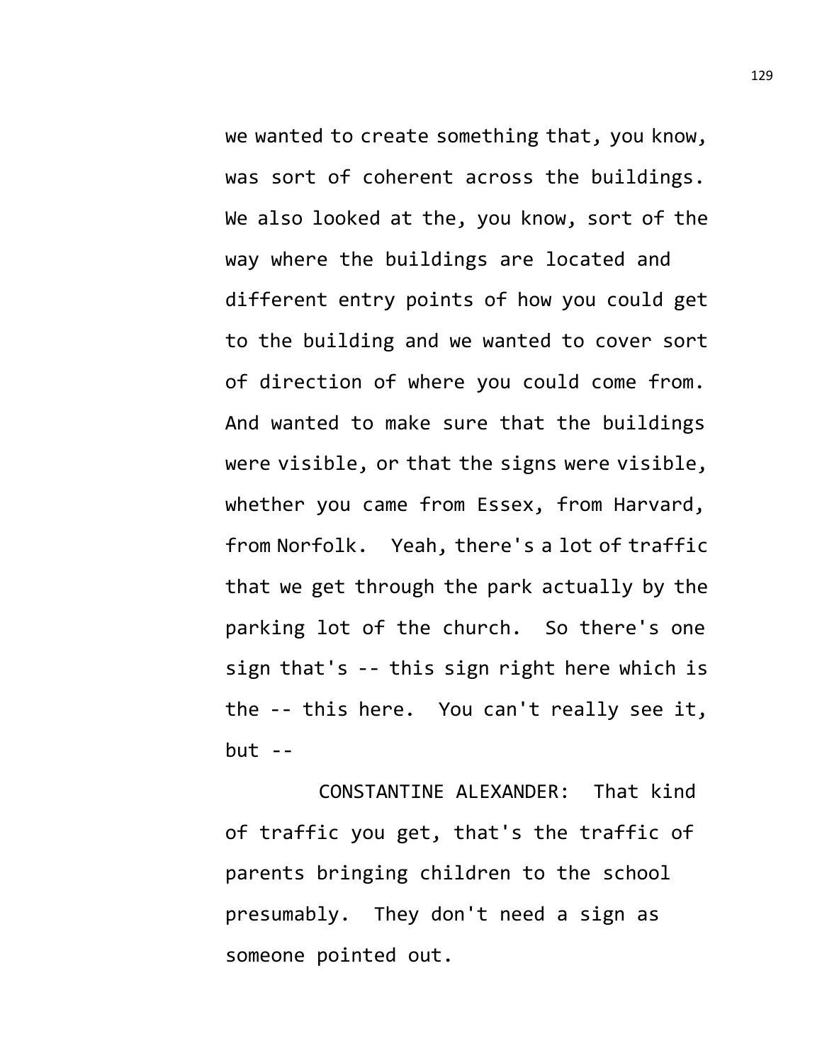we wanted to create something that, you know, was sort of coherent across the buildings. We also looked at the, you know, sort of the way where the buildings are located and different entry points of how you could get to the building and we wanted to cover sort of direction of where you could come from. And wanted to make sure that the buildings were visible, or that the signs were visible, whether you came from Essex, from Harvard, from Norfolk. Yeah, there's a lot of traffic that we get through the park actually by the parking lot of the church. So there's one sign that's -- this sign right here which is the -- this here. You can't really see it, but --

CONSTANTINE ALEXANDER: That kind of traffic you get, that's the traffic of parents bringing children to the school presumably. They don't need a sign as someone pointed out.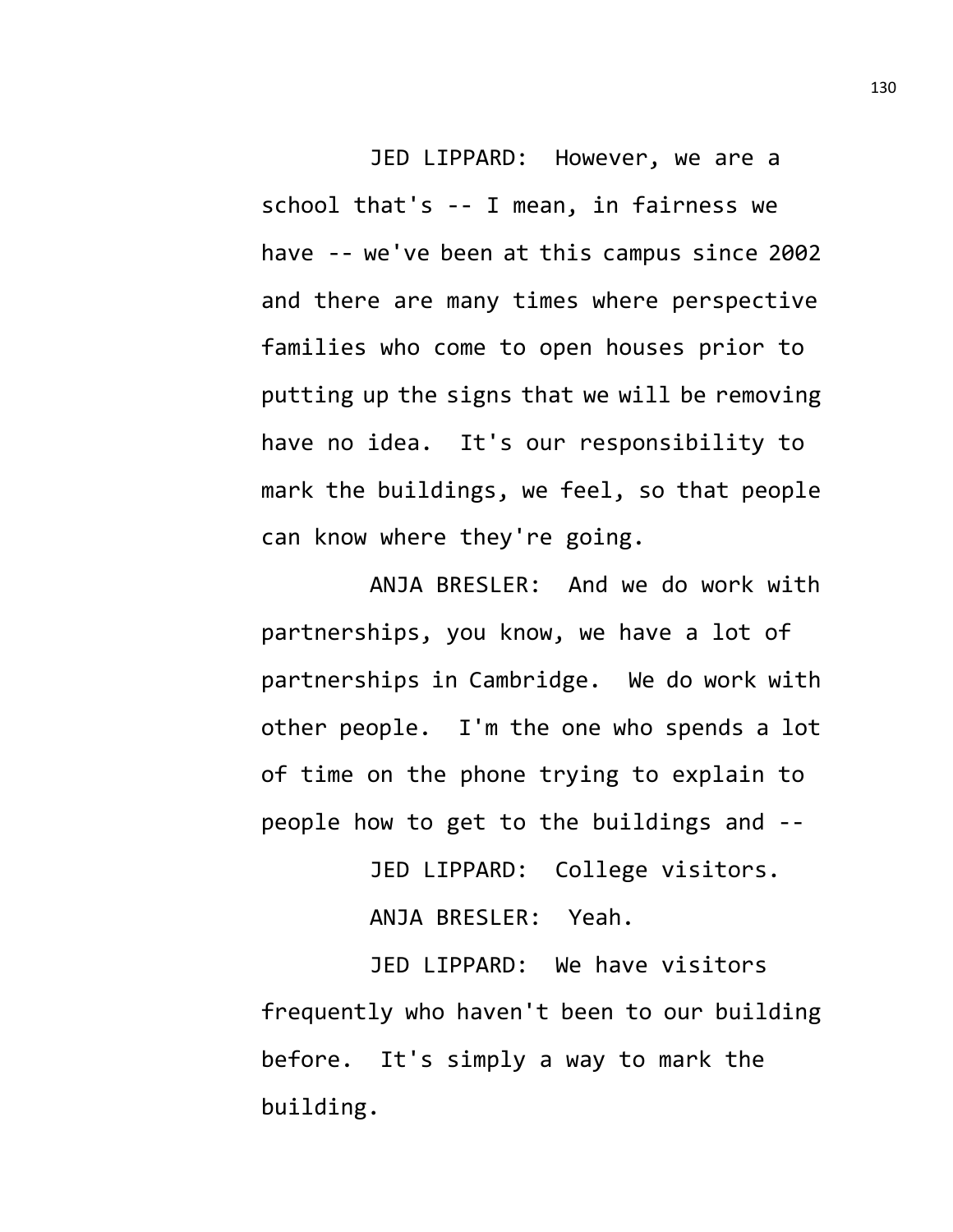JED LIPPARD: However, we are a school that's -- I mean, in fairness we have -- we've been at this campus since 2002 and there are many times where perspective families who come to open houses prior to putting up the signs that we will be removing have no idea. It's our responsibility to mark the buildings, we feel, so that people can know where they're going.

ANJA BRESLER: And we do work with partnerships, you know, we have a lot of partnerships in Cambridge. We do work with other people. I'm the one who spends a lot of time on the phone trying to explain to people how to get to the buildings and --

JED LIPPARD: College visitors.

ANJA BRESLER: Yeah.

JED LIPPARD: We have visitors frequently who haven't been to our building before. It's simply a way to mark the building.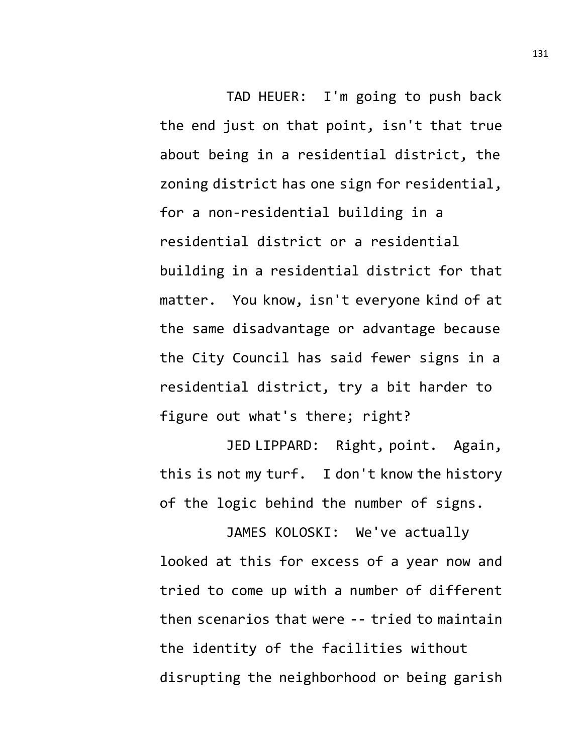TAD HEUER: I'm going to push back the end just on that point, isn't that true about being in a residential district, the zoning district has one sign for residential, for a non-residential building in a residential district or a residential building in a residential district for that matter. You know, isn't everyone kind of at the same disadvantage or advantage because the City Council has said fewer signs in a residential district, try a bit harder to figure out what's there; right?

JED LIPPARD: Right, point. Again, this is not my turf. I don't know the history of the logic behind the number of signs.

JAMES KOLOSKI: We've actually looked at this for excess of a year now and tried to come up with a number of different then scenarios that were -- tried to maintain the identity of the facilities without disrupting the neighborhood or being garish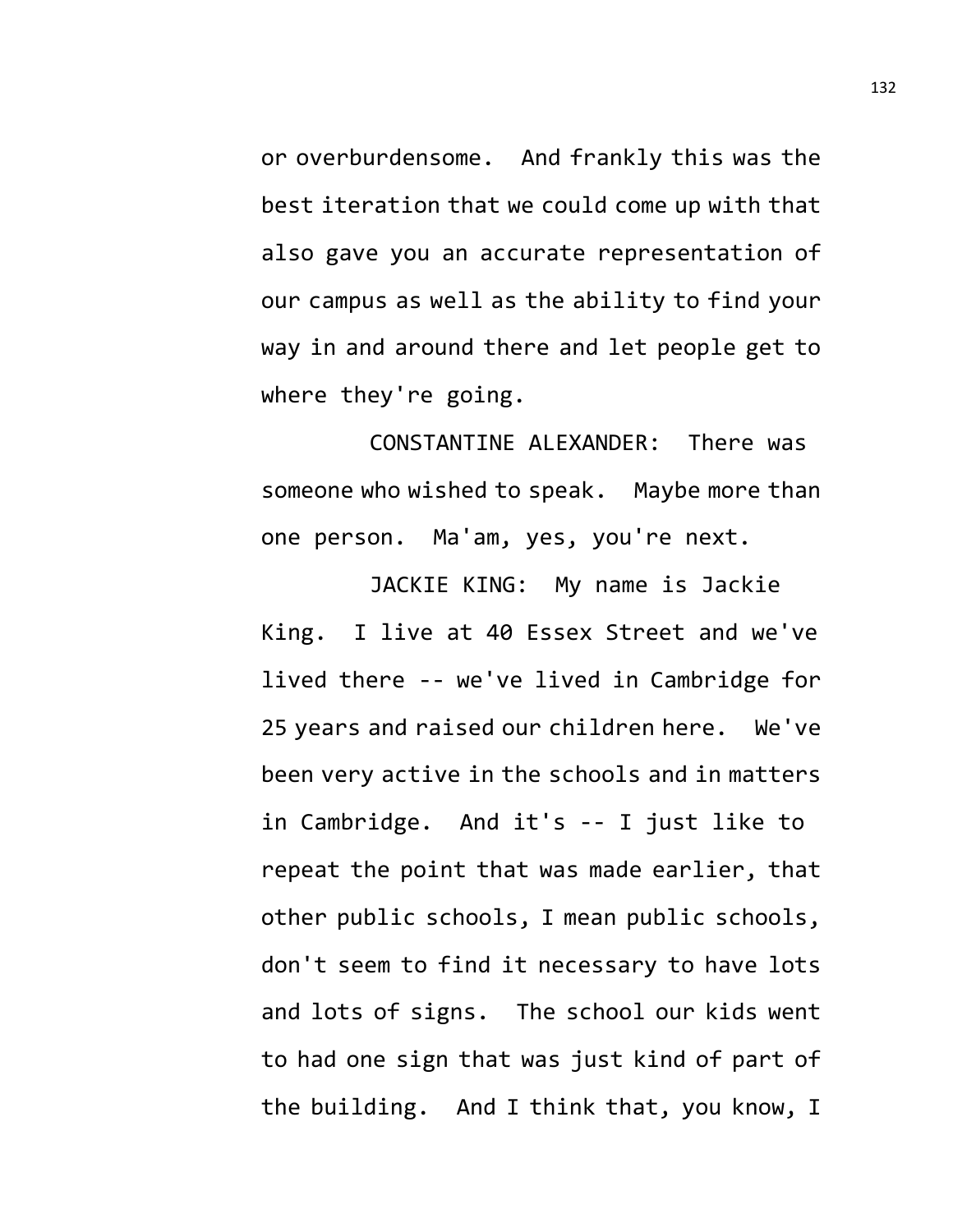or overburdensome. And frankly this was the best iteration that we could come up with that also gave you an accurate representation of our campus as well as the ability to find your way in and around there and let people get to where they're going.

CONSTANTINE ALEXANDER: There was someone who wished to speak. Maybe more than one person. Ma'am, yes, you're next.

JACKIE KING: My name is Jackie King. I live at 40 Essex Street and we've lived there -- we've lived in Cambridge for 25 years and raised our children here. We've been very active in the schools and in matters in Cambridge. And it's -- I just like to repeat the point that was made earlier, that other public schools, I mean public schools, don't seem to find it necessary to have lots and lots of signs. The school our kids went to had one sign that was just kind of part of the building. And I think that, you know, I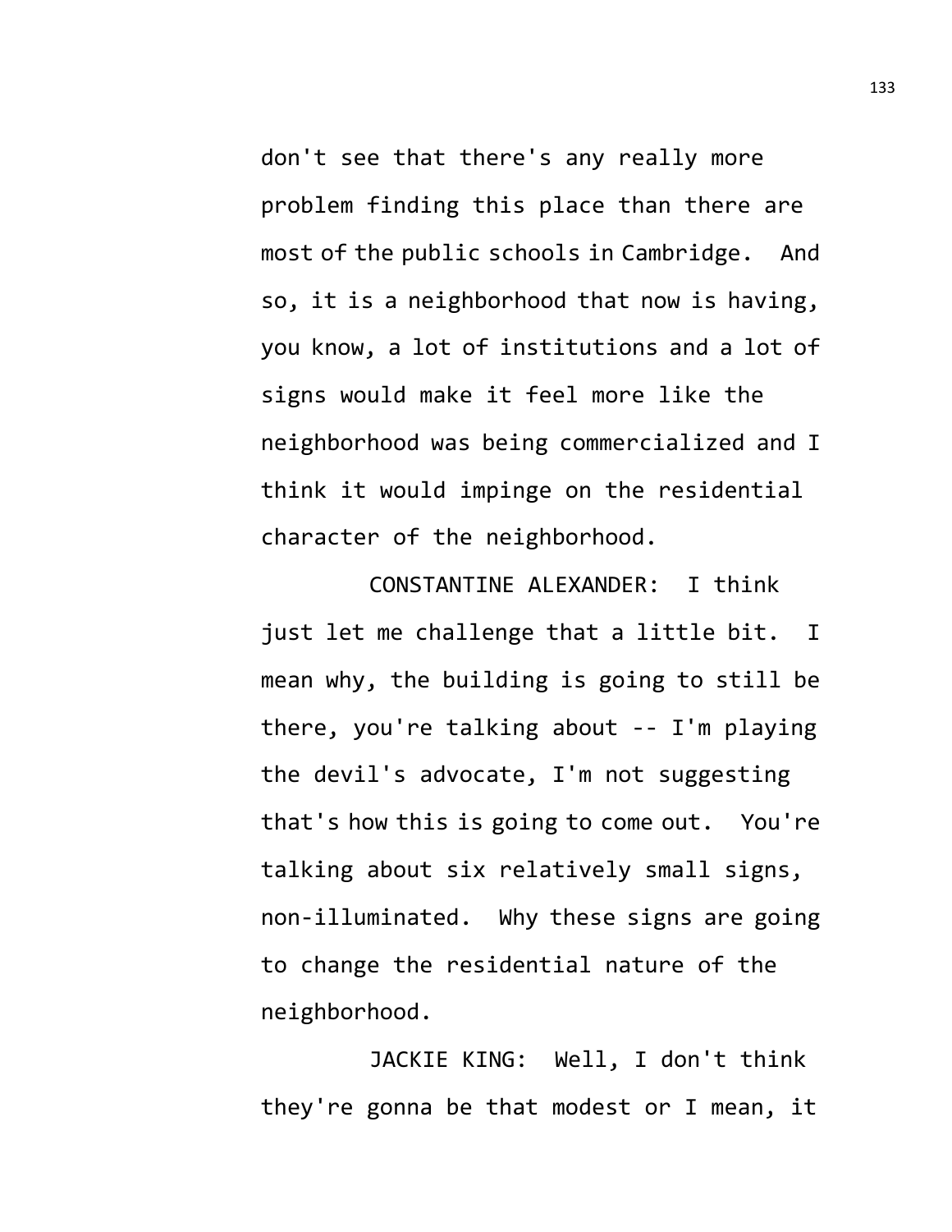don't see that there's any really more problem finding this place than there are most of the public schools in Cambridge. And so, it is a neighborhood that now is having, you know, a lot of institutions and a lot of signs would make it feel more like the neighborhood was being commercialized and I think it would impinge on the residential character of the neighborhood.

CONSTANTINE ALEXANDER: I think just let me challenge that a little bit. I mean why, the building is going to still be there, you're talking about -- I'm playing the devil's advocate, I'm not suggesting that's how this is going to come out. You're talking about six relatively small signs, non-illuminated. Why these signs are going to change the residential nature of the neighborhood.

JACKIE KING: Well, I don't think they're gonna be that modest or I mean, it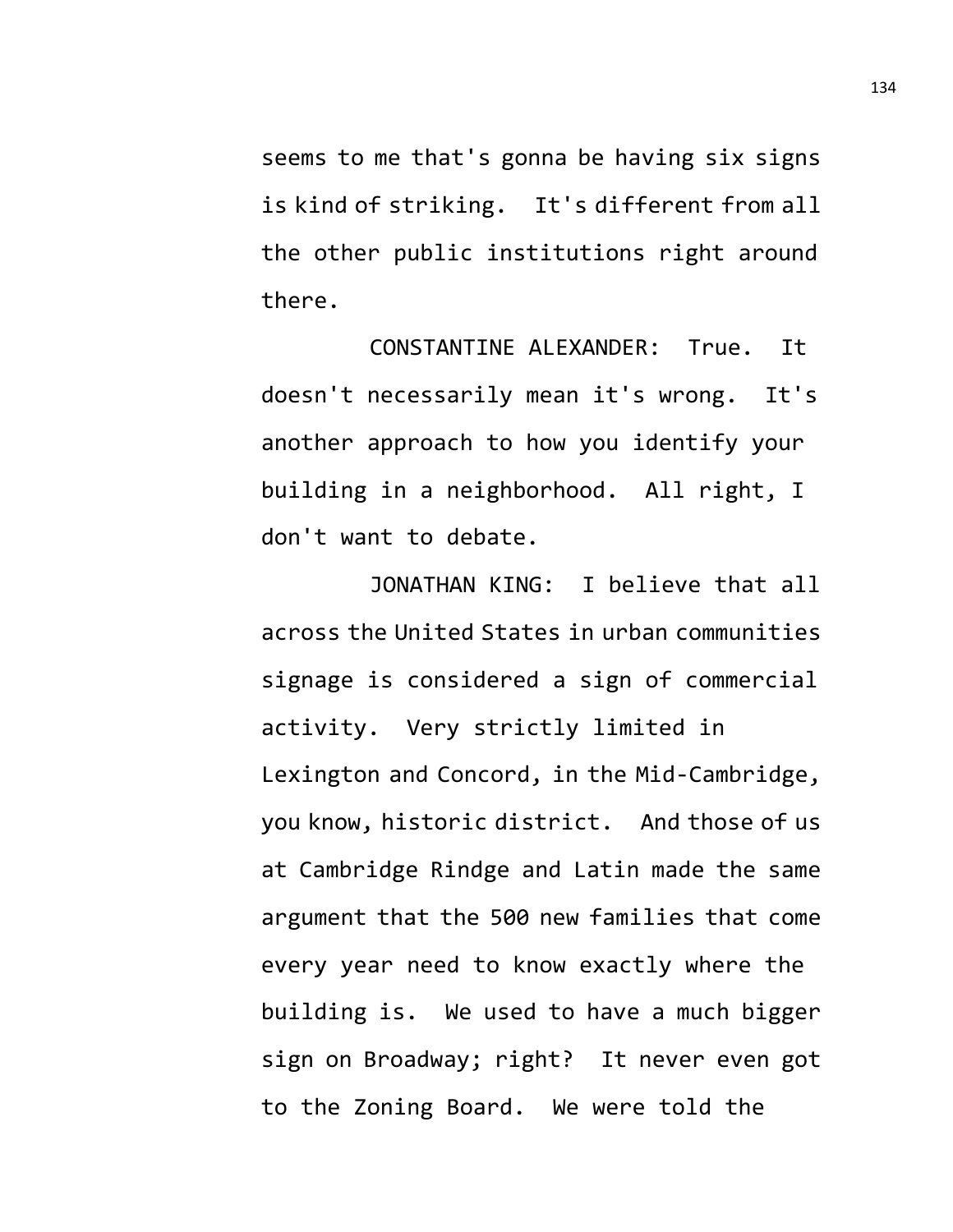seems to me that's gonna be having six signs is kind of striking. It's different from all the other public institutions right around there.

CONSTANTINE ALEXANDER: True. It doesn't necessarily mean it's wrong. It's another approach to how you identify your building in a neighborhood. All right, I don't want to debate.

JONATHAN KING: I believe that all across the United States in urban communities signage is considered a sign of commercial activity. Very strictly limited in Lexington and Concord, in the Mid-Cambridge, you know, historic district. And those of us at Cambridge Rindge and Latin made the same argument that the 500 new families that come every year need to know exactly where the building is. We used to have a much bigger sign on Broadway; right? It never even got to the Zoning Board. We were told the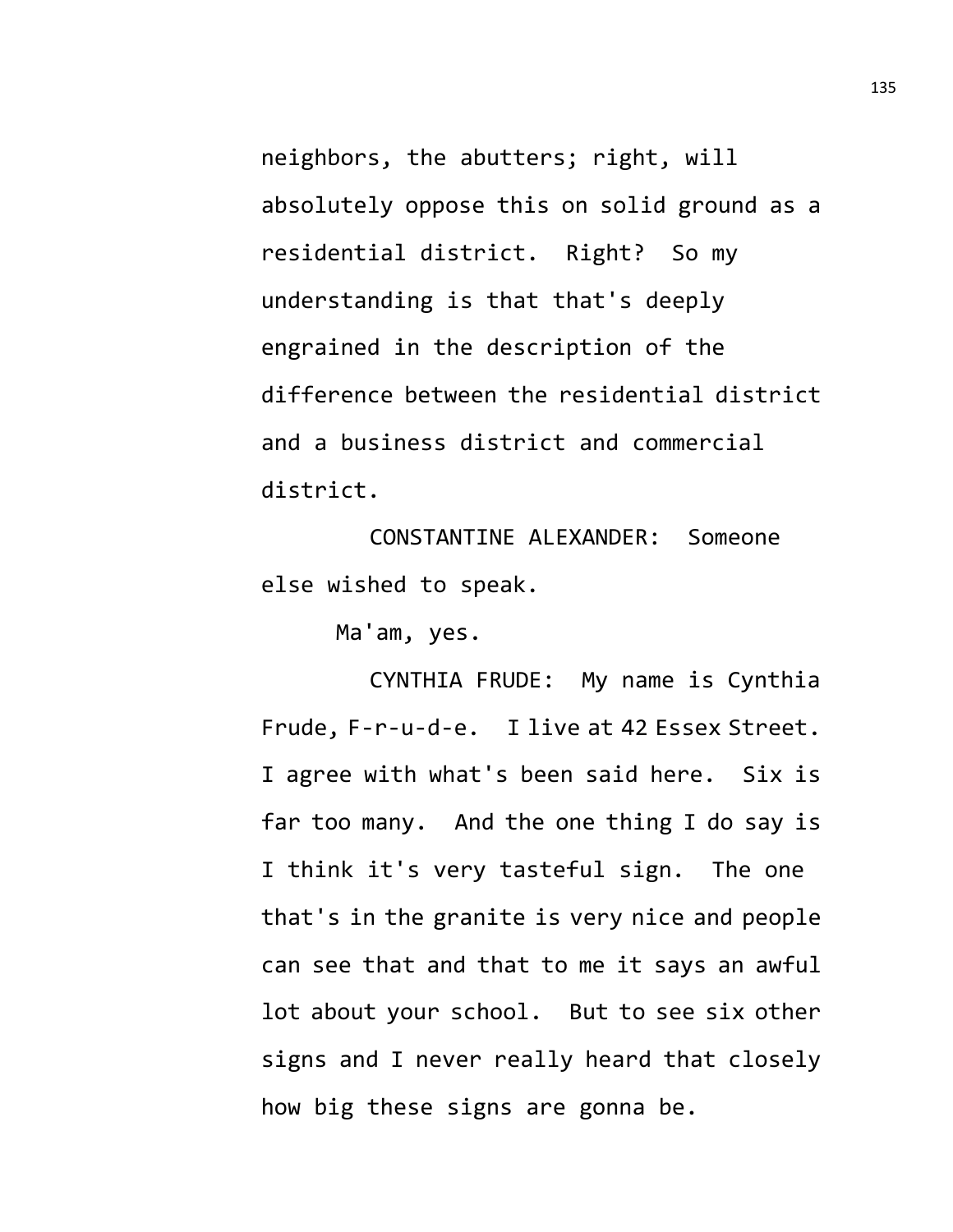neighbors, the abutters; right, will absolutely oppose this on solid ground as a residential district. Right? So my understanding is that that's deeply engrained in the description of the difference between the residential district and a business district and commercial district.

CONSTANTINE ALEXANDER: Someone else wished to speak.

Ma'am, yes.

CYNTHIA FRUDE: My name is Cynthia Frude, F-r-u-d-e. I live at 42 Essex Street. I agree with what's been said here. Six is far too many. And the one thing I do say is I think it's very tasteful sign. The one that's in the granite is very nice and people can see that and that to me it says an awful lot about your school. But to see six other signs and I never really heard that closely how big these signs are gonna be.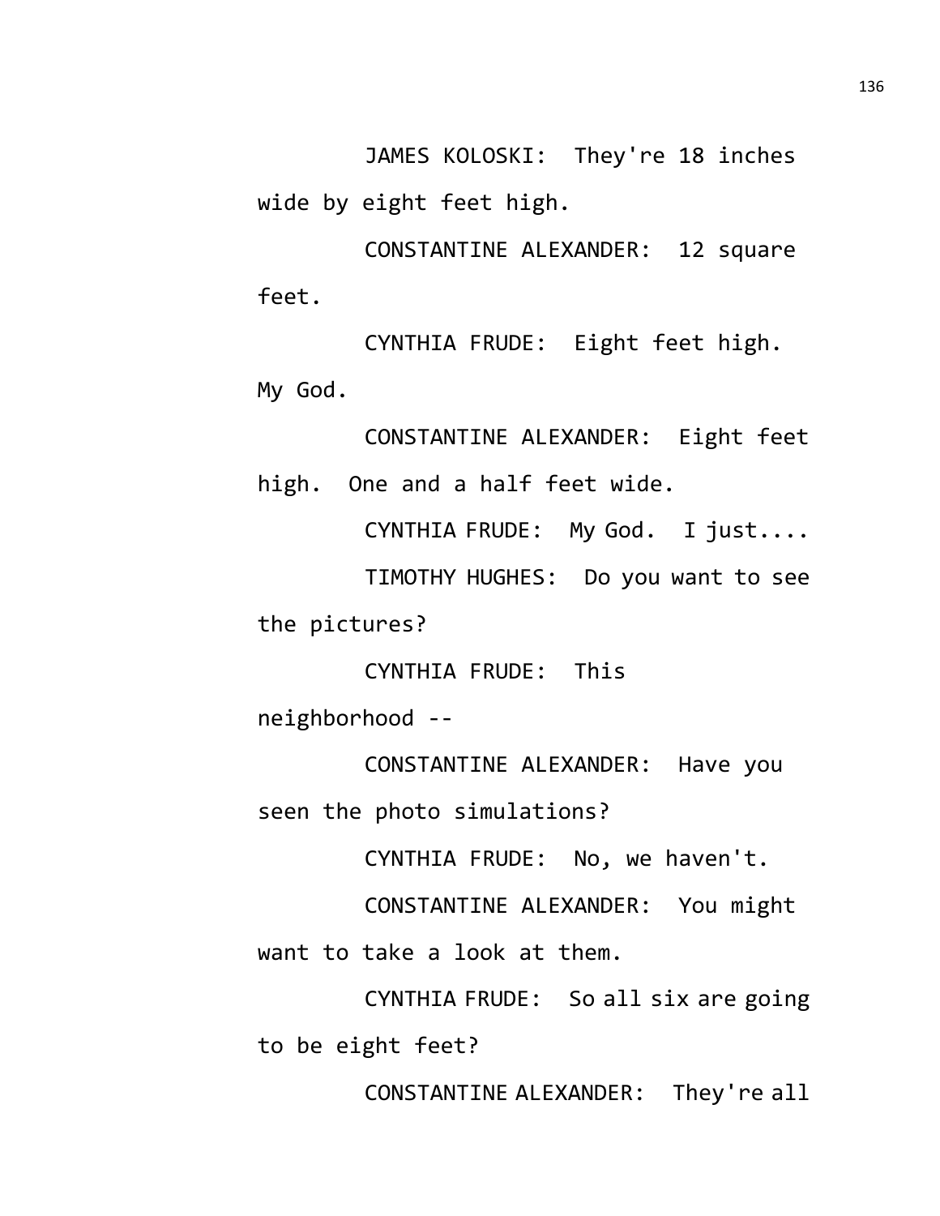JAMES KOLOSKI: They're 18 inches wide by eight feet high.

CONSTANTINE ALEXANDER: 12 square feet.

CYNTHIA FRUDE: Eight feet high. My God.

CONSTANTINE ALEXANDER: Eight feet high. One and a half feet wide.

CYNTHIA FRUDE: My God. I just....

TIMOTHY HUGHES: Do you want to see the pictures?

CYNTHIA FRUDE: This neighborhood --

CONSTANTINE ALEXANDER: Have you seen the photo simulations?

CYNTHIA FRUDE: No, we haven't.

CONSTANTINE ALEXANDER: You might want to take a look at them.

CYNTHIA FRUDE: So all six are going to be eight feet?

CONSTANTINE ALEXANDER: They're all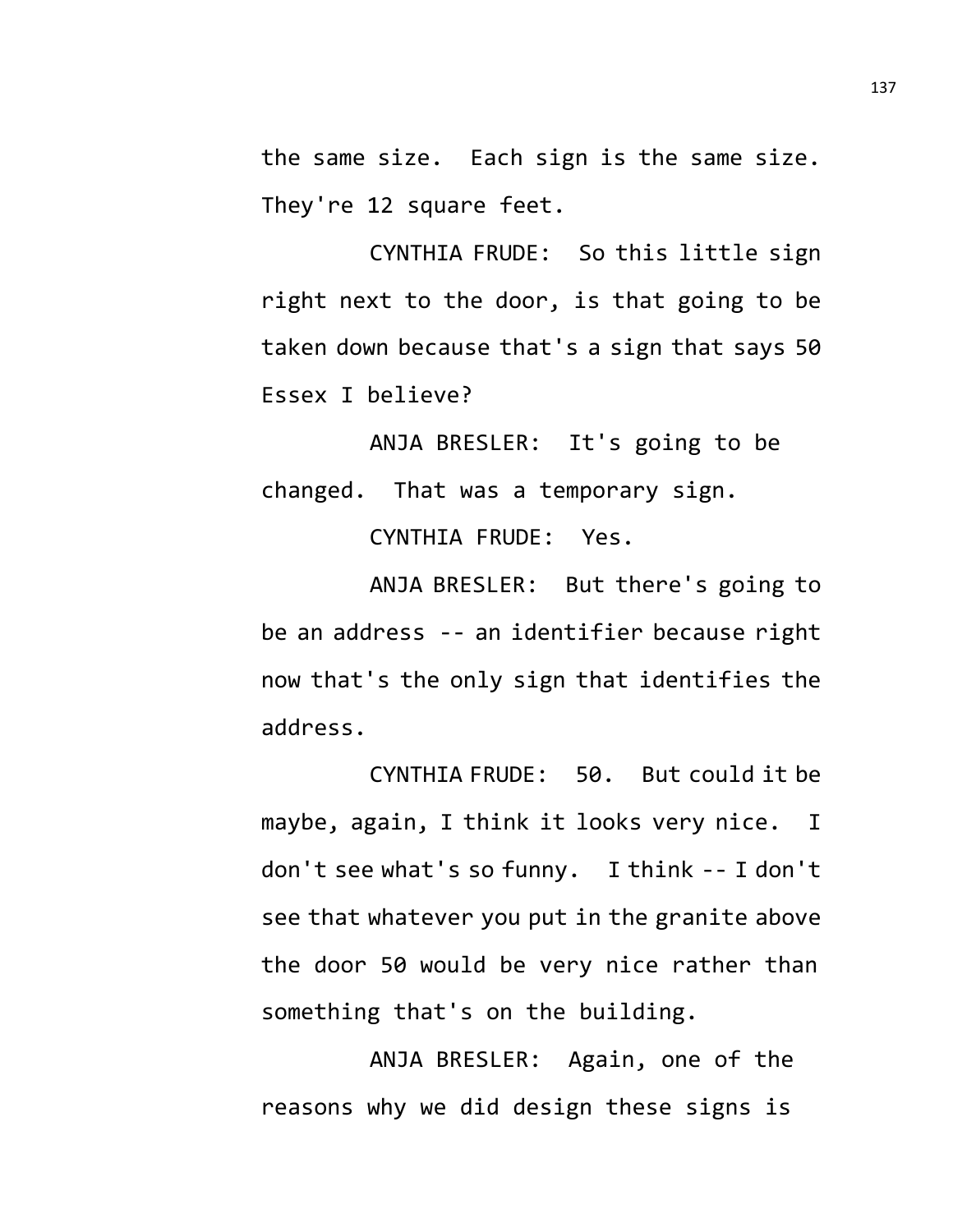the same size. Each sign is the same size. They're 12 square feet.

CYNTHIA FRUDE: So this little sign right next to the door, is that going to be taken down because that's a sign that says 50 Essex I believe?

ANJA BRESLER: It's going to be changed. That was a temporary sign.

CYNTHIA FRUDE: Yes.

ANJA BRESLER: But there's going to be an address -- an identifier because right now that's the only sign that identifies the address.

CYNTHIA FRUDE: 50. But could it be maybe, again, I think it looks very nice. I don't see what's so funny. I think -- I don't see that whatever you put in the granite above the door 50 would be very nice rather than something that's on the building.

ANJA BRESLER: Again, one of the reasons why we did design these signs is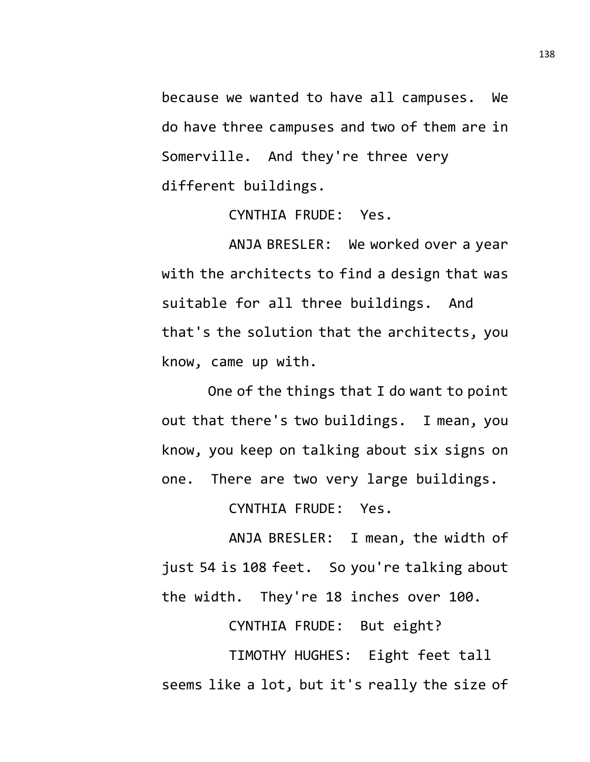because we wanted to have all campuses. We do have three campuses and two of them are in Somerville. And they're three very different buildings.

CYNTHIA FRUDE: Yes.

ANJA BRESLER: We worked over a year with the architects to find a design that was suitable for all three buildings. And that's the solution that the architects, you know, came up with.

One of the things that I do want to point out that there's two buildings. I mean, you know, you keep on talking about six signs on one. There are two very large buildings.

CYNTHIA FRUDE: Yes.

ANJA BRESLER: I mean, the width of just 54 is 108 feet. So you're talking about the width. They're 18 inches over 100.

CYNTHIA FRUDE: But eight?

TIMOTHY HUGHES: Eight feet tall seems like a lot, but it's really the size of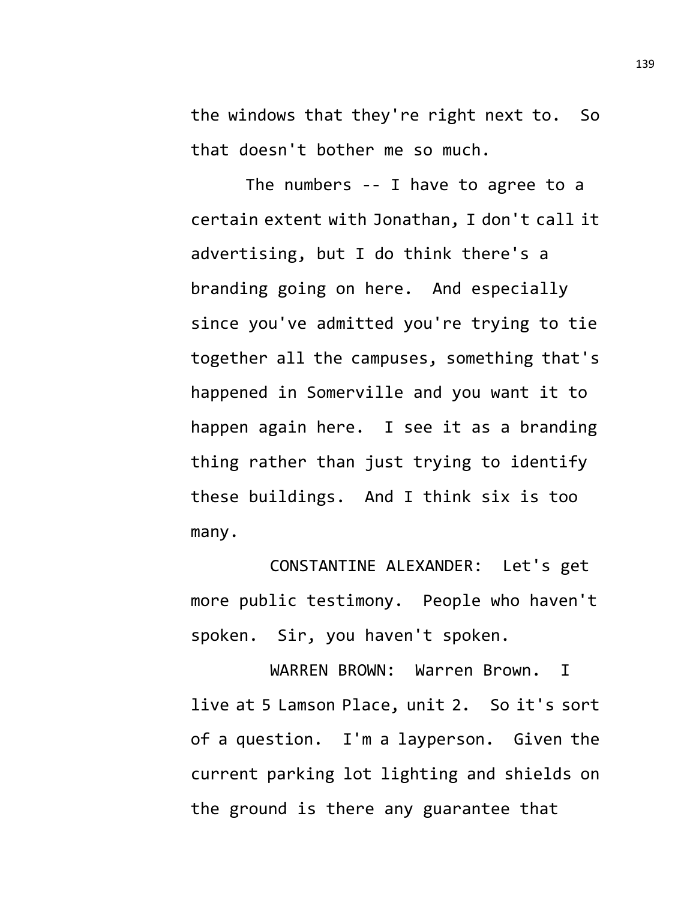the windows that they're right next to. So that doesn't bother me so much.

The numbers -- I have to agree to a certain extent with Jonathan, I don't call it advertising, but I do think there's a branding going on here. And especially since you've admitted you're trying to tie together all the campuses, something that's happened in Somerville and you want it to happen again here. I see it as a branding thing rather than just trying to identify these buildings. And I think six is too many.

CONSTANTINE ALEXANDER: Let's get more public testimony. People who haven't spoken. Sir, you haven't spoken.

WARREN BROWN: Warren Brown. I live at 5 Lamson Place, unit 2. So it's sort of a question. I'm a layperson. Given the current parking lot lighting and shields on the ground is there any guarantee that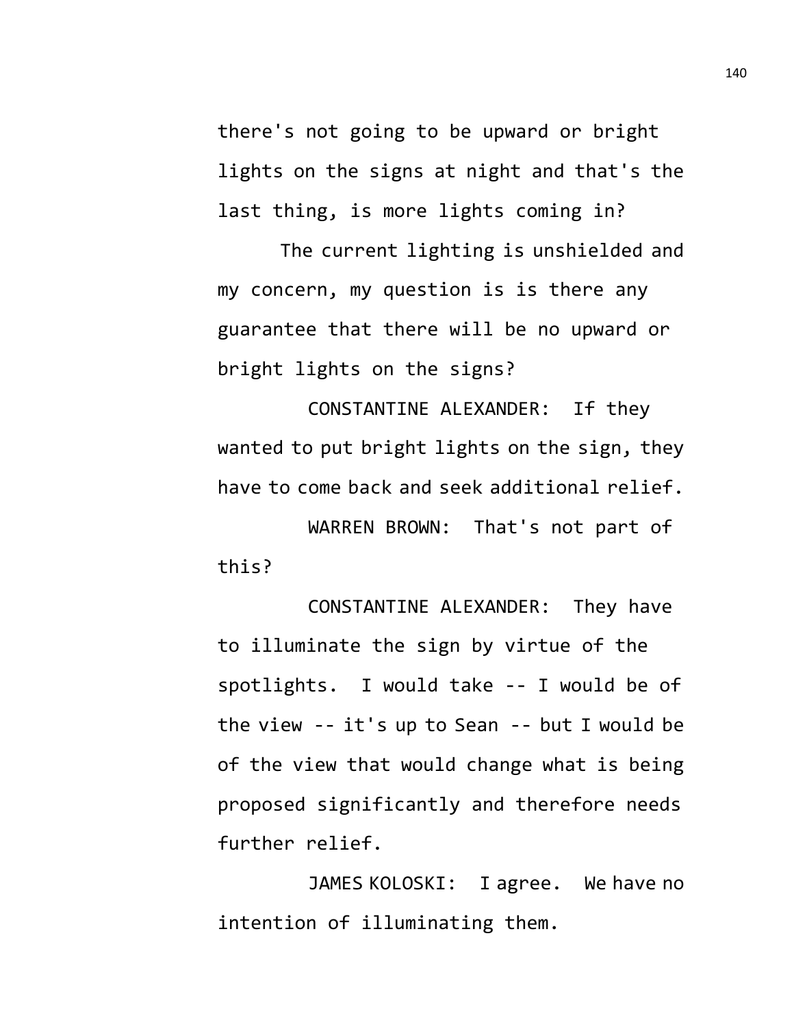there's not going to be upward or bright lights on the signs at night and that's the last thing, is more lights coming in?

The current lighting is unshielded and my concern, my question is is there any guarantee that there will be no upward or bright lights on the signs?

CONSTANTINE ALEXANDER: If they wanted to put bright lights on the sign, they have to come back and seek additional relief.

WARREN BROWN: That's not part of this?

CONSTANTINE ALEXANDER: They have to illuminate the sign by virtue of the spotlights. I would take -- I would be of the view -- it's up to Sean -- but I would be of the view that would change what is being proposed significantly and therefore needs further relief.

JAMES KOLOSKI: I agree. We have no intention of illuminating them.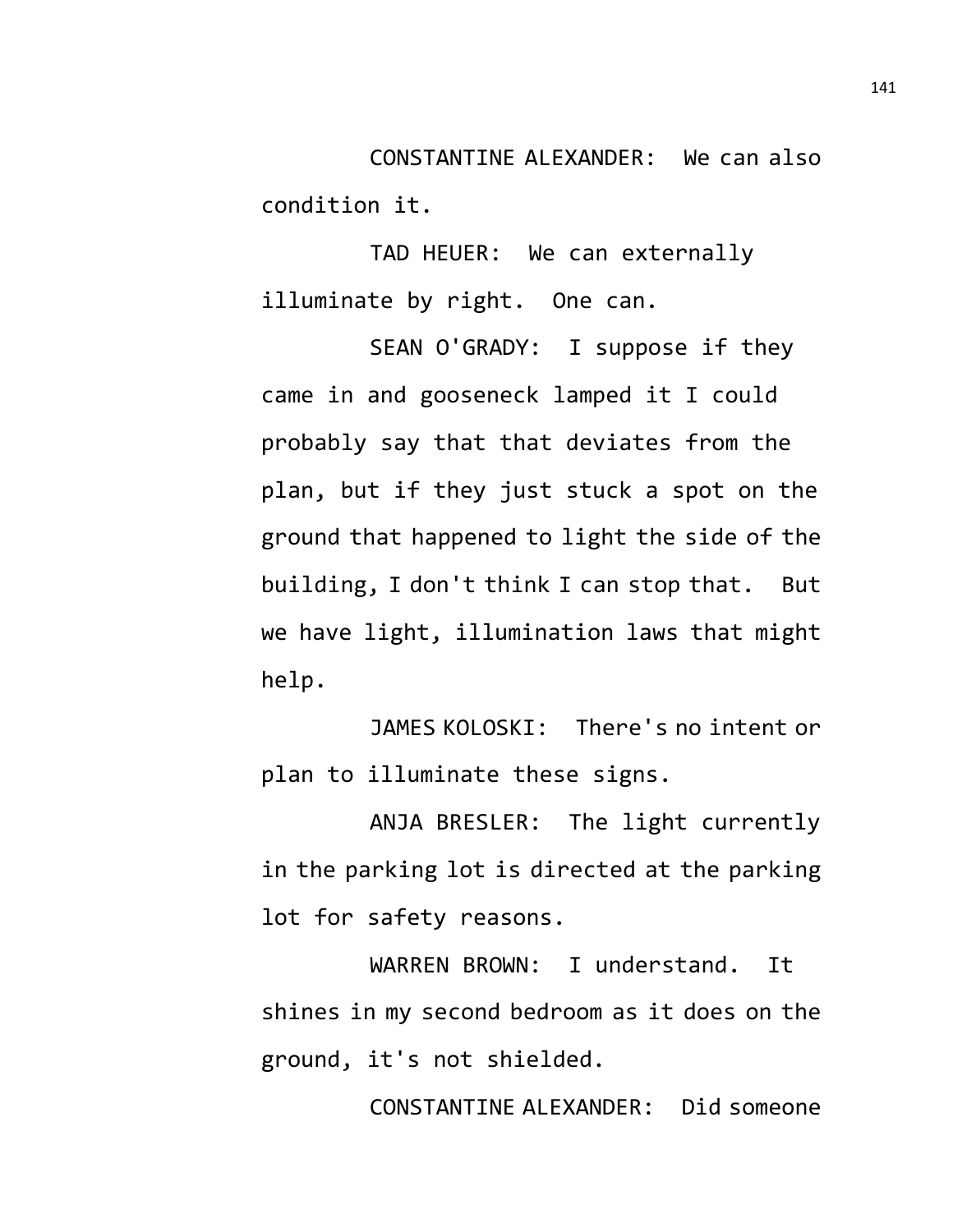CONSTANTINE ALEXANDER: We can also condition it.

TAD HEUER: We can externally illuminate by right. One can.

SEAN O'GRADY: I suppose if they came in and gooseneck lamped it I could probably say that that deviates from the plan, but if they just stuck a spot on the ground that happened to light the side of the building, I don't think I can stop that. But we have light, illumination laws that might help.

JAMES KOLOSKI: There's no intent or plan to illuminate these signs.

ANJA BRESLER: The light currently in the parking lot is directed at the parking lot for safety reasons.

WARREN BROWN: I understand. It shines in my second bedroom as it does on the ground, it's not shielded.

CONSTANTINE ALEXANDER: Did someone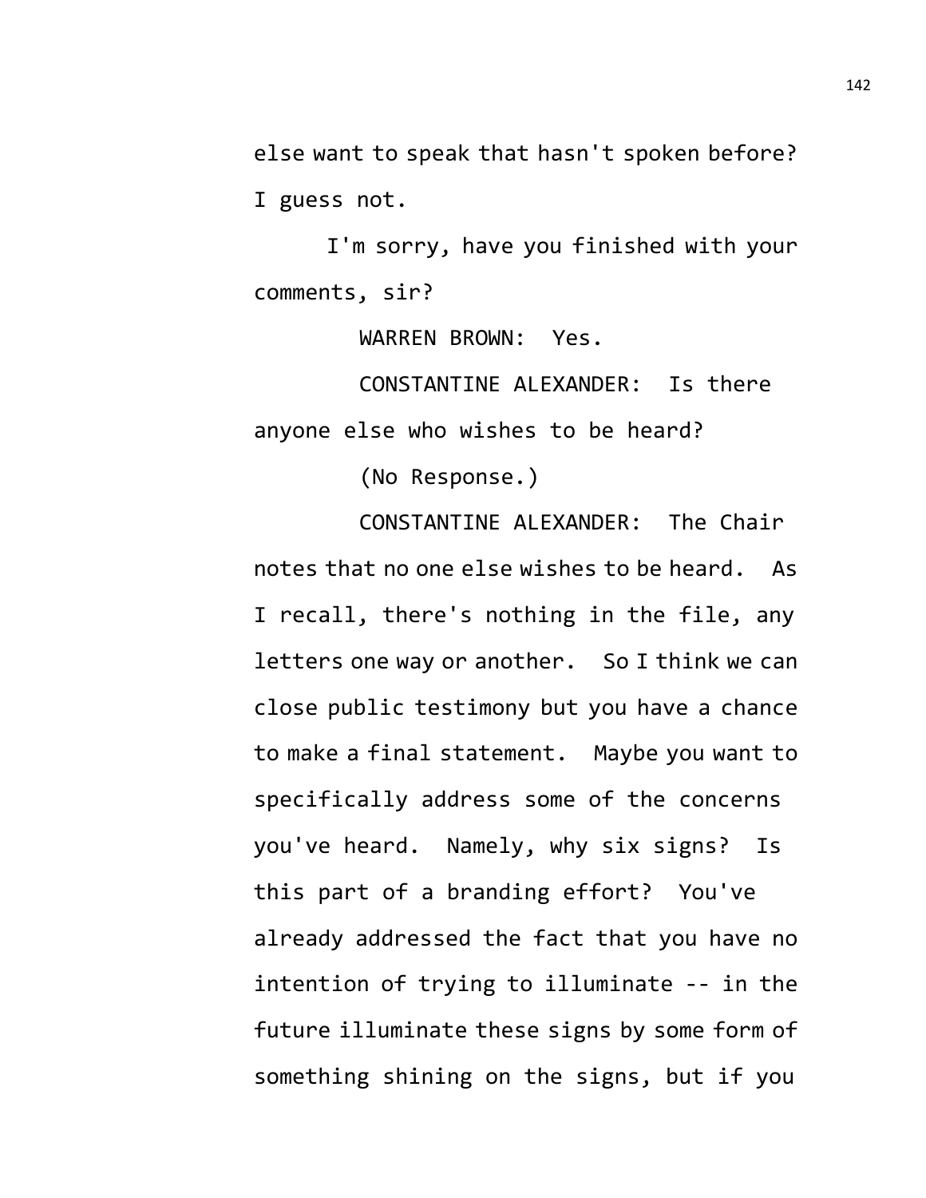else want to speak that hasn't spoken before? I guess not.

I'm sorry, have you finished with your comments, sir?

WARREN BROWN: Yes.

CONSTANTINE ALEXANDER: Is there anyone else who wishes to be heard?

(No Response.)

CONSTANTINE ALEXANDER: The Chair notes that no one else wishes to be heard. As I recall, there's nothing in the file, any letters one way or another. So I think we can close public testimony but you have a chance to make a final statement. Maybe you want to specifically address some of the concerns you've heard. Namely, why six signs? Is this part of a branding effort? You've already addressed the fact that you have no intention of trying to illuminate -- in the future illuminate these signs by some form of something shining on the signs, but if you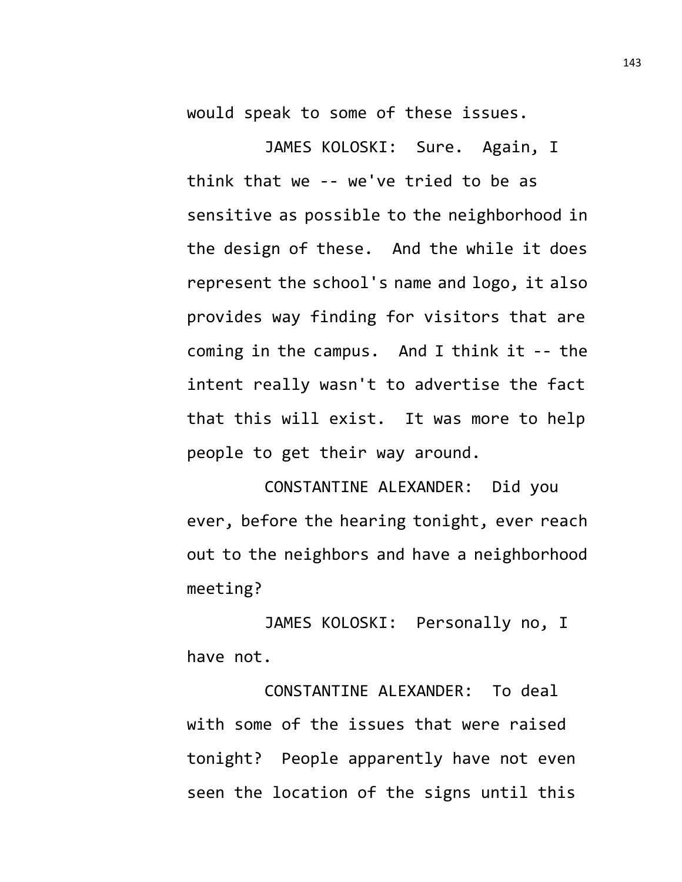would speak to some of these issues.

JAMES KOLOSKI: Sure. Again, I think that we -- we've tried to be as sensitive as possible to the neighborhood in the design of these. And the while it does represent the school's name and logo, it also provides way finding for visitors that are coming in the campus. And I think it -- the intent really wasn't to advertise the fact that this will exist. It was more to help people to get their way around.

CONSTANTINE ALEXANDER: Did you ever, before the hearing tonight, ever reach out to the neighbors and have a neighborhood meeting?

JAMES KOLOSKI: Personally no, I have not.

CONSTANTINE ALEXANDER: To deal with some of the issues that were raised tonight? People apparently have not even seen the location of the signs until this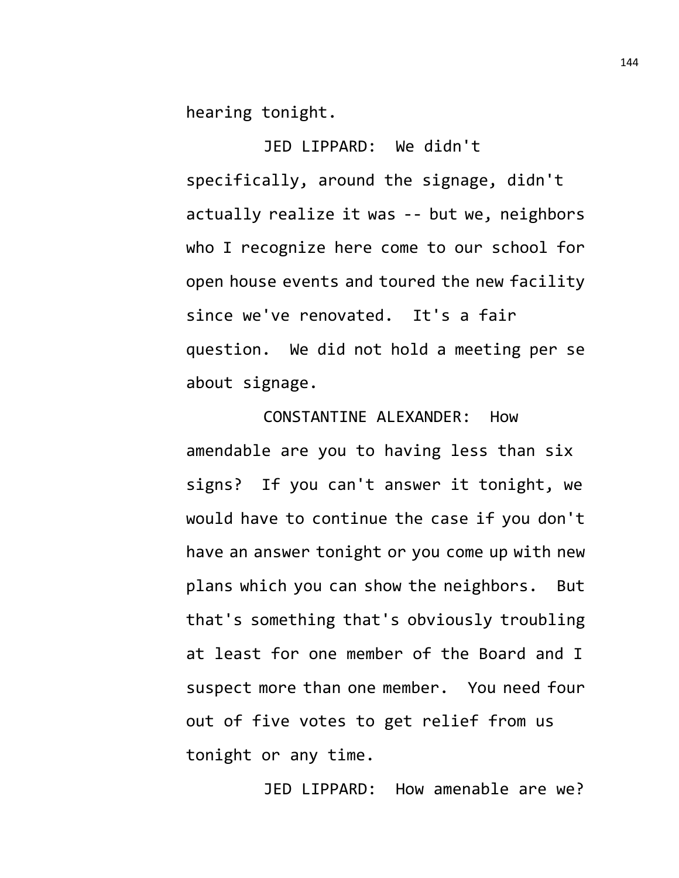hearing tonight.

JED LIPPARD: We didn't specifically, around the signage, didn't actually realize it was -- but we, neighbors who I recognize here come to our school for open house events and toured the new facility since we've renovated. It's a fair question. We did not hold a meeting per se about signage.

CONSTANTINE ALEXANDER: How amendable are you to having less than six signs? If you can't answer it tonight, we would have to continue the case if you don't have an answer tonight or you come up with new plans which you can show the neighbors. But that's something that's obviously troubling at least for one member of the Board and I suspect more than one member. You need four out of five votes to get relief from us tonight or any time.

JED LIPPARD: How amenable are we?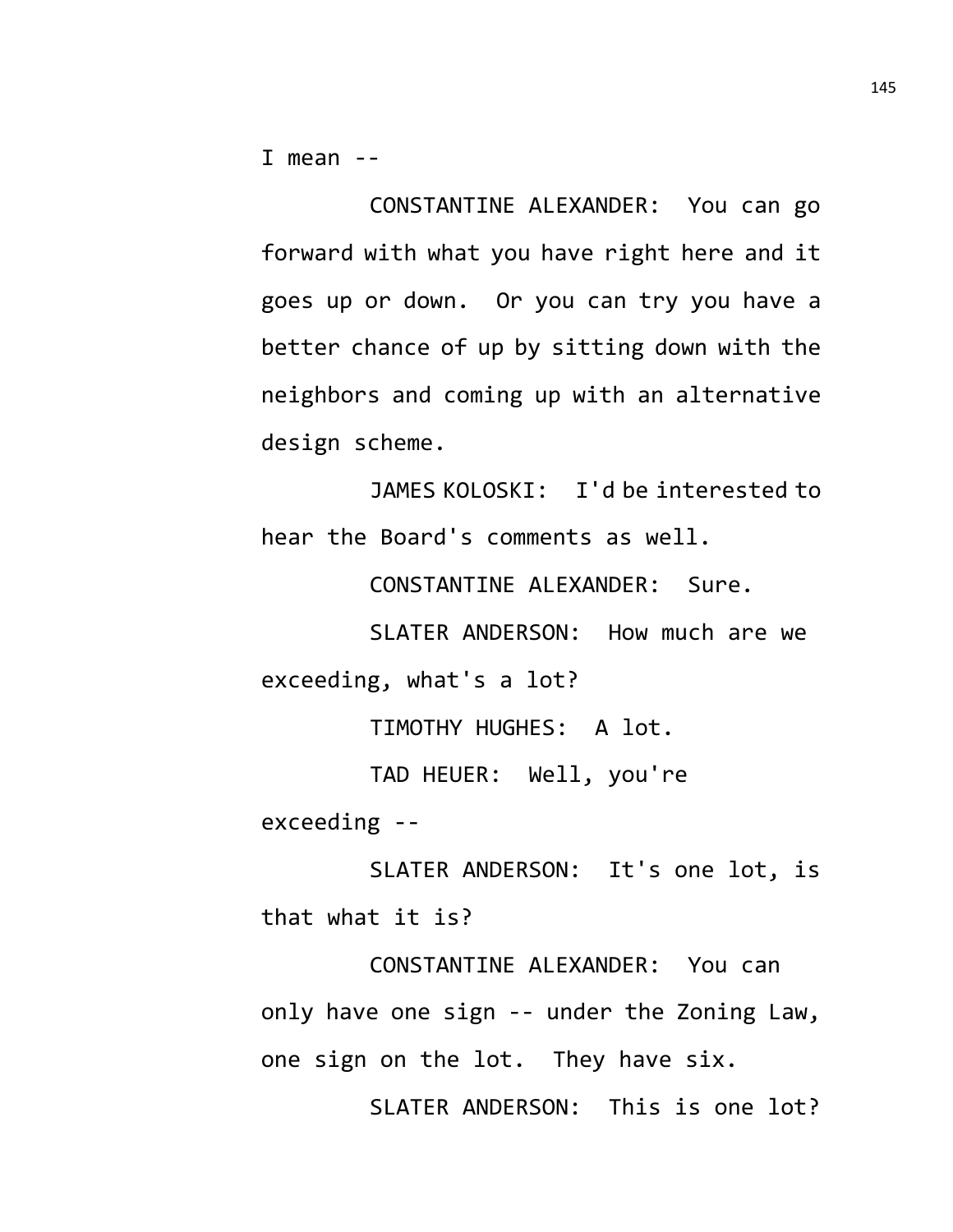I mean --

CONSTANTINE ALEXANDER: You can go forward with what you have right here and it goes up or down. Or you can try you have a better chance of up by sitting down with the neighbors and coming up with an alternative design scheme.

JAMES KOLOSKI: I'd be interested to hear the Board's comments as well.

CONSTANTINE ALEXANDER: Sure.

SLATER ANDERSON: How much are we exceeding, what's a lot?

TIMOTHY HUGHES: A lot.

TAD HEUER: Well, you're exceeding --

SLATER ANDERSON: It's one lot, is that what it is?

CONSTANTINE ALEXANDER: You can only have one sign -- under the Zoning Law, one sign on the lot. They have six.

SLATER ANDERSON: This is one lot?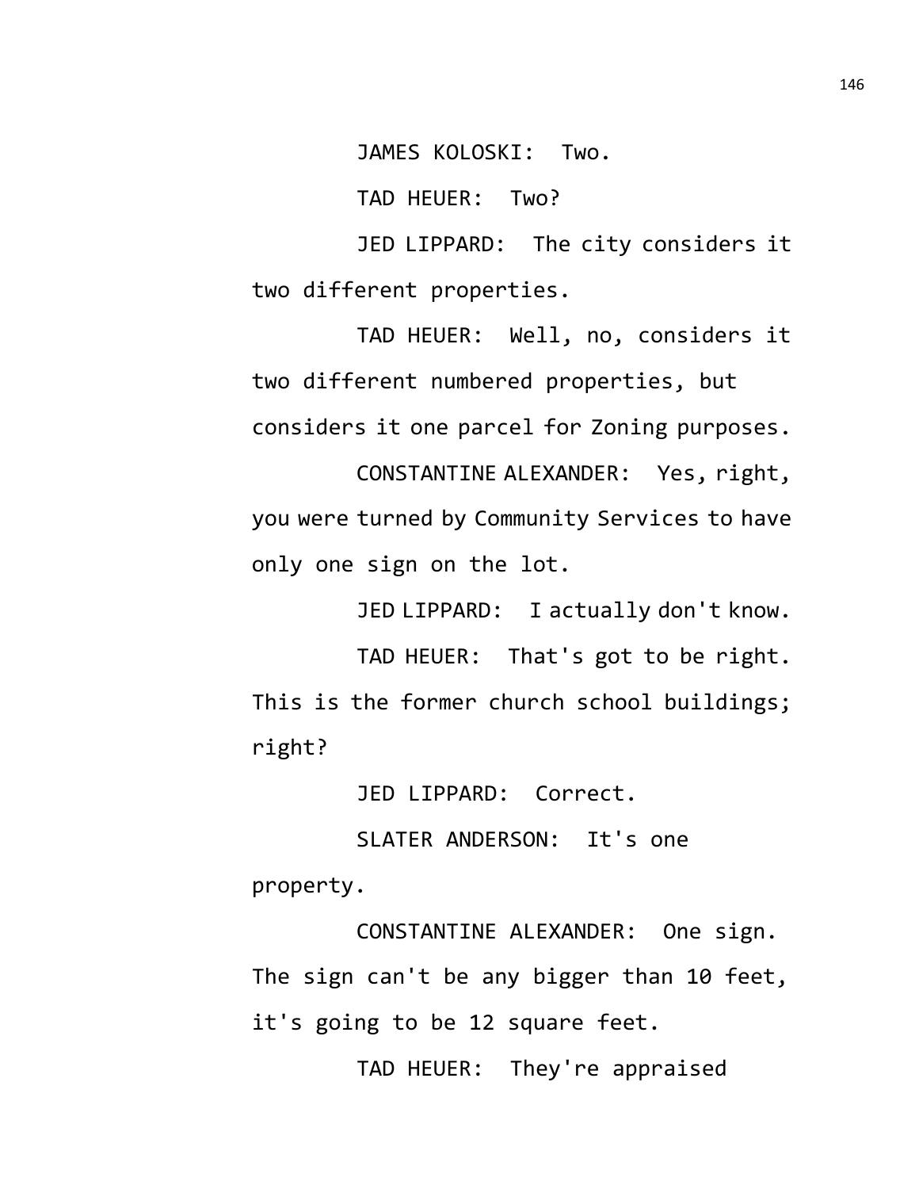JAMES KOLOSKI: Two.

TAD HEUER: Two?

JED LIPPARD: The city considers it two different properties.

TAD HEUER: Well, no, considers it two different numbered properties, but considers it one parcel for Zoning purposes.

CONSTANTINE ALEXANDER: Yes, right, you were turned by Community Services to have only one sign on the lot.

JED LIPPARD: I actually don't know.

TAD HEUER: That's got to be right. This is the former church school buildings; right?

JED LIPPARD: Correct.

SLATER ANDERSON: It's one property.

CONSTANTINE ALEXANDER: One sign. The sign can't be any bigger than 10 feet, it's going to be 12 square feet.

TAD HEUER: They're appraised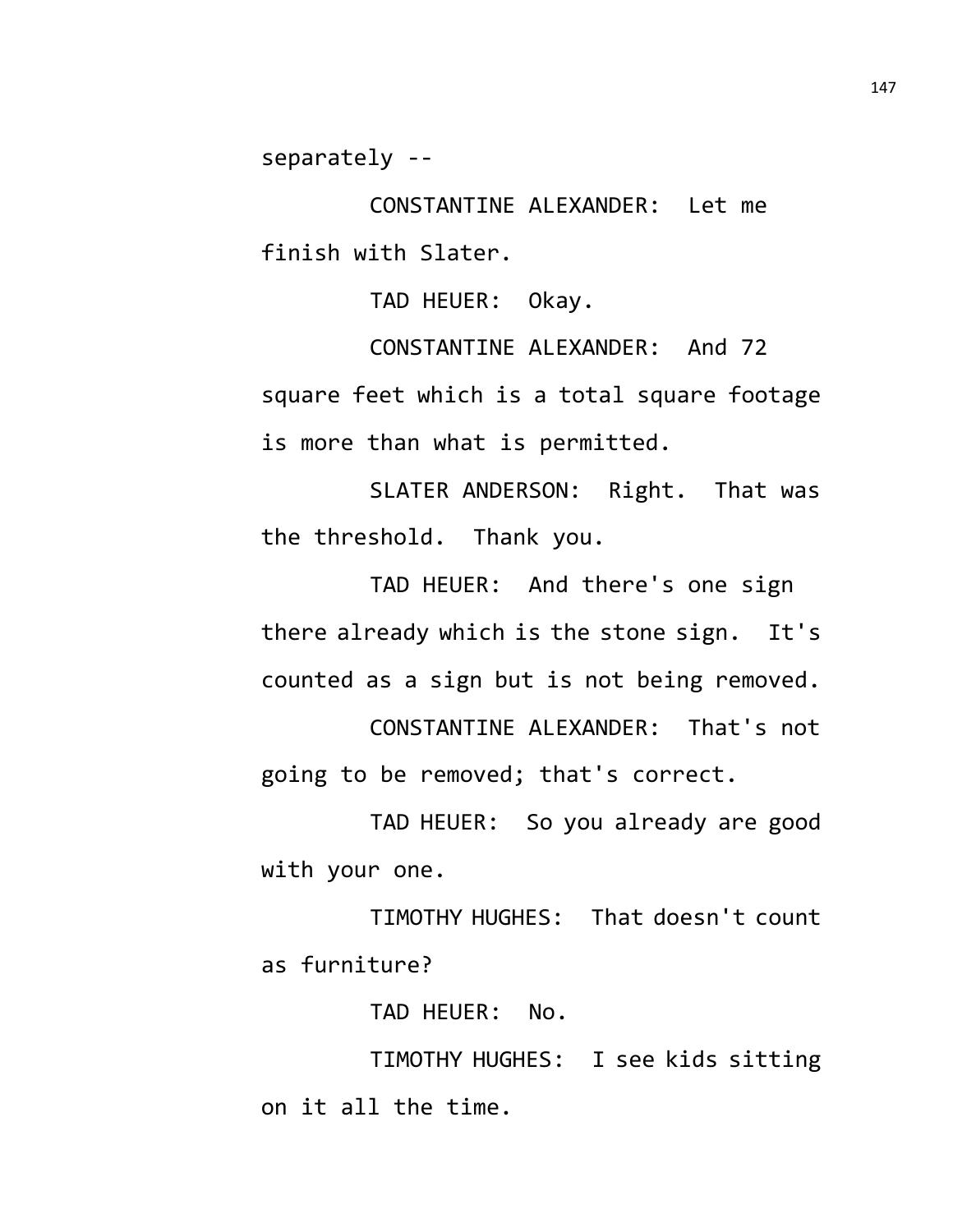separately --

CONSTANTINE ALEXANDER: Let me finish with Slater.

TAD HEUER: Okay.

CONSTANTINE ALEXANDER: And 72 square feet which is a total square footage is more than what is permitted.

SLATER ANDERSON: Right. That was the threshold. Thank you.

TAD HEUER: And there's one sign there already which is the stone sign. It's counted as a sign but is not being removed.

CONSTANTINE ALEXANDER: That's not going to be removed; that's correct.

TAD HEUER: So you already are good with your one.

TIMOTHY HUGHES: That doesn't count as furniture?

TAD HEUER: No.

TIMOTHY HUGHES: I see kids sitting on it all the time.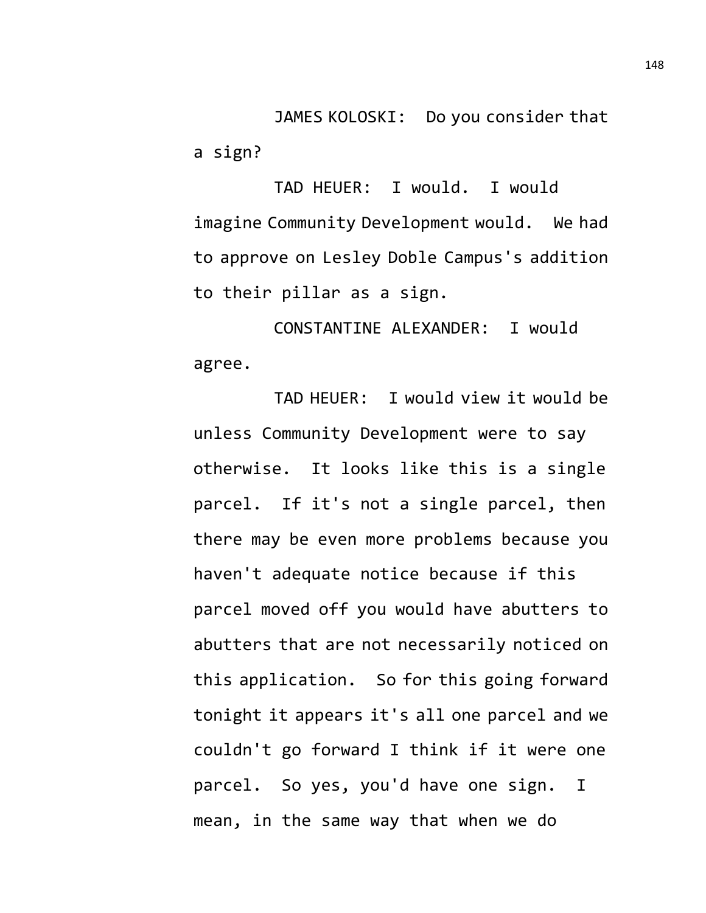JAMES KOLOSKI: Do you consider that a sign?

TAD HEUER: I would. I would imagine Community Development would. We had to approve on Lesley Doble Campus's addition to their pillar as a sign.

CONSTANTINE ALEXANDER: I would agree.

TAD HEUER: I would view it would be unless Community Development were to say otherwise. It looks like this is a single parcel. If it's not a single parcel, then there may be even more problems because you haven't adequate notice because if this parcel moved off you would have abutters to abutters that are not necessarily noticed on this application. So for this going forward tonight it appears it's all one parcel and we couldn't go forward I think if it were one parcel. So yes, you'd have one sign. I mean, in the same way that when we do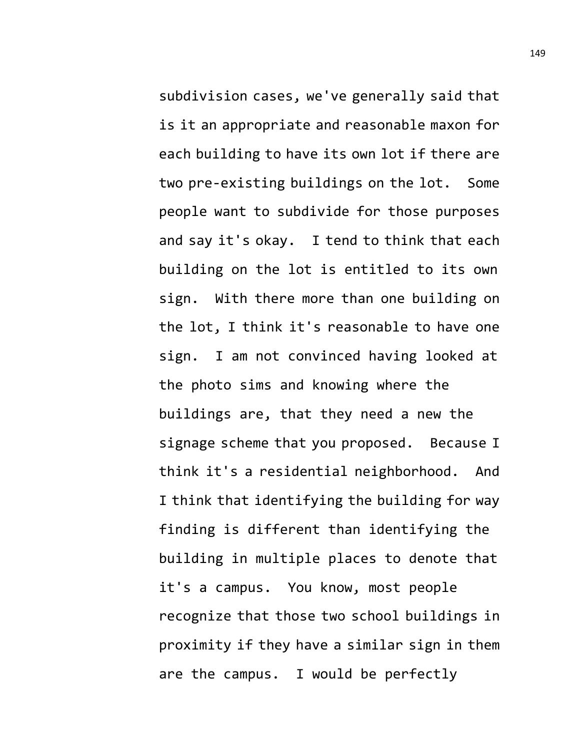subdivision cases, we've generally said that is it an appropriate and reasonable maxon for each building to have its own lot if there are two pre-existing buildings on the lot. Some people want to subdivide for those purposes and say it's okay. I tend to think that each building on the lot is entitled to its own sign. With there more than one building on the lot, I think it's reasonable to have one sign. I am not convinced having looked at the photo sims and knowing where the buildings are, that they need a new the signage scheme that you proposed. Because I think it's a residential neighborhood. And I think that identifying the building for way finding is different than identifying the building in multiple places to denote that it's a campus. You know, most people recognize that those two school buildings in proximity if they have a similar sign in them are the campus. I would be perfectly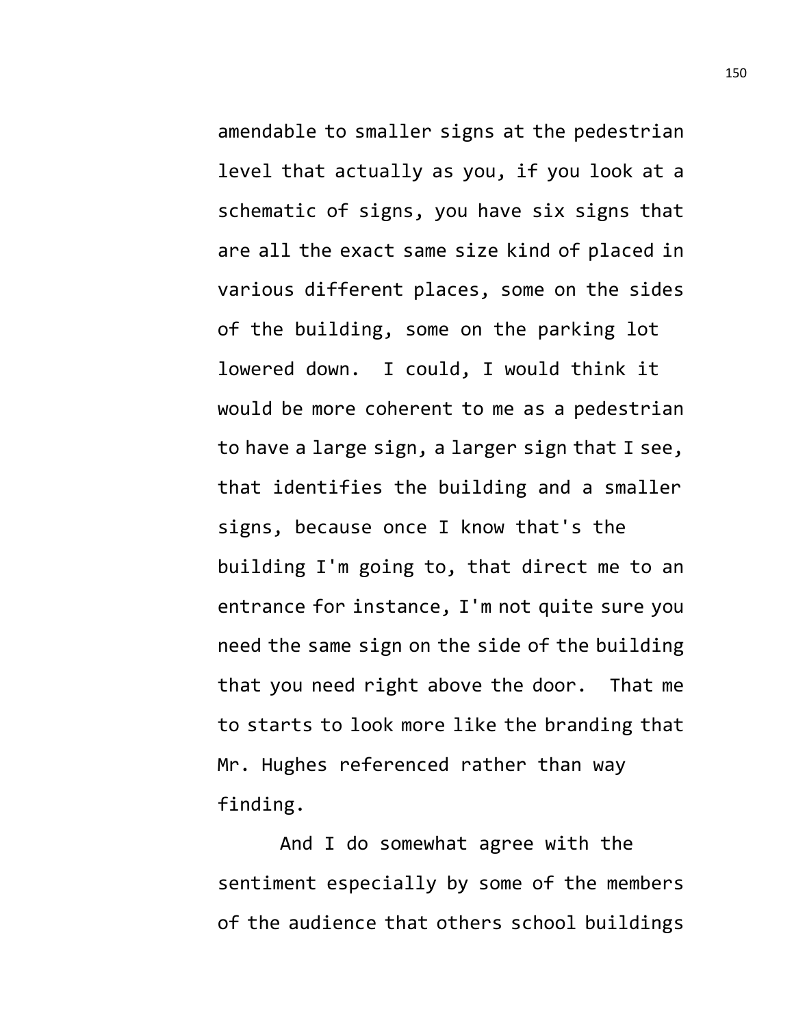amendable to smaller signs at the pedestrian level that actually as you, if you look at a schematic of signs, you have six signs that are all the exact same size kind of placed in various different places, some on the sides of the building, some on the parking lot lowered down.  I could, I would think it would be more coherent to me as a pedestrian to have a large sign, a larger sign that I see, that identifies the building and a smaller signs, because once I know that's the building I'm going to, that direct me to an entrance for instance, I'm not quite sure you need the same sign on the side of the building that you need right above the door.  That me to starts to look more like the branding that Mr. Hughes referenced rather than way finding.

And I do somewhat agree with the sentiment especially by some of the members of the audience that others school buildings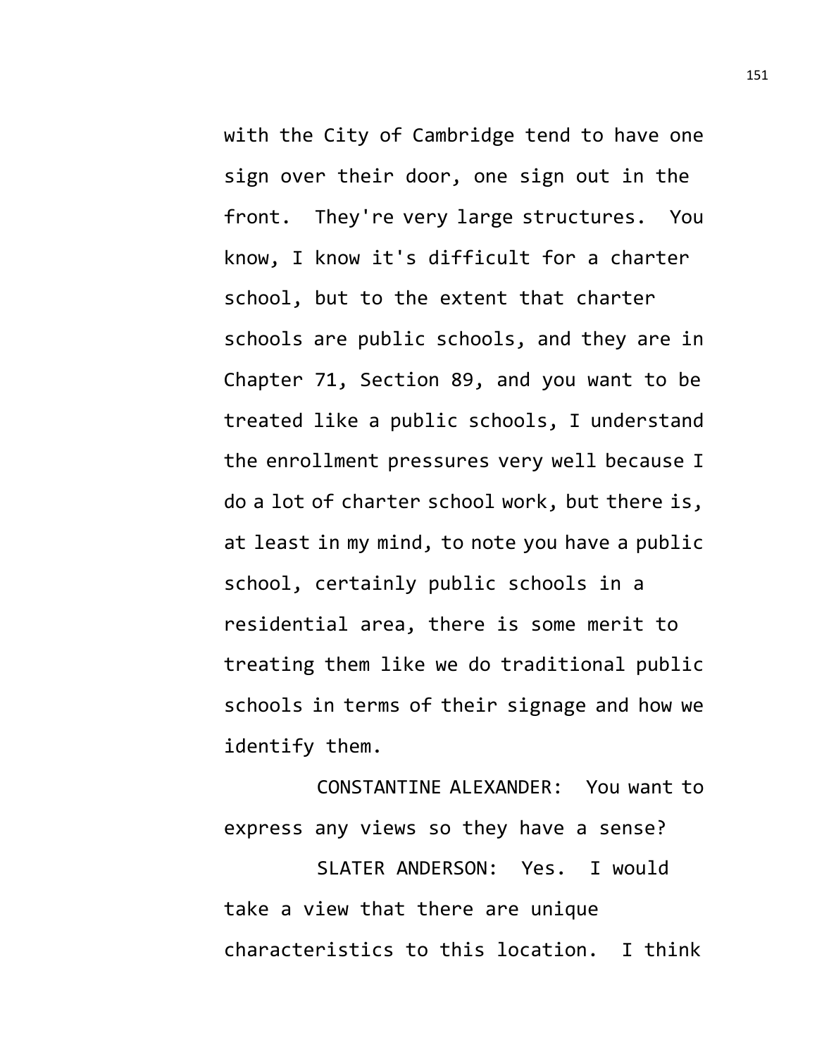with the City of Cambridge tend to have one sign over their door, one sign out in the front. They're very large structures. You know, I know it's difficult for a charter school, but to the extent that charter schools are public schools, and they are in Chapter 71, Section 89, and you want to be treated like a public schools, I understand the enrollment pressures very well because I do a lot of charter school work, but there is, at least in my mind, to note you have a public school, certainly public schools in a residential area, there is some merit to treating them like we do traditional public schools in terms of their signage and how we identify them.

CONSTANTINE ALEXANDER: You want to express any views so they have a sense?

SLATER ANDERSON: Yes. I would take a view that there are unique characteristics to this location. I think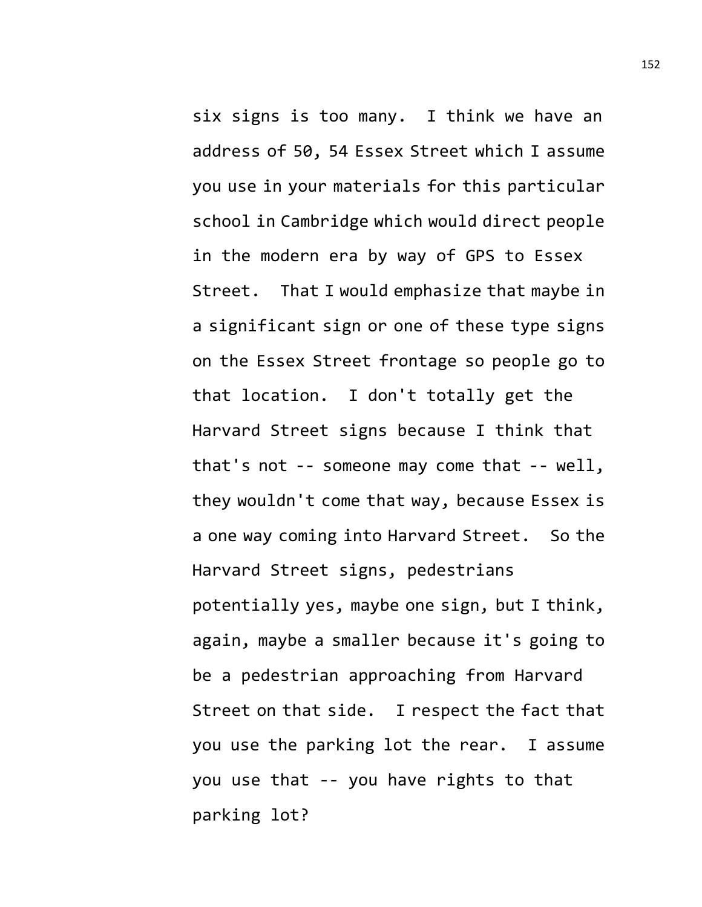six signs is too many. I think we have an address of 50, 54 Essex Street which I assume you use in your materials for this particular school in Cambridge which would direct people in the modern era by way of GPS to Essex Street. That I would emphasize that maybe in a significant sign or one of these type signs on the Essex Street frontage so people go to that location. I don't totally get the Harvard Street signs because I think that that's not -- someone may come that -- well, they wouldn't come that way, because Essex is a one way coming into Harvard Street. So the Harvard Street signs, pedestrians potentially yes, maybe one sign, but I think, again, maybe a smaller because it's going to be a pedestrian approaching from Harvard Street on that side. I respect the fact that you use the parking lot the rear. I assume you use that -- you have rights to that parking lot?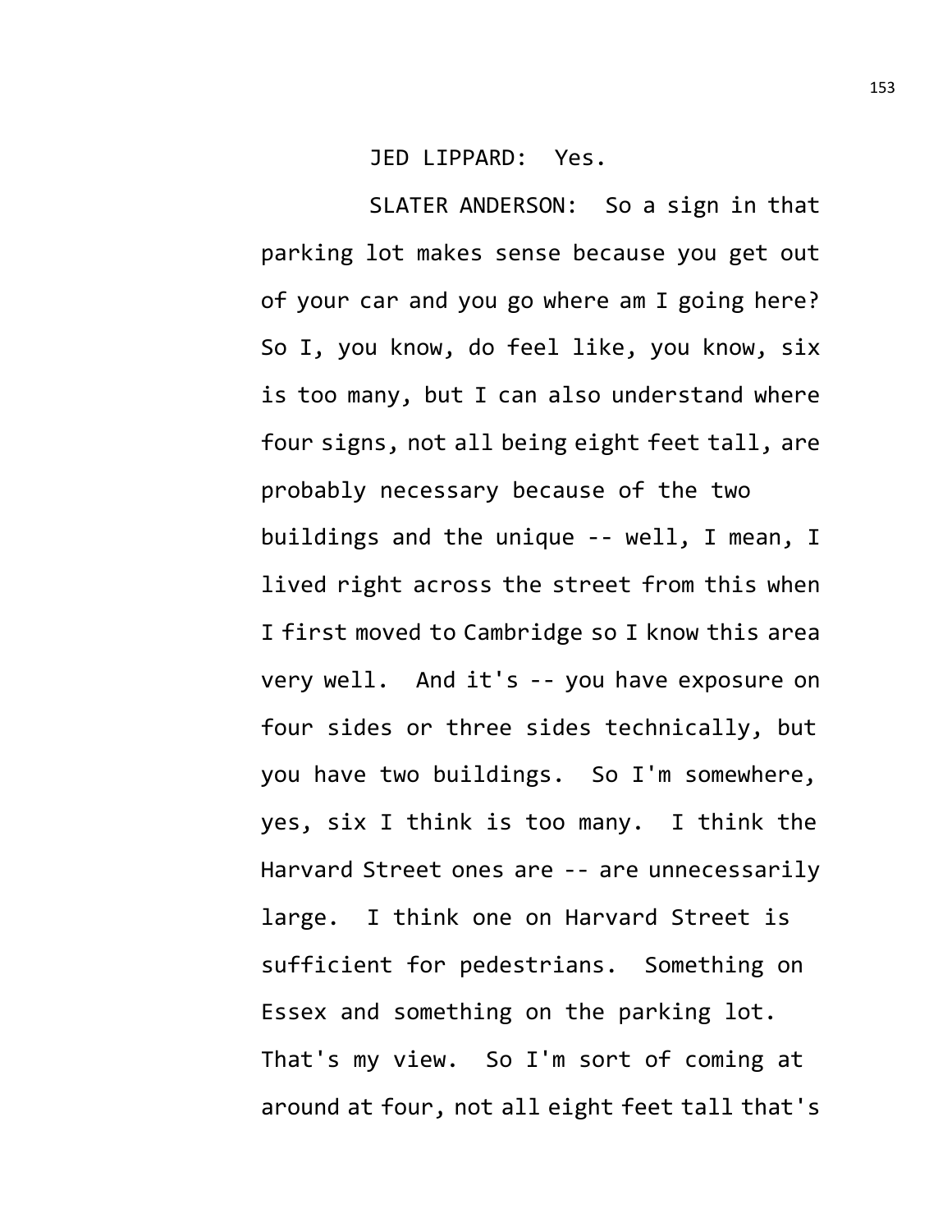JED LIPPARD: Yes.

SLATER ANDERSON: So a sign in that parking lot makes sense because you get out of your car and you go where am I going here? So I, you know, do feel like, you know, six is too many, but I can also understand where four signs, not all being eight feet tall, are probably necessary because of the two buildings and the unique -- well, I mean, I lived right across the street from this when I first moved to Cambridge so I know this area very well. And it's -- you have exposure on four sides or three sides technically, but you have two buildings. So I'm somewhere, yes, six I think is too many. I think the Harvard Street ones are -- are unnecessarily large. I think one on Harvard Street is sufficient for pedestrians. Something on Essex and something on the parking lot. That's my view. So I'm sort of coming at around at four, not all eight feet tall that's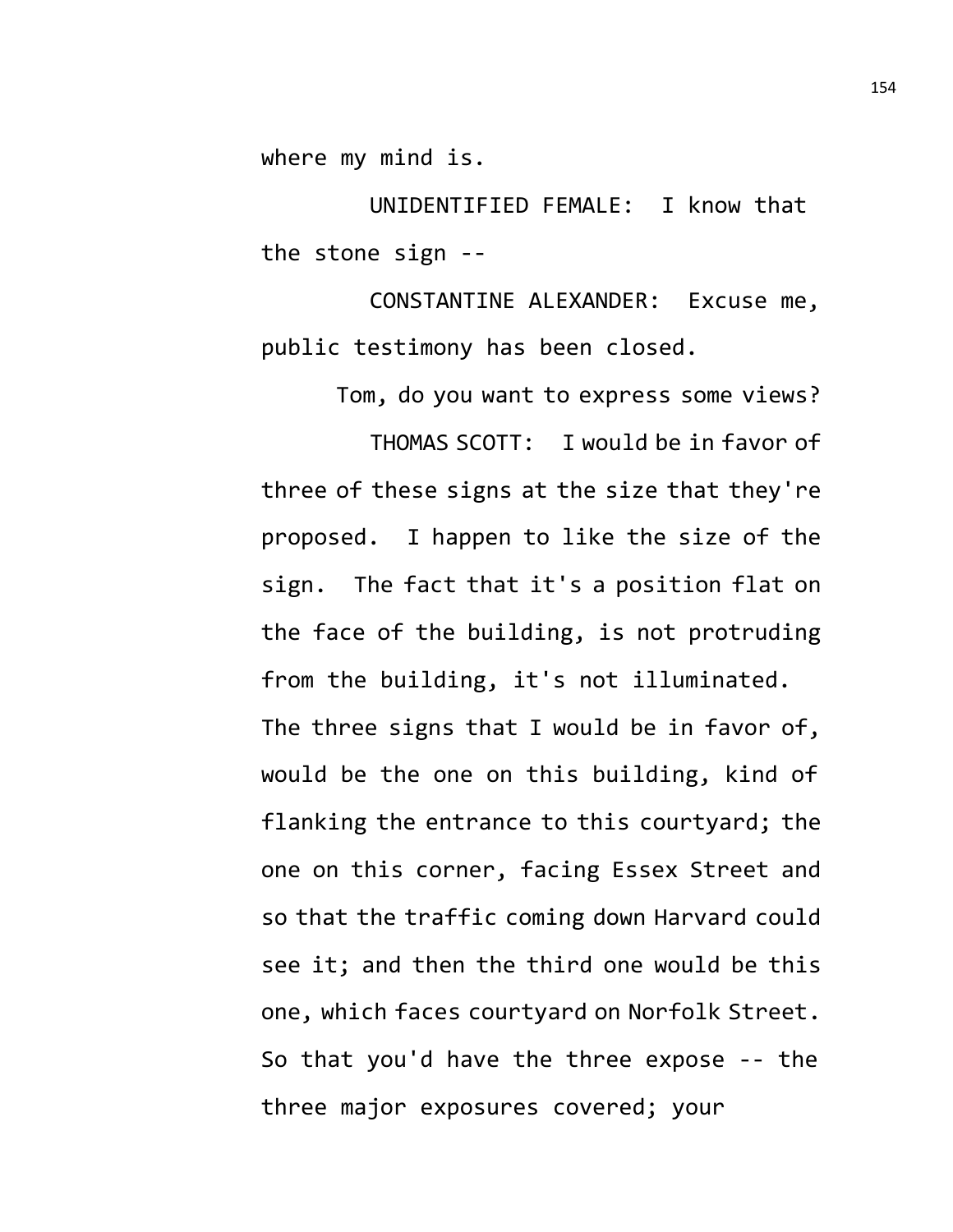where my mind is.

UNIDENTIFIED FEMALE: I know that the stone sign --

CONSTANTINE ALEXANDER: Excuse me, public testimony has been closed.

Tom, do you want to express some views?

THOMAS SCOTT: I would be in favor of three of these signs at the size that they're proposed. I happen to like the size of the sign. The fact that it's a position flat on the face of the building, is not protruding from the building, it's not illuminated. The three signs that I would be in favor of, would be the one on this building, kind of flanking the entrance to this courtyard; the one on this corner, facing Essex Street and so that the traffic coming down Harvard could see it; and then the third one would be this one, which faces courtyard on Norfolk Street. So that you'd have the three expose -- the three major exposures covered; your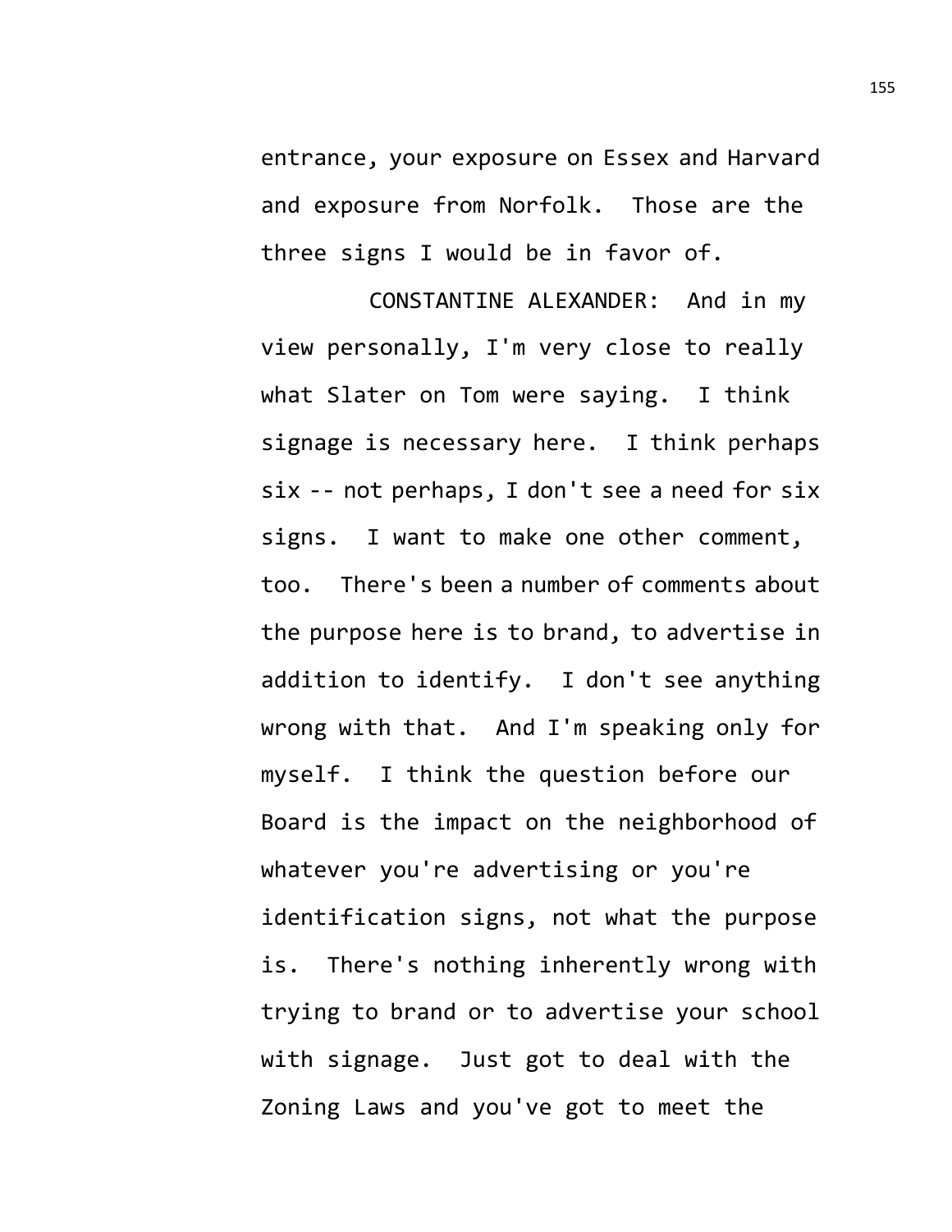entrance, your exposure on Essex and Harvard and exposure from Norfolk. Those are the three signs I would be in favor of.

CONSTANTINE ALEXANDER: And in my view personally, I'm very close to really what Slater on Tom were saying. I think signage is necessary here. I think perhaps six -- not perhaps, I don't see a need for six signs. I want to make one other comment, too. There's been a number of comments about the purpose here is to brand, to advertise in addition to identify. I don't see anything wrong with that. And I'm speaking only for myself. I think the question before our Board is the impact on the neighborhood of whatever you're advertising or you're identification signs, not what the purpose is. There's nothing inherently wrong with trying to brand or to advertise your school with signage. Just got to deal with the Zoning Laws and you've got to meet the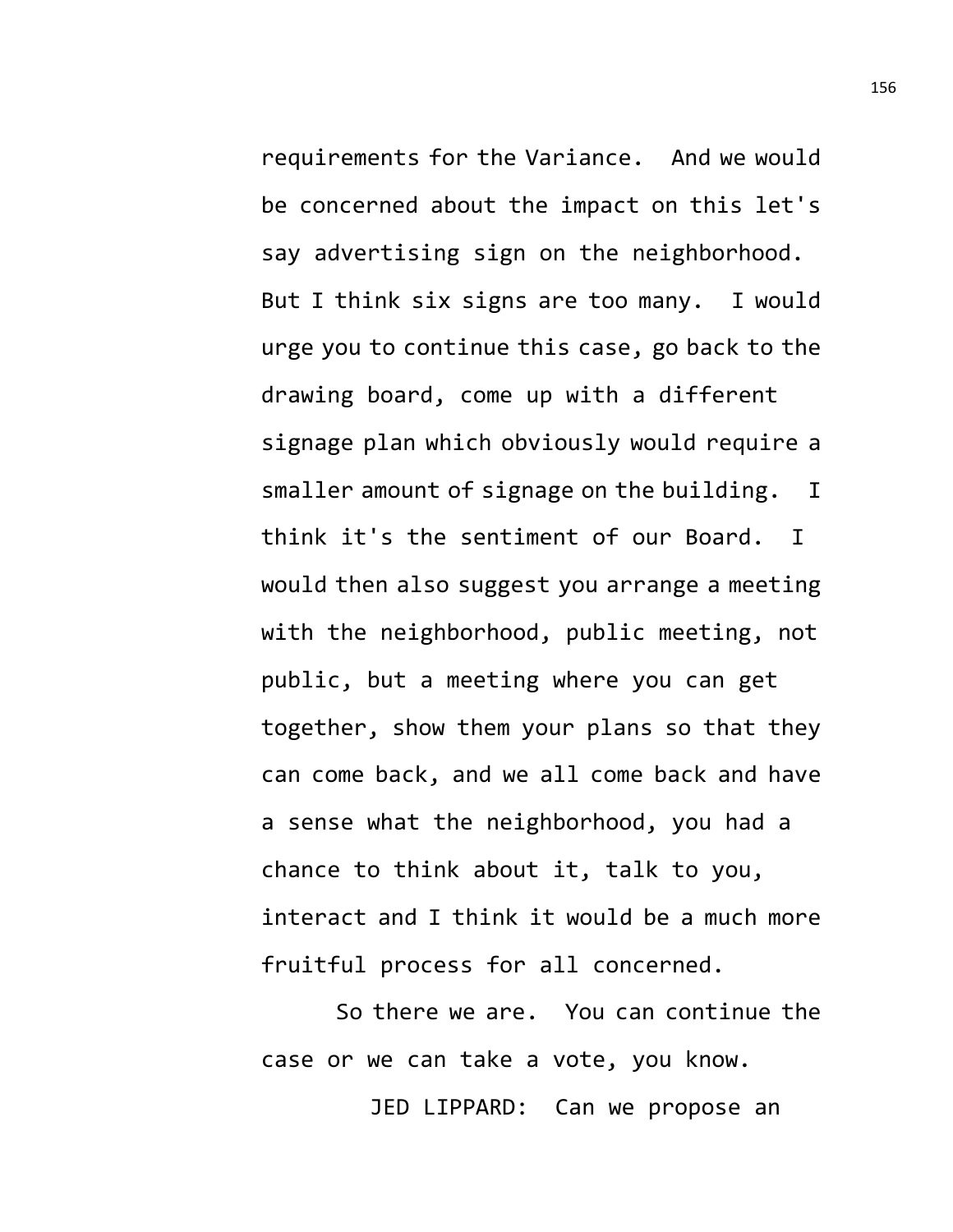requirements for the Variance. And we would be concerned about the impact on this let's say advertising sign on the neighborhood. But I think six signs are too many. I would urge you to continue this case, go back to the drawing board, come up with a different signage plan which obviously would require a smaller amount of signage on the building. I think it's the sentiment of our Board. I would then also suggest you arrange a meeting with the neighborhood, public meeting, not public, but a meeting where you can get together, show them your plans so that they can come back, and we all come back and have a sense what the neighborhood, you had a chance to think about it, talk to you, interact and I think it would be a much more fruitful process for all concerned.

So there we are. You can continue the case or we can take a vote, you know.

JED LIPPARD: Can we propose an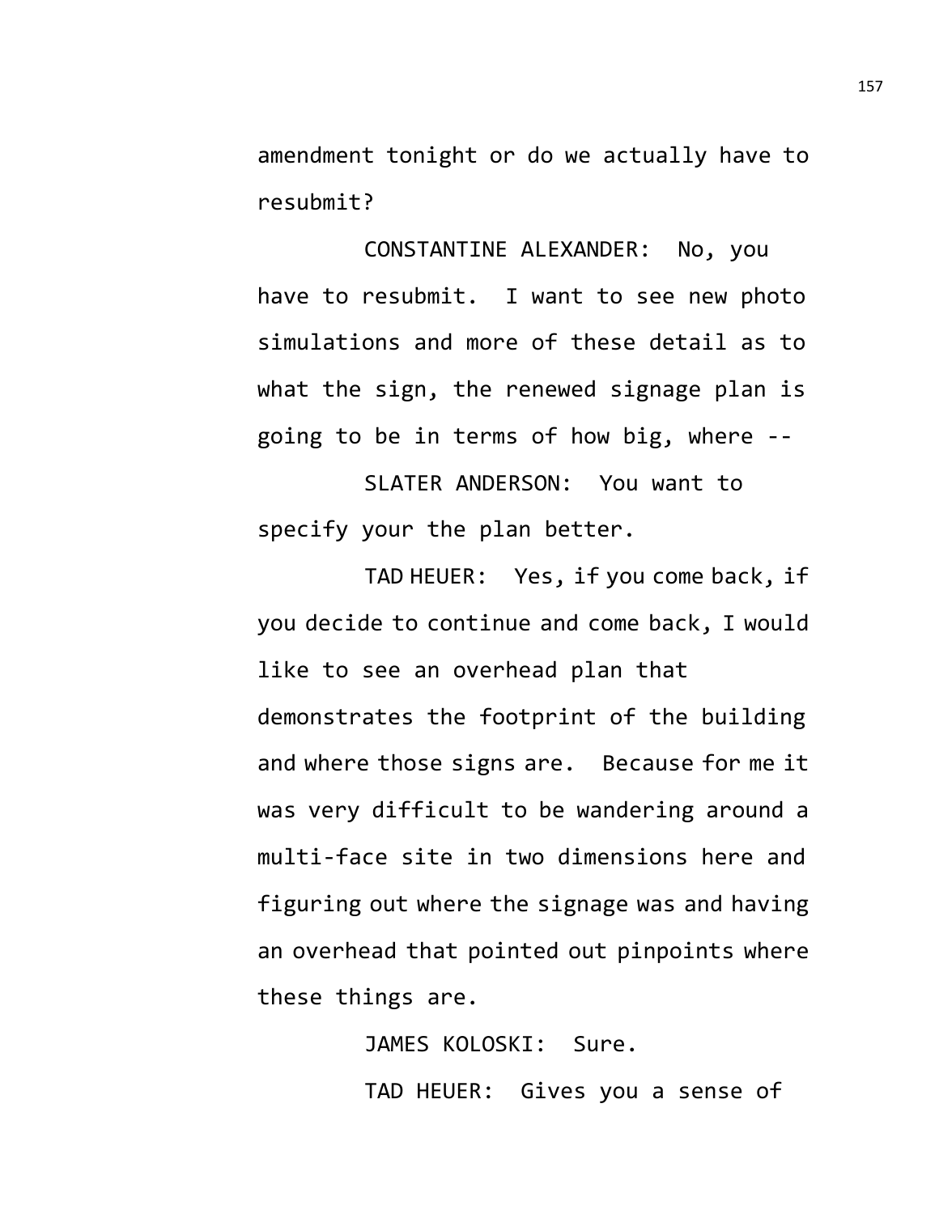amendment tonight or do we actually have to resubmit?

CONSTANTINE ALEXANDER: No, you have to resubmit. I want to see new photo simulations and more of these detail as to what the sign, the renewed signage plan is going to be in terms of how big, where --

SLATER ANDERSON: You want to specify your the plan better.

TAD HEUER: Yes, if you come back, if you decide to continue and come back, I would like to see an overhead plan that demonstrates the footprint of the building and where those signs are. Because for me it was very difficult to be wandering around a multi-face site in two dimensions here and figuring out where the signage was and having an overhead that pointed out pinpoints where these things are.

JAMES KOLOSKI: Sure.

TAD HEUER: Gives you a sense of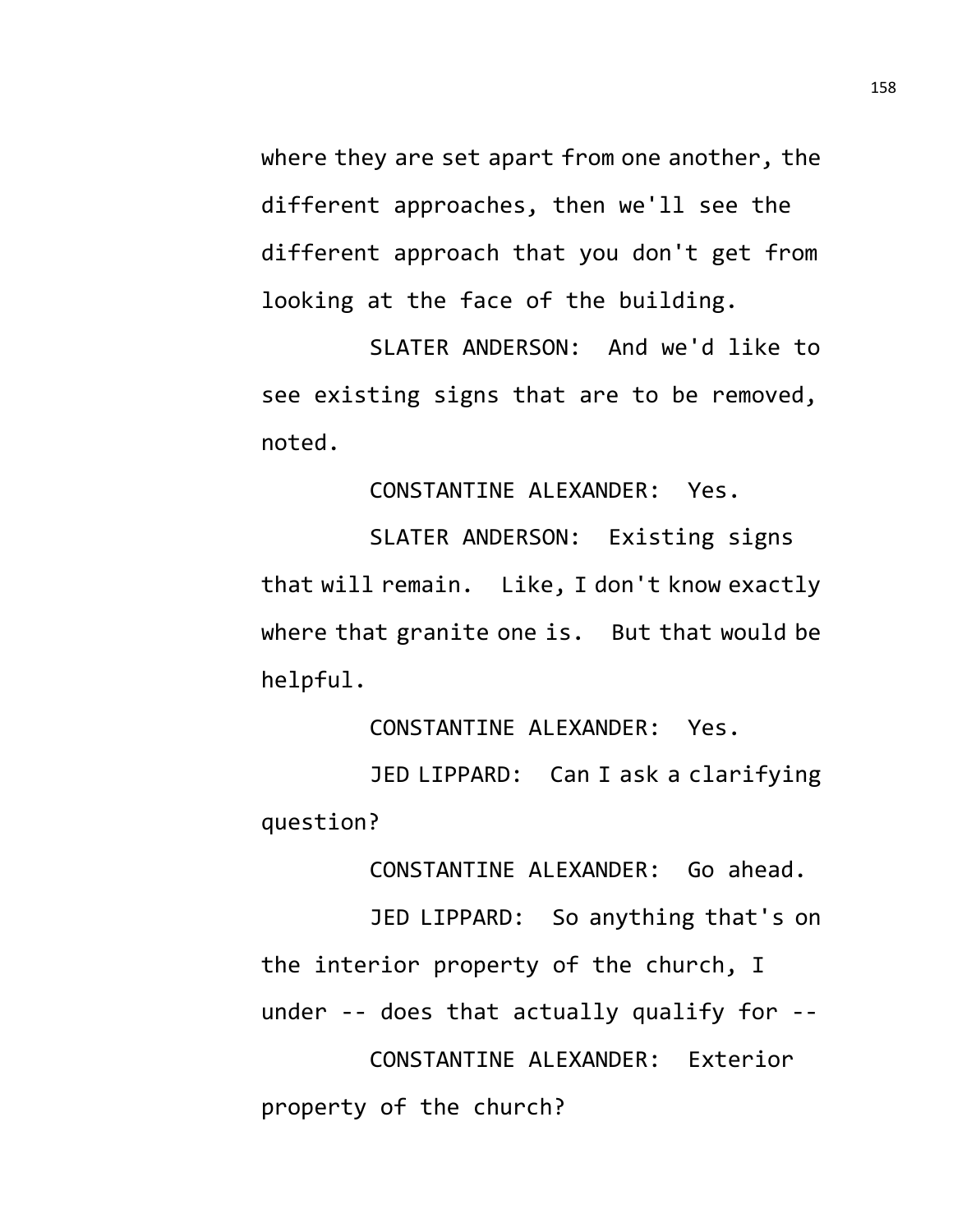where they are set apart from one another, the different approaches, then we'll see the different approach that you don't get from looking at the face of the building.

SLATER ANDERSON: And we'd like to see existing signs that are to be removed, noted.

CONSTANTINE ALEXANDER: Yes.

SLATER ANDERSON: Existing signs that will remain. Like, I don't know exactly where that granite one is. But that would be helpful.

CONSTANTINE ALEXANDER: Yes.

JED LIPPARD: Can I ask a clarifying question?

CONSTANTINE ALEXANDER: Go ahead.

JED LIPPARD: So anything that's on the interior property of the church, I under -- does that actually qualify for --

CONSTANTINE ALEXANDER: Exterior property of the church?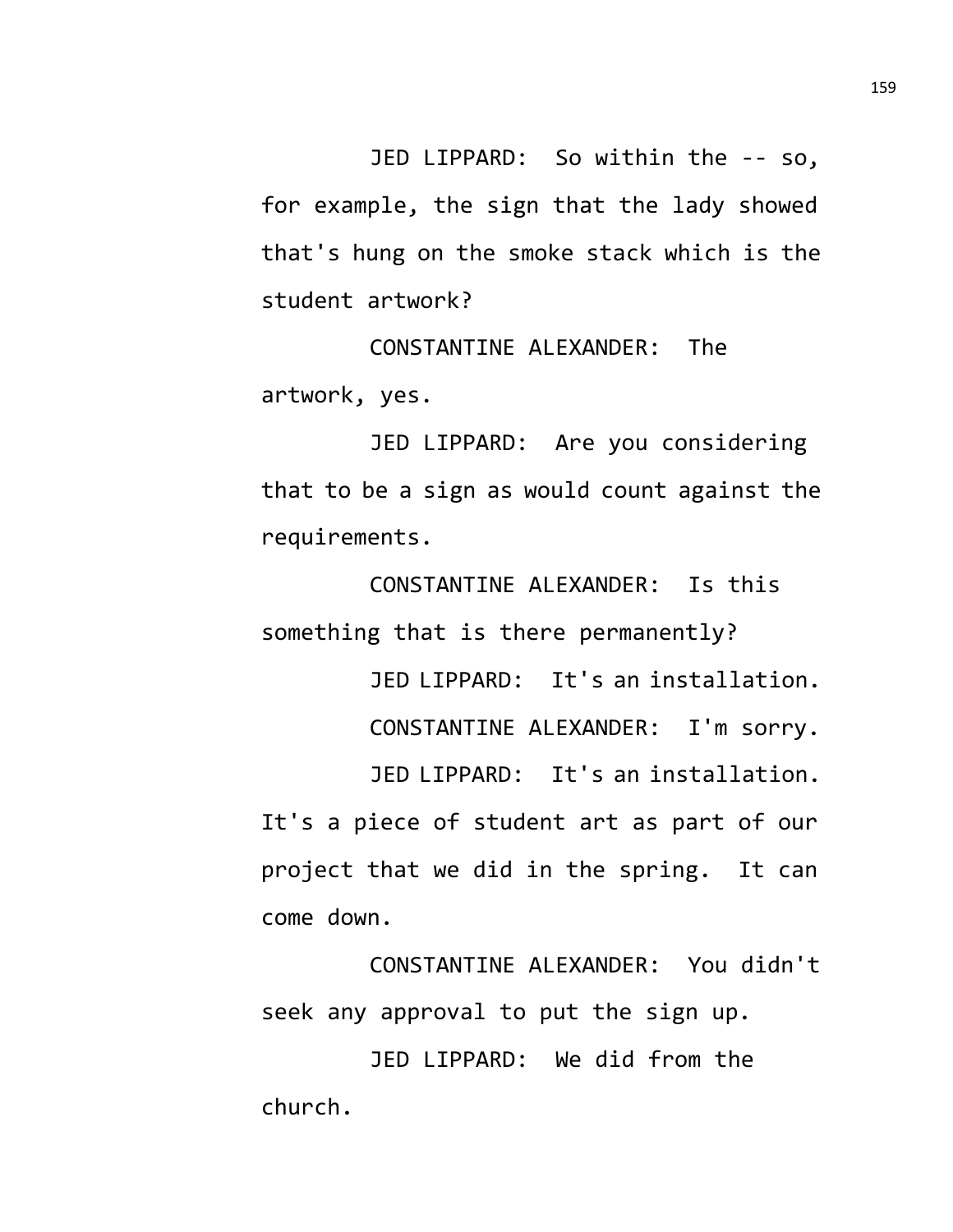JED LIPPARD: So within the -- so, for example, the sign that the lady showed that's hung on the smoke stack which is the student artwork?

CONSTANTINE ALEXANDER: The artwork, yes.

JED LIPPARD: Are you considering that to be a sign as would count against the requirements.

CONSTANTINE ALEXANDER: Is this something that is there permanently?

JED LIPPARD: It's an installation.

CONSTANTINE ALEXANDER: I'm sorry.

JED LIPPARD: It's an installation. It's a piece of student art as part of our project that we did in the spring. It can come down.

CONSTANTINE ALEXANDER: You didn't seek any approval to put the sign up.

JED LIPPARD: We did from the church.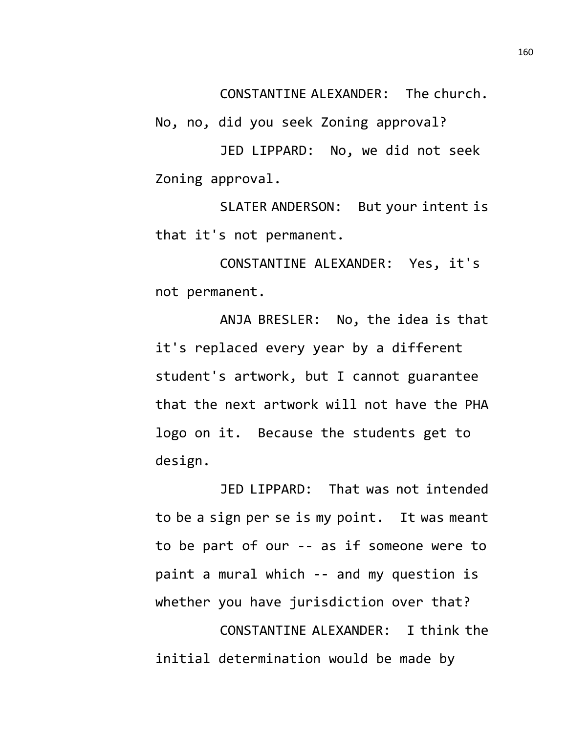CONSTANTINE ALEXANDER: The church. No, no, did you seek Zoning approval?

JED LIPPARD: No, we did not seek Zoning approval.

SLATER ANDERSON: But your intent is that it's not permanent.

CONSTANTINE ALEXANDER: Yes, it's not permanent.

ANJA BRESLER: No, the idea is that it's replaced every year by a different student's artwork, but I cannot guarantee that the next artwork will not have the PHA logo on it. Because the students get to design.

JED LIPPARD: That was not intended to be a sign per se is my point. It was meant to be part of our -- as if someone were to paint a mural which -- and my question is whether you have jurisdiction over that?

CONSTANTINE ALEXANDER: I think the initial determination would be made by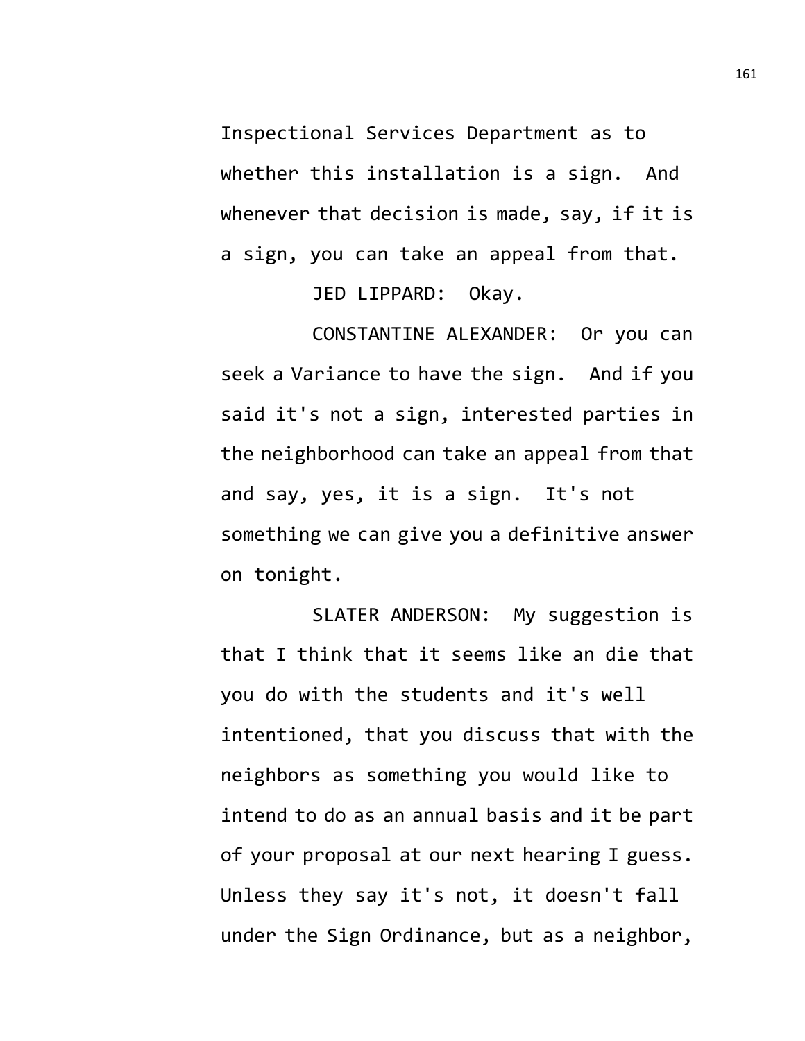Inspectional Services Department as to whether this installation is a sign. And whenever that decision is made, say, if it is a sign, you can take an appeal from that.

JED LIPPARD: Okay.

CONSTANTINE ALEXANDER: Or you can seek a Variance to have the sign. And if you said it's not a sign, interested parties in the neighborhood can take an appeal from that and say, yes, it is a sign. It's not something we can give you a definitive answer on tonight.

SLATER ANDERSON: My suggestion is that I think that it seems like an die that you do with the students and it's well intentioned, that you discuss that with the neighbors as something you would like to intend to do as an annual basis and it be part of your proposal at our next hearing I guess. Unless they say it's not, it doesn't fall under the Sign Ordinance, but as a neighbor,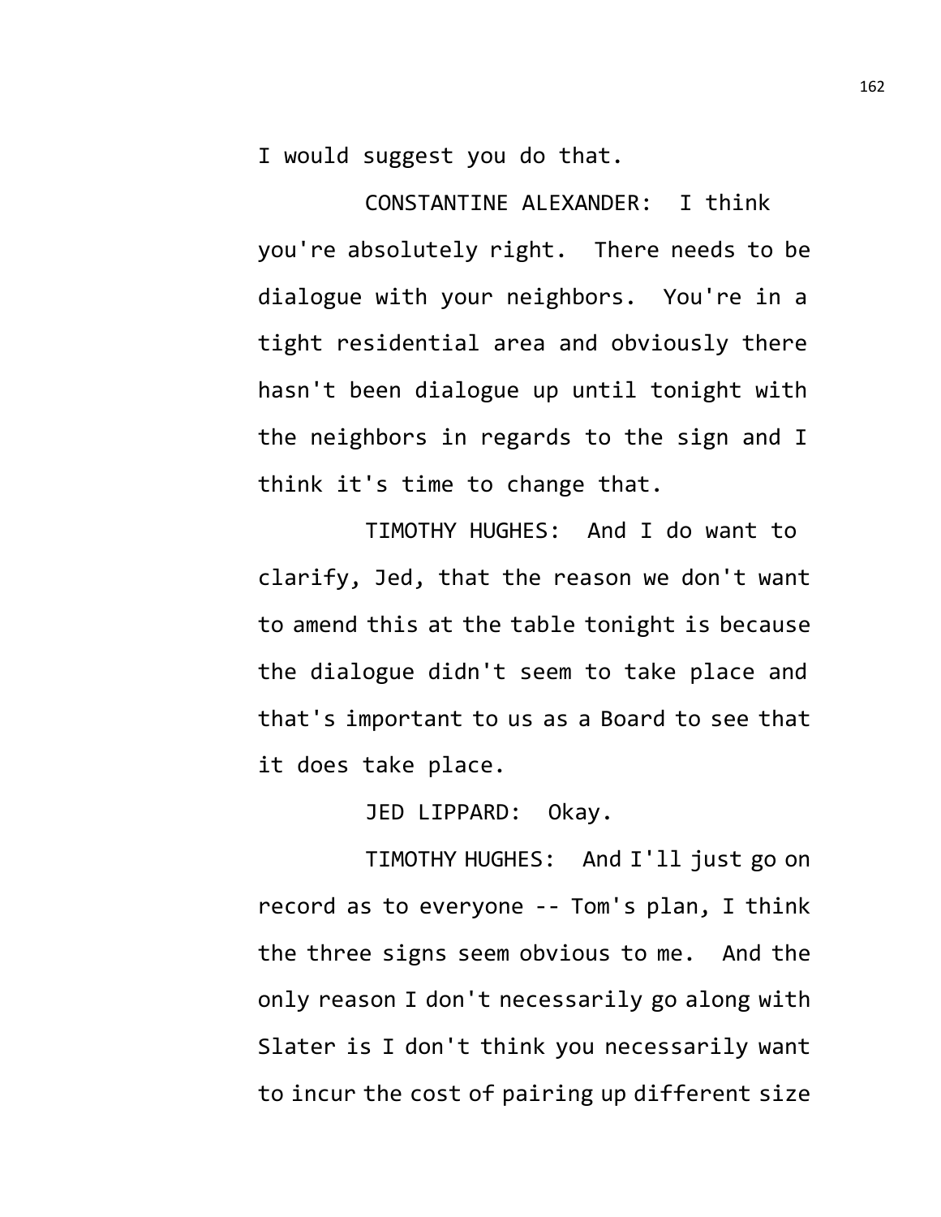I would suggest you do that.

CONSTANTINE ALEXANDER: I think you're absolutely right. There needs to be dialogue with your neighbors. You're in a tight residential area and obviously there hasn't been dialogue up until tonight with the neighbors in regards to the sign and I think it's time to change that.

TIMOTHY HUGHES: And I do want to clarify, Jed, that the reason we don't want to amend this at the table tonight is because the dialogue didn't seem to take place and that's important to us as a Board to see that it does take place.

JED LIPPARD: Okay.

TIMOTHY HUGHES: And I'll just go on record as to everyone -- Tom's plan, I think the three signs seem obvious to me. And the only reason I don't necessarily go along with Slater is I don't think you necessarily want to incur the cost of pairing up different size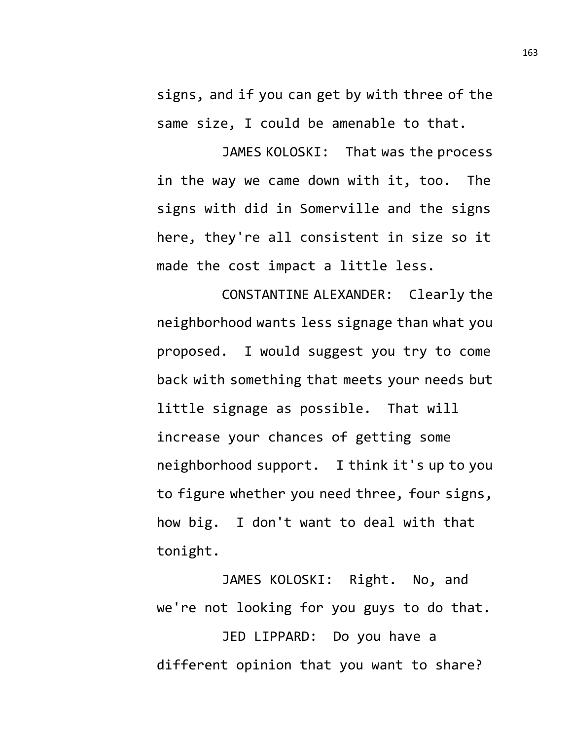signs, and if you can get by with three of the same size, I could be amenable to that.

JAMES KOLOSKI: That was the process in the way we came down with it, too. The signs with did in Somerville and the signs here, they're all consistent in size so it made the cost impact a little less.

CONSTANTINE ALEXANDER: Clearly the neighborhood wants less signage than what you proposed. I would suggest you try to come back with something that meets your needs but little signage as possible. That will increase your chances of getting some neighborhood support. I think it's up to you to figure whether you need three, four signs, how big. I don't want to deal with that tonight.

JAMES KOLOSKI: Right. No, and we're not looking for you guys to do that.

JED LIPPARD: Do you have a different opinion that you want to share?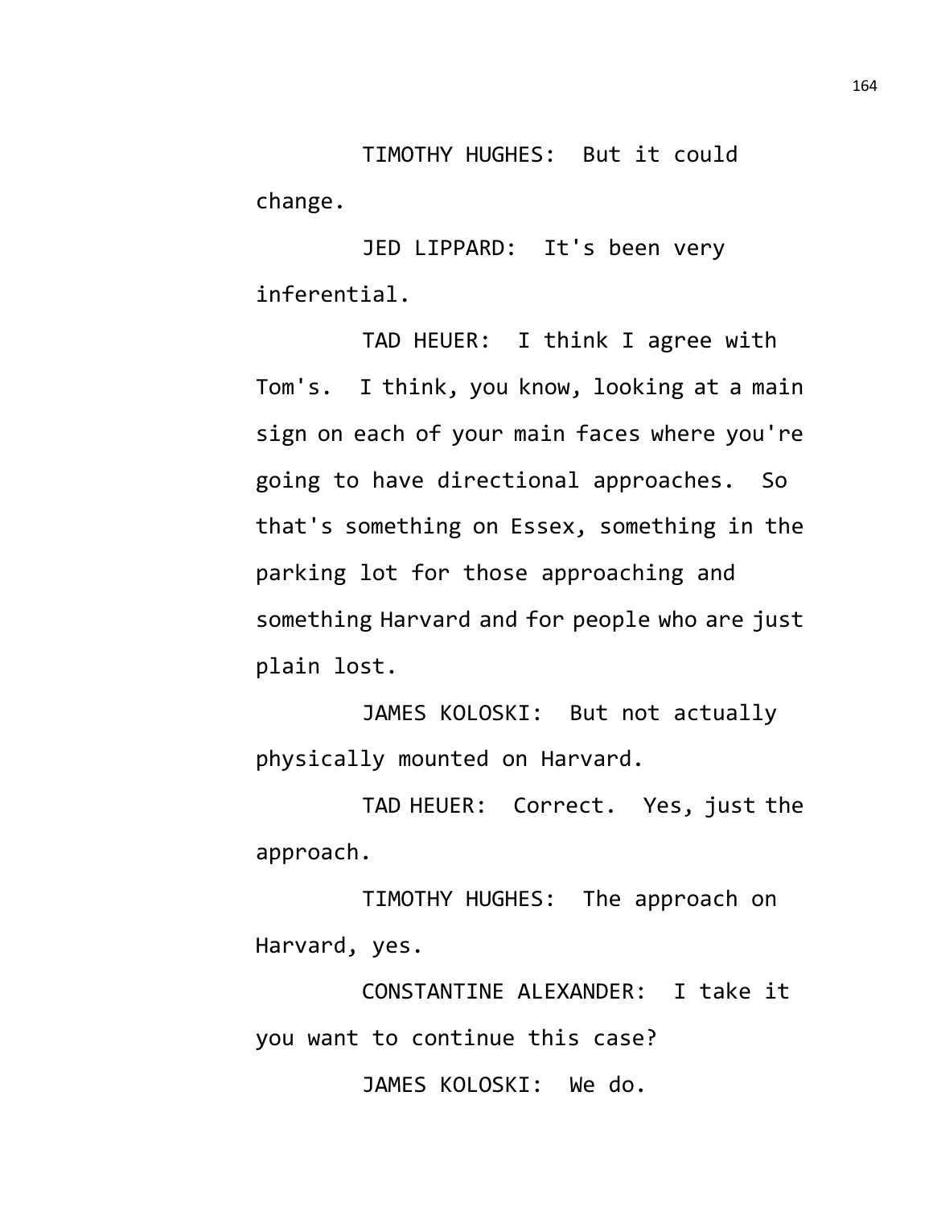TIMOTHY HUGHES: But it could change.

JED LIPPARD: It's been very inferential.

TAD HEUER: I think I agree with Tom's. I think, you know, looking at a main sign on each of your main faces where you're going to have directional approaches. So that's something on Essex, something in the parking lot for those approaching and something Harvard and for people who are just plain lost.

JAMES KOLOSKI: But not actually physically mounted on Harvard.

TAD HEUER: Correct. Yes, just the approach.

TIMOTHY HUGHES: The approach on Harvard, yes.

CONSTANTINE ALEXANDER: I take it you want to continue this case?

JAMES KOLOSKI: We do.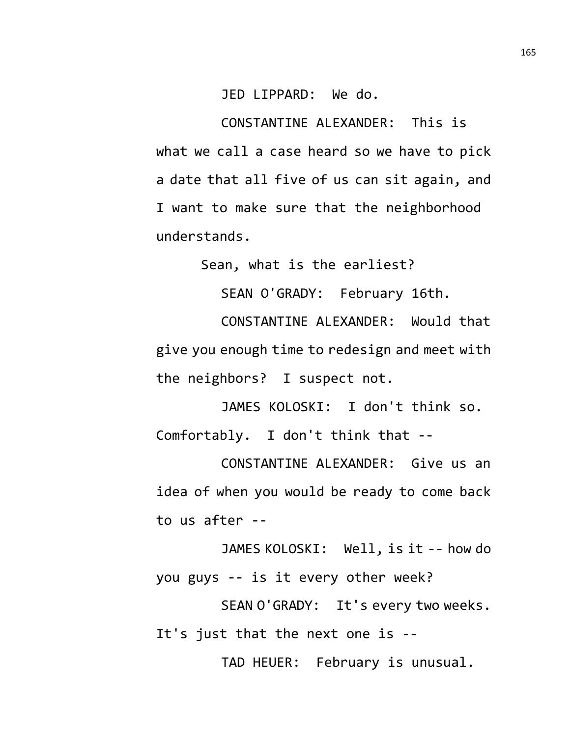JED LIPPARD: We do.

CONSTANTINE ALEXANDER: This is what we call a case heard so we have to pick a date that all five of us can sit again, and I want to make sure that the neighborhood understands.

Sean, what is the earliest?

SEAN O'GRADY: February 16th.

CONSTANTINE ALEXANDER: Would that give you enough time to redesign and meet with the neighbors? I suspect not.

JAMES KOLOSKI: I don't think so. Comfortably. I don't think that --

CONSTANTINE ALEXANDER: Give us an idea of when you would be ready to come back to us after --

JAMES KOLOSKI: Well, is it -- how do you guys -- is it every other week?

SEAN O'GRADY: It's every two weeks. It's just that the next one is --

TAD HEUER: February is unusual.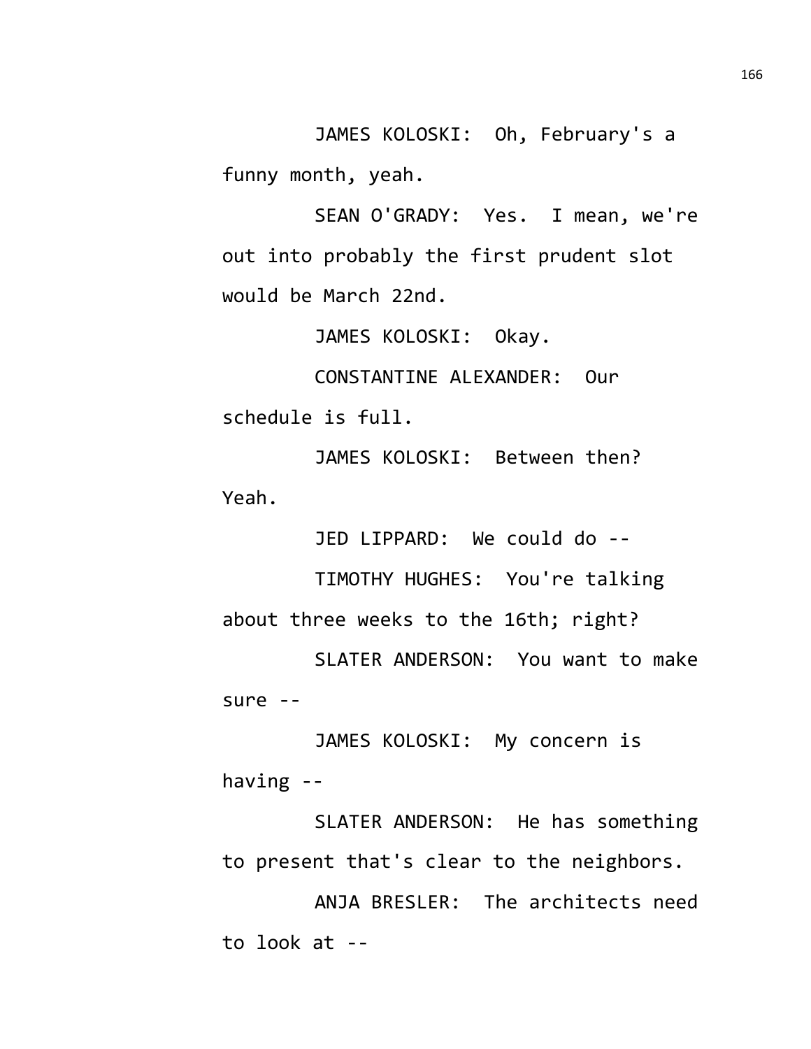JAMES KOLOSKI: Oh, February's a funny month, yeah.

SEAN O'GRADY: Yes. I mean, we're out into probably the first prudent slot would be March 22nd.

JAMES KOLOSKI: Okay.

CONSTANTINE ALEXANDER: Our schedule is full.

JAMES KOLOSKI: Between then? Yeah.

JED LIPPARD: We could do --

TIMOTHY HUGHES: You're talking about three weeks to the 16th; right?

SLATER ANDERSON: You want to make sure --

JAMES KOLOSKI: My concern is having --

SLATER ANDERSON: He has something to present that's clear to the neighbors.

ANJA BRESLER: The architects need to look at --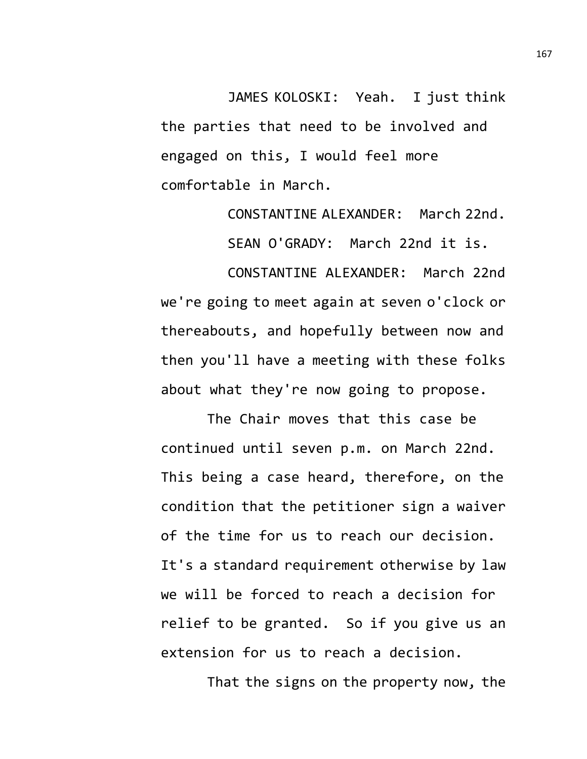JAMES KOLOSKI: Yeah. I just think the parties that need to be involved and engaged on this, I would feel more comfortable in March.

CONSTANTINE ALEXANDER: March 22nd.

SEAN O'GRADY: March 22nd it is.

CONSTANTINE ALEXANDER: March 22nd we're going to meet again at seven o'clock or thereabouts, and hopefully between now and then you'll have a meeting with these folks about what they're now going to propose.

The Chair moves that this case be continued until seven p.m. on March 22nd. This being a case heard, therefore, on the condition that the petitioner sign a waiver of the time for us to reach our decision. It's a standard requirement otherwise by law we will be forced to reach a decision for relief to be granted. So if you give us an extension for us to reach a decision.

That the signs on the property now, the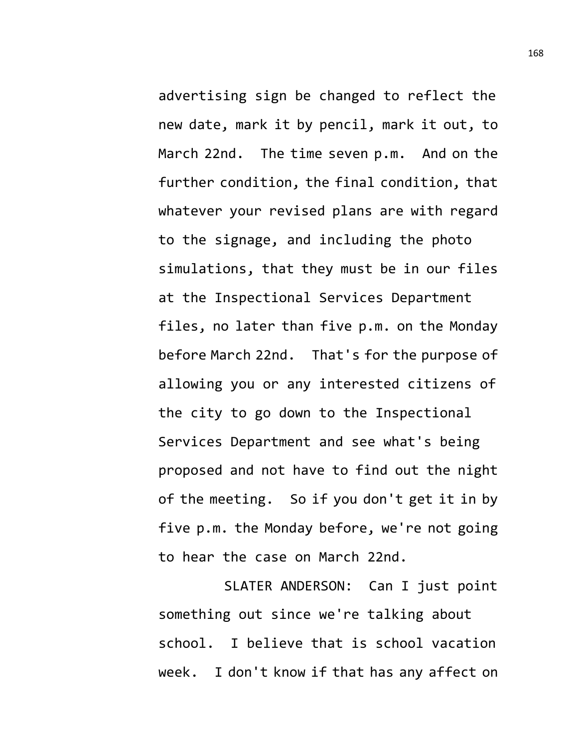advertising sign be changed to reflect the new date, mark it by pencil, mark it out, to March 22nd. The time seven p.m. And on the further condition, the final condition, that whatever your revised plans are with regard to the signage, and including the photo simulations, that they must be in our files at the Inspectional Services Department files, no later than five p.m. on the Monday before March 22nd. That's for the purpose of allowing you or any interested citizens of the city to go down to the Inspectional Services Department and see what's being proposed and not have to find out the night of the meeting. So if you don't get it in by five p.m. the Monday before, we're not going to hear the case on March 22nd.

SLATER ANDERSON: Can I just point something out since we're talking about school. I believe that is school vacation week. I don't know if that has any affect on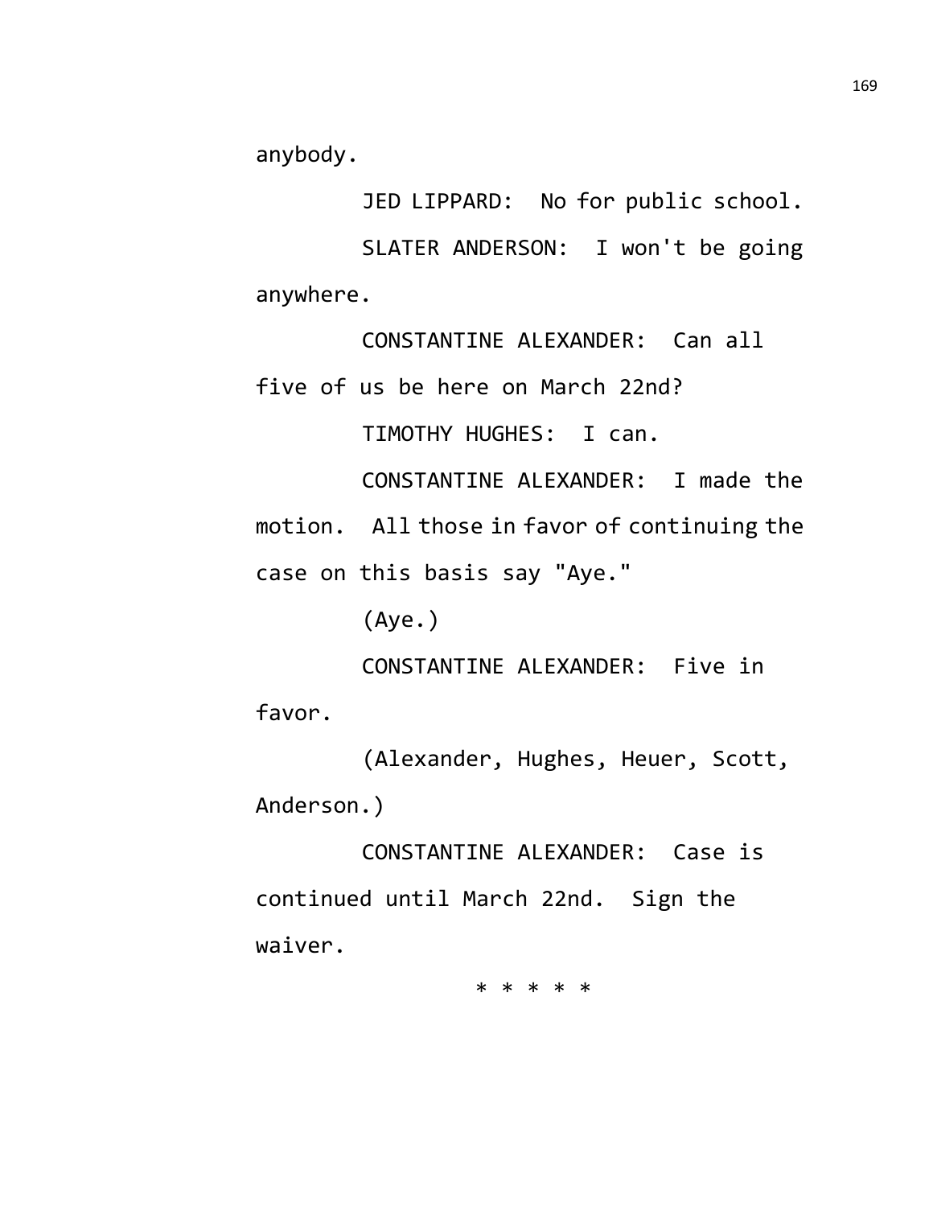anybody.

JED LIPPARD: No for public school.

SLATER ANDERSON: I won't be going anywhere.

CONSTANTINE ALEXANDER: Can all five of us be here on March 22nd?

TIMOTHY HUGHES: I can.

CONSTANTINE ALEXANDER: I made the motion. All those in favor of continuing the case on this basis say "Aye."

(Aye.)

CONSTANTINE ALEXANDER: Five in favor.

(Alexander, Hughes, Heuer, Scott, Anderson.)

CONSTANTINE ALEXANDER: Case is continued until March 22nd. Sign the waiver.

* * * * *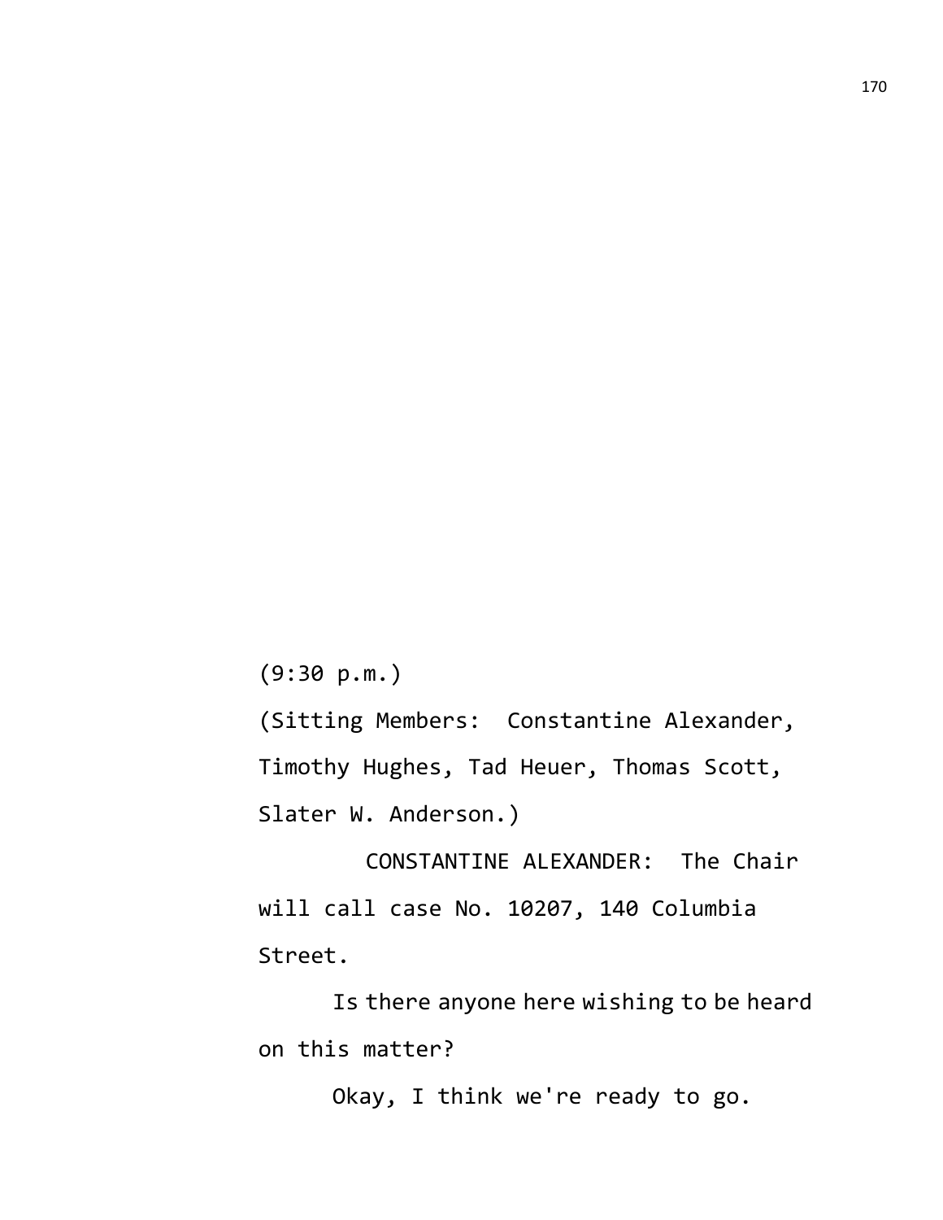(9:30 p.m.)

(Sitting Members: Constantine Alexander, Timothy Hughes, Tad Heuer, Thomas Scott, Slater W. Anderson.)

CONSTANTINE ALEXANDER: The Chair will call case No. 10207, 140 Columbia Street.

Is there anyone here wishing to be heard on this matter?

Okay, I think we're ready to go.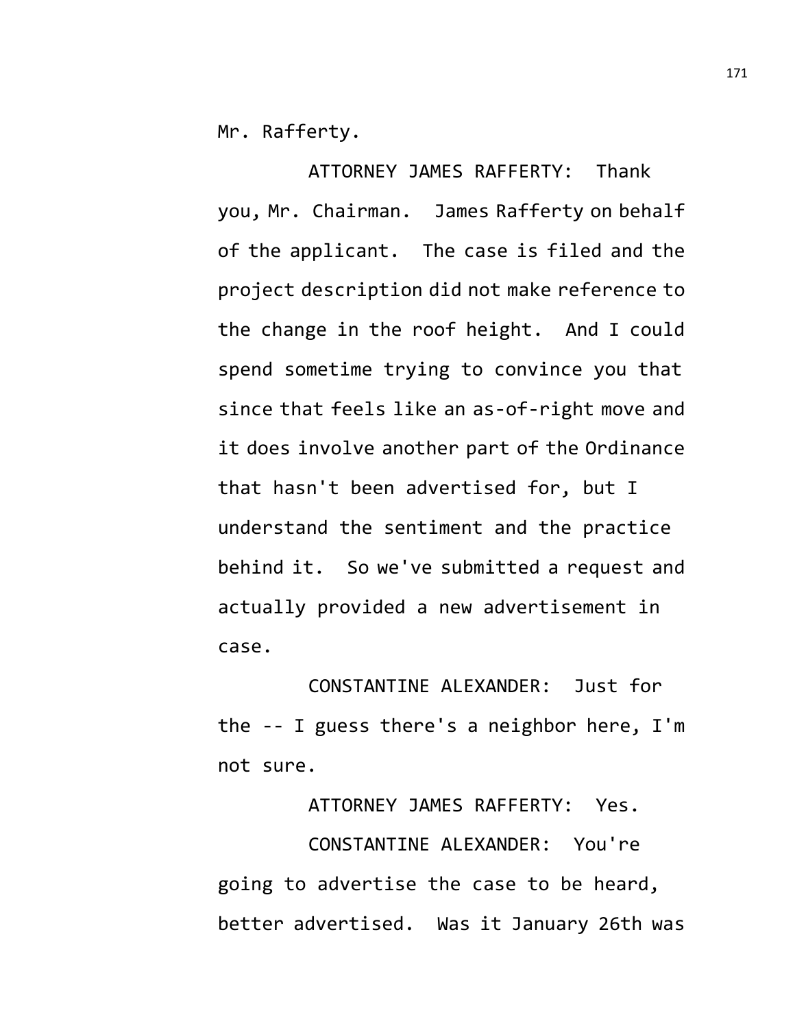Mr. Rafferty.

ATTORNEY JAMES RAFFERTY: Thank you, Mr. Chairman. James Rafferty on behalf of the applicant. The case is filed and the project description did not make reference to the change in the roof height. And I could spend sometime trying to convince you that since that feels like an as-of-right move and it does involve another part of the Ordinance that hasn't been advertised for, but I understand the sentiment and the practice behind it. So we've submitted a request and actually provided a new advertisement in case.

CONSTANTINE ALEXANDER: Just for the -- I guess there's a neighbor here, I'm not sure.

ATTORNEY JAMES RAFFERTY: Yes.

CONSTANTINE ALEXANDER: You're going to advertise the case to be heard, better advertised. Was it January 26th was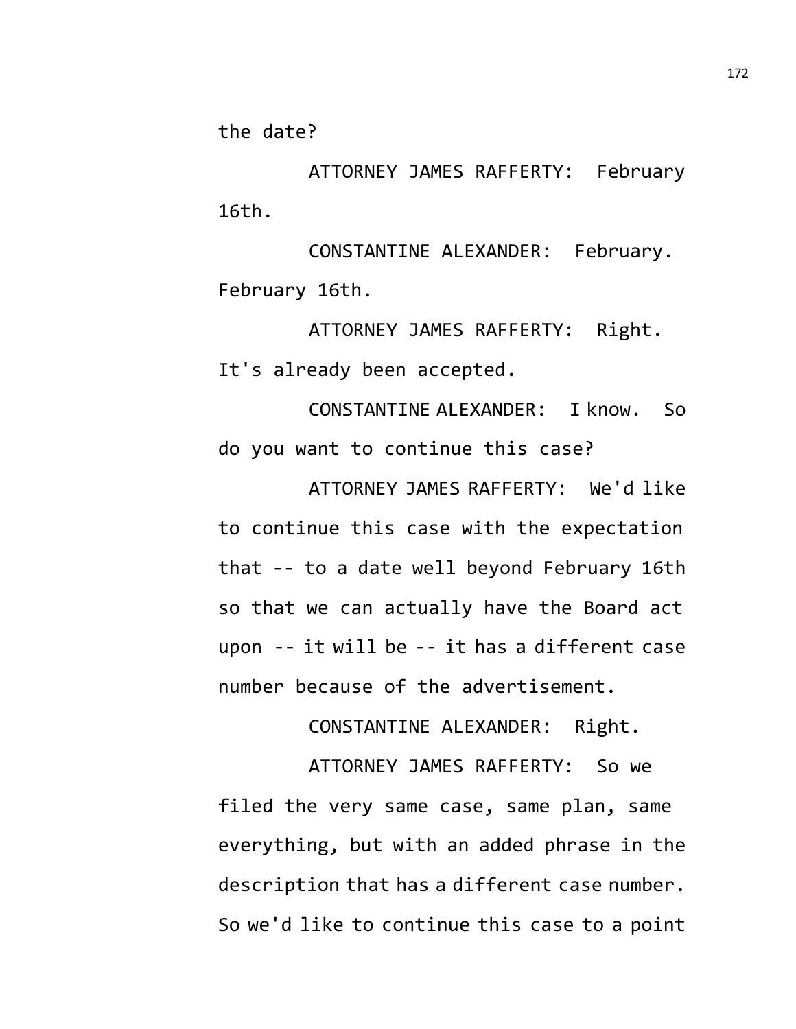the date?

ATTORNEY JAMES RAFFERTY: February 16th.

CONSTANTINE ALEXANDER: February. February 16th.

ATTORNEY JAMES RAFFERTY: Right. It's already been accepted.

CONSTANTINE ALEXANDER: I know. So do you want to continue this case?

ATTORNEY JAMES RAFFERTY: We'd like to continue this case with the expectation that -- to a date well beyond February 16th so that we can actually have the Board act upon -- it will be -- it has a different case number because of the advertisement.

CONSTANTINE ALEXANDER: Right.

ATTORNEY JAMES RAFFERTY: So we filed the very same case, same plan, same everything, but with an added phrase in the description that has a different case number. So we'd like to continue this case to a point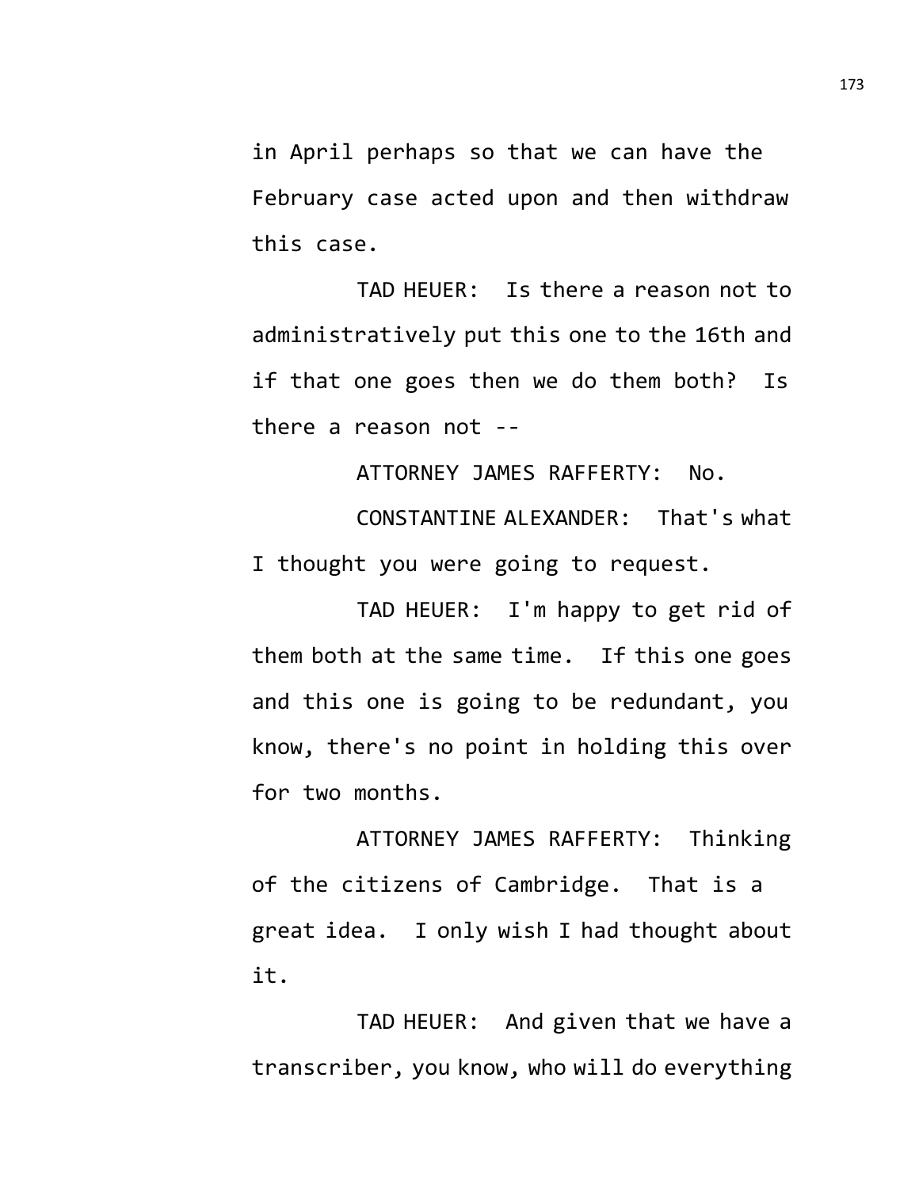in April perhaps so that we can have the February case acted upon and then withdraw this case.

TAD HEUER: Is there a reason not to administratively put this one to the 16th and if that one goes then we do them both? Is there a reason not --

ATTORNEY JAMES RAFFERTY: No.

CONSTANTINE ALEXANDER: That's what I thought you were going to request.

TAD HEUER: I'm happy to get rid of them both at the same time. If this one goes and this one is going to be redundant, you know, there's no point in holding this over for two months.

ATTORNEY JAMES RAFFERTY: Thinking of the citizens of Cambridge. That is a great idea. I only wish I had thought about it.

TAD HEUER: And given that we have a transcriber, you know, who will do everything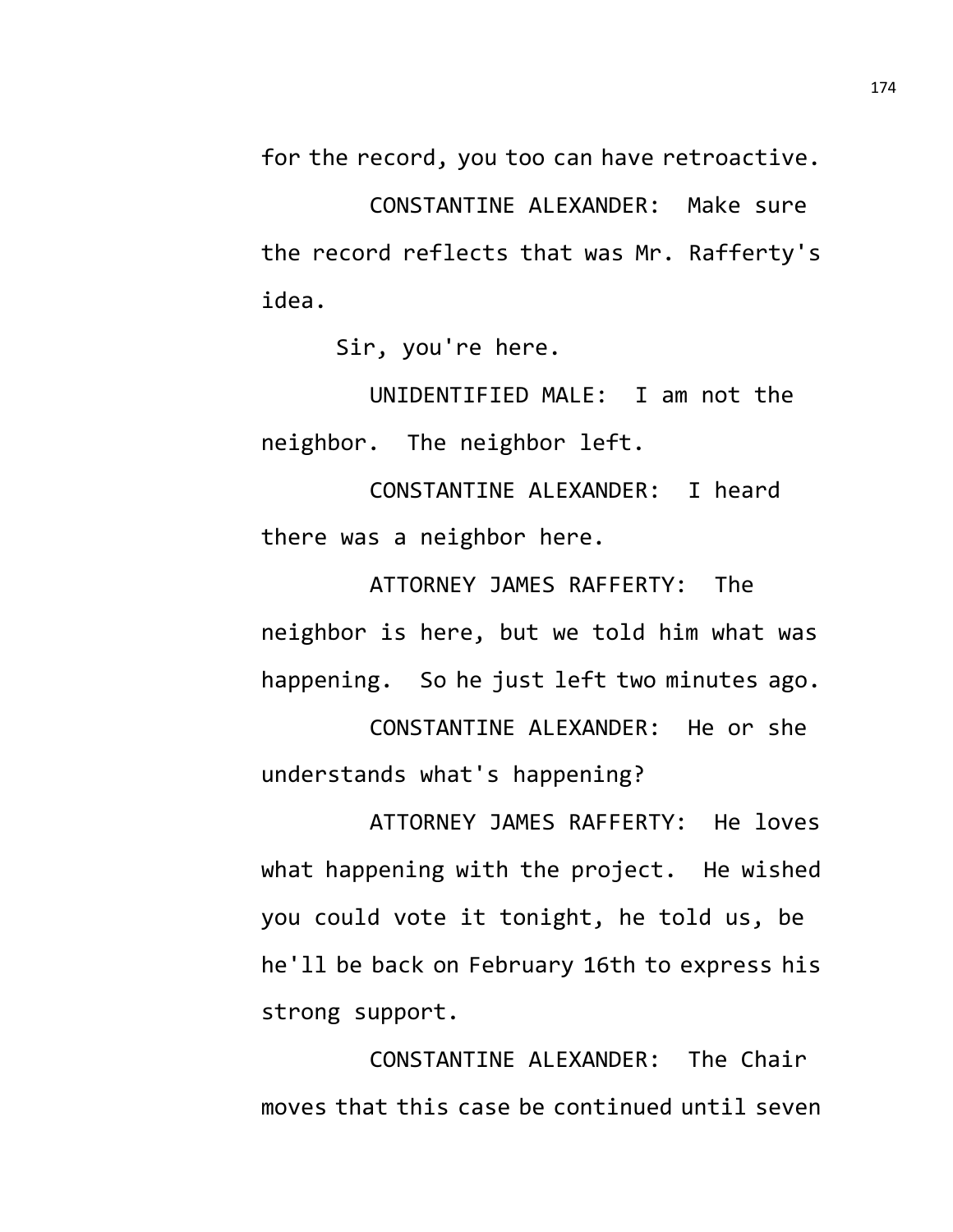for the record, you too can have retroactive.

CONSTANTINE ALEXANDER: Make sure the record reflects that was Mr. Rafferty's idea.

Sir, you're here.

UNIDENTIFIED MALE: I am not the neighbor. The neighbor left.

CONSTANTINE ALEXANDER: I heard there was a neighbor here.

ATTORNEY JAMES RAFFERTY: The neighbor is here, but we told him what was happening. So he just left two minutes ago.

CONSTANTINE ALEXANDER: He or she understands what's happening?

ATTORNEY JAMES RAFFERTY: He loves what happening with the project. He wished you could vote it tonight, he told us, be he'll be back on February 16th to express his strong support.

CONSTANTINE ALEXANDER: The Chair moves that this case be continued until seven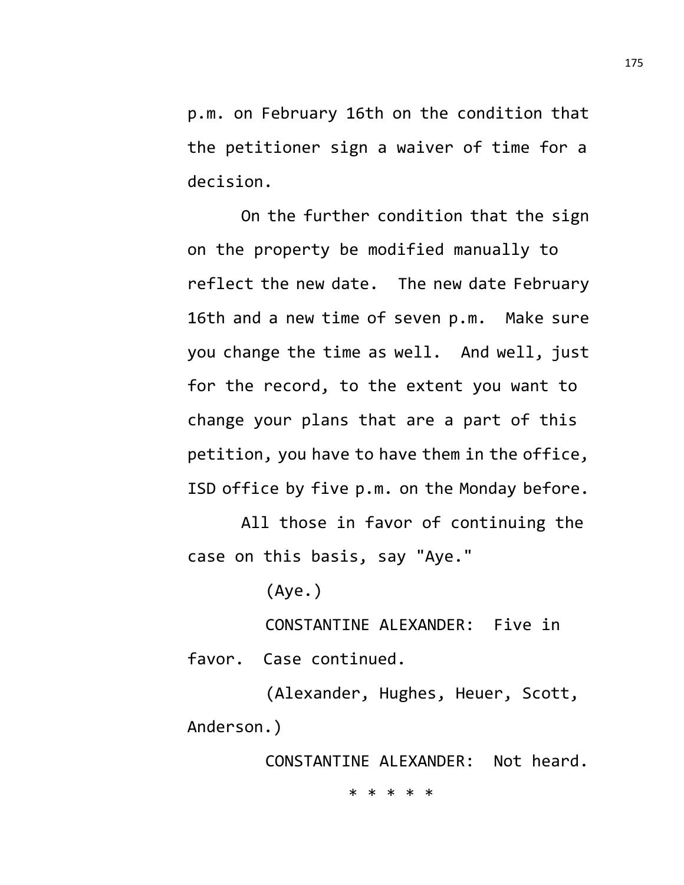p.m. on February 16th on the condition that the petitioner sign a waiver of time for a decision.

On the further condition that the sign on the property be modified manually to reflect the new date. The new date February 16th and a new time of seven p.m. Make sure you change the time as well. And well, just for the record, to the extent you want to change your plans that are a part of this petition, you have to have them in the office, ISD office by five p.m. on the Monday before.

All those in favor of continuing the case on this basis, say "Aye."

(Aye.)

CONSTANTINE ALEXANDER: Five in favor. Case continued.

(Alexander, Hughes, Heuer, Scott, Anderson.)

CONSTANTINE ALEXANDER: Not heard.

* * * * *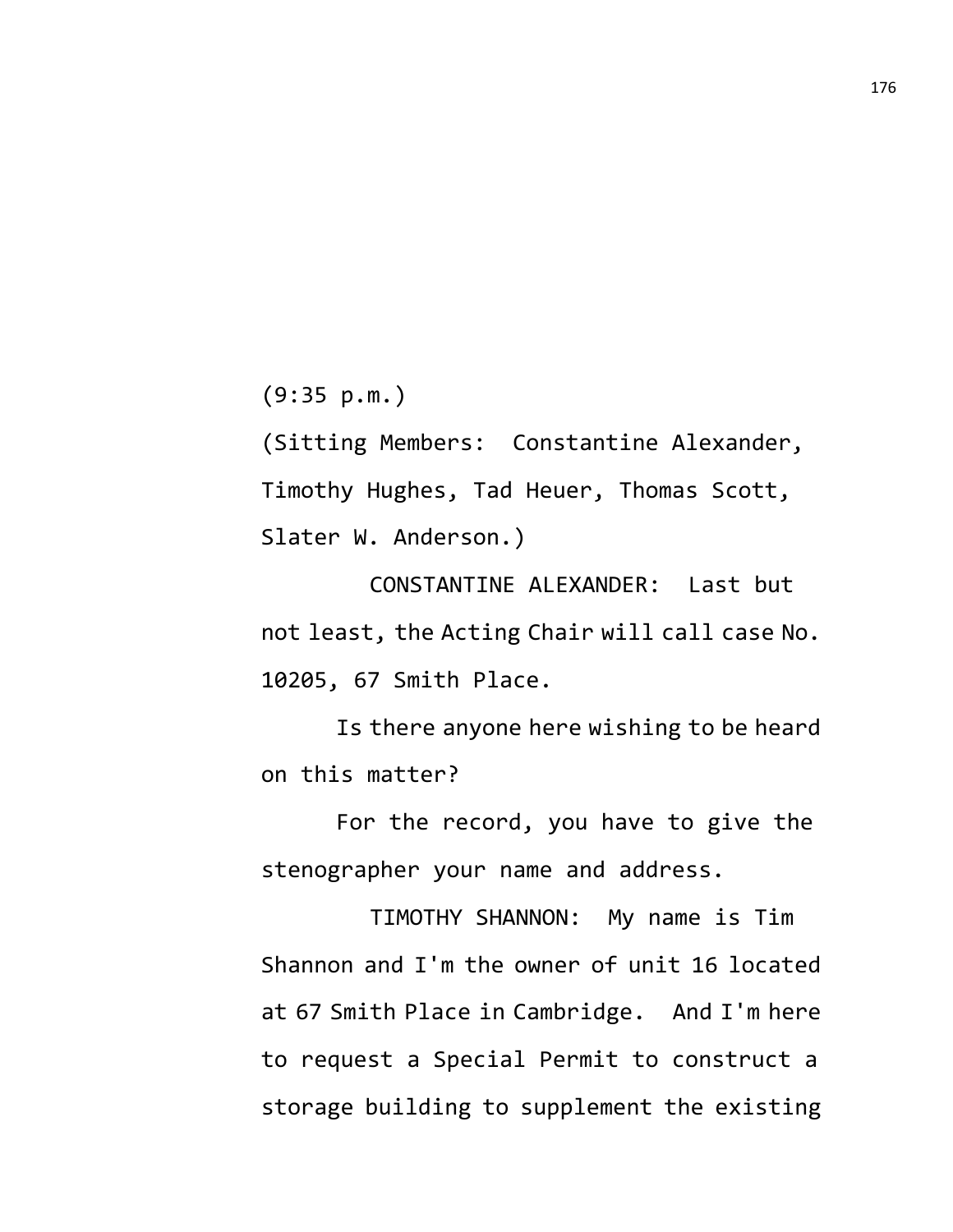(9:35 p.m.)

(Sitting Members: Constantine Alexander, Timothy Hughes, Tad Heuer, Thomas Scott, Slater W. Anderson.)

CONSTANTINE ALEXANDER: Last but not least, the Acting Chair will call case No. 10205, 67 Smith Place.

Is there anyone here wishing to be heard on this matter?

For the record, you have to give the stenographer your name and address.

TIMOTHY SHANNON: My name is Tim Shannon and I'm the owner of unit 16 located at 67 Smith Place in Cambridge. And I'm here to request a Special Permit to construct a storage building to supplement the existing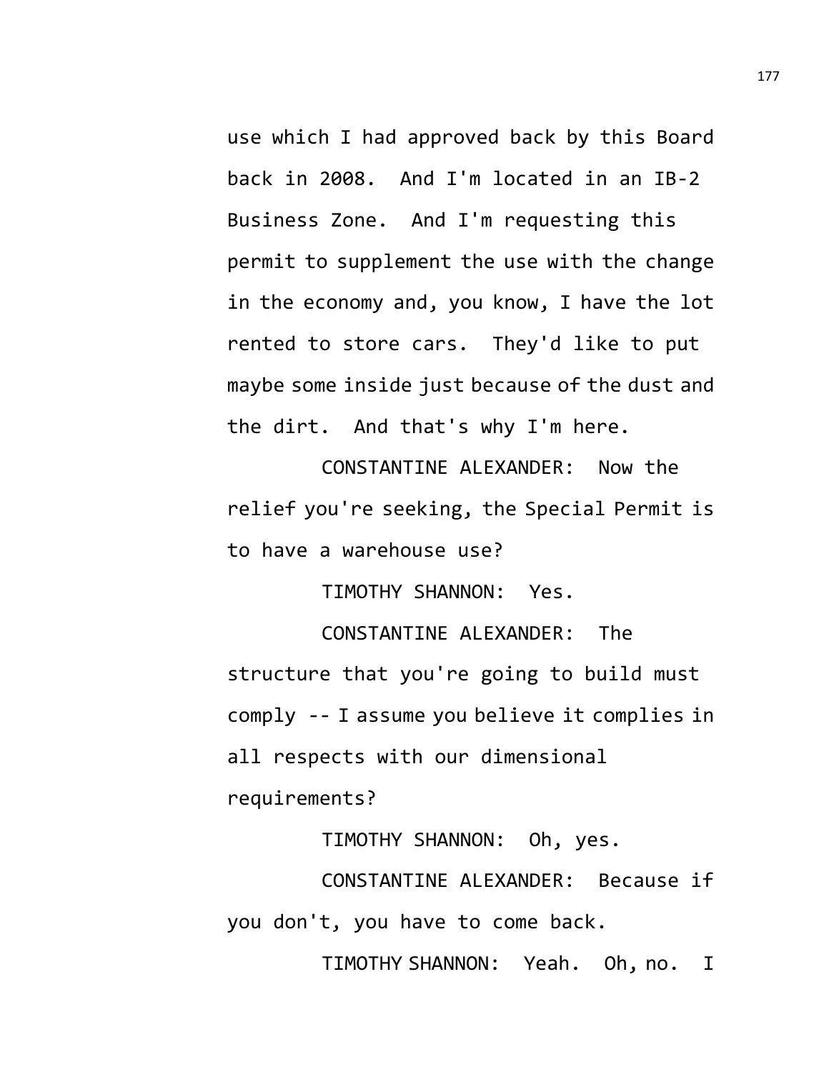use which I had approved back by this Board back in 2008. And I'm located in an IB-2 Business Zone. And I'm requesting this permit to supplement the use with the change in the economy and, you know, I have the lot rented to store cars. They'd like to put maybe some inside just because of the dust and the dirt. And that's why I'm here.

CONSTANTINE ALEXANDER: Now the relief you're seeking, the Special Permit is to have a warehouse use?

TIMOTHY SHANNON: Yes.

CONSTANTINE ALEXANDER: The structure that you're going to build must comply -- I assume you believe it complies in all respects with our dimensional requirements?

TIMOTHY SHANNON: Oh, yes.

CONSTANTINE ALEXANDER: Because if you don't, you have to come back.

TIMOTHY SHANNON: Yeah. Oh, no. I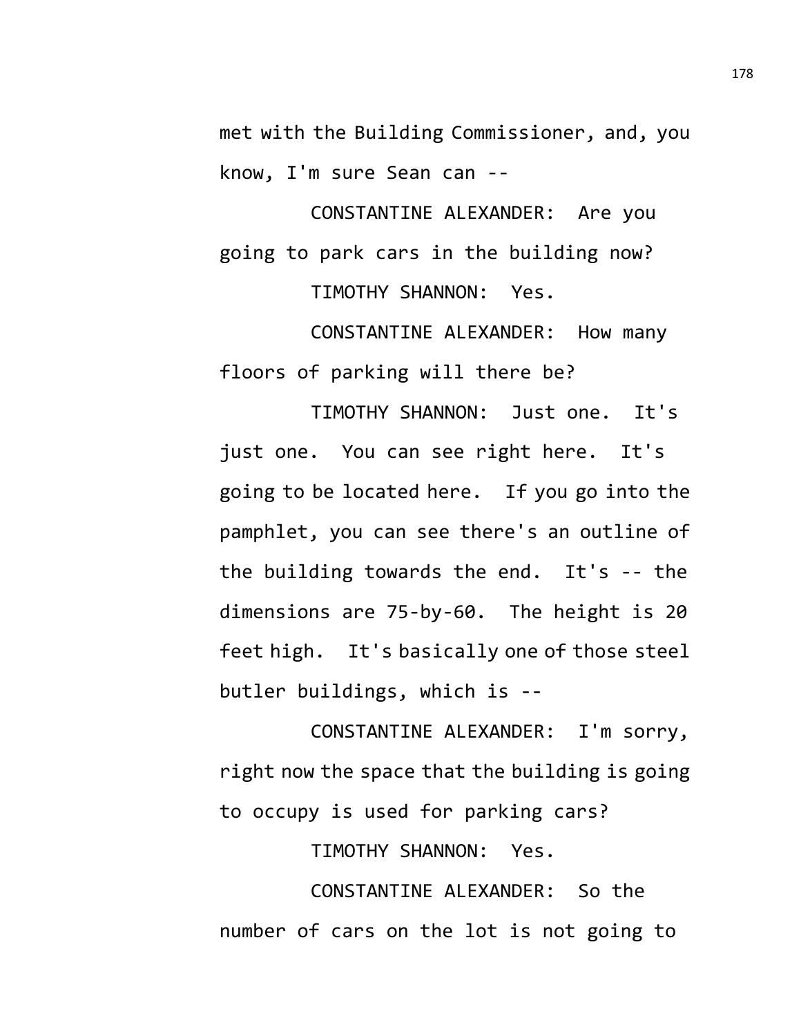met with the Building Commissioner, and, you know, I'm sure Sean can --

CONSTANTINE ALEXANDER: Are you going to park cars in the building now?

TIMOTHY SHANNON: Yes.

CONSTANTINE ALEXANDER: How many floors of parking will there be?

TIMOTHY SHANNON: Just one. It's just one. You can see right here. It's going to be located here. If you go into the pamphlet, you can see there's an outline of the building towards the end. It's -- the dimensions are 75-by-60. The height is 20 feet high. It's basically one of those steel butler buildings, which is --

CONSTANTINE ALEXANDER: I'm sorry, right now the space that the building is going to occupy is used for parking cars?

TIMOTHY SHANNON: Yes.

CONSTANTINE ALEXANDER: So the number of cars on the lot is not going to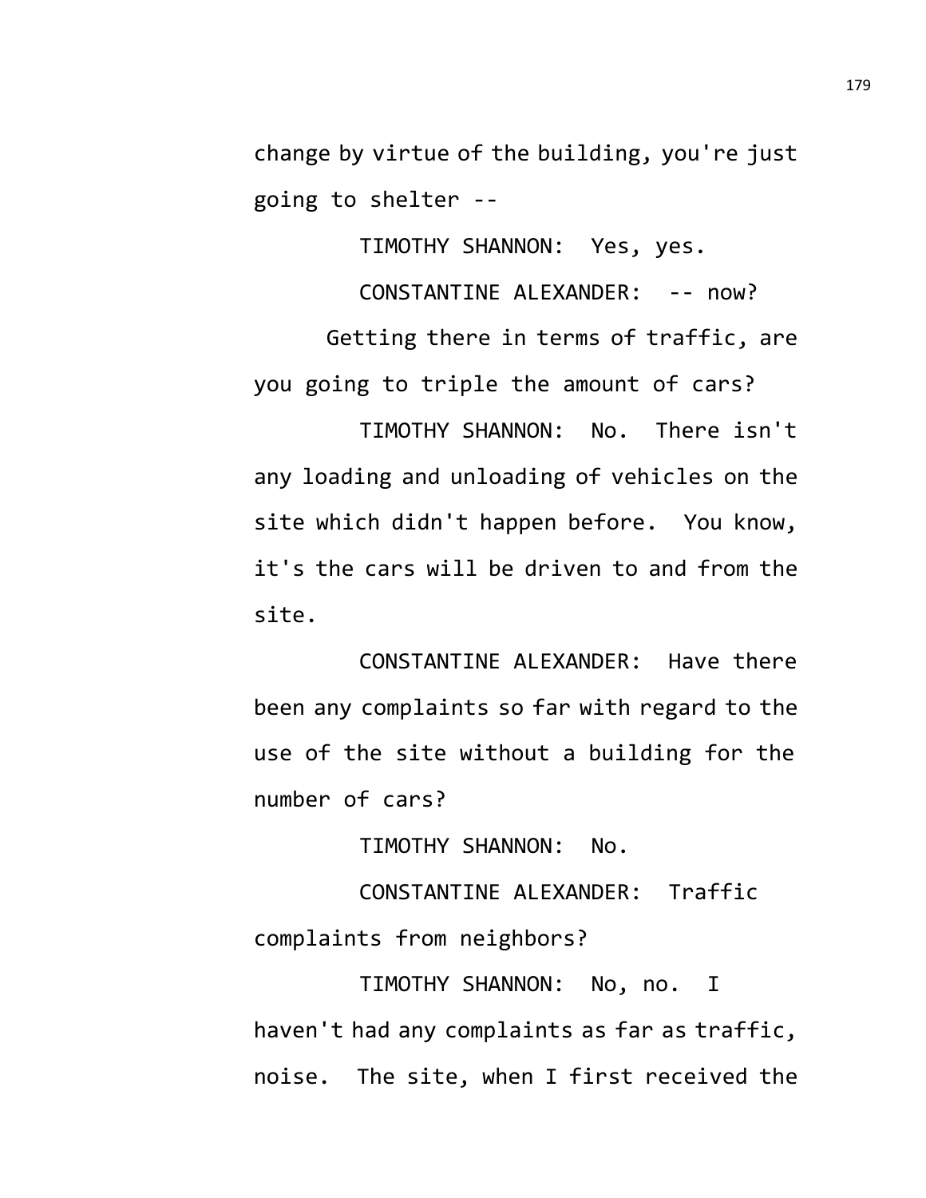change by virtue of the building, you're just going to shelter --

TIMOTHY SHANNON: Yes, yes.

CONSTANTINE ALEXANDER: -- now?

Getting there in terms of traffic, are you going to triple the amount of cars?

TIMOTHY SHANNON: No. There isn't any loading and unloading of vehicles on the site which didn't happen before. You know, it's the cars will be driven to and from the site.

CONSTANTINE ALEXANDER: Have there been any complaints so far with regard to the use of the site without a building for the number of cars?

TIMOTHY SHANNON: No.

CONSTANTINE ALEXANDER: Traffic complaints from neighbors?

TIMOTHY SHANNON: No, no. I haven't had any complaints as far as traffic, noise. The site, when I first received the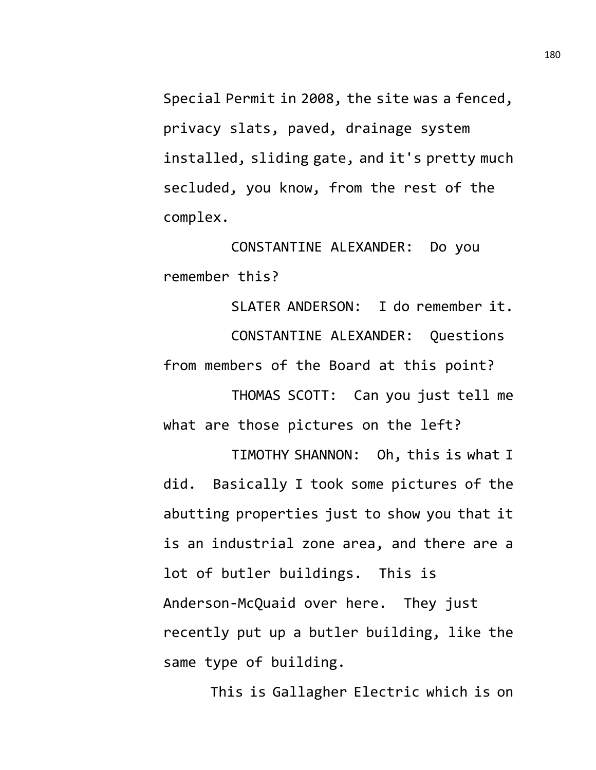Special Permit in 2008, the site was a fenced, privacy slats, paved, drainage system installed, sliding gate, and it's pretty much secluded, you know, from the rest of the complex.

CONSTANTINE ALEXANDER: Do you remember this?

SLATER ANDERSON: I do remember it.

CONSTANTINE ALEXANDER: Questions from members of the Board at this point?

THOMAS SCOTT: Can you just tell me what are those pictures on the left?

TIMOTHY SHANNON: Oh, this is what I did. Basically I took some pictures of the abutting properties just to show you that it is an industrial zone area, and there are a lot of butler buildings. This is Anderson-McQuaid over here. They just recently put up a butler building, like the same type of building.

This is Gallagher Electric which is on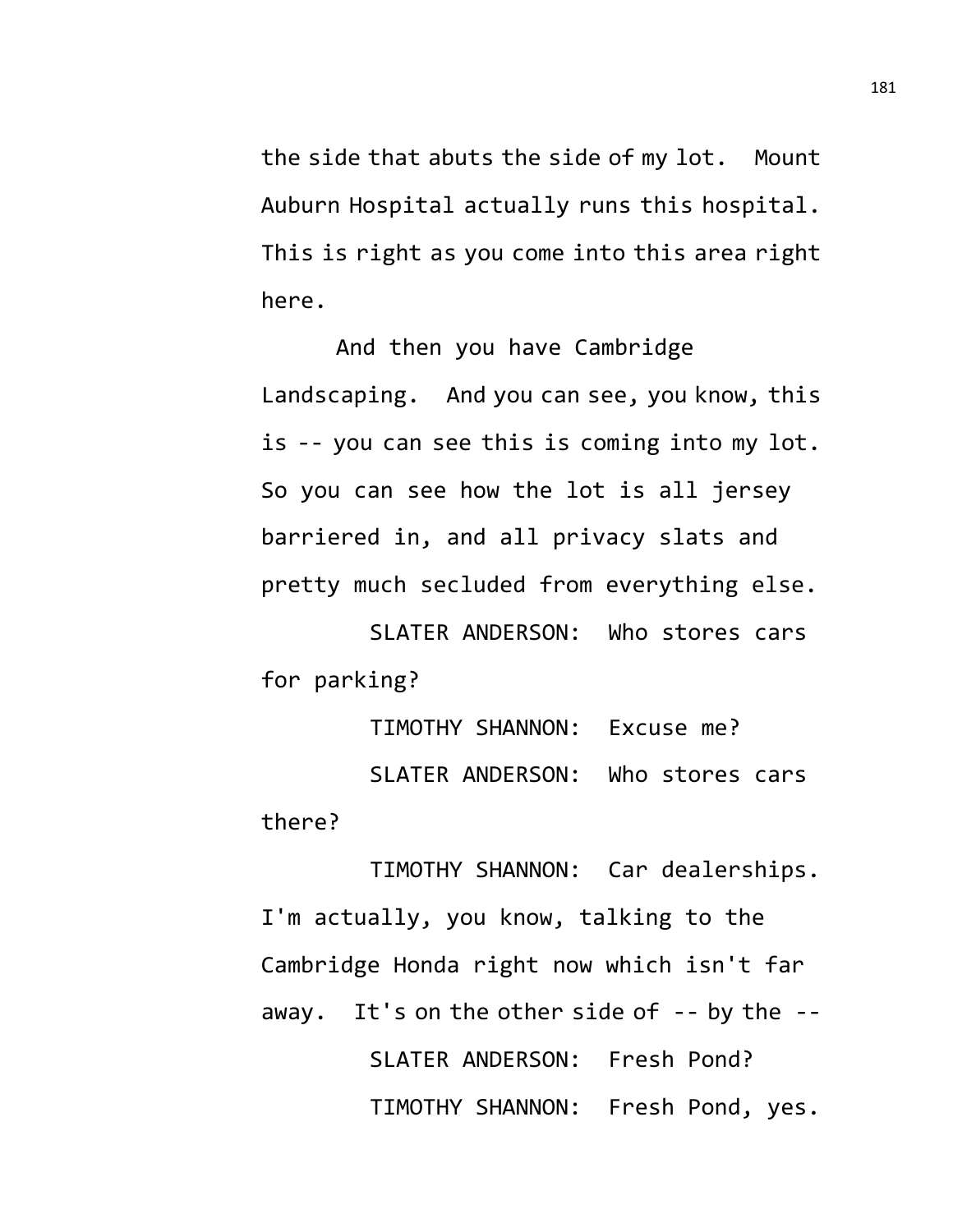the side that abuts the side of my lot. Mount Auburn Hospital actually runs this hospital. This is right as you come into this area right here.

And then you have Cambridge Landscaping. And you can see, you know, this is -- you can see this is coming into my lot. So you can see how the lot is all jersey barriered in, and all privacy slats and pretty much secluded from everything else.

SLATER ANDERSON: Who stores cars for parking?

TIMOTHY SHANNON: Excuse me?

SLATER ANDERSON: Who stores cars there?

TIMOTHY SHANNON: Car dealerships. I'm actually, you know, talking to the Cambridge Honda right now which isn't far away. It's on the other side of -- by the --

SLATER ANDERSON: Fresh Pond?

TIMOTHY SHANNON: Fresh Pond, yes.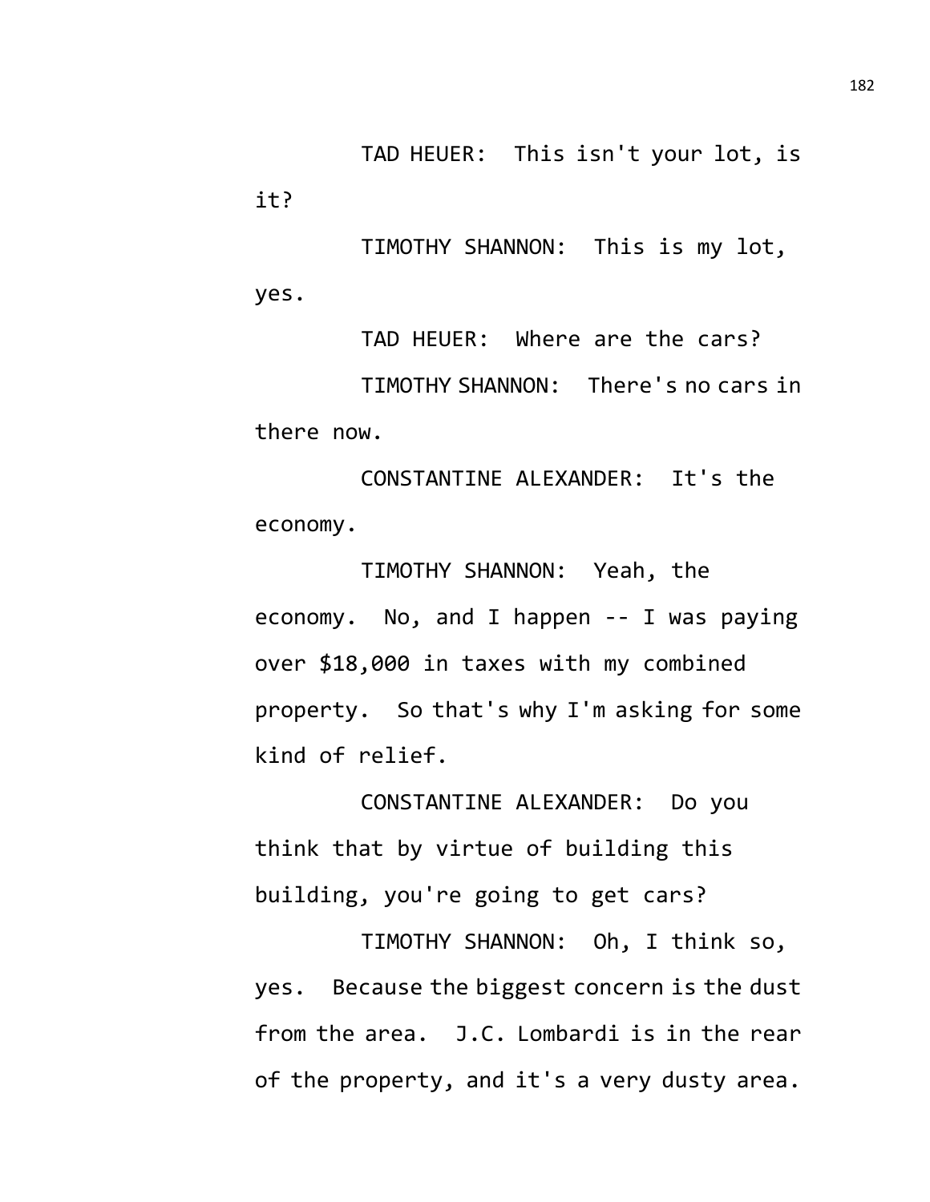TAD HEUER: This isn't your lot, is it?

TIMOTHY SHANNON: This is my lot, yes.

TAD HEUER: Where are the cars?

TIMOTHY SHANNON: There's no cars in there now.

CONSTANTINE ALEXANDER: It's the economy.

TIMOTHY SHANNON: Yeah, the economy. No, and I happen -- I was paying over $18,000 in taxes with my combined property. So that's why I'm asking for some kind of relief.

CONSTANTINE ALEXANDER: Do you think that by virtue of building this building, you're going to get cars?

TIMOTHY SHANNON: Oh, I think so, yes. Because the biggest concern is the dust from the area. J.C. Lombardi is in the rear of the property, and it's a very dusty area.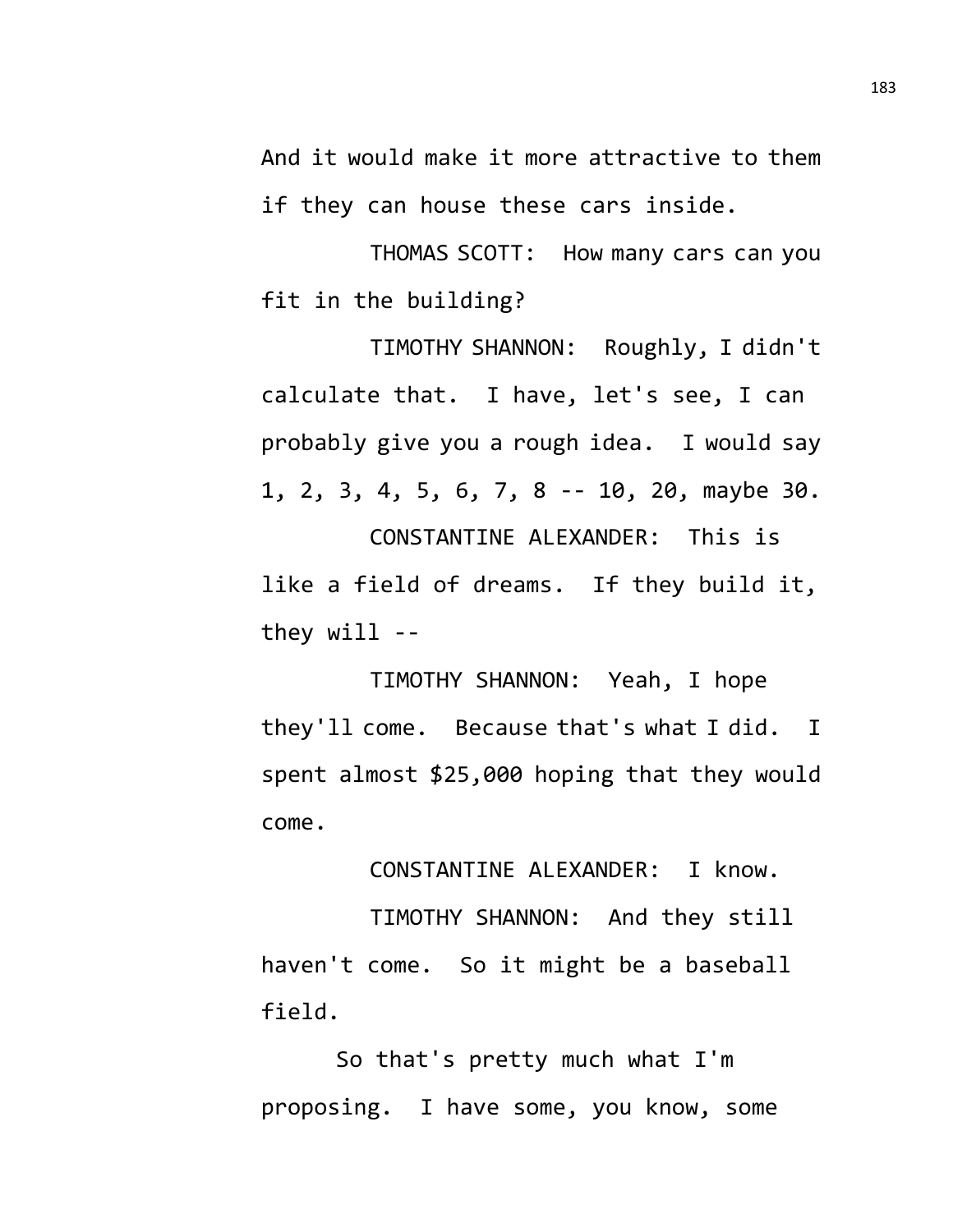And it would make it more attractive to them if they can house these cars inside.

THOMAS SCOTT: How many cars can you fit in the building?

TIMOTHY SHANNON: Roughly, I didn't calculate that. I have, let's see, I can probably give you a rough idea. I would say 1, 2, 3, 4, 5, 6, 7, 8 -- 10, 20, maybe 30.

CONSTANTINE ALEXANDER: This is like a field of dreams. If they build it, they will --

TIMOTHY SHANNON: Yeah, I hope they'll come. Because that's what I did. I spent almost $25,000 hoping that they would come.

CONSTANTINE ALEXANDER: I know.

TIMOTHY SHANNON: And they still haven't come. So it might be a baseball field.

So that's pretty much what I'm proposing. I have some, you know, some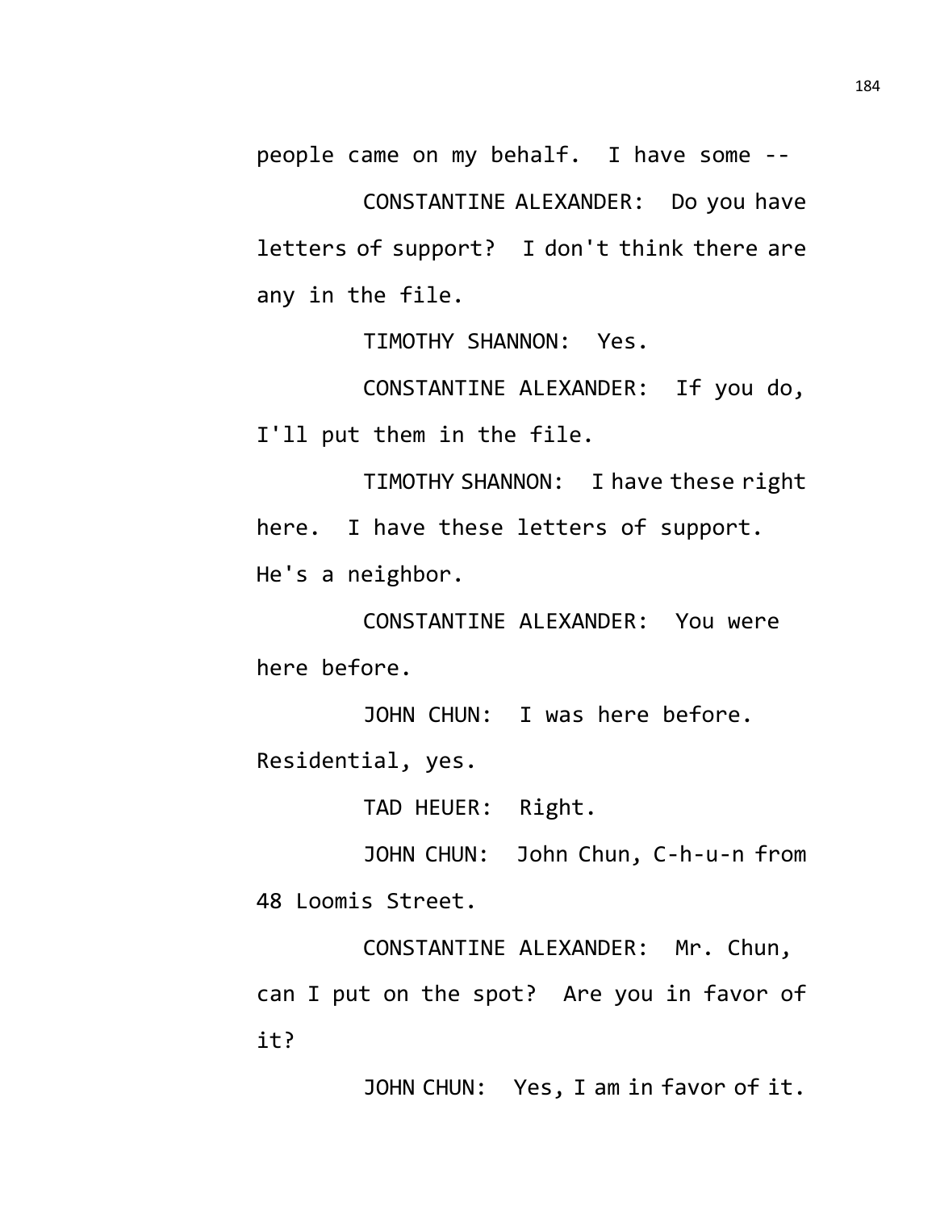people came on my behalf. I have some --

CONSTANTINE ALEXANDER: Do you have letters of support? I don't think there are any in the file.

TIMOTHY SHANNON: Yes.

CONSTANTINE ALEXANDER: If you do, I'll put them in the file.

TIMOTHY SHANNON: I have these right here. I have these letters of support. He's a neighbor.

CONSTANTINE ALEXANDER: You were here before.

JOHN CHUN: I was here before. Residential, yes.

TAD HEUER: Right.

JOHN CHUN: John Chun, C-h-u-n from 48 Loomis Street.

CONSTANTINE ALEXANDER: Mr. Chun, can I put on the spot? Are you in favor of it?

JOHN CHUN: Yes, I am in favor of it.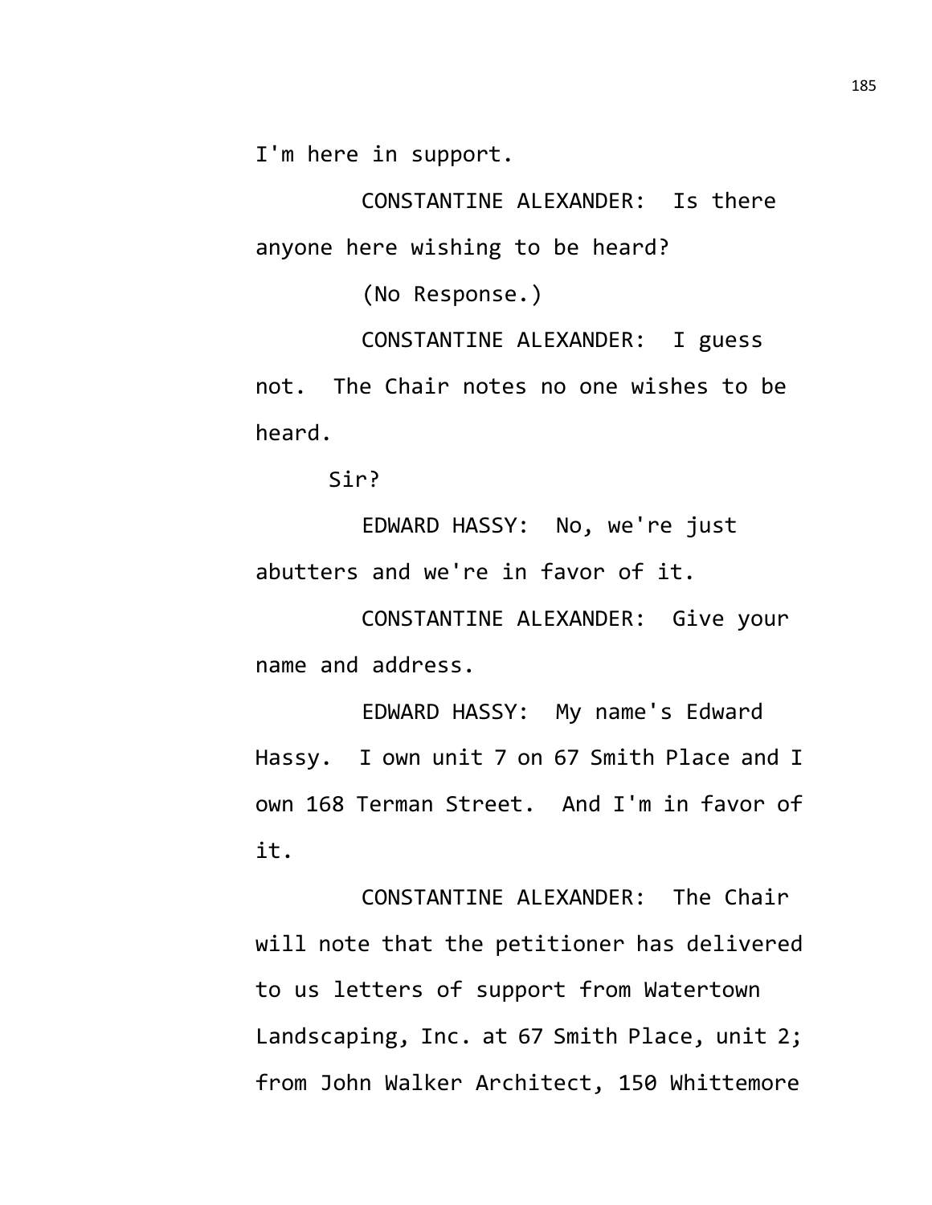I'm here in support.

CONSTANTINE ALEXANDER: Is there anyone here wishing to be heard?

(No Response.)

CONSTANTINE ALEXANDER: I guess not. The Chair notes no one wishes to be heard.

Sir?

EDWARD HASSY: No, we're just abutters and we're in favor of it.

CONSTANTINE ALEXANDER: Give your name and address.

EDWARD HASSY: My name's Edward Hassy. I own unit 7 on 67 Smith Place and I own 168 Terman Street. And I'm in favor of it.

CONSTANTINE ALEXANDER: The Chair will note that the petitioner has delivered to us letters of support from Watertown Landscaping, Inc. at 67 Smith Place, unit 2; from John Walker Architect, 150 Whittemore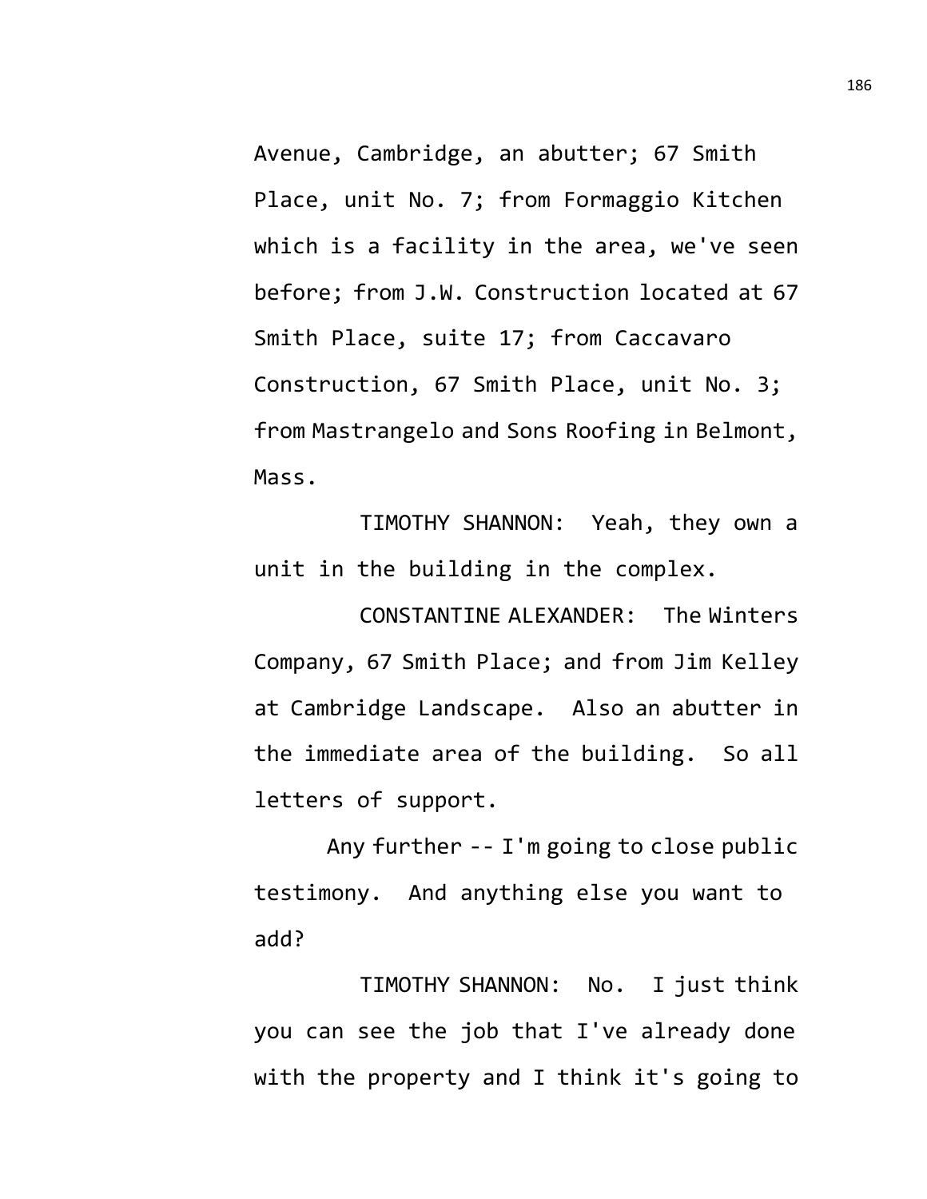Avenue, Cambridge, an abutter; 67 Smith Place, unit No. 7; from Formaggio Kitchen which is a facility in the area, we've seen before; from J.W. Construction located at 67 Smith Place, suite 17; from Caccavaro Construction, 67 Smith Place, unit No. 3; from Mastrangelo and Sons Roofing in Belmont, Mass.

TIMOTHY SHANNON: Yeah, they own a unit in the building in the complex.

CONSTANTINE ALEXANDER: The Winters Company, 67 Smith Place; and from Jim Kelley at Cambridge Landscape. Also an abutter in the immediate area of the building. So all letters of support.

Any further -- I'm going to close public testimony. And anything else you want to add?

TIMOTHY SHANNON: No. I just think you can see the job that I've already done with the property and I think it's going to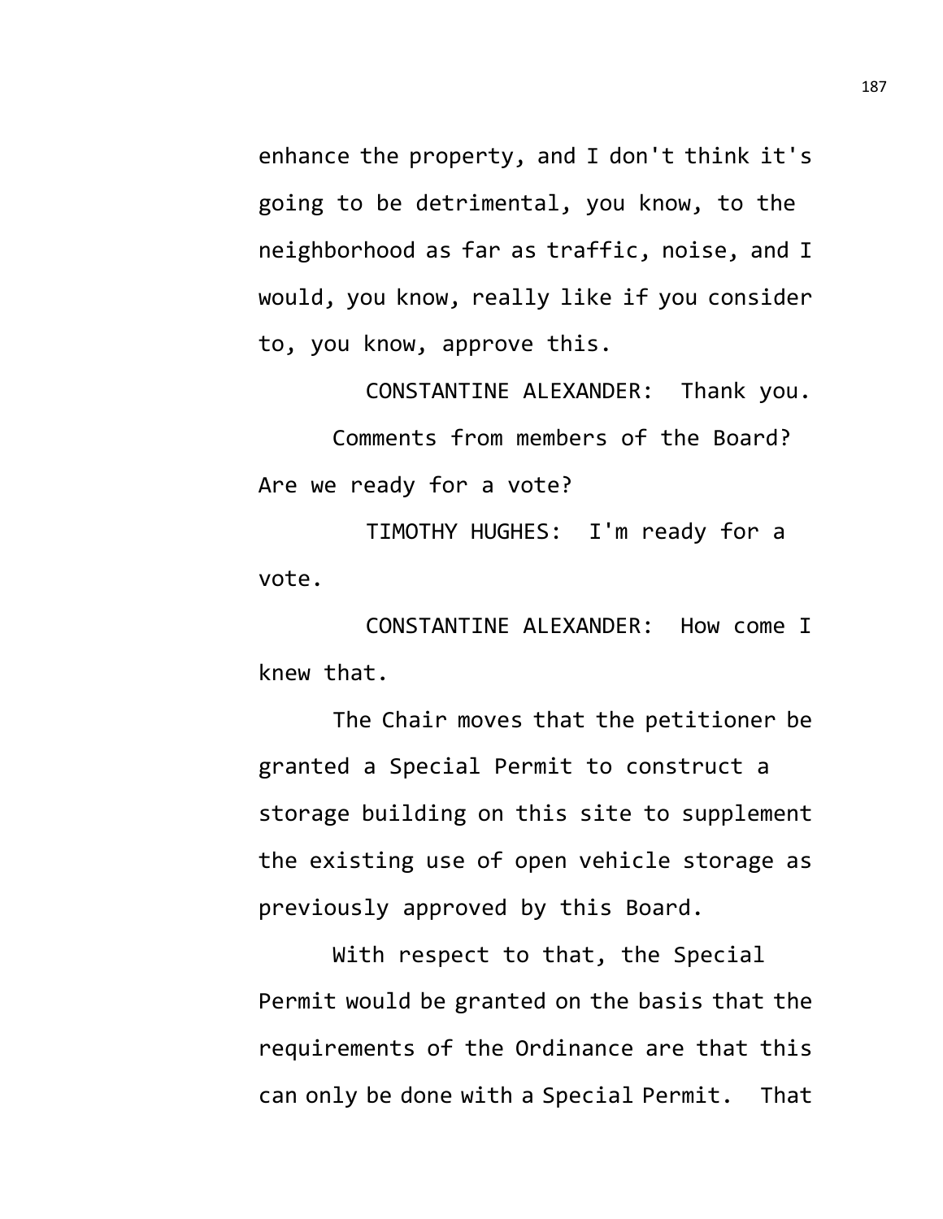enhance the property, and I don't think it's going to be detrimental, you know, to the neighborhood as far as traffic, noise, and I would, you know, really like if you consider to, you know, approve this.

CONSTANTINE ALEXANDER: Thank you.

Comments from members of the Board? Are we ready for a vote?

TIMOTHY HUGHES: I'm ready for a vote.

CONSTANTINE ALEXANDER: How come I knew that.

The Chair moves that the petitioner be granted a Special Permit to construct a storage building on this site to supplement the existing use of open vehicle storage as previously approved by this Board.

With respect to that, the Special Permit would be granted on the basis that the requirements of the Ordinance are that this can only be done with a Special Permit. That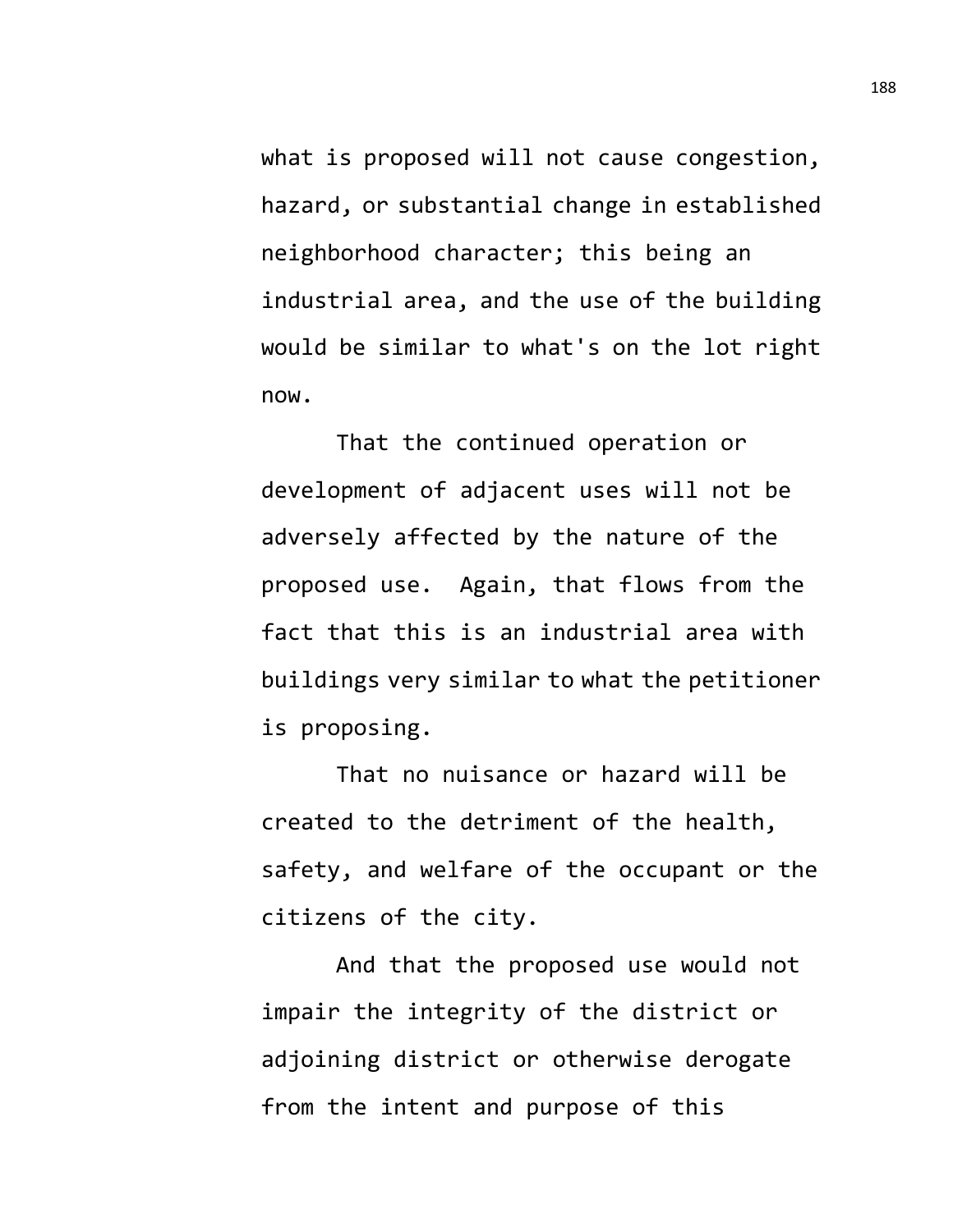what is proposed will not cause congestion, hazard, or substantial change in established neighborhood character; this being an industrial area, and the use of the building would be similar to what's on the lot right now.

That the continued operation or development of adjacent uses will not be adversely affected by the nature of the proposed use. Again, that flows from the fact that this is an industrial area with buildings very similar to what the petitioner is proposing.

That no nuisance or hazard will be created to the detriment of the health, safety, and welfare of the occupant or the citizens of the city.

And that the proposed use would not impair the integrity of the district or adjoining district or otherwise derogate from the intent and purpose of this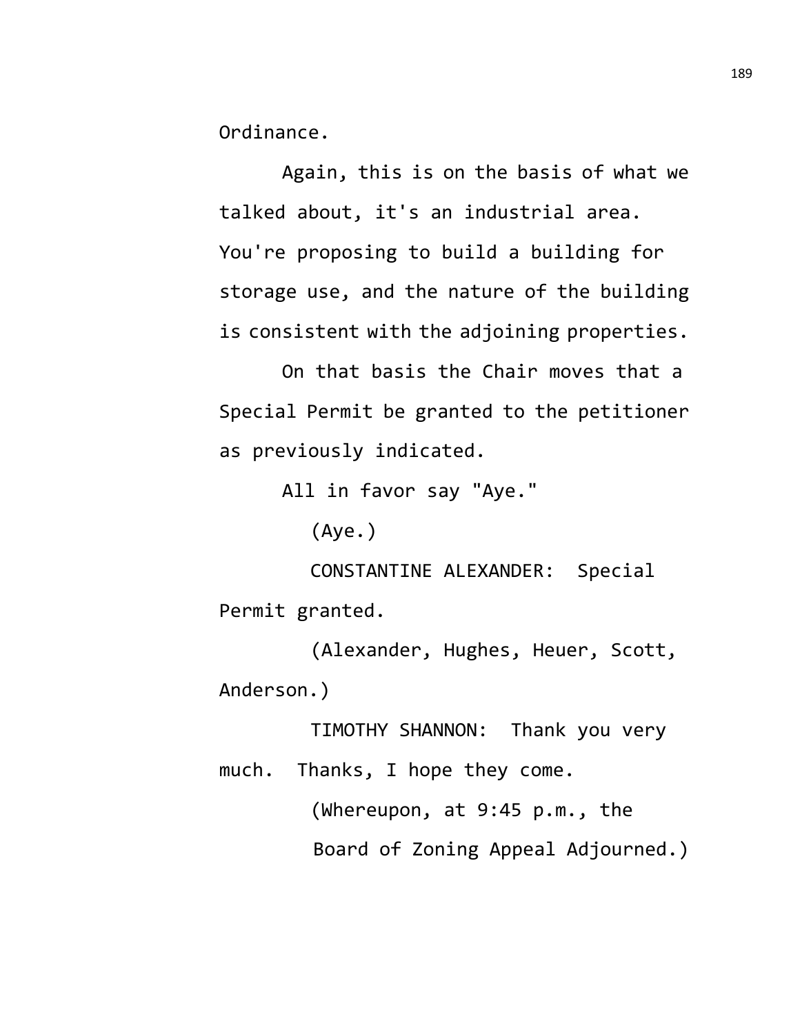Ordinance.

Again, this is on the basis of what we talked about, it's an industrial area. You're proposing to build a building for storage use, and the nature of the building is consistent with the adjoining properties.

On that basis the Chair moves that a Special Permit be granted to the petitioner as previously indicated.

All in favor say "Aye."

(Aye.)

CONSTANTINE ALEXANDER: Special Permit granted.

(Alexander, Hughes, Heuer, Scott, Anderson.)

TIMOTHY SHANNON: Thank you very much. Thanks, I hope they come.

(Whereupon, at 9:45 p.m., the Board of Zoning Appeal Adjourned.)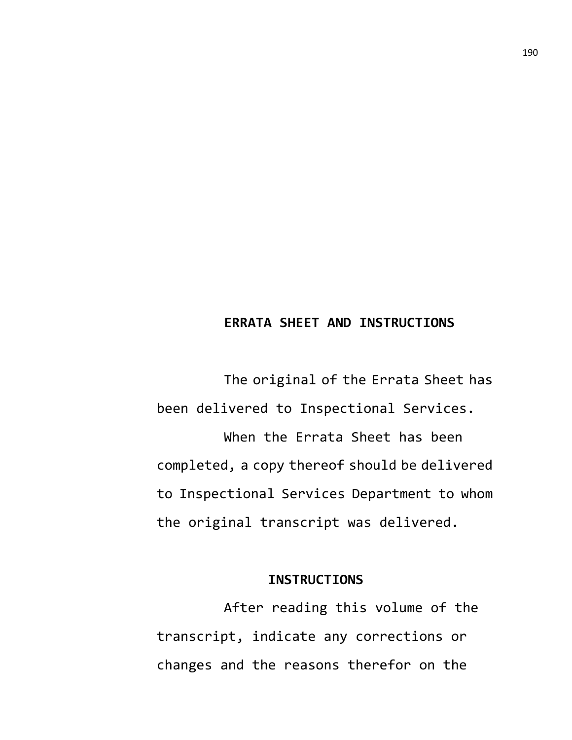## ERRATA SHEET AND INSTRUCTIONS

The original of the Errata Sheet has been delivered to Inspectional Services.

When the Errata Sheet has been completed, a copy thereof should be delivered to Inspectional Services Department to whom the original transcript was delivered.

### INSTRUCTIONS

After reading this volume of the transcript, indicate any corrections or changes and the reasons therefor on the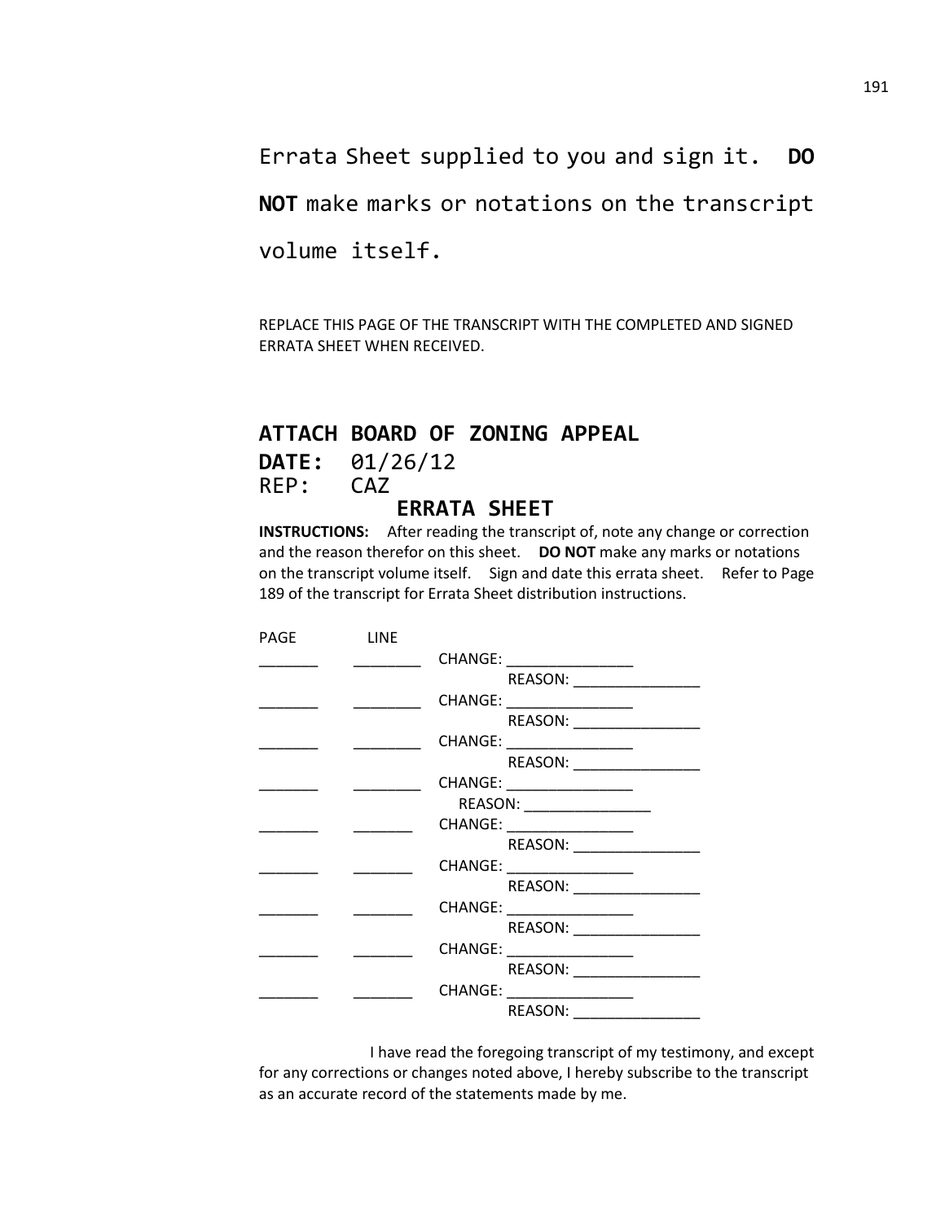Errata Sheet supplied to you and sign it. **DO NOT** make marks or notations on the transcript volume itself.

REPLACE THIS PAGE OF THE TRANSCRIPT WITH THE COMPLETED AND SIGNED ERRATA SHEET WHEN RECEIVED.

**ATTACH BOARD OF ZONING APPEAL**

**DATE:** 01/26/12

REP: CAZ

**ERRATA SHEET**

**INSTRUCTIONS:** After reading the transcript of, note any change or correction and the reason therefor on this sheet. **DO NOT** make any marks or notations on the transcript volume itself. Sign and date this errata sheet. Refer to Page 189 of the transcript for Errata Sheet distribution instructions.

| PAGE | LINE | |
|---|---|---|
| _______ | ________ | CHANGE: _______________ |
| | | REASON: _______________ |
| _______ | ________ | CHANGE: _______________ |
| | | REASON: _______________ |
| _______ | ________ | CHANGE: _______________ |
| | | REASON: _______________ |
| _______ | ________ | CHANGE: _______________ |
| | | REASON: _______________ |
| _______ | _______ | CHANGE: _______________ |
| | | REASON: _______________ |
| _______ | _______ | CHANGE: _______________ |
| | | REASON: _______________ |
| _______ | _______ | CHANGE: _______________ |
| | | REASON: _______________ |
| _______ | _______ | CHANGE: _______________ |
| | | REASON: _______________ |
| _______ | _______ | CHANGE: _______________ |
| | | REASON: _______________ |

I have read the foregoing transcript of my testimony, and except for any corrections or changes noted above, I hereby subscribe to the transcript as an accurate record of the statements made by me.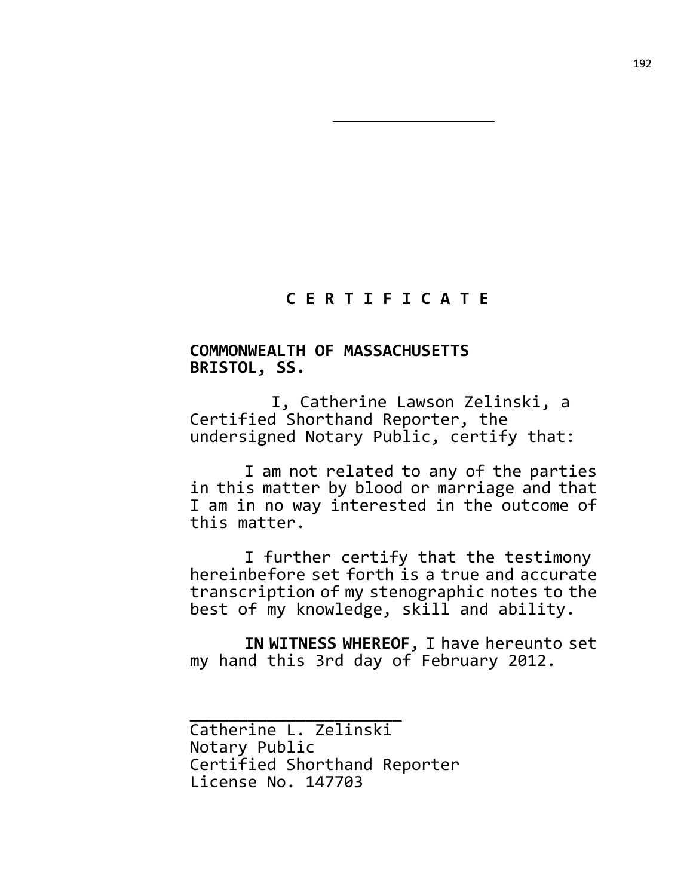# C E R T I F I C A T E

**COMMONWEALTH OF MASSACHUSETTS**
**BRISTOL, SS.**

I, Catherine Lawson Zelinski, a Certified Shorthand Reporter, the undersigned Notary Public, certify that:

I am not related to any of the parties in this matter by blood or marriage and that I am in no way interested in the outcome of this matter.

I further certify that the testimony hereinbefore set forth is a true and accurate transcription of my stenographic notes to the best of my knowledge, skill and ability.

**IN WITNESS WHEREOF**, I have hereunto set my hand this 3rd day of February 2012.

______________________
Catherine L. Zelinski
Notary Public
Certified Shorthand Reporter
License No. 147703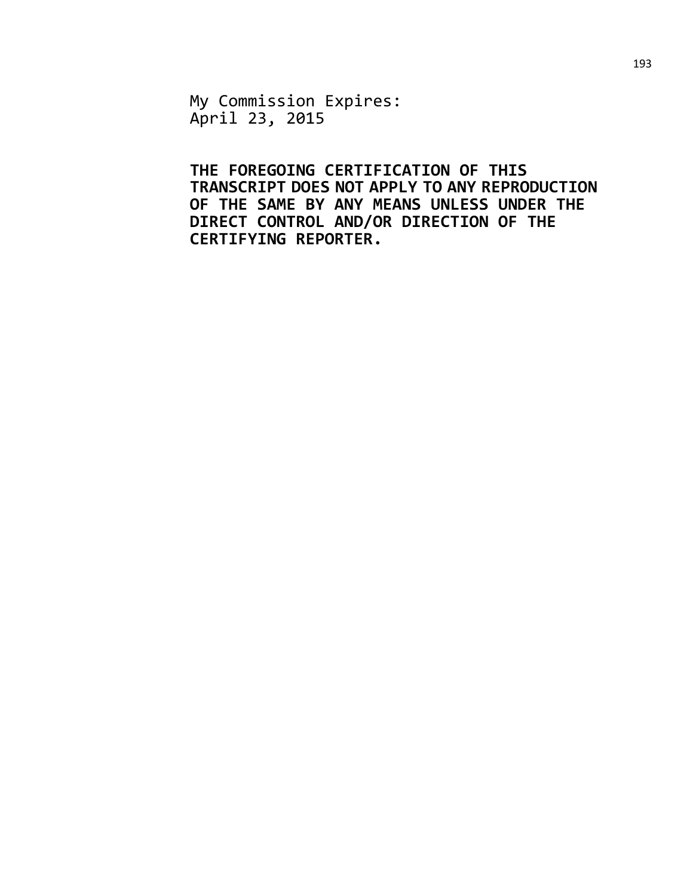My Commission Expires:
April 23, 2015

**THE FOREGOING CERTIFICATION OF THIS TRANSCRIPT DOES NOT APPLY TO ANY REPRODUCTION OF THE SAME BY ANY MEANS UNLESS UNDER THE DIRECT CONTROL AND/OR DIRECTION OF THE CERTIFYING REPORTER.**